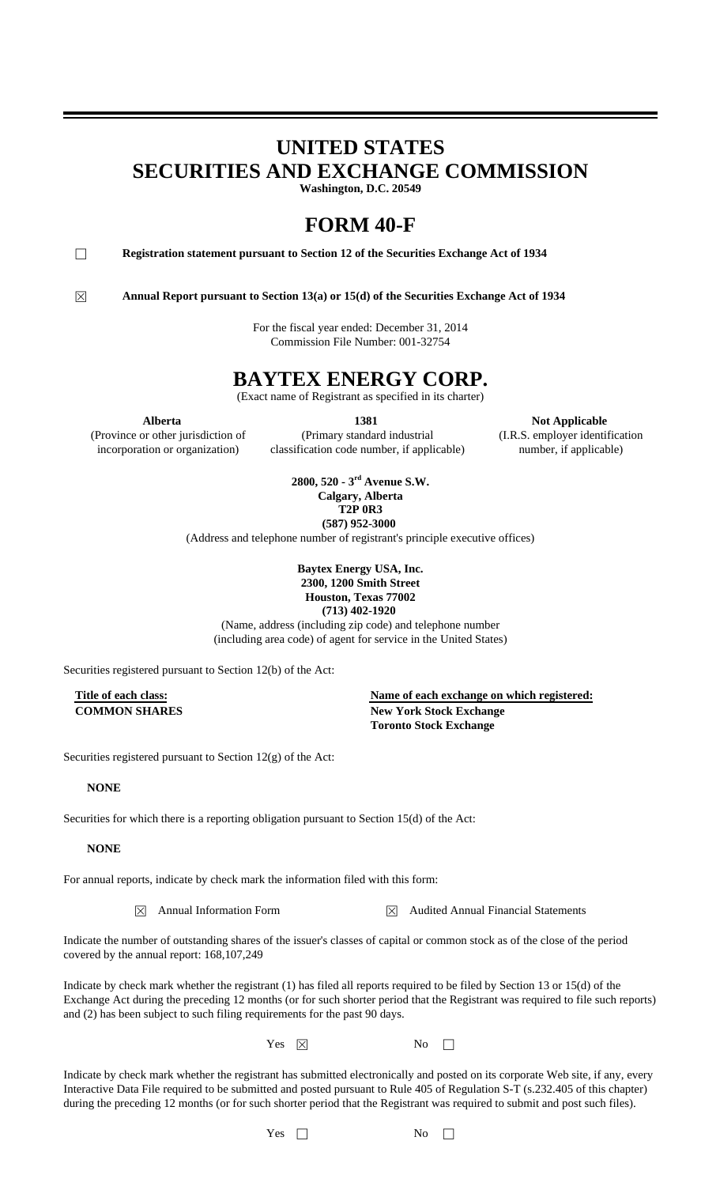# UNITED STATES
# SECURITIES AND EXCHANGE COMMISSION

**Washington, D.C. 20549**

# FORM 40-F

☐ **Registration statement pursuant to Section 12 of the Securities Exchange Act of 1934**

☒ **Annual Report pursuant to Section 13(a) or 15(d) of the Securities Exchange Act of 1934**

For the fiscal year ended: December 31, 2014
Commission File Number: 001-32754

# BAYTEX ENERGY CORP.

(Exact name of Registrant as specified in its charter)

| **Alberta** | **1381** | **Not Applicable** |
|---|---|---|
| (Province or other jurisdiction of incorporation or organization) | (Primary standard industrial classification code number, if applicable) | (I.R.S. employer identification number, if applicable) |

**2800, 520 - 3rd Avenue S.W.**
**Calgary, Alberta**
**T2P 0R3**
**(587) 952-3000**
(Address and telephone number of registrant's principle executive offices)

**Baytex Energy USA, Inc.**
**2300, 1200 Smith Street**
**Houston, Texas 77002**
**(713) 402-1920**
(Name, address (including zip code) and telephone number (including area code) of agent for service in the United States)

Securities registered pursuant to Section 12(b) of the Act:

| Title of each class: | Name of each exchange on which registered: |
|---|---|
| **COMMON SHARES** | **New York Stock Exchange** |
| | **Toronto Stock Exchange** |

Securities registered pursuant to Section 12(g) of the Act:

**NONE**

Securities for which there is a reporting obligation pursuant to Section 15(d) of the Act:

**NONE**

For annual reports, indicate by check mark the information filed with this form:

☒ Annual Information Form ☒ Audited Annual Financial Statements

Indicate the number of outstanding shares of the issuer's classes of capital or common stock as of the close of the period covered by the annual report: 168,107,249

Indicate by check mark whether the registrant (1) has filed all reports required to be filed by Section 13 or 15(d) of the Exchange Act during the preceding 12 months (or for such shorter period that the Registrant was required to file such reports) and (2) has been subject to such filing requirements for the past 90 days.

Yes ☒ No ☐

Indicate by check mark whether the registrant has submitted electronically and posted on its corporate Web site, if any, every Interactive Data File required to be submitted and posted pursuant to Rule 405 of Regulation S-T (s.232.405 of this chapter) during the preceding 12 months (or for such shorter period that the Registrant was required to submit and post such files).

Yes ☐ No ☐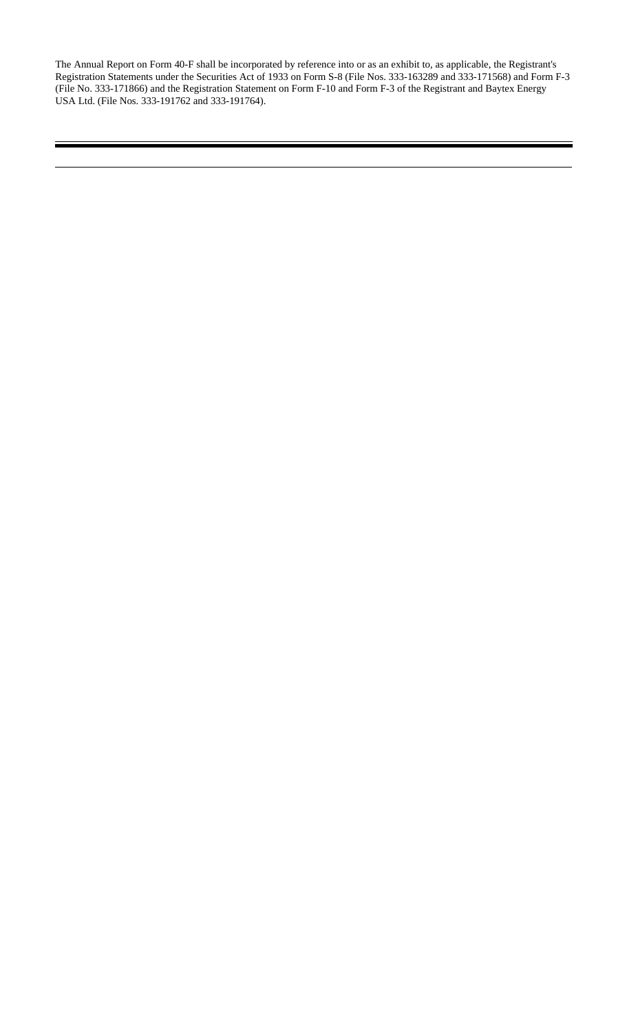The Annual Report on Form 40-F shall be incorporated by reference into or as an exhibit to, as applicable, the Registrant's Registration Statements under the Securities Act of 1933 on Form S-8 (File Nos. 333-163289 and 333-171568) and Form F-3 (File No. 333-171866) and the Registration Statement on Form F-10 and Form F-3 of the Registrant and Baytex Energy USA Ltd. (File Nos. 333-191762 and 333-191764).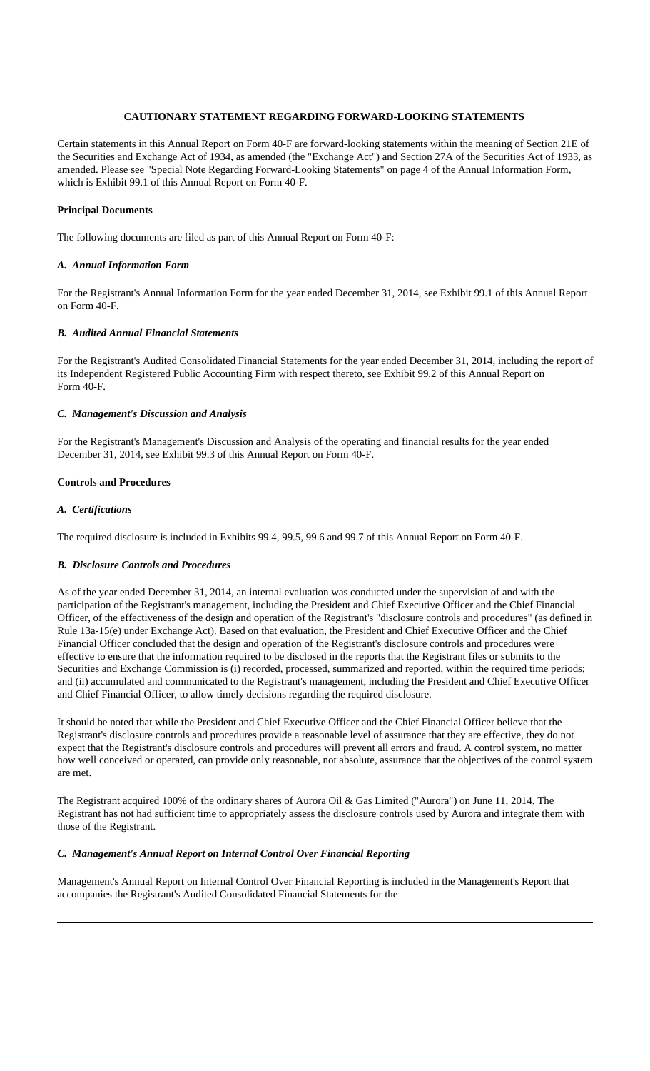## CAUTIONARY STATEMENT REGARDING FORWARD-LOOKING STATEMENTS

Certain statements in this Annual Report on Form 40-F are forward-looking statements within the meaning of Section 21E of the Securities and Exchange Act of 1934, as amended (the "Exchange Act") and Section 27A of the Securities Act of 1933, as amended. Please see "Special Note Regarding Forward-Looking Statements" on page 4 of the Annual Information Form, which is Exhibit 99.1 of this Annual Report on Form 40-F.

**Principal Documents**

The following documents are filed as part of this Annual Report on Form 40-F:

***A. Annual Information Form***

For the Registrant's Annual Information Form for the year ended December 31, 2014, see Exhibit 99.1 of this Annual Report on Form 40-F.

***B. Audited Annual Financial Statements***

For the Registrant's Audited Consolidated Financial Statements for the year ended December 31, 2014, including the report of its Independent Registered Public Accounting Firm with respect thereto, see Exhibit 99.2 of this Annual Report on Form 40-F.

***C. Management's Discussion and Analysis***

For the Registrant's Management's Discussion and Analysis of the operating and financial results for the year ended December 31, 2014, see Exhibit 99.3 of this Annual Report on Form 40-F.

**Controls and Procedures**

***A. Certifications***

The required disclosure is included in Exhibits 99.4, 99.5, 99.6 and 99.7 of this Annual Report on Form 40-F.

***B. Disclosure Controls and Procedures***

As of the year ended December 31, 2014, an internal evaluation was conducted under the supervision of and with the participation of the Registrant's management, including the President and Chief Executive Officer and the Chief Financial Officer, of the effectiveness of the design and operation of the Registrant's "disclosure controls and procedures" (as defined in Rule 13a-15(e) under Exchange Act). Based on that evaluation, the President and Chief Executive Officer and the Chief Financial Officer concluded that the design and operation of the Registrant's disclosure controls and procedures were effective to ensure that the information required to be disclosed in the reports that the Registrant files or submits to the Securities and Exchange Commission is (i) recorded, processed, summarized and reported, within the required time periods; and (ii) accumulated and communicated to the Registrant's management, including the President and Chief Executive Officer and Chief Financial Officer, to allow timely decisions regarding the required disclosure.

It should be noted that while the President and Chief Executive Officer and the Chief Financial Officer believe that the Registrant's disclosure controls and procedures provide a reasonable level of assurance that they are effective, they do not expect that the Registrant's disclosure controls and procedures will prevent all errors and fraud. A control system, no matter how well conceived or operated, can provide only reasonable, not absolute, assurance that the objectives of the control system are met.

The Registrant acquired 100% of the ordinary shares of Aurora Oil & Gas Limited ("Aurora") on June 11, 2014. The Registrant has not had sufficient time to appropriately assess the disclosure controls used by Aurora and integrate them with those of the Registrant.

***C. Management's Annual Report on Internal Control Over Financial Reporting***

Management's Annual Report on Internal Control Over Financial Reporting is included in the Management's Report that accompanies the Registrant's Audited Consolidated Financial Statements for the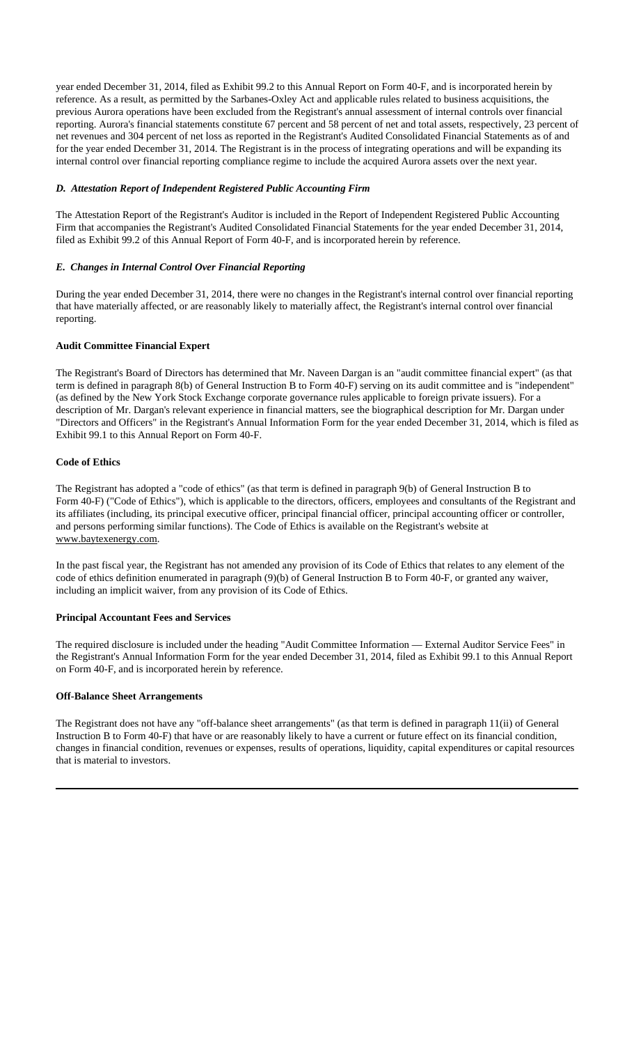year ended December 31, 2014, filed as Exhibit 99.2 to this Annual Report on Form 40-F, and is incorporated herein by reference. As a result, as permitted by the Sarbanes-Oxley Act and applicable rules related to business acquisitions, the previous Aurora operations have been excluded from the Registrant's annual assessment of internal controls over financial reporting. Aurora's financial statements constitute 67 percent and 58 percent of net and total assets, respectively, 23 percent of net revenues and 304 percent of net loss as reported in the Registrant's Audited Consolidated Financial Statements as of and for the year ended December 31, 2014. The Registrant is in the process of integrating operations and will be expanding its internal control over financial reporting compliance regime to include the acquired Aurora assets over the next year.

***D. Attestation Report of Independent Registered Public Accounting Firm***

The Attestation Report of the Registrant's Auditor is included in the Report of Independent Registered Public Accounting Firm that accompanies the Registrant's Audited Consolidated Financial Statements for the year ended December 31, 2014, filed as Exhibit 99.2 of this Annual Report of Form 40-F, and is incorporated herein by reference.

***E. Changes in Internal Control Over Financial Reporting***

During the year ended December 31, 2014, there were no changes in the Registrant's internal control over financial reporting that have materially affected, or are reasonably likely to materially affect, the Registrant's internal control over financial reporting.

**Audit Committee Financial Expert**

The Registrant's Board of Directors has determined that Mr. Naveen Dargan is an "audit committee financial expert" (as that term is defined in paragraph 8(b) of General Instruction B to Form 40-F) serving on its audit committee and is "independent" (as defined by the New York Stock Exchange corporate governance rules applicable to foreign private issuers). For a description of Mr. Dargan's relevant experience in financial matters, see the biographical description for Mr. Dargan under "Directors and Officers" in the Registrant's Annual Information Form for the year ended December 31, 2014, which is filed as Exhibit 99.1 to this Annual Report on Form 40-F.

**Code of Ethics**

The Registrant has adopted a "code of ethics" (as that term is defined in paragraph 9(b) of General Instruction B to Form 40-F) ("Code of Ethics"), which is applicable to the directors, officers, employees and consultants of the Registrant and its affiliates (including, its principal executive officer, principal financial officer, principal accounting officer or controller, and persons performing similar functions). The Code of Ethics is available on the Registrant's website at www.baytexenergy.com.

In the past fiscal year, the Registrant has not amended any provision of its Code of Ethics that relates to any element of the code of ethics definition enumerated in paragraph (9)(b) of General Instruction B to Form 40-F, or granted any waiver, including an implicit waiver, from any provision of its Code of Ethics.

**Principal Accountant Fees and Services**

The required disclosure is included under the heading "Audit Committee Information — External Auditor Service Fees" in the Registrant's Annual Information Form for the year ended December 31, 2014, filed as Exhibit 99.1 to this Annual Report on Form 40-F, and is incorporated herein by reference.

**Off-Balance Sheet Arrangements**

The Registrant does not have any "off-balance sheet arrangements" (as that term is defined in paragraph 11(ii) of General Instruction B to Form 40-F) that have or are reasonably likely to have a current or future effect on its financial condition, changes in financial condition, revenues or expenses, results of operations, liquidity, capital expenditures or capital resources that is material to investors.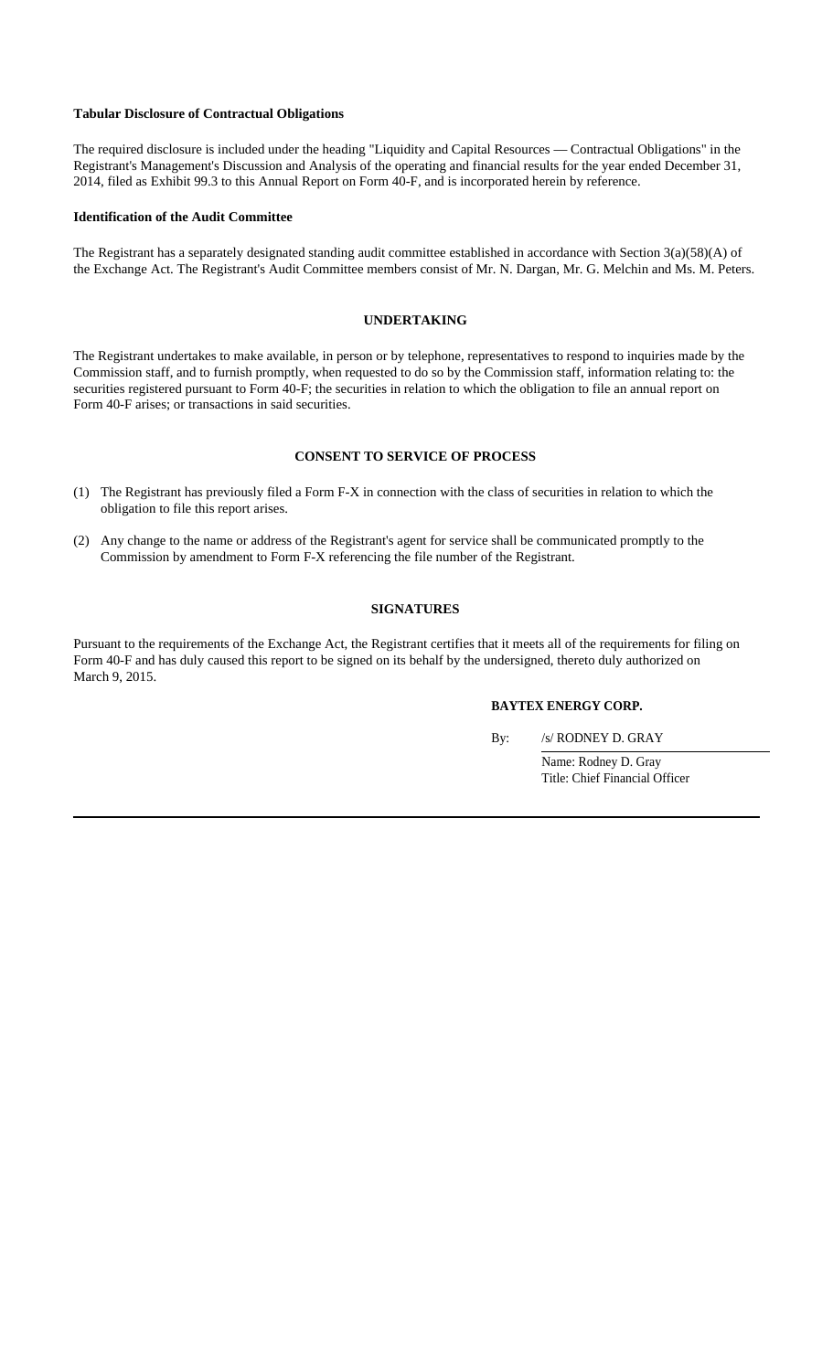**Tabular Disclosure of Contractual Obligations**

The required disclosure is included under the heading "Liquidity and Capital Resources — Contractual Obligations" in the Registrant's Management's Discussion and Analysis of the operating and financial results for the year ended December 31, 2014, filed as Exhibit 99.3 to this Annual Report on Form 40-F, and is incorporated herein by reference.

**Identification of the Audit Committee**

The Registrant has a separately designated standing audit committee established in accordance with Section 3(a)(58)(A) of the Exchange Act. The Registrant's Audit Committee members consist of Mr. N. Dargan, Mr. G. Melchin and Ms. M. Peters.

## UNDERTAKING

The Registrant undertakes to make available, in person or by telephone, representatives to respond to inquiries made by the Commission staff, and to furnish promptly, when requested to do so by the Commission staff, information relating to: the securities registered pursuant to Form 40-F; the securities in relation to which the obligation to file an annual report on Form 40-F arises; or transactions in said securities.

## CONSENT TO SERVICE OF PROCESS

(1) The Registrant has previously filed a Form F-X in connection with the class of securities in relation to which the obligation to file this report arises.

(2) Any change to the name or address of the Registrant's agent for service shall be communicated promptly to the Commission by amendment to Form F-X referencing the file number of the Registrant.

## SIGNATURES

Pursuant to the requirements of the Exchange Act, the Registrant certifies that it meets all of the requirements for filing on Form 40-F and has duly caused this report to be signed on its behalf by the undersigned, thereto duly authorized on March 9, 2015.

**BAYTEX ENERGY CORP.**

By: /s/ RODNEY D. GRAY

Name: Rodney D. Gray
Title: Chief Financial Officer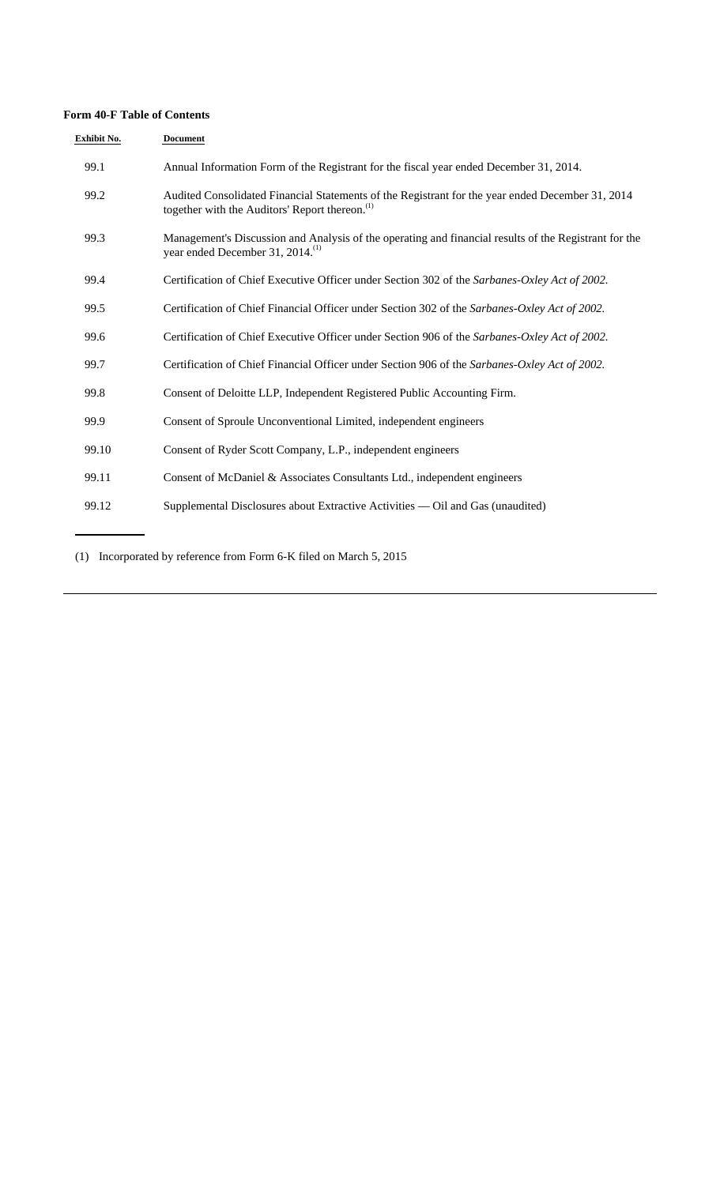**Form 40-F Table of Contents**

| Exhibit No. | Document |
|---|---|
| 99.1 | Annual Information Form of the Registrant for the fiscal year ended December 31, 2014. |
| 99.2 | Audited Consolidated Financial Statements of the Registrant for the year ended December 31, 2014 together with the Auditors' Report thereon.(1) |
| 99.3 | Management's Discussion and Analysis of the operating and financial results of the Registrant for the year ended December 31, 2014.(1) |
| 99.4 | Certification of Chief Executive Officer under Section 302 of the *Sarbanes-Oxley Act of 2002.* |
| 99.5 | Certification of Chief Financial Officer under Section 302 of the *Sarbanes-Oxley Act of 2002.* |
| 99.6 | Certification of Chief Executive Officer under Section 906 of the *Sarbanes-Oxley Act of 2002.* |
| 99.7 | Certification of Chief Financial Officer under Section 906 of the *Sarbanes-Oxley Act of 2002.* |
| 99.8 | Consent of Deloitte LLP, Independent Registered Public Accounting Firm. |
| 99.9 | Consent of Sproule Unconventional Limited, independent engineers |
| 99.10 | Consent of Ryder Scott Company, L.P., independent engineers |
| 99.11 | Consent of McDaniel & Associates Consultants Ltd., independent engineers |
| 99.12 | Supplemental Disclosures about Extractive Activities — Oil and Gas (unaudited) |

(1) Incorporated by reference from Form 6-K filed on March 5, 2015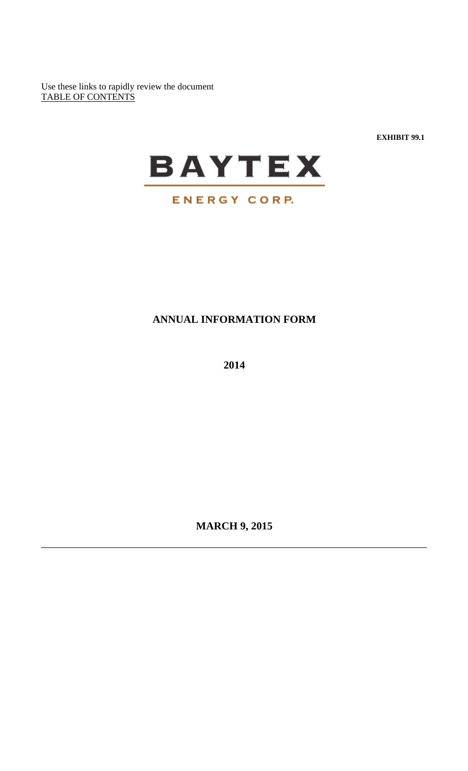Use these links to rapidly review the document
TABLE OF CONTENTS

**EXHIBIT 99.1**

BAYTEX

ENERGY CORP.

# ANNUAL INFORMATION FORM

**2014**

**MARCH 9, 2015**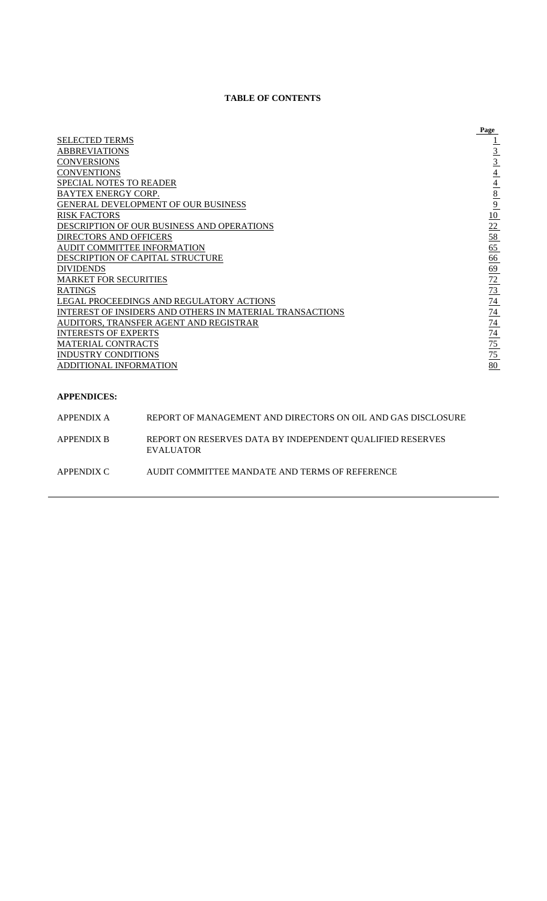**TABLE OF CONTENTS**

| | Page |
|---|---|
| SELECTED TERMS | 1 |
| ABBREVIATIONS | 3 |
| CONVERSIONS | 3 |
| CONVENTIONS | 4 |
| SPECIAL NOTES TO READER | 4 |
| BAYTEX ENERGY CORP. | 8 |
| GENERAL DEVELOPMENT OF OUR BUSINESS | 9 |
| RISK FACTORS | 10 |
| DESCRIPTION OF OUR BUSINESS AND OPERATIONS | 22 |
| DIRECTORS AND OFFICERS | 58 |
| AUDIT COMMITTEE INFORMATION | 65 |
| DESCRIPTION OF CAPITAL STRUCTURE | 66 |
| DIVIDENDS | 69 |
| MARKET FOR SECURITIES | 72 |
| RATINGS | 73 |
| LEGAL PROCEEDINGS AND REGULATORY ACTIONS | 74 |
| INTEREST OF INSIDERS AND OTHERS IN MATERIAL TRANSACTIONS | 74 |
| AUDITORS, TRANSFER AGENT AND REGISTRAR | 74 |
| INTERESTS OF EXPERTS | 74 |
| MATERIAL CONTRACTS | 75 |
| INDUSTRY CONDITIONS | 75 |
| ADDITIONAL INFORMATION | 80 |

**APPENDICES:**

| | |
|---|---|
| APPENDIX A | REPORT OF MANAGEMENT AND DIRECTORS ON OIL AND GAS DISCLOSURE |
| APPENDIX B | REPORT ON RESERVES DATA BY INDEPENDENT QUALIFIED RESERVES EVALUATOR |
| APPENDIX C | AUDIT COMMITTEE MANDATE AND TERMS OF REFERENCE |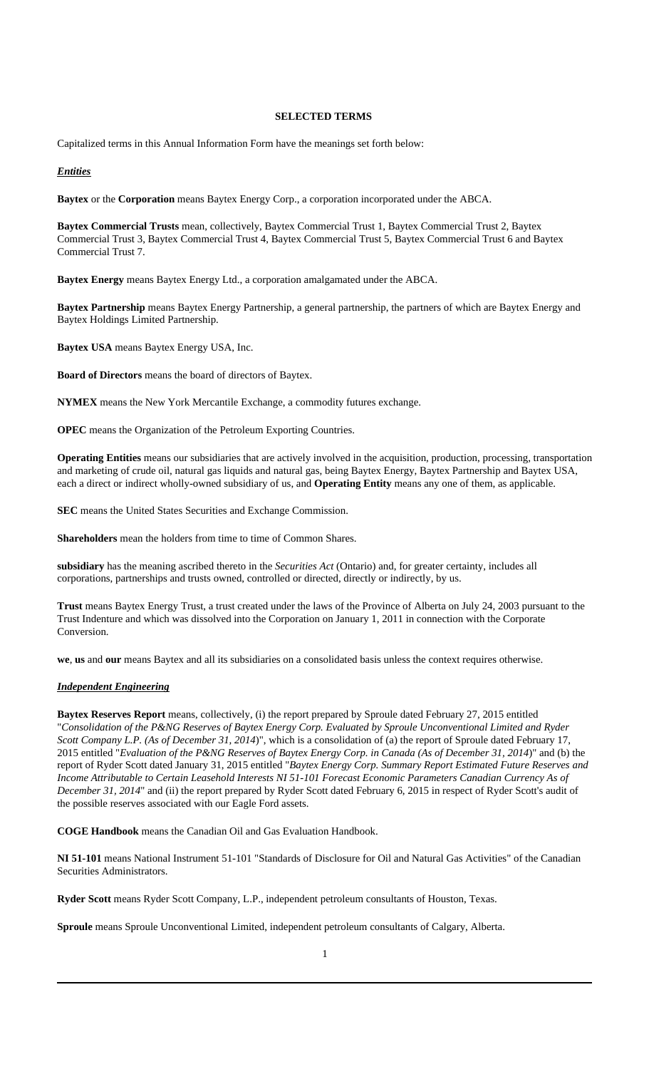# SELECTED TERMS

Capitalized terms in this Annual Information Form have the meanings set forth below:

***Entities***

**Baytex** or the **Corporation** means Baytex Energy Corp., a corporation incorporated under the ABCA.

**Baytex Commercial Trusts** mean, collectively, Baytex Commercial Trust 1, Baytex Commercial Trust 2, Baytex Commercial Trust 3, Baytex Commercial Trust 4, Baytex Commercial Trust 5, Baytex Commercial Trust 6 and Baytex Commercial Trust 7.

**Baytex Energy** means Baytex Energy Ltd., a corporation amalgamated under the ABCA.

**Baytex Partnership** means Baytex Energy Partnership, a general partnership, the partners of which are Baytex Energy and Baytex Holdings Limited Partnership.

**Baytex USA** means Baytex Energy USA, Inc.

**Board of Directors** means the board of directors of Baytex.

**NYMEX** means the New York Mercantile Exchange, a commodity futures exchange.

**OPEC** means the Organization of the Petroleum Exporting Countries.

**Operating Entities** means our subsidiaries that are actively involved in the acquisition, production, processing, transportation and marketing of crude oil, natural gas liquids and natural gas, being Baytex Energy, Baytex Partnership and Baytex USA, each a direct or indirect wholly-owned subsidiary of us, and **Operating Entity** means any one of them, as applicable.

**SEC** means the United States Securities and Exchange Commission.

**Shareholders** mean the holders from time to time of Common Shares.

**subsidiary** has the meaning ascribed thereto in the *Securities Act* (Ontario) and, for greater certainty, includes all corporations, partnerships and trusts owned, controlled or directed, directly or indirectly, by us.

**Trust** means Baytex Energy Trust, a trust created under the laws of the Province of Alberta on July 24, 2003 pursuant to the Trust Indenture and which was dissolved into the Corporation on January 1, 2011 in connection with the Corporate Conversion.

**we**, **us** and **our** means Baytex and all its subsidiaries on a consolidated basis unless the context requires otherwise.

***Independent Engineering***

**Baytex Reserves Report** means, collectively, (i) the report prepared by Sproule dated February 27, 2015 entitled "*Consolidation of the P&NG Reserves of Baytex Energy Corp. Evaluated by Sproule Unconventional Limited and Ryder Scott Company L.P. (As of December 31, 2014)*", which is a consolidation of (a) the report of Sproule dated February 17, 2015 entitled "*Evaluation of the P&NG Reserves of Baytex Energy Corp. in Canada (As of December 31, 2014)*" and (b) the report of Ryder Scott dated January 31, 2015 entitled "*Baytex Energy Corp. Summary Report Estimated Future Reserves and Income Attributable to Certain Leasehold Interests NI 51-101 Forecast Economic Parameters Canadian Currency As of December 31, 2014*" and (ii) the report prepared by Ryder Scott dated February 6, 2015 in respect of Ryder Scott's audit of the possible reserves associated with our Eagle Ford assets.

**COGE Handbook** means the Canadian Oil and Gas Evaluation Handbook.

**NI 51-101** means National Instrument 51-101 "Standards of Disclosure for Oil and Natural Gas Activities" of the Canadian Securities Administrators.

**Ryder Scott** means Ryder Scott Company, L.P., independent petroleum consultants of Houston, Texas.

**Sproule** means Sproule Unconventional Limited, independent petroleum consultants of Calgary, Alberta.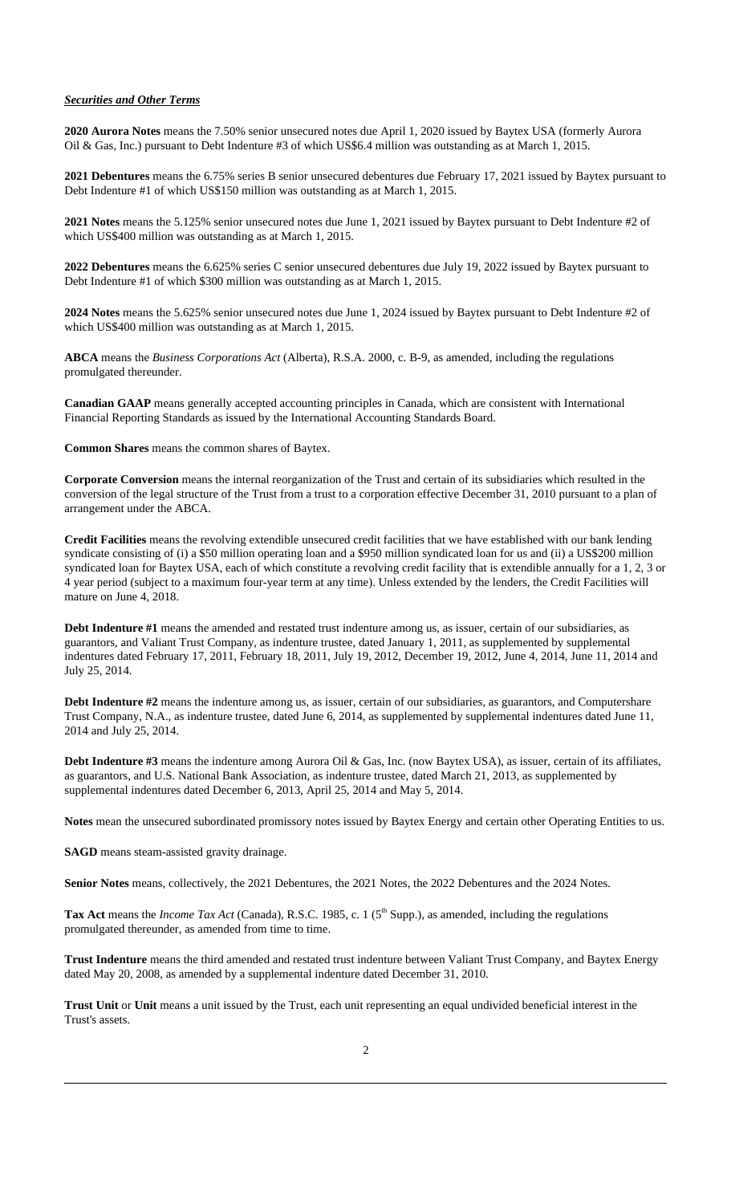***Securities and Other Terms***

**2020 Aurora Notes** means the 7.50% senior unsecured notes due April 1, 2020 issued by Baytex USA (formerly Aurora Oil & Gas, Inc.) pursuant to Debt Indenture #3 of which US$6.4 million was outstanding as at March 1, 2015.

**2021 Debentures** means the 6.75% series B senior unsecured debentures due February 17, 2021 issued by Baytex pursuant to Debt Indenture #1 of which US$150 million was outstanding as at March 1, 2015.

**2021 Notes** means the 5.125% senior unsecured notes due June 1, 2021 issued by Baytex pursuant to Debt Indenture #2 of which US$400 million was outstanding as at March 1, 2015.

**2022 Debentures** means the 6.625% series C senior unsecured debentures due July 19, 2022 issued by Baytex pursuant to Debt Indenture #1 of which $300 million was outstanding as at March 1, 2015.

**2024 Notes** means the 5.625% senior unsecured notes due June 1, 2024 issued by Baytex pursuant to Debt Indenture #2 of which US$400 million was outstanding as at March 1, 2015.

**ABCA** means the *Business Corporations Act* (Alberta), R.S.A. 2000, c. B-9, as amended, including the regulations promulgated thereunder.

**Canadian GAAP** means generally accepted accounting principles in Canada, which are consistent with International Financial Reporting Standards as issued by the International Accounting Standards Board.

**Common Shares** means the common shares of Baytex.

**Corporate Conversion** means the internal reorganization of the Trust and certain of its subsidiaries which resulted in the conversion of the legal structure of the Trust from a trust to a corporation effective December 31, 2010 pursuant to a plan of arrangement under the ABCA.

**Credit Facilities** means the revolving extendible unsecured credit facilities that we have established with our bank lending syndicate consisting of (i) a $50 million operating loan and a $950 million syndicated loan for us and (ii) a US$200 million syndicated loan for Baytex USA, each of which constitute a revolving credit facility that is extendible annually for a 1, 2, 3 or 4 year period (subject to a maximum four-year term at any time). Unless extended by the lenders, the Credit Facilities will mature on June 4, 2018.

**Debt Indenture #1** means the amended and restated trust indenture among us, as issuer, certain of our subsidiaries, as guarantors, and Valiant Trust Company, as indenture trustee, dated January 1, 2011, as supplemented by supplemental indentures dated February 17, 2011, February 18, 2011, July 19, 2012, December 19, 2012, June 4, 2014, June 11, 2014 and July 25, 2014.

**Debt Indenture #2** means the indenture among us, as issuer, certain of our subsidiaries, as guarantors, and Computershare Trust Company, N.A., as indenture trustee, dated June 6, 2014, as supplemented by supplemental indentures dated June 11, 2014 and July 25, 2014.

**Debt Indenture #3** means the indenture among Aurora Oil & Gas, Inc. (now Baytex USA), as issuer, certain of its affiliates, as guarantors, and U.S. National Bank Association, as indenture trustee, dated March 21, 2013, as supplemented by supplemental indentures dated December 6, 2013, April 25, 2014 and May 5, 2014.

**Notes** mean the unsecured subordinated promissory notes issued by Baytex Energy and certain other Operating Entities to us.

**SAGD** means steam-assisted gravity drainage.

**Senior Notes** means, collectively, the 2021 Debentures, the 2021 Notes, the 2022 Debentures and the 2024 Notes.

**Tax Act** means the *Income Tax Act* (Canada), R.S.C. 1985, c. 1 (5th Supp.), as amended, including the regulations promulgated thereunder, as amended from time to time.

**Trust Indenture** means the third amended and restated trust indenture between Valiant Trust Company, and Baytex Energy dated May 20, 2008, as amended by a supplemental indenture dated December 31, 2010.

**Trust Unit** or **Unit** means a unit issued by the Trust, each unit representing an equal undivided beneficial interest in the Trust's assets.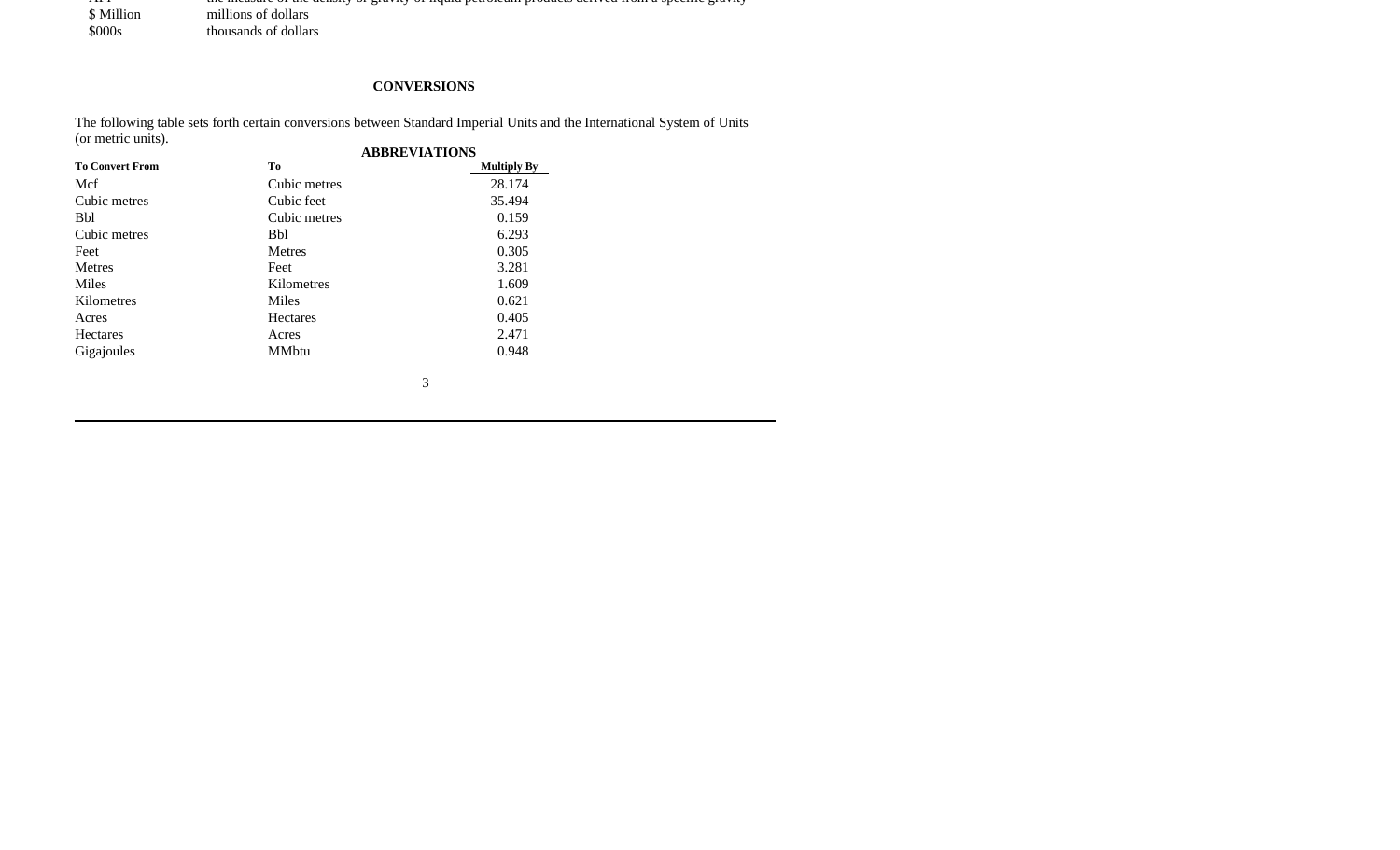| API | the measure of the density or gravity of liquid petroleum products derived from a specific gravity |
| --- | --- |
| $ Million | millions of dollars |
| $000s | thousands of dollars |

## CONVERSIONS

The following table sets forth certain conversions between Standard Imperial Units and the International System of Units (or metric units).

**ABBREVIATIONS**

| To Convert From | To | Multiply By |
| --- | --- | --- |
| Mcf | Cubic metres | 28.174 |
| Cubic metres | Cubic feet | 35.494 |
| Bbl | Cubic metres | 0.159 |
| Cubic metres | Bbl | 6.293 |
| Feet | Metres | 0.305 |
| Metres | Feet | 3.281 |
| Miles | Kilometres | 1.609 |
| Kilometres | Miles | 0.621 |
| Acres | Hectares | 0.405 |
| Hectares | Acres | 2.471 |
| Gigajoules | MMbtu | 0.948 |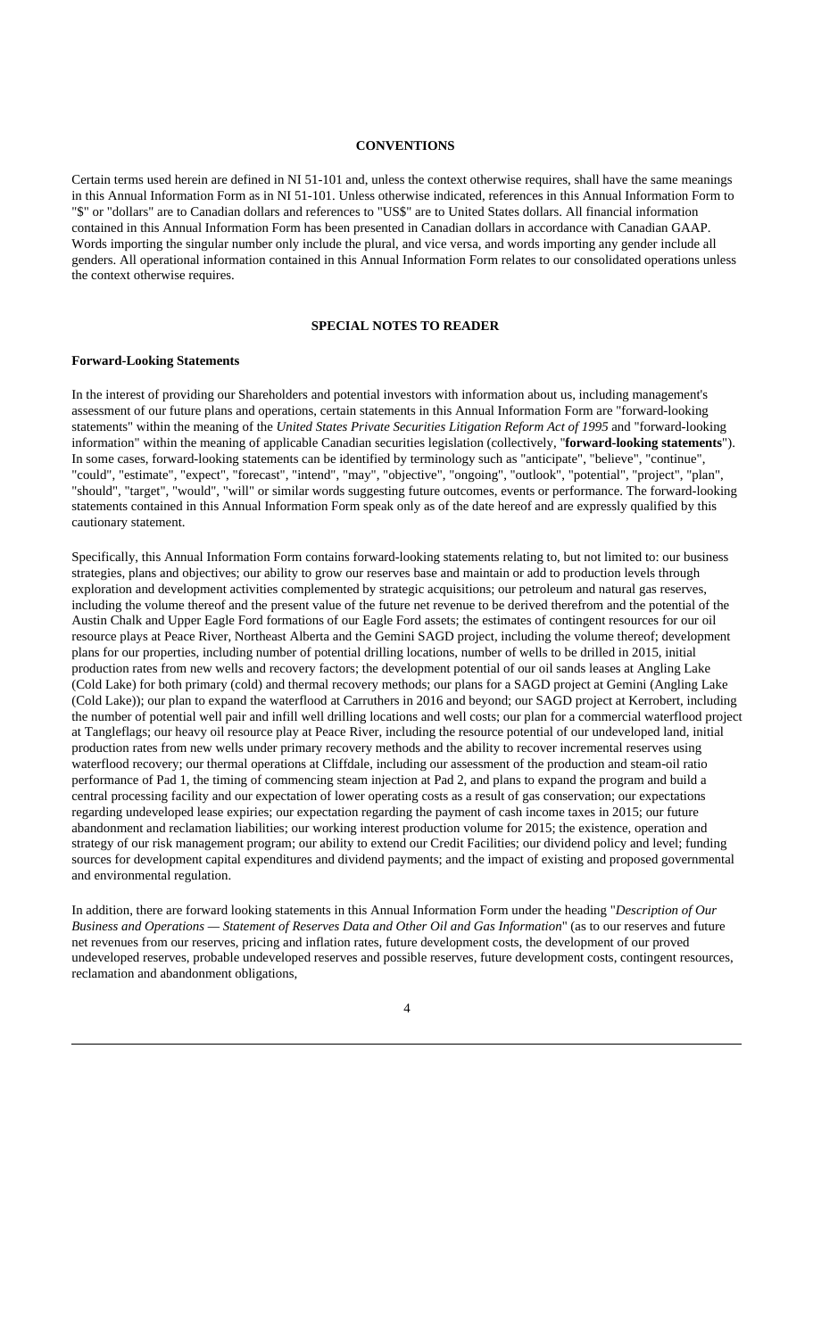## CONVENTIONS

Certain terms used herein are defined in NI 51-101 and, unless the context otherwise requires, shall have the same meanings in this Annual Information Form as in NI 51-101. Unless otherwise indicated, references in this Annual Information Form to "$" or "dollars" are to Canadian dollars and references to "US$" are to United States dollars. All financial information contained in this Annual Information Form has been presented in Canadian dollars in accordance with Canadian GAAP. Words importing the singular number only include the plural, and vice versa, and words importing any gender include all genders. All operational information contained in this Annual Information Form relates to our consolidated operations unless the context otherwise requires.

## SPECIAL NOTES TO READER

### Forward-Looking Statements

In the interest of providing our Shareholders and potential investors with information about us, including management's assessment of our future plans and operations, certain statements in this Annual Information Form are "forward-looking statements" within the meaning of the *United States Private Securities Litigation Reform Act of 1995* and "forward-looking information" within the meaning of applicable Canadian securities legislation (collectively, "**forward-looking statements**"). In some cases, forward-looking statements can be identified by terminology such as "anticipate", "believe", "continue", "could", "estimate", "expect", "forecast", "intend", "may", "objective", "ongoing", "outlook", "potential", "project", "plan", "should", "target", "would", "will" or similar words suggesting future outcomes, events or performance. The forward-looking statements contained in this Annual Information Form speak only as of the date hereof and are expressly qualified by this cautionary statement.

Specifically, this Annual Information Form contains forward-looking statements relating to, but not limited to: our business strategies, plans and objectives; our ability to grow our reserves base and maintain or add to production levels through exploration and development activities complemented by strategic acquisitions; our petroleum and natural gas reserves, including the volume thereof and the present value of the future net revenue to be derived therefrom and the potential of the Austin Chalk and Upper Eagle Ford formations of our Eagle Ford assets; the estimates of contingent resources for our oil resource plays at Peace River, Northeast Alberta and the Gemini SAGD project, including the volume thereof; development plans for our properties, including number of potential drilling locations, number of wells to be drilled in 2015, initial production rates from new wells and recovery factors; the development potential of our oil sands leases at Angling Lake (Cold Lake) for both primary (cold) and thermal recovery methods; our plans for a SAGD project at Gemini (Angling Lake (Cold Lake)); our plan to expand the waterflood at Carruthers in 2016 and beyond; our SAGD project at Kerrobert, including the number of potential well pair and infill well drilling locations and well costs; our plan for a commercial waterflood project at Tangleflags; our heavy oil resource play at Peace River, including the resource potential of our undeveloped land, initial production rates from new wells under primary recovery methods and the ability to recover incremental reserves using waterflood recovery; our thermal operations at Cliffdale, including our assessment of the production and steam-oil ratio performance of Pad 1, the timing of commencing steam injection at Pad 2, and plans to expand the program and build a central processing facility and our expectation of lower operating costs as a result of gas conservation; our expectations regarding undeveloped lease expiries; our expectation regarding the payment of cash income taxes in 2015; our future abandonment and reclamation liabilities; our working interest production volume for 2015; the existence, operation and strategy of our risk management program; our ability to extend our Credit Facilities; our dividend policy and level; funding sources for development capital expenditures and dividend payments; and the impact of existing and proposed governmental and environmental regulation.

In addition, there are forward looking statements in this Annual Information Form under the heading "*Description of Our Business and Operations — Statement of Reserves Data and Other Oil and Gas Information*" (as to our reserves and future net revenues from our reserves, pricing and inflation rates, future development costs, the development of our proved undeveloped reserves, probable undeveloped reserves and possible reserves, future development costs, contingent resources, reclamation and abandonment obligations,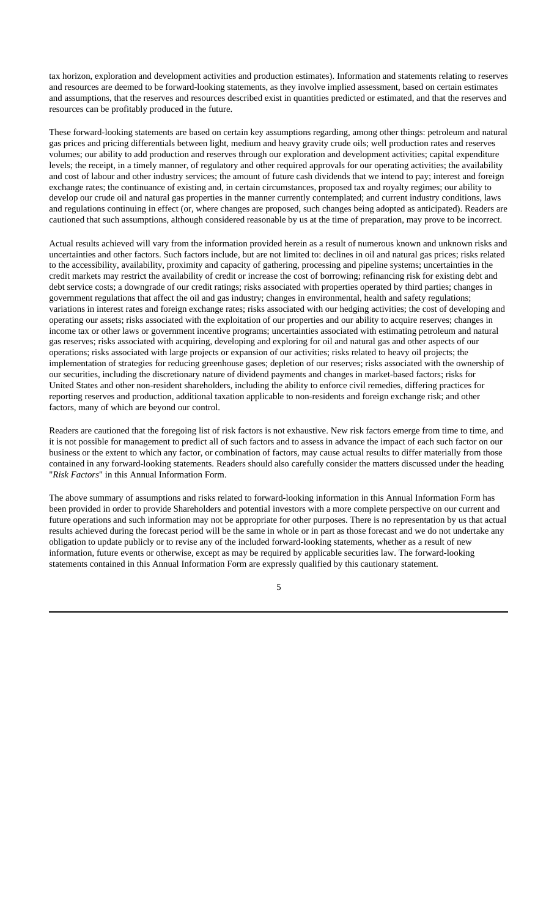tax horizon, exploration and development activities and production estimates). Information and statements relating to reserves and resources are deemed to be forward-looking statements, as they involve implied assessment, based on certain estimates and assumptions, that the reserves and resources described exist in quantities predicted or estimated, and that the reserves and resources can be profitably produced in the future.

These forward-looking statements are based on certain key assumptions regarding, among other things: petroleum and natural gas prices and pricing differentials between light, medium and heavy gravity crude oils; well production rates and reserves volumes; our ability to add production and reserves through our exploration and development activities; capital expenditure levels; the receipt, in a timely manner, of regulatory and other required approvals for our operating activities; the availability and cost of labour and other industry services; the amount of future cash dividends that we intend to pay; interest and foreign exchange rates; the continuance of existing and, in certain circumstances, proposed tax and royalty regimes; our ability to develop our crude oil and natural gas properties in the manner currently contemplated; and current industry conditions, laws and regulations continuing in effect (or, where changes are proposed, such changes being adopted as anticipated). Readers are cautioned that such assumptions, although considered reasonable by us at the time of preparation, may prove to be incorrect.

Actual results achieved will vary from the information provided herein as a result of numerous known and unknown risks and uncertainties and other factors. Such factors include, but are not limited to: declines in oil and natural gas prices; risks related to the accessibility, availability, proximity and capacity of gathering, processing and pipeline systems; uncertainties in the credit markets may restrict the availability of credit or increase the cost of borrowing; refinancing risk for existing debt and debt service costs; a downgrade of our credit ratings; risks associated with properties operated by third parties; changes in government regulations that affect the oil and gas industry; changes in environmental, health and safety regulations; variations in interest rates and foreign exchange rates; risks associated with our hedging activities; the cost of developing and operating our assets; risks associated with the exploitation of our properties and our ability to acquire reserves; changes in income tax or other laws or government incentive programs; uncertainties associated with estimating petroleum and natural gas reserves; risks associated with acquiring, developing and exploring for oil and natural gas and other aspects of our operations; risks associated with large projects or expansion of our activities; risks related to heavy oil projects; the implementation of strategies for reducing greenhouse gases; depletion of our reserves; risks associated with the ownership of our securities, including the discretionary nature of dividend payments and changes in market-based factors; risks for United States and other non-resident shareholders, including the ability to enforce civil remedies, differing practices for reporting reserves and production, additional taxation applicable to non-residents and foreign exchange risk; and other factors, many of which are beyond our control.

Readers are cautioned that the foregoing list of risk factors is not exhaustive. New risk factors emerge from time to time, and it is not possible for management to predict all of such factors and to assess in advance the impact of each such factor on our business or the extent to which any factor, or combination of factors, may cause actual results to differ materially from those contained in any forward-looking statements. Readers should also carefully consider the matters discussed under the heading "*Risk Factors*" in this Annual Information Form.

The above summary of assumptions and risks related to forward-looking information in this Annual Information Form has been provided in order to provide Shareholders and potential investors with a more complete perspective on our current and future operations and such information may not be appropriate for other purposes. There is no representation by us that actual results achieved during the forecast period will be the same in whole or in part as those forecast and we do not undertake any obligation to update publicly or to revise any of the included forward-looking statements, whether as a result of new information, future events or otherwise, except as may be required by applicable securities law. The forward-looking statements contained in this Annual Information Form are expressly qualified by this cautionary statement.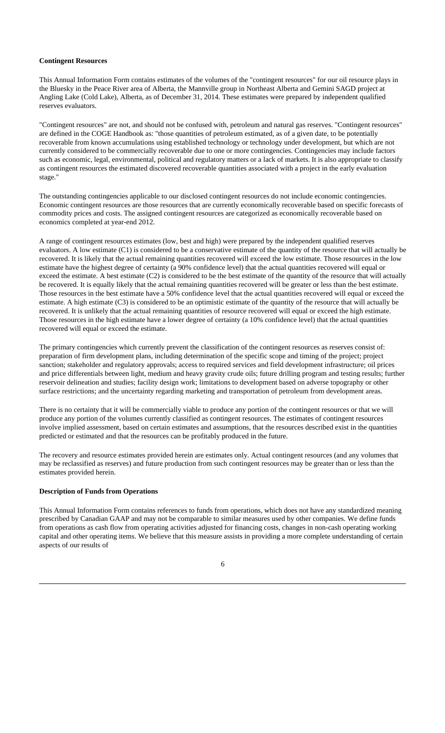**Contingent Resources**

This Annual Information Form contains estimates of the volumes of the "contingent resources" for our oil resource plays in the Bluesky in the Peace River area of Alberta, the Mannville group in Northeast Alberta and Gemini SAGD project at Angling Lake (Cold Lake), Alberta, as of December 31, 2014. These estimates were prepared by independent qualified reserves evaluators.

"Contingent resources" are not, and should not be confused with, petroleum and natural gas reserves. "Contingent resources" are defined in the COGE Handbook as: "those quantities of petroleum estimated, as of a given date, to be potentially recoverable from known accumulations using established technology or technology under development, but which are not currently considered to be commercially recoverable due to one or more contingencies. Contingencies may include factors such as economic, legal, environmental, political and regulatory matters or a lack of markets. It is also appropriate to classify as contingent resources the estimated discovered recoverable quantities associated with a project in the early evaluation stage."

The outstanding contingencies applicable to our disclosed contingent resources do not include economic contingencies. Economic contingent resources are those resources that are currently economically recoverable based on specific forecasts of commodity prices and costs. The assigned contingent resources are categorized as economically recoverable based on economics completed at year-end 2012.

A range of contingent resources estimates (low, best and high) were prepared by the independent qualified reserves evaluators. A low estimate (C1) is considered to be a conservative estimate of the quantity of the resource that will actually be recovered. It is likely that the actual remaining quantities recovered will exceed the low estimate. Those resources in the low estimate have the highest degree of certainty (a 90% confidence level) that the actual quantities recovered will equal or exceed the estimate. A best estimate (C2) is considered to be the best estimate of the quantity of the resource that will actually be recovered. It is equally likely that the actual remaining quantities recovered will be greater or less than the best estimate. Those resources in the best estimate have a 50% confidence level that the actual quantities recovered will equal or exceed the estimate. A high estimate (C3) is considered to be an optimistic estimate of the quantity of the resource that will actually be recovered. It is unlikely that the actual remaining quantities of resource recovered will equal or exceed the high estimate. Those resources in the high estimate have a lower degree of certainty (a 10% confidence level) that the actual quantities recovered will equal or exceed the estimate.

The primary contingencies which currently prevent the classification of the contingent resources as reserves consist of: preparation of firm development plans, including determination of the specific scope and timing of the project; project sanction; stakeholder and regulatory approvals; access to required services and field development infrastructure; oil prices and price differentials between light, medium and heavy gravity crude oils; future drilling program and testing results; further reservoir delineation and studies; facility design work; limitations to development based on adverse topography or other surface restrictions; and the uncertainty regarding marketing and transportation of petroleum from development areas.

There is no certainty that it will be commercially viable to produce any portion of the contingent resources or that we will produce any portion of the volumes currently classified as contingent resources. The estimates of contingent resources involve implied assessment, based on certain estimates and assumptions, that the resources described exist in the quantities predicted or estimated and that the resources can be profitably produced in the future.

The recovery and resource estimates provided herein are estimates only. Actual contingent resources (and any volumes that may be reclassified as reserves) and future production from such contingent resources may be greater than or less than the estimates provided herein.

**Description of Funds from Operations**

This Annual Information Form contains references to funds from operations, which does not have any standardized meaning prescribed by Canadian GAAP and may not be comparable to similar measures used by other companies. We define funds from operations as cash flow from operating activities adjusted for financing costs, changes in non-cash operating working capital and other operating items. We believe that this measure assists in providing a more complete understanding of certain aspects of our results of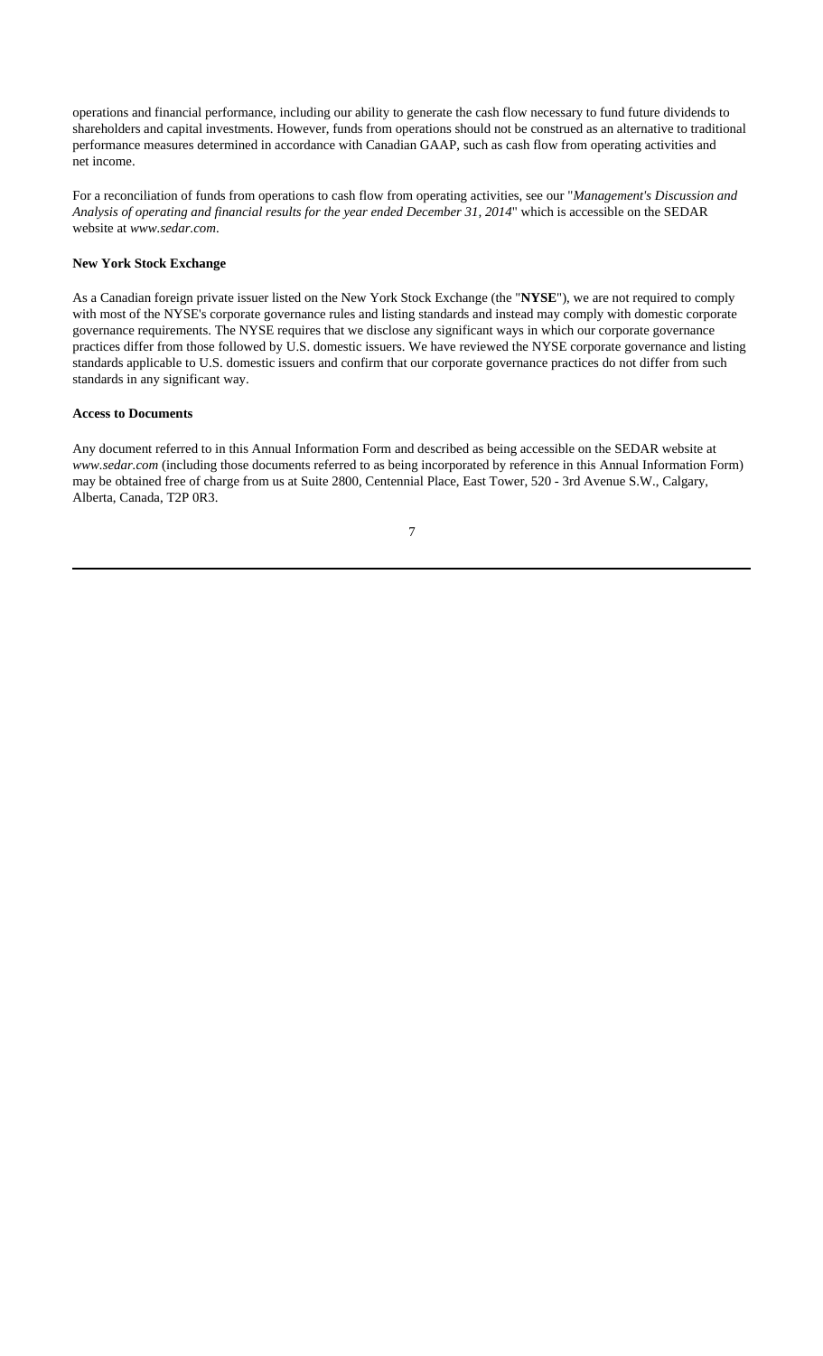operations and financial performance, including our ability to generate the cash flow necessary to fund future dividends to shareholders and capital investments. However, funds from operations should not be construed as an alternative to traditional performance measures determined in accordance with Canadian GAAP, such as cash flow from operating activities and net income.

For a reconciliation of funds from operations to cash flow from operating activities, see our "*Management's Discussion and Analysis of operating and financial results for the year ended December 31, 2014*" which is accessible on the SEDAR website at *www.sedar.com*.

**New York Stock Exchange**

As a Canadian foreign private issuer listed on the New York Stock Exchange (the "**NYSE**"), we are not required to comply with most of the NYSE's corporate governance rules and listing standards and instead may comply with domestic corporate governance requirements. The NYSE requires that we disclose any significant ways in which our corporate governance practices differ from those followed by U.S. domestic issuers. We have reviewed the NYSE corporate governance and listing standards applicable to U.S. domestic issuers and confirm that our corporate governance practices do not differ from such standards in any significant way.

**Access to Documents**

Any document referred to in this Annual Information Form and described as being accessible on the SEDAR website at *www.sedar.com* (including those documents referred to as being incorporated by reference in this Annual Information Form) may be obtained free of charge from us at Suite 2800, Centennial Place, East Tower, 520 - 3rd Avenue S.W., Calgary, Alberta, Canada, T2P 0R3.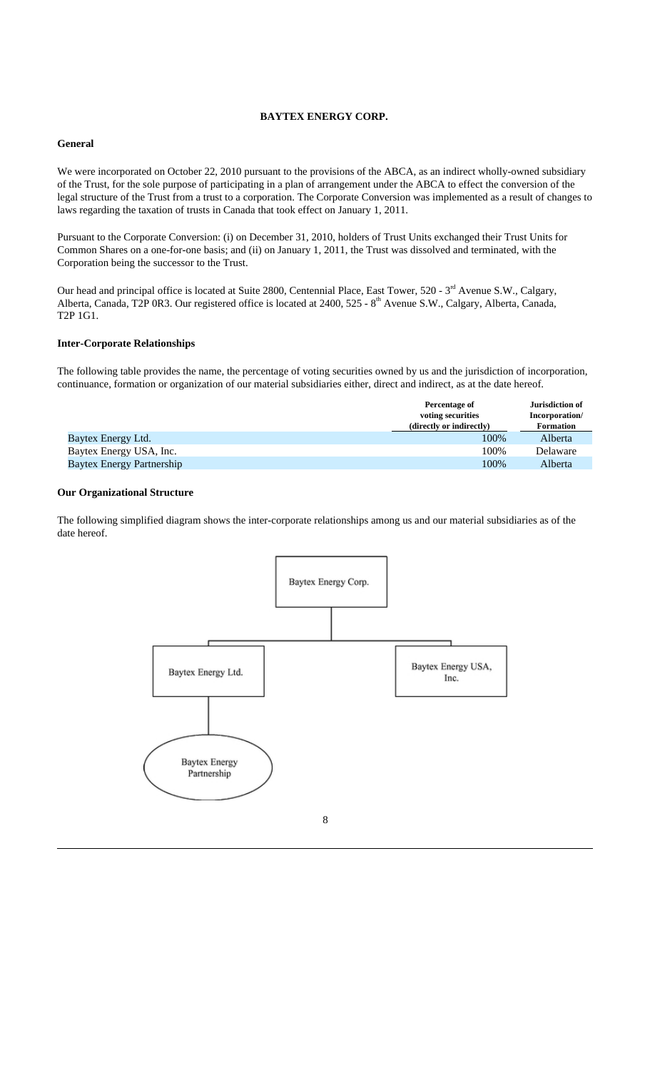## BAYTEX ENERGY CORP.

### General

We were incorporated on October 22, 2010 pursuant to the provisions of the ABCA, as an indirect wholly-owned subsidiary of the Trust, for the sole purpose of participating in a plan of arrangement under the ABCA to effect the conversion of the legal structure of the Trust from a trust to a corporation. The Corporate Conversion was implemented as a result of changes to laws regarding the taxation of trusts in Canada that took effect on January 1, 2011.

Pursuant to the Corporate Conversion: (i) on December 31, 2010, holders of Trust Units exchanged their Trust Units for Common Shares on a one-for-one basis; and (ii) on January 1, 2011, the Trust was dissolved and terminated, with the Corporation being the successor to the Trust.

Our head and principal office is located at Suite 2800, Centennial Place, East Tower, 520 - 3rd Avenue S.W., Calgary, Alberta, Canada, T2P 0R3. Our registered office is located at 2400, 525 - 8th Avenue S.W., Calgary, Alberta, Canada, T2P 1G1.

### Inter-Corporate Relationships

The following table provides the name, the percentage of voting securities owned by us and the jurisdiction of incorporation, continuance, formation or organization of our material subsidiaries either, direct and indirect, as at the date hereof.

| | Percentage of voting securities (directly or indirectly) | Jurisdiction of Incorporation/ Formation |
|---|---|---|
| Baytex Energy Ltd. | 100% | Alberta |
| Baytex Energy USA, Inc. | 100% | Delaware |
| Baytex Energy Partnership | 100% | Alberta |

### Our Organizational Structure

The following simplified diagram shows the inter-corporate relationships among us and our material subsidiaries as of the date hereof.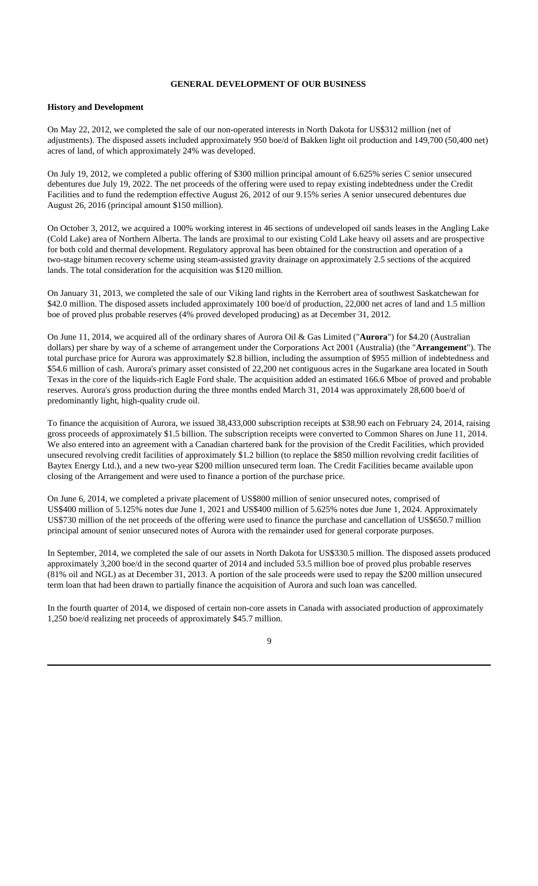## GENERAL DEVELOPMENT OF OUR BUSINESS

**History and Development**

On May 22, 2012, we completed the sale of our non-operated interests in North Dakota for US$312 million (net of adjustments). The disposed assets included approximately 950 boe/d of Bakken light oil production and 149,700 (50,400 net) acres of land, of which approximately 24% was developed.

On July 19, 2012, we completed a public offering of $300 million principal amount of 6.625% series C senior unsecured debentures due July 19, 2022. The net proceeds of the offering were used to repay existing indebtedness under the Credit Facilities and to fund the redemption effective August 26, 2012 of our 9.15% series A senior unsecured debentures due August 26, 2016 (principal amount $150 million).

On October 3, 2012, we acquired a 100% working interest in 46 sections of undeveloped oil sands leases in the Angling Lake (Cold Lake) area of Northern Alberta. The lands are proximal to our existing Cold Lake heavy oil assets and are prospective for both cold and thermal development. Regulatory approval has been obtained for the construction and operation of a two-stage bitumen recovery scheme using steam-assisted gravity drainage on approximately 2.5 sections of the acquired lands. The total consideration for the acquisition was $120 million.

On January 31, 2013, we completed the sale of our Viking land rights in the Kerrobert area of southwest Saskatchewan for $42.0 million. The disposed assets included approximately 100 boe/d of production, 22,000 net acres of land and 1.5 million boe of proved plus probable reserves (4% proved developed producing) as at December 31, 2012.

On June 11, 2014, we acquired all of the ordinary shares of Aurora Oil & Gas Limited ("**Aurora**") for $4.20 (Australian dollars) per share by way of a scheme of arrangement under the Corporations Act 2001 (Australia) (the "**Arrangement**"). The total purchase price for Aurora was approximately $2.8 billion, including the assumption of $955 million of indebtedness and $54.6 million of cash. Aurora's primary asset consisted of 22,200 net contiguous acres in the Sugarkane area located in South Texas in the core of the liquids-rich Eagle Ford shale. The acquisition added an estimated 166.6 Mboe of proved and probable reserves. Aurora's gross production during the three months ended March 31, 2014 was approximately 28,600 boe/d of predominantly light, high-quality crude oil.

To finance the acquisition of Aurora, we issued 38,433,000 subscription receipts at $38.90 each on February 24, 2014, raising gross proceeds of approximately $1.5 billion. The subscription receipts were converted to Common Shares on June 11, 2014. We also entered into an agreement with a Canadian chartered bank for the provision of the Credit Facilities, which provided unsecured revolving credit facilities of approximately $1.2 billion (to replace the $850 million revolving credit facilities of Baytex Energy Ltd.), and a new two-year $200 million unsecured term loan. The Credit Facilities became available upon closing of the Arrangement and were used to finance a portion of the purchase price.

On June 6, 2014, we completed a private placement of US$800 million of senior unsecured notes, comprised of US$400 million of 5.125% notes due June 1, 2021 and US$400 million of 5.625% notes due June 1, 2024. Approximately US$730 million of the net proceeds of the offering were used to finance the purchase and cancellation of US$650.7 million principal amount of senior unsecured notes of Aurora with the remainder used for general corporate purposes.

In September, 2014, we completed the sale of our assets in North Dakota for US$330.5 million. The disposed assets produced approximately 3,200 boe/d in the second quarter of 2014 and included 53.5 million boe of proved plus probable reserves (81% oil and NGL) as at December 31, 2013. A portion of the sale proceeds were used to repay the $200 million unsecured term loan that had been drawn to partially finance the acquisition of Aurora and such loan was cancelled.

In the fourth quarter of 2014, we disposed of certain non-core assets in Canada with associated production of approximately 1,250 boe/d realizing net proceeds of approximately $45.7 million.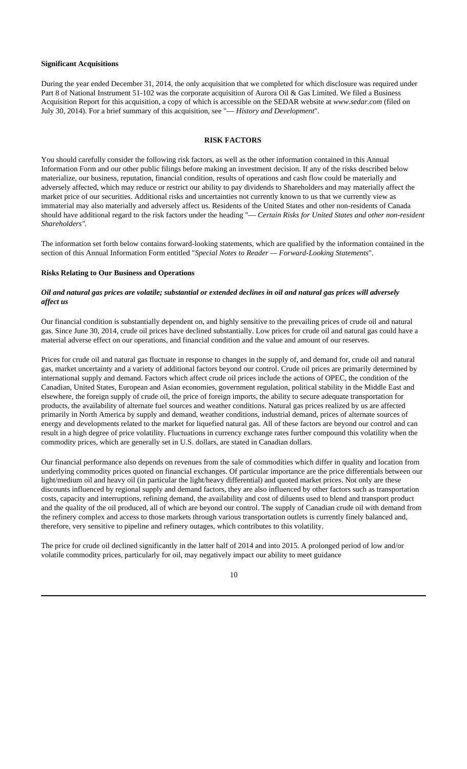**Significant Acquisitions**

During the year ended December 31, 2014, the only acquisition that we completed for which disclosure was required under Part 8 of National Instrument 51-102 was the corporate acquisition of Aurora Oil & Gas Limited. We filed a Business Acquisition Report for this acquisition, a copy of which is accessible on the SEDAR website at *www.sedar.com* (filed on July 30, 2014). For a brief summary of this acquisition, see "— *History and Development*".

## RISK FACTORS

You should carefully consider the following risk factors, as well as the other information contained in this Annual Information Form and our other public filings before making an investment decision. If any of the risks described below materialize, our business, reputation, financial condition, results of operations and cash flow could be materially and adversely affected, which may reduce or restrict our ability to pay dividends to Shareholders and may materially affect the market price of our securities. Additional risks and uncertainties not currently known to us that we currently view as immaterial may also materially and adversely affect us. Residents of the United States and other non-residents of Canada should have additional regard to the risk factors under the heading "— *Certain Risks for United States and other non-resident Shareholders"*.

The information set forth below contains forward-looking statements, which are qualified by the information contained in the section of this Annual Information Form entitled "*Special Notes to Reader — Forward-Looking Statements*".

**Risks Relating to Our Business and Operations**

***Oil and natural gas prices are volatile; substantial or extended declines in oil and natural gas prices will adversely affect us***

Our financial condition is substantially dependent on, and highly sensitive to the prevailing prices of crude oil and natural gas. Since June 30, 2014, crude oil prices have declined substantially. Low prices for crude oil and natural gas could have a material adverse effect on our operations, and financial condition and the value and amount of our reserves.

Prices for crude oil and natural gas fluctuate in response to changes in the supply of, and demand for, crude oil and natural gas, market uncertainty and a variety of additional factors beyond our control. Crude oil prices are primarily determined by international supply and demand. Factors which affect crude oil prices include the actions of OPEC, the condition of the Canadian, United States, European and Asian economies, government regulation, political stability in the Middle East and elsewhere, the foreign supply of crude oil, the price of foreign imports, the ability to secure adequate transportation for products, the availability of alternate fuel sources and weather conditions. Natural gas prices realized by us are affected primarily in North America by supply and demand, weather conditions, industrial demand, prices of alternate sources of energy and developments related to the market for liquefied natural gas. All of these factors are beyond our control and can result in a high degree of price volatility. Fluctuations in currency exchange rates further compound this volatility when the commodity prices, which are generally set in U.S. dollars, are stated in Canadian dollars.

Our financial performance also depends on revenues from the sale of commodities which differ in quality and location from underlying commodity prices quoted on financial exchanges. Of particular importance are the price differentials between our light/medium oil and heavy oil (in particular the light/heavy differential) and quoted market prices. Not only are these discounts influenced by regional supply and demand factors, they are also influenced by other factors such as transportation costs, capacity and interruptions, refining demand, the availability and cost of diluents used to blend and transport product and the quality of the oil produced, all of which are beyond our control. The supply of Canadian crude oil with demand from the refinery complex and access to those markets through various transportation outlets is currently finely balanced and, therefore, very sensitive to pipeline and refinery outages, which contributes to this volatility.

The price for crude oil declined significantly in the latter half of 2014 and into 2015. A prolonged period of low and/or volatile commodity prices, particularly for oil, may negatively impact our ability to meet guidance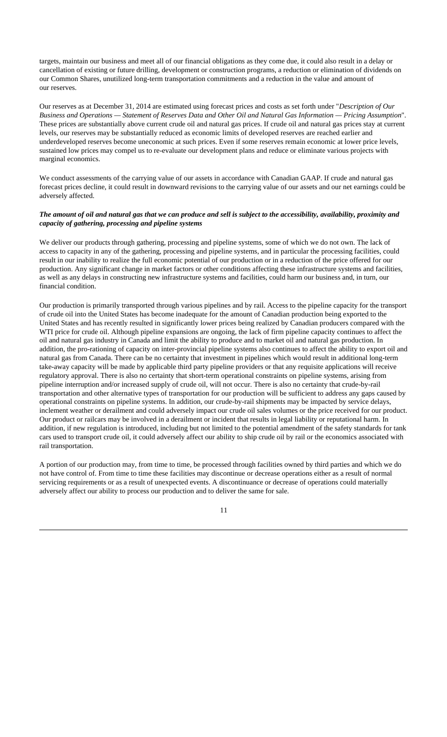targets, maintain our business and meet all of our financial obligations as they come due, it could also result in a delay or cancellation of existing or future drilling, development or construction programs, a reduction or elimination of dividends on our Common Shares, unutilized long-term transportation commitments and a reduction in the value and amount of our reserves.

Our reserves as at December 31, 2014 are estimated using forecast prices and costs as set forth under "*Description of Our Business and Operations — Statement of Reserves Data and Other Oil and Natural Gas Information — Pricing Assumption*". These prices are substantially above current crude oil and natural gas prices. If crude oil and natural gas prices stay at current levels, our reserves may be substantially reduced as economic limits of developed reserves are reached earlier and underdeveloped reserves become uneconomic at such prices. Even if some reserves remain economic at lower price levels, sustained low prices may compel us to re-evaluate our development plans and reduce or eliminate various projects with marginal economics.

We conduct assessments of the carrying value of our assets in accordance with Canadian GAAP. If crude and natural gas forecast prices decline, it could result in downward revisions to the carrying value of our assets and our net earnings could be adversely affected.

***The amount of oil and natural gas that we can produce and sell is subject to the accessibility, availability, proximity and capacity of gathering, processing and pipeline systems***

We deliver our products through gathering, processing and pipeline systems, some of which we do not own. The lack of access to capacity in any of the gathering, processing and pipeline systems, and in particular the processing facilities, could result in our inability to realize the full economic potential of our production or in a reduction of the price offered for our production. Any significant change in market factors or other conditions affecting these infrastructure systems and facilities, as well as any delays in constructing new infrastructure systems and facilities, could harm our business and, in turn, our financial condition.

Our production is primarily transported through various pipelines and by rail. Access to the pipeline capacity for the transport of crude oil into the United States has become inadequate for the amount of Canadian production being exported to the United States and has recently resulted in significantly lower prices being realized by Canadian producers compared with the WTI price for crude oil. Although pipeline expansions are ongoing, the lack of firm pipeline capacity continues to affect the oil and natural gas industry in Canada and limit the ability to produce and to market oil and natural gas production. In addition, the pro-rationing of capacity on inter-provincial pipeline systems also continues to affect the ability to export oil and natural gas from Canada. There can be no certainty that investment in pipelines which would result in additional long-term take-away capacity will be made by applicable third party pipeline providers or that any requisite applications will receive regulatory approval. There is also no certainty that short-term operational constraints on pipeline systems, arising from pipeline interruption and/or increased supply of crude oil, will not occur. There is also no certainty that crude-by-rail transportation and other alternative types of transportation for our production will be sufficient to address any gaps caused by operational constraints on pipeline systems. In addition, our crude-by-rail shipments may be impacted by service delays, inclement weather or derailment and could adversely impact our crude oil sales volumes or the price received for our product. Our product or railcars may be involved in a derailment or incident that results in legal liability or reputational harm. In addition, if new regulation is introduced, including but not limited to the potential amendment of the safety standards for tank cars used to transport crude oil, it could adversely affect our ability to ship crude oil by rail or the economics associated with rail transportation.

A portion of our production may, from time to time, be processed through facilities owned by third parties and which we do not have control of. From time to time these facilities may discontinue or decrease operations either as a result of normal servicing requirements or as a result of unexpected events. A discontinuance or decrease of operations could materially adversely affect our ability to process our production and to deliver the same for sale.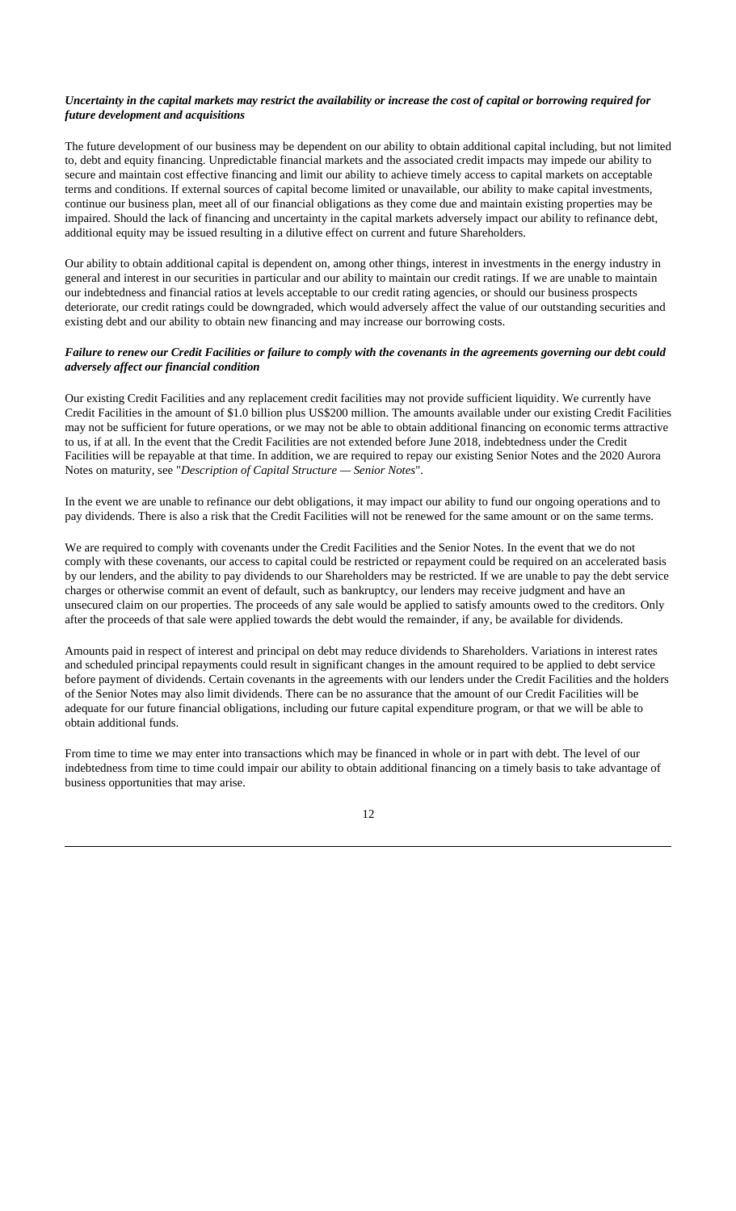***Uncertainty in the capital markets may restrict the availability or increase the cost of capital or borrowing required for future development and acquisitions***

The future development of our business may be dependent on our ability to obtain additional capital including, but not limited to, debt and equity financing. Unpredictable financial markets and the associated credit impacts may impede our ability to secure and maintain cost effective financing and limit our ability to achieve timely access to capital markets on acceptable terms and conditions. If external sources of capital become limited or unavailable, our ability to make capital investments, continue our business plan, meet all of our financial obligations as they come due and maintain existing properties may be impaired. Should the lack of financing and uncertainty in the capital markets adversely impact our ability to refinance debt, additional equity may be issued resulting in a dilutive effect on current and future Shareholders.

Our ability to obtain additional capital is dependent on, among other things, interest in investments in the energy industry in general and interest in our securities in particular and our ability to maintain our credit ratings. If we are unable to maintain our indebtedness and financial ratios at levels acceptable to our credit rating agencies, or should our business prospects deteriorate, our credit ratings could be downgraded, which would adversely affect the value of our outstanding securities and existing debt and our ability to obtain new financing and may increase our borrowing costs.

***Failure to renew our Credit Facilities or failure to comply with the covenants in the agreements governing our debt could adversely affect our financial condition***

Our existing Credit Facilities and any replacement credit facilities may not provide sufficient liquidity. We currently have Credit Facilities in the amount of $1.0 billion plus US$200 million. The amounts available under our existing Credit Facilities may not be sufficient for future operations, or we may not be able to obtain additional financing on economic terms attractive to us, if at all. In the event that the Credit Facilities are not extended before June 2018, indebtedness under the Credit Facilities will be repayable at that time. In addition, we are required to repay our existing Senior Notes and the 2020 Aurora Notes on maturity, see "*Description of Capital Structure — Senior Notes*".

In the event we are unable to refinance our debt obligations, it may impact our ability to fund our ongoing operations and to pay dividends. There is also a risk that the Credit Facilities will not be renewed for the same amount or on the same terms.

We are required to comply with covenants under the Credit Facilities and the Senior Notes. In the event that we do not comply with these covenants, our access to capital could be restricted or repayment could be required on an accelerated basis by our lenders, and the ability to pay dividends to our Shareholders may be restricted. If we are unable to pay the debt service charges or otherwise commit an event of default, such as bankruptcy, our lenders may receive judgment and have an unsecured claim on our properties. The proceeds of any sale would be applied to satisfy amounts owed to the creditors. Only after the proceeds of that sale were applied towards the debt would the remainder, if any, be available for dividends.

Amounts paid in respect of interest and principal on debt may reduce dividends to Shareholders. Variations in interest rates and scheduled principal repayments could result in significant changes in the amount required to be applied to debt service before payment of dividends. Certain covenants in the agreements with our lenders under the Credit Facilities and the holders of the Senior Notes may also limit dividends. There can be no assurance that the amount of our Credit Facilities will be adequate for our future financial obligations, including our future capital expenditure program, or that we will be able to obtain additional funds.

From time to time we may enter into transactions which may be financed in whole or in part with debt. The level of our indebtedness from time to time could impair our ability to obtain additional financing on a timely basis to take advantage of business opportunities that may arise.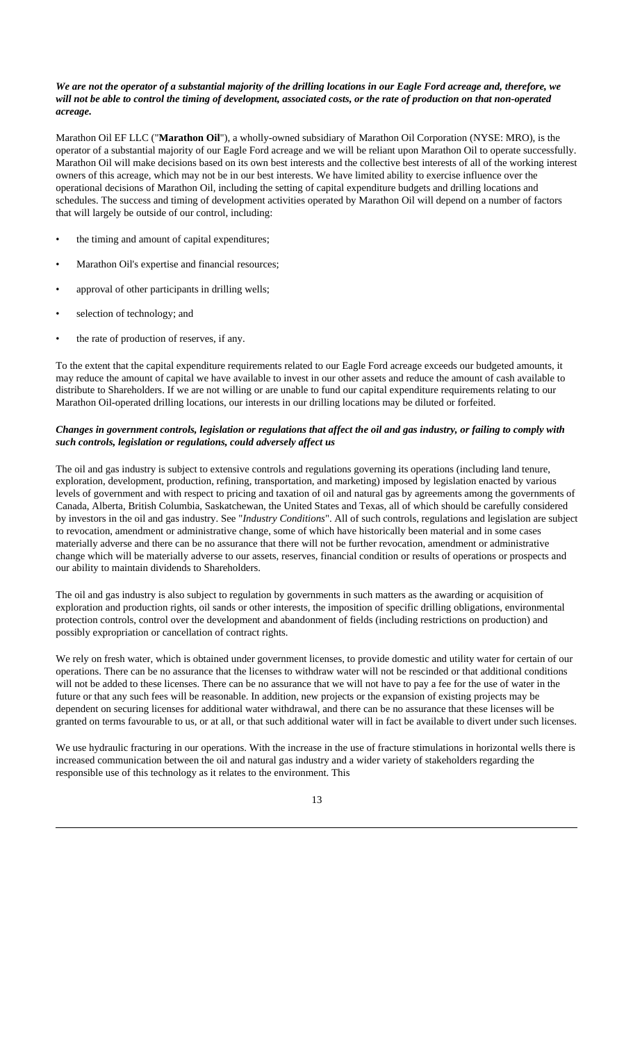***We are not the operator of a substantial majority of the drilling locations in our Eagle Ford acreage and, therefore, we will not be able to control the timing of development, associated costs, or the rate of production on that non-operated acreage.***

Marathon Oil EF LLC ("**Marathon Oil**"), a wholly-owned subsidiary of Marathon Oil Corporation (NYSE: MRO), is the operator of a substantial majority of our Eagle Ford acreage and we will be reliant upon Marathon Oil to operate successfully. Marathon Oil will make decisions based on its own best interests and the collective best interests of all of the working interest owners of this acreage, which may not be in our best interests. We have limited ability to exercise influence over the operational decisions of Marathon Oil, including the setting of capital expenditure budgets and drilling locations and schedules. The success and timing of development activities operated by Marathon Oil will depend on a number of factors that will largely be outside of our control, including:

- the timing and amount of capital expenditures;
- Marathon Oil's expertise and financial resources;
- approval of other participants in drilling wells;
- selection of technology; and
- the rate of production of reserves, if any.

To the extent that the capital expenditure requirements related to our Eagle Ford acreage exceeds our budgeted amounts, it may reduce the amount of capital we have available to invest in our other assets and reduce the amount of cash available to distribute to Shareholders. If we are not willing or are unable to fund our capital expenditure requirements relating to our Marathon Oil-operated drilling locations, our interests in our drilling locations may be diluted or forfeited.

***Changes in government controls, legislation or regulations that affect the oil and gas industry, or failing to comply with such controls, legislation or regulations, could adversely affect us***

The oil and gas industry is subject to extensive controls and regulations governing its operations (including land tenure, exploration, development, production, refining, transportation, and marketing) imposed by legislation enacted by various levels of government and with respect to pricing and taxation of oil and natural gas by agreements among the governments of Canada, Alberta, British Columbia, Saskatchewan, the United States and Texas, all of which should be carefully considered by investors in the oil and gas industry. See "*Industry Conditions*". All of such controls, regulations and legislation are subject to revocation, amendment or administrative change, some of which have historically been material and in some cases materially adverse and there can be no assurance that there will not be further revocation, amendment or administrative change which will be materially adverse to our assets, reserves, financial condition or results of operations or prospects and our ability to maintain dividends to Shareholders.

The oil and gas industry is also subject to regulation by governments in such matters as the awarding or acquisition of exploration and production rights, oil sands or other interests, the imposition of specific drilling obligations, environmental protection controls, control over the development and abandonment of fields (including restrictions on production) and possibly expropriation or cancellation of contract rights.

We rely on fresh water, which is obtained under government licenses, to provide domestic and utility water for certain of our operations. There can be no assurance that the licenses to withdraw water will not be rescinded or that additional conditions will not be added to these licenses. There can be no assurance that we will not have to pay a fee for the use of water in the future or that any such fees will be reasonable. In addition, new projects or the expansion of existing projects may be dependent on securing licenses for additional water withdrawal, and there can be no assurance that these licenses will be granted on terms favourable to us, or at all, or that such additional water will in fact be available to divert under such licenses.

We use hydraulic fracturing in our operations. With the increase in the use of fracture stimulations in horizontal wells there is increased communication between the oil and natural gas industry and a wider variety of stakeholders regarding the responsible use of this technology as it relates to the environment. This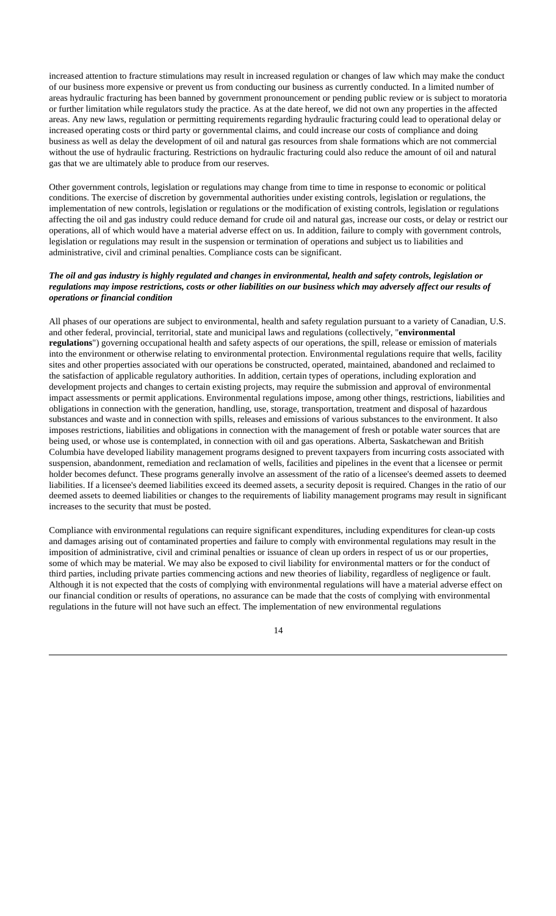increased attention to fracture stimulations may result in increased regulation or changes of law which may make the conduct of our business more expensive or prevent us from conducting our business as currently conducted. In a limited number of areas hydraulic fracturing has been banned by government pronouncement or pending public review or is subject to moratoria or further limitation while regulators study the practice. As at the date hereof, we did not own any properties in the affected areas. Any new laws, regulation or permitting requirements regarding hydraulic fracturing could lead to operational delay or increased operating costs or third party or governmental claims, and could increase our costs of compliance and doing business as well as delay the development of oil and natural gas resources from shale formations which are not commercial without the use of hydraulic fracturing. Restrictions on hydraulic fracturing could also reduce the amount of oil and natural gas that we are ultimately able to produce from our reserves.

Other government controls, legislation or regulations may change from time to time in response to economic or political conditions. The exercise of discretion by governmental authorities under existing controls, legislation or regulations, the implementation of new controls, legislation or regulations or the modification of existing controls, legislation or regulations affecting the oil and gas industry could reduce demand for crude oil and natural gas, increase our costs, or delay or restrict our operations, all of which would have a material adverse effect on us. In addition, failure to comply with government controls, legislation or regulations may result in the suspension or termination of operations and subject us to liabilities and administrative, civil and criminal penalties. Compliance costs can be significant.

***The oil and gas industry is highly regulated and changes in environmental, health and safety controls, legislation or regulations may impose restrictions, costs or other liabilities on our business which may adversely affect our results of operations or financial condition***

All phases of our operations are subject to environmental, health and safety regulation pursuant to a variety of Canadian, U.S. and other federal, provincial, territorial, state and municipal laws and regulations (collectively, "**environmental regulations**") governing occupational health and safety aspects of our operations, the spill, release or emission of materials into the environment or otherwise relating to environmental protection. Environmental regulations require that wells, facility sites and other properties associated with our operations be constructed, operated, maintained, abandoned and reclaimed to the satisfaction of applicable regulatory authorities. In addition, certain types of operations, including exploration and development projects and changes to certain existing projects, may require the submission and approval of environmental impact assessments or permit applications. Environmental regulations impose, among other things, restrictions, liabilities and obligations in connection with the generation, handling, use, storage, transportation, treatment and disposal of hazardous substances and waste and in connection with spills, releases and emissions of various substances to the environment. It also imposes restrictions, liabilities and obligations in connection with the management of fresh or potable water sources that are being used, or whose use is contemplated, in connection with oil and gas operations. Alberta, Saskatchewan and British Columbia have developed liability management programs designed to prevent taxpayers from incurring costs associated with suspension, abandonment, remediation and reclamation of wells, facilities and pipelines in the event that a licensee or permit holder becomes defunct. These programs generally involve an assessment of the ratio of a licensee's deemed assets to deemed liabilities. If a licensee's deemed liabilities exceed its deemed assets, a security deposit is required. Changes in the ratio of our deemed assets to deemed liabilities or changes to the requirements of liability management programs may result in significant increases to the security that must be posted.

Compliance with environmental regulations can require significant expenditures, including expenditures for clean-up costs and damages arising out of contaminated properties and failure to comply with environmental regulations may result in the imposition of administrative, civil and criminal penalties or issuance of clean up orders in respect of us or our properties, some of which may be material. We may also be exposed to civil liability for environmental matters or for the conduct of third parties, including private parties commencing actions and new theories of liability, regardless of negligence or fault. Although it is not expected that the costs of complying with environmental regulations will have a material adverse effect on our financial condition or results of operations, no assurance can be made that the costs of complying with environmental regulations in the future will not have such an effect. The implementation of new environmental regulations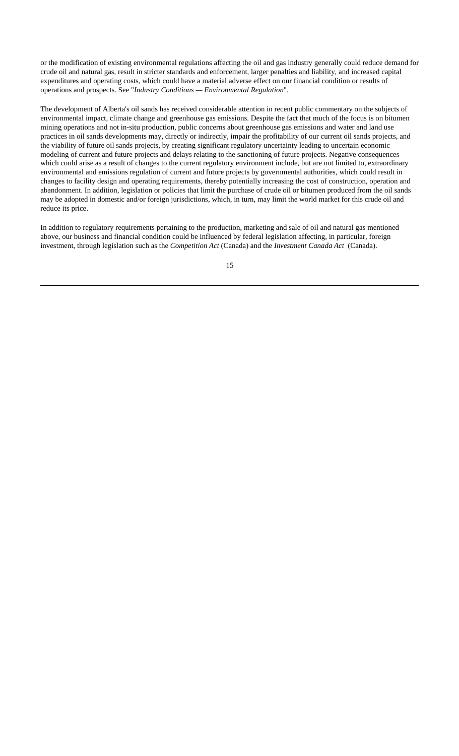or the modification of existing environmental regulations affecting the oil and gas industry generally could reduce demand for crude oil and natural gas, result in stricter standards and enforcement, larger penalties and liability, and increased capital expenditures and operating costs, which could have a material adverse effect on our financial condition or results of operations and prospects. See "*Industry Conditions — Environmental Regulation*".

The development of Alberta's oil sands has received considerable attention in recent public commentary on the subjects of environmental impact, climate change and greenhouse gas emissions. Despite the fact that much of the focus is on bitumen mining operations and not in-situ production, public concerns about greenhouse gas emissions and water and land use practices in oil sands developments may, directly or indirectly, impair the profitability of our current oil sands projects, and the viability of future oil sands projects, by creating significant regulatory uncertainty leading to uncertain economic modeling of current and future projects and delays relating to the sanctioning of future projects. Negative consequences which could arise as a result of changes to the current regulatory environment include, but are not limited to, extraordinary environmental and emissions regulation of current and future projects by governmental authorities, which could result in changes to facility design and operating requirements, thereby potentially increasing the cost of construction, operation and abandonment. In addition, legislation or policies that limit the purchase of crude oil or bitumen produced from the oil sands may be adopted in domestic and/or foreign jurisdictions, which, in turn, may limit the world market for this crude oil and reduce its price.

In addition to regulatory requirements pertaining to the production, marketing and sale of oil and natural gas mentioned above, our business and financial condition could be influenced by federal legislation affecting, in particular, foreign investment, through legislation such as the *Competition Act* (Canada) and the *Investment Canada Act* (Canada).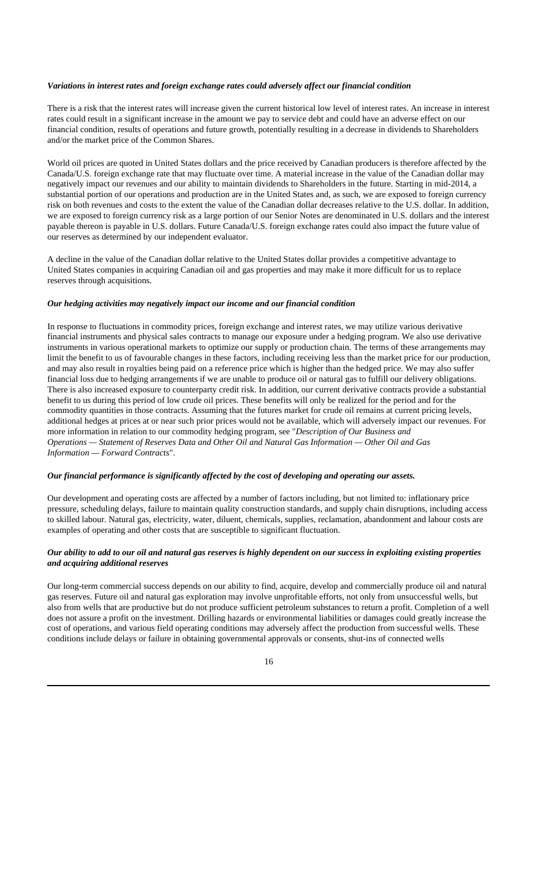***Variations in interest rates and foreign exchange rates could adversely affect our financial condition***

There is a risk that the interest rates will increase given the current historical low level of interest rates. An increase in interest rates could result in a significant increase in the amount we pay to service debt and could have an adverse effect on our financial condition, results of operations and future growth, potentially resulting in a decrease in dividends to Shareholders and/or the market price of the Common Shares.

World oil prices are quoted in United States dollars and the price received by Canadian producers is therefore affected by the Canada/U.S. foreign exchange rate that may fluctuate over time. A material increase in the value of the Canadian dollar may negatively impact our revenues and our ability to maintain dividends to Shareholders in the future. Starting in mid-2014, a substantial portion of our operations and production are in the United States and, as such, we are exposed to foreign currency risk on both revenues and costs to the extent the value of the Canadian dollar decreases relative to the U.S. dollar. In addition, we are exposed to foreign currency risk as a large portion of our Senior Notes are denominated in U.S. dollars and the interest payable thereon is payable in U.S. dollars. Future Canada/U.S. foreign exchange rates could also impact the future value of our reserves as determined by our independent evaluator.

A decline in the value of the Canadian dollar relative to the United States dollar provides a competitive advantage to United States companies in acquiring Canadian oil and gas properties and may make it more difficult for us to replace reserves through acquisitions.

***Our hedging activities may negatively impact our income and our financial condition***

In response to fluctuations in commodity prices, foreign exchange and interest rates, we may utilize various derivative financial instruments and physical sales contracts to manage our exposure under a hedging program. We also use derivative instruments in various operational markets to optimize our supply or production chain. The terms of these arrangements may limit the benefit to us of favourable changes in these factors, including receiving less than the market price for our production, and may also result in royalties being paid on a reference price which is higher than the hedged price. We may also suffer financial loss due to hedging arrangements if we are unable to produce oil or natural gas to fulfill our delivery obligations. There is also increased exposure to counterparty credit risk. In addition, our current derivative contracts provide a substantial benefit to us during this period of low crude oil prices. These benefits will only be realized for the period and for the commodity quantities in those contracts. Assuming that the futures market for crude oil remains at current pricing levels, additional hedges at prices at or near such prior prices would not be available, which will adversely impact our revenues. For more information in relation to our commodity hedging program, see "*Description of Our Business and Operations — Statement of Reserves Data and Other Oil and Natural Gas Information — Other Oil and Gas Information — Forward Contracts*".

***Our financial performance is significantly affected by the cost of developing and operating our assets.***

Our development and operating costs are affected by a number of factors including, but not limited to: inflationary price pressure, scheduling delays, failure to maintain quality construction standards, and supply chain disruptions, including access to skilled labour. Natural gas, electricity, water, diluent, chemicals, supplies, reclamation, abandonment and labour costs are examples of operating and other costs that are susceptible to significant fluctuation.

***Our ability to add to our oil and natural gas reserves is highly dependent on our success in exploiting existing properties and acquiring additional reserves***

Our long-term commercial success depends on our ability to find, acquire, develop and commercially produce oil and natural gas reserves. Future oil and natural gas exploration may involve unprofitable efforts, not only from unsuccessful wells, but also from wells that are productive but do not produce sufficient petroleum substances to return a profit. Completion of a well does not assure a profit on the investment. Drilling hazards or environmental liabilities or damages could greatly increase the cost of operations, and various field operating conditions may adversely affect the production from successful wells. These conditions include delays or failure in obtaining governmental approvals or consents, shut-ins of connected wells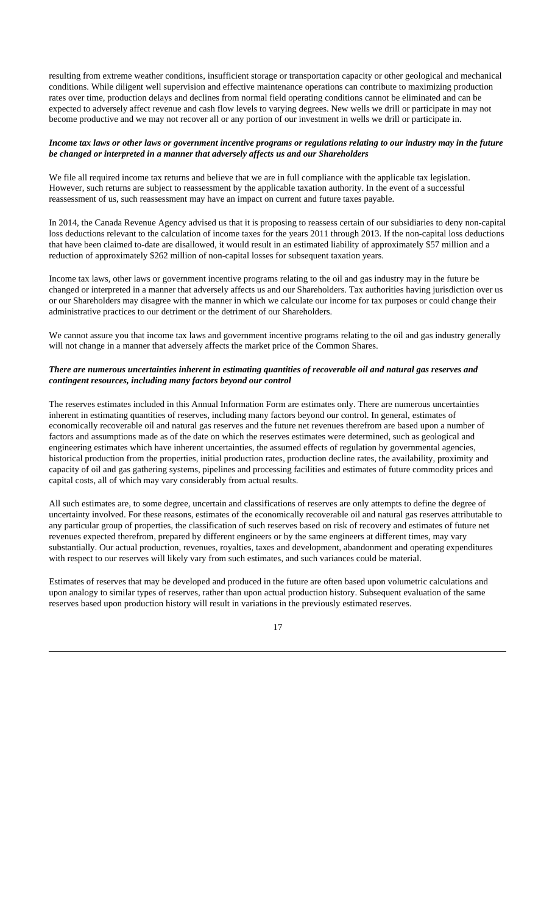resulting from extreme weather conditions, insufficient storage or transportation capacity or other geological and mechanical conditions. While diligent well supervision and effective maintenance operations can contribute to maximizing production rates over time, production delays and declines from normal field operating conditions cannot be eliminated and can be expected to adversely affect revenue and cash flow levels to varying degrees. New wells we drill or participate in may not become productive and we may not recover all or any portion of our investment in wells we drill or participate in.

***Income tax laws or other laws or government incentive programs or regulations relating to our industry may in the future be changed or interpreted in a manner that adversely affects us and our Shareholders***

We file all required income tax returns and believe that we are in full compliance with the applicable tax legislation. However, such returns are subject to reassessment by the applicable taxation authority. In the event of a successful reassessment of us, such reassessment may have an impact on current and future taxes payable.

In 2014, the Canada Revenue Agency advised us that it is proposing to reassess certain of our subsidiaries to deny non-capital loss deductions relevant to the calculation of income taxes for the years 2011 through 2013. If the non-capital loss deductions that have been claimed to-date are disallowed, it would result in an estimated liability of approximately $57 million and a reduction of approximately $262 million of non-capital losses for subsequent taxation years.

Income tax laws, other laws or government incentive programs relating to the oil and gas industry may in the future be changed or interpreted in a manner that adversely affects us and our Shareholders. Tax authorities having jurisdiction over us or our Shareholders may disagree with the manner in which we calculate our income for tax purposes or could change their administrative practices to our detriment or the detriment of our Shareholders.

We cannot assure you that income tax laws and government incentive programs relating to the oil and gas industry generally will not change in a manner that adversely affects the market price of the Common Shares.

***There are numerous uncertainties inherent in estimating quantities of recoverable oil and natural gas reserves and contingent resources, including many factors beyond our control***

The reserves estimates included in this Annual Information Form are estimates only. There are numerous uncertainties inherent in estimating quantities of reserves, including many factors beyond our control. In general, estimates of economically recoverable oil and natural gas reserves and the future net revenues therefrom are based upon a number of factors and assumptions made as of the date on which the reserves estimates were determined, such as geological and engineering estimates which have inherent uncertainties, the assumed effects of regulation by governmental agencies, historical production from the properties, initial production rates, production decline rates, the availability, proximity and capacity of oil and gas gathering systems, pipelines and processing facilities and estimates of future commodity prices and capital costs, all of which may vary considerably from actual results.

All such estimates are, to some degree, uncertain and classifications of reserves are only attempts to define the degree of uncertainty involved. For these reasons, estimates of the economically recoverable oil and natural gas reserves attributable to any particular group of properties, the classification of such reserves based on risk of recovery and estimates of future net revenues expected therefrom, prepared by different engineers or by the same engineers at different times, may vary substantially. Our actual production, revenues, royalties, taxes and development, abandonment and operating expenditures with respect to our reserves will likely vary from such estimates, and such variances could be material.

Estimates of reserves that may be developed and produced in the future are often based upon volumetric calculations and upon analogy to similar types of reserves, rather than upon actual production history. Subsequent evaluation of the same reserves based upon production history will result in variations in the previously estimated reserves.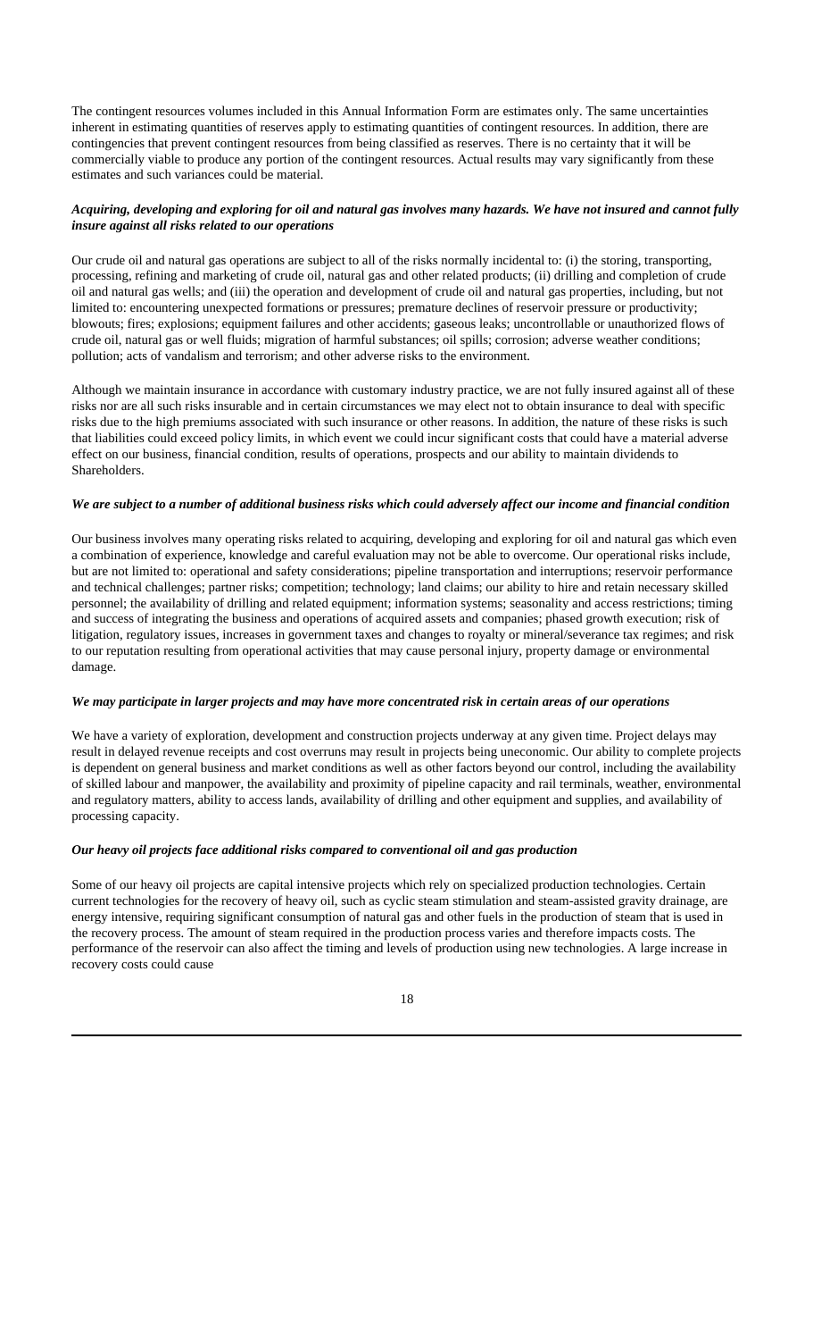The contingent resources volumes included in this Annual Information Form are estimates only. The same uncertainties inherent in estimating quantities of reserves apply to estimating quantities of contingent resources. In addition, there are contingencies that prevent contingent resources from being classified as reserves. There is no certainty that it will be commercially viable to produce any portion of the contingent resources. Actual results may vary significantly from these estimates and such variances could be material.

***Acquiring, developing and exploring for oil and natural gas involves many hazards. We have not insured and cannot fully insure against all risks related to our operations***

Our crude oil and natural gas operations are subject to all of the risks normally incidental to: (i) the storing, transporting, processing, refining and marketing of crude oil, natural gas and other related products; (ii) drilling and completion of crude oil and natural gas wells; and (iii) the operation and development of crude oil and natural gas properties, including, but not limited to: encountering unexpected formations or pressures; premature declines of reservoir pressure or productivity; blowouts; fires; explosions; equipment failures and other accidents; gaseous leaks; uncontrollable or unauthorized flows of crude oil, natural gas or well fluids; migration of harmful substances; oil spills; corrosion; adverse weather conditions; pollution; acts of vandalism and terrorism; and other adverse risks to the environment.

Although we maintain insurance in accordance with customary industry practice, we are not fully insured against all of these risks nor are all such risks insurable and in certain circumstances we may elect not to obtain insurance to deal with specific risks due to the high premiums associated with such insurance or other reasons. In addition, the nature of these risks is such that liabilities could exceed policy limits, in which event we could incur significant costs that could have a material adverse effect on our business, financial condition, results of operations, prospects and our ability to maintain dividends to Shareholders.

***We are subject to a number of additional business risks which could adversely affect our income and financial condition***

Our business involves many operating risks related to acquiring, developing and exploring for oil and natural gas which even a combination of experience, knowledge and careful evaluation may not be able to overcome. Our operational risks include, but are not limited to: operational and safety considerations; pipeline transportation and interruptions; reservoir performance and technical challenges; partner risks; competition; technology; land claims; our ability to hire and retain necessary skilled personnel; the availability of drilling and related equipment; information systems; seasonality and access restrictions; timing and success of integrating the business and operations of acquired assets and companies; phased growth execution; risk of litigation, regulatory issues, increases in government taxes and changes to royalty or mineral/severance tax regimes; and risk to our reputation resulting from operational activities that may cause personal injury, property damage or environmental damage.

***We may participate in larger projects and may have more concentrated risk in certain areas of our operations***

We have a variety of exploration, development and construction projects underway at any given time. Project delays may result in delayed revenue receipts and cost overruns may result in projects being uneconomic. Our ability to complete projects is dependent on general business and market conditions as well as other factors beyond our control, including the availability of skilled labour and manpower, the availability and proximity of pipeline capacity and rail terminals, weather, environmental and regulatory matters, ability to access lands, availability of drilling and other equipment and supplies, and availability of processing capacity.

***Our heavy oil projects face additional risks compared to conventional oil and gas production***

Some of our heavy oil projects are capital intensive projects which rely on specialized production technologies. Certain current technologies for the recovery of heavy oil, such as cyclic steam stimulation and steam-assisted gravity drainage, are energy intensive, requiring significant consumption of natural gas and other fuels in the production of steam that is used in the recovery process. The amount of steam required in the production process varies and therefore impacts costs. The performance of the reservoir can also affect the timing and levels of production using new technologies. A large increase in recovery costs could cause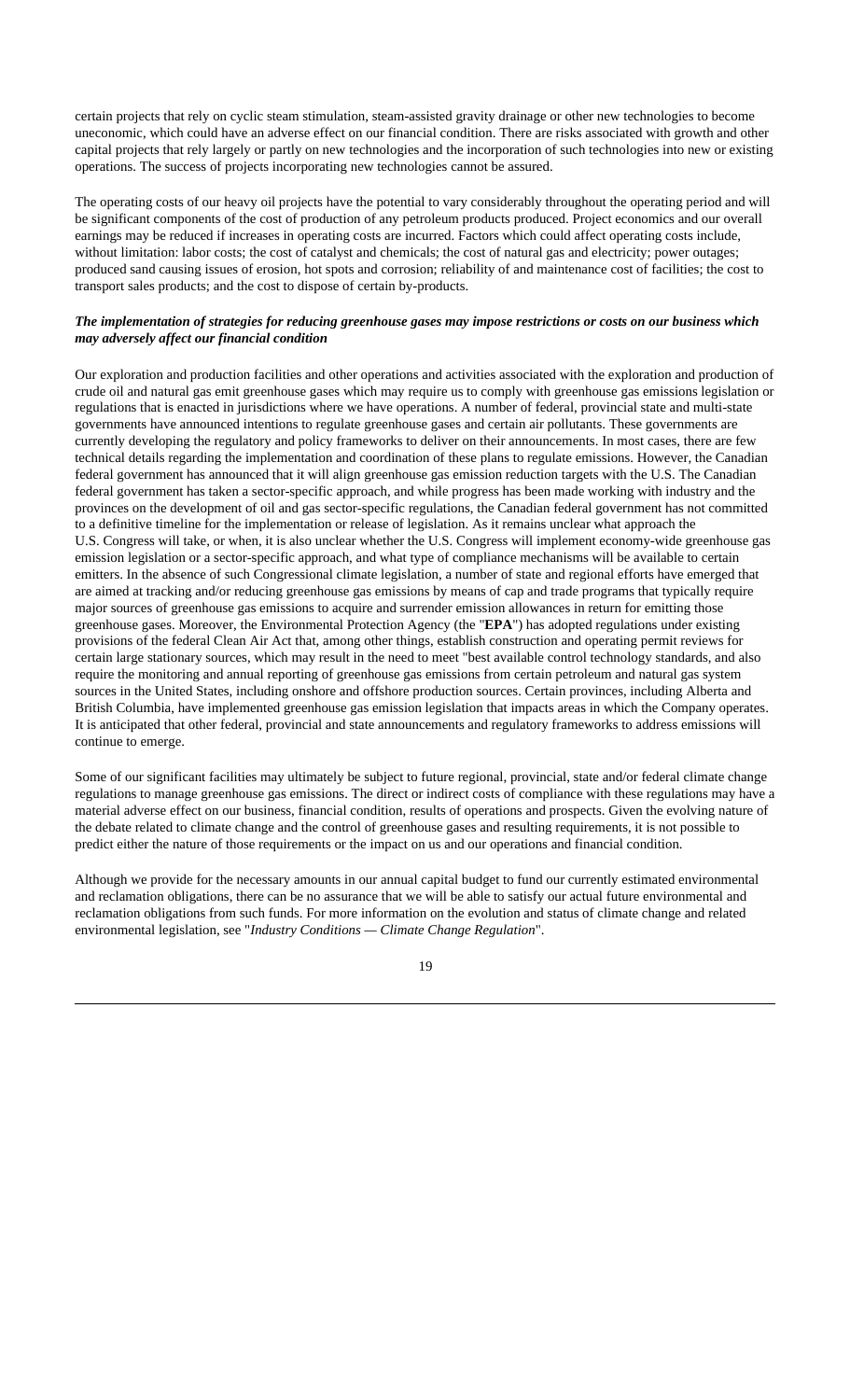certain projects that rely on cyclic steam stimulation, steam-assisted gravity drainage or other new technologies to become uneconomic, which could have an adverse effect on our financial condition. There are risks associated with growth and other capital projects that rely largely or partly on new technologies and the incorporation of such technologies into new or existing operations. The success of projects incorporating new technologies cannot be assured.

The operating costs of our heavy oil projects have the potential to vary considerably throughout the operating period and will be significant components of the cost of production of any petroleum products produced. Project economics and our overall earnings may be reduced if increases in operating costs are incurred. Factors which could affect operating costs include, without limitation: labor costs; the cost of catalyst and chemicals; the cost of natural gas and electricity; power outages; produced sand causing issues of erosion, hot spots and corrosion; reliability of and maintenance cost of facilities; the cost to transport sales products; and the cost to dispose of certain by-products.

***The implementation of strategies for reducing greenhouse gases may impose restrictions or costs on our business which may adversely affect our financial condition***

Our exploration and production facilities and other operations and activities associated with the exploration and production of crude oil and natural gas emit greenhouse gases which may require us to comply with greenhouse gas emissions legislation or regulations that is enacted in jurisdictions where we have operations. A number of federal, provincial state and multi-state governments have announced intentions to regulate greenhouse gases and certain air pollutants. These governments are currently developing the regulatory and policy frameworks to deliver on their announcements. In most cases, there are few technical details regarding the implementation and coordination of these plans to regulate emissions. However, the Canadian federal government has announced that it will align greenhouse gas emission reduction targets with the U.S. The Canadian federal government has taken a sector-specific approach, and while progress has been made working with industry and the provinces on the development of oil and gas sector-specific regulations, the Canadian federal government has not committed to a definitive timeline for the implementation or release of legislation. As it remains unclear what approach the U.S. Congress will take, or when, it is also unclear whether the U.S. Congress will implement economy-wide greenhouse gas emission legislation or a sector-specific approach, and what type of compliance mechanisms will be available to certain emitters. In the absence of such Congressional climate legislation, a number of state and regional efforts have emerged that are aimed at tracking and/or reducing greenhouse gas emissions by means of cap and trade programs that typically require major sources of greenhouse gas emissions to acquire and surrender emission allowances in return for emitting those greenhouse gases. Moreover, the Environmental Protection Agency (the "**EPA**") has adopted regulations under existing provisions of the federal Clean Air Act that, among other things, establish construction and operating permit reviews for certain large stationary sources, which may result in the need to meet "best available control technology standards, and also require the monitoring and annual reporting of greenhouse gas emissions from certain petroleum and natural gas system sources in the United States, including onshore and offshore production sources. Certain provinces, including Alberta and British Columbia, have implemented greenhouse gas emission legislation that impacts areas in which the Company operates. It is anticipated that other federal, provincial and state announcements and regulatory frameworks to address emissions will continue to emerge.

Some of our significant facilities may ultimately be subject to future regional, provincial, state and/or federal climate change regulations to manage greenhouse gas emissions. The direct or indirect costs of compliance with these regulations may have a material adverse effect on our business, financial condition, results of operations and prospects. Given the evolving nature of the debate related to climate change and the control of greenhouse gases and resulting requirements, it is not possible to predict either the nature of those requirements or the impact on us and our operations and financial condition.

Although we provide for the necessary amounts in our annual capital budget to fund our currently estimated environmental and reclamation obligations, there can be no assurance that we will be able to satisfy our actual future environmental and reclamation obligations from such funds. For more information on the evolution and status of climate change and related environmental legislation, see "*Industry Conditions — Climate Change Regulation*".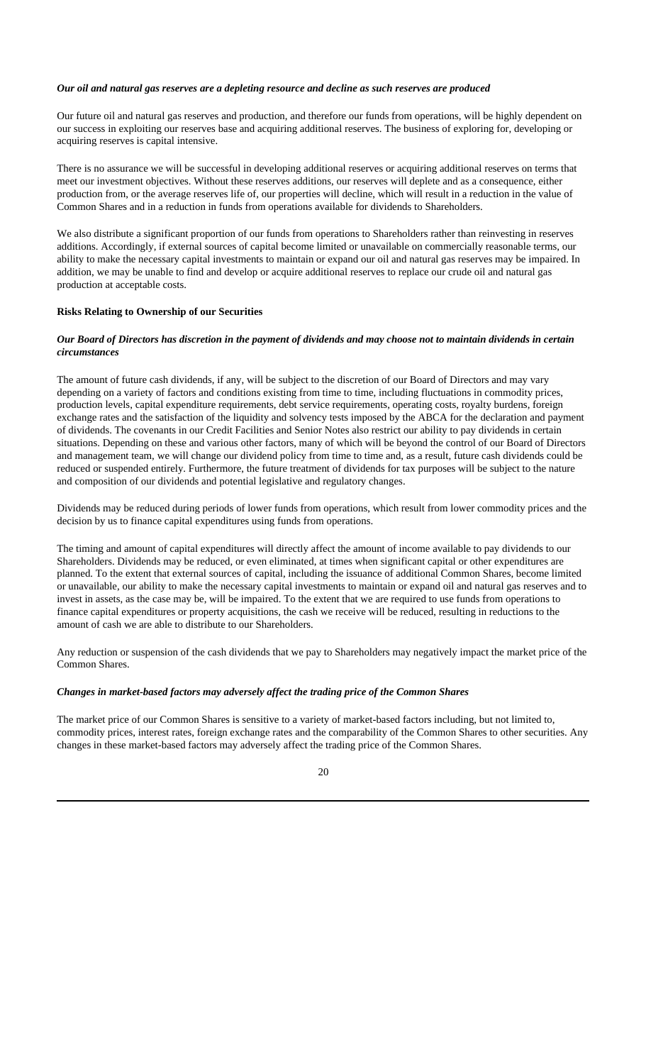***Our oil and natural gas reserves are a depleting resource and decline as such reserves are produced***

Our future oil and natural gas reserves and production, and therefore our funds from operations, will be highly dependent on our success in exploiting our reserves base and acquiring additional reserves. The business of exploring for, developing or acquiring reserves is capital intensive.

There is no assurance we will be successful in developing additional reserves or acquiring additional reserves on terms that meet our investment objectives. Without these reserves additions, our reserves will deplete and as a consequence, either production from, or the average reserves life of, our properties will decline, which will result in a reduction in the value of Common Shares and in a reduction in funds from operations available for dividends to Shareholders.

We also distribute a significant proportion of our funds from operations to Shareholders rather than reinvesting in reserves additions. Accordingly, if external sources of capital become limited or unavailable on commercially reasonable terms, our ability to make the necessary capital investments to maintain or expand our oil and natural gas reserves may be impaired. In addition, we may be unable to find and develop or acquire additional reserves to replace our crude oil and natural gas production at acceptable costs.

**Risks Relating to Ownership of our Securities**

***Our Board of Directors has discretion in the payment of dividends and may choose not to maintain dividends in certain circumstances***

The amount of future cash dividends, if any, will be subject to the discretion of our Board of Directors and may vary depending on a variety of factors and conditions existing from time to time, including fluctuations in commodity prices, production levels, capital expenditure requirements, debt service requirements, operating costs, royalty burdens, foreign exchange rates and the satisfaction of the liquidity and solvency tests imposed by the ABCA for the declaration and payment of dividends. The covenants in our Credit Facilities and Senior Notes also restrict our ability to pay dividends in certain situations. Depending on these and various other factors, many of which will be beyond the control of our Board of Directors and management team, we will change our dividend policy from time to time and, as a result, future cash dividends could be reduced or suspended entirely. Furthermore, the future treatment of dividends for tax purposes will be subject to the nature and composition of our dividends and potential legislative and regulatory changes.

Dividends may be reduced during periods of lower funds from operations, which result from lower commodity prices and the decision by us to finance capital expenditures using funds from operations.

The timing and amount of capital expenditures will directly affect the amount of income available to pay dividends to our Shareholders. Dividends may be reduced, or even eliminated, at times when significant capital or other expenditures are planned. To the extent that external sources of capital, including the issuance of additional Common Shares, become limited or unavailable, our ability to make the necessary capital investments to maintain or expand oil and natural gas reserves and to invest in assets, as the case may be, will be impaired. To the extent that we are required to use funds from operations to finance capital expenditures or property acquisitions, the cash we receive will be reduced, resulting in reductions to the amount of cash we are able to distribute to our Shareholders.

Any reduction or suspension of the cash dividends that we pay to Shareholders may negatively impact the market price of the Common Shares.

***Changes in market-based factors may adversely affect the trading price of the Common Shares***

The market price of our Common Shares is sensitive to a variety of market-based factors including, but not limited to, commodity prices, interest rates, foreign exchange rates and the comparability of the Common Shares to other securities. Any changes in these market-based factors may adversely affect the trading price of the Common Shares.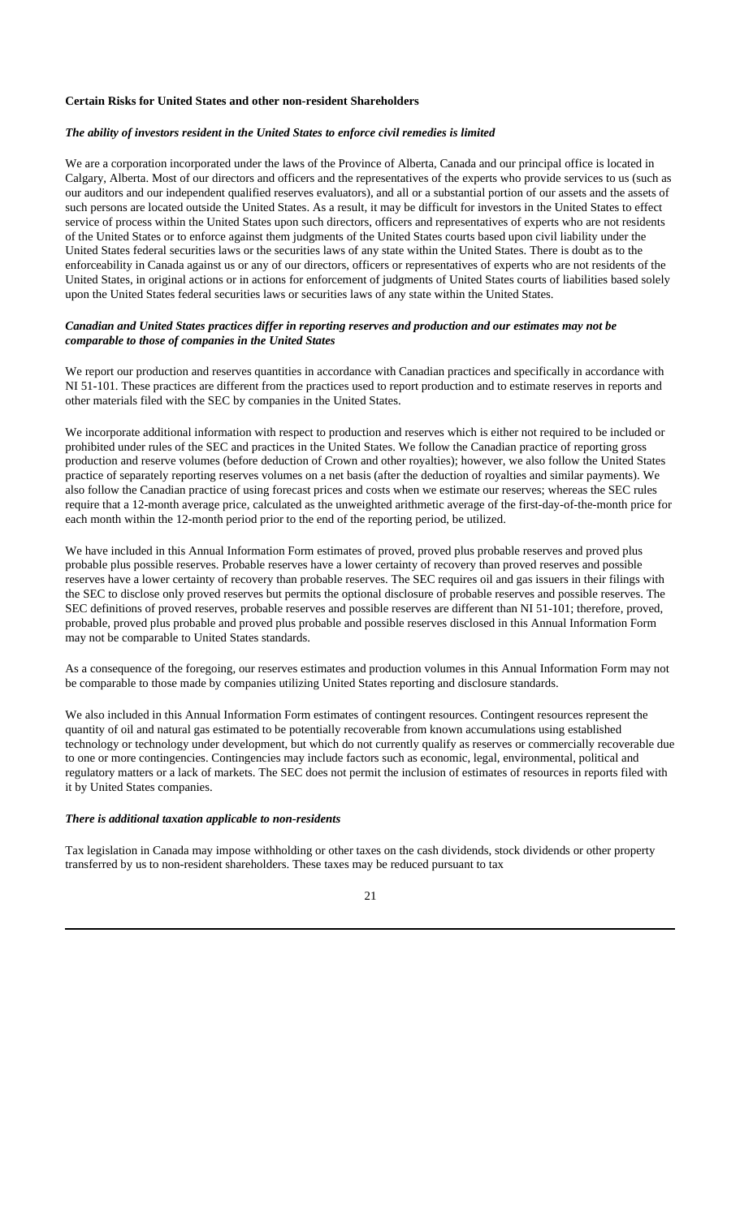**Certain Risks for United States and other non-resident Shareholders**

***The ability of investors resident in the United States to enforce civil remedies is limited***

We are a corporation incorporated under the laws of the Province of Alberta, Canada and our principal office is located in Calgary, Alberta. Most of our directors and officers and the representatives of the experts who provide services to us (such as our auditors and our independent qualified reserves evaluators), and all or a substantial portion of our assets and the assets of such persons are located outside the United States. As a result, it may be difficult for investors in the United States to effect service of process within the United States upon such directors, officers and representatives of experts who are not residents of the United States or to enforce against them judgments of the United States courts based upon civil liability under the United States federal securities laws or the securities laws of any state within the United States. There is doubt as to the enforceability in Canada against us or any of our directors, officers or representatives of experts who are not residents of the United States, in original actions or in actions for enforcement of judgments of United States courts of liabilities based solely upon the United States federal securities laws or securities laws of any state within the United States.

***Canadian and United States practices differ in reporting reserves and production and our estimates may not be comparable to those of companies in the United States***

We report our production and reserves quantities in accordance with Canadian practices and specifically in accordance with NI 51-101. These practices are different from the practices used to report production and to estimate reserves in reports and other materials filed with the SEC by companies in the United States.

We incorporate additional information with respect to production and reserves which is either not required to be included or prohibited under rules of the SEC and practices in the United States. We follow the Canadian practice of reporting gross production and reserve volumes (before deduction of Crown and other royalties); however, we also follow the United States practice of separately reporting reserves volumes on a net basis (after the deduction of royalties and similar payments). We also follow the Canadian practice of using forecast prices and costs when we estimate our reserves; whereas the SEC rules require that a 12-month average price, calculated as the unweighted arithmetic average of the first-day-of-the-month price for each month within the 12-month period prior to the end of the reporting period, be utilized.

We have included in this Annual Information Form estimates of proved, proved plus probable reserves and proved plus probable plus possible reserves. Probable reserves have a lower certainty of recovery than proved reserves and possible reserves have a lower certainty of recovery than probable reserves. The SEC requires oil and gas issuers in their filings with the SEC to disclose only proved reserves but permits the optional disclosure of probable reserves and possible reserves. The SEC definitions of proved reserves, probable reserves and possible reserves are different than NI 51-101; therefore, proved, probable, proved plus probable and proved plus probable and possible reserves disclosed in this Annual Information Form may not be comparable to United States standards.

As a consequence of the foregoing, our reserves estimates and production volumes in this Annual Information Form may not be comparable to those made by companies utilizing United States reporting and disclosure standards.

We also included in this Annual Information Form estimates of contingent resources. Contingent resources represent the quantity of oil and natural gas estimated to be potentially recoverable from known accumulations using established technology or technology under development, but which do not currently qualify as reserves or commercially recoverable due to one or more contingencies. Contingencies may include factors such as economic, legal, environmental, political and regulatory matters or a lack of markets. The SEC does not permit the inclusion of estimates of resources in reports filed with it by United States companies.

***There is additional taxation applicable to non-residents***

Tax legislation in Canada may impose withholding or other taxes on the cash dividends, stock dividends or other property transferred by us to non-resident shareholders. These taxes may be reduced pursuant to tax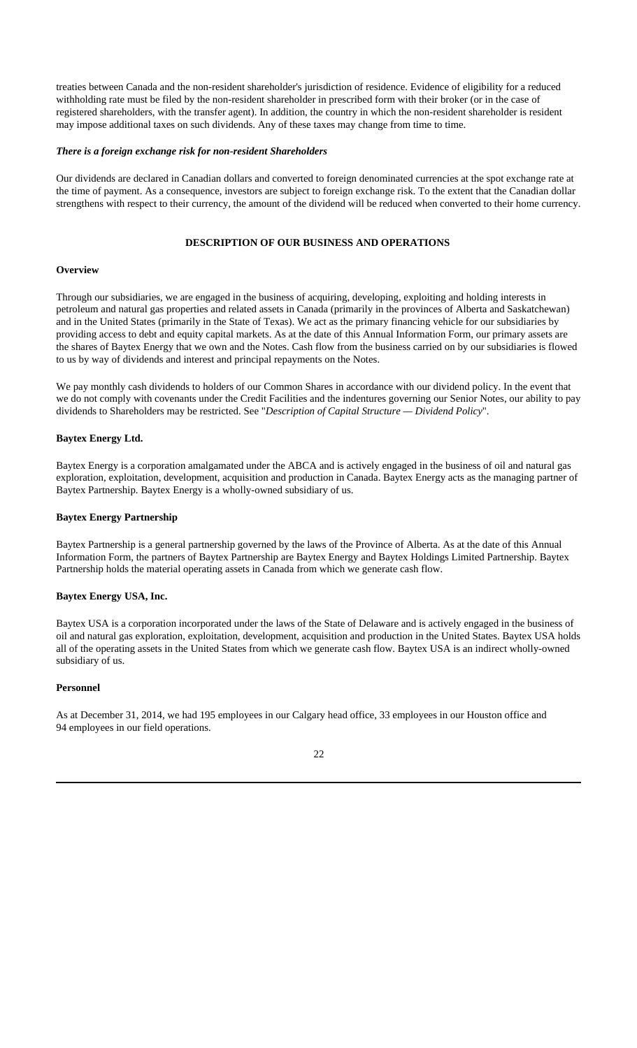treaties between Canada and the non-resident shareholder's jurisdiction of residence. Evidence of eligibility for a reduced withholding rate must be filed by the non-resident shareholder in prescribed form with their broker (or in the case of registered shareholders, with the transfer agent). In addition, the country in which the non-resident shareholder is resident may impose additional taxes on such dividends. Any of these taxes may change from time to time.

***There is a foreign exchange risk for non-resident Shareholders***

Our dividends are declared in Canadian dollars and converted to foreign denominated currencies at the spot exchange rate at the time of payment. As a consequence, investors are subject to foreign exchange risk. To the extent that the Canadian dollar strengthens with respect to their currency, the amount of the dividend will be reduced when converted to their home currency.

## DESCRIPTION OF OUR BUSINESS AND OPERATIONS

### Overview

Through our subsidiaries, we are engaged in the business of acquiring, developing, exploiting and holding interests in petroleum and natural gas properties and related assets in Canada (primarily in the provinces of Alberta and Saskatchewan) and in the United States (primarily in the State of Texas). We act as the primary financing vehicle for our subsidiaries by providing access to debt and equity capital markets. As at the date of this Annual Information Form, our primary assets are the shares of Baytex Energy that we own and the Notes. Cash flow from the business carried on by our subsidiaries is flowed to us by way of dividends and interest and principal repayments on the Notes.

We pay monthly cash dividends to holders of our Common Shares in accordance with our dividend policy. In the event that we do not comply with covenants under the Credit Facilities and the indentures governing our Senior Notes, our ability to pay dividends to Shareholders may be restricted. See "*Description of Capital Structure — Dividend Policy*".

### Baytex Energy Ltd.

Baytex Energy is a corporation amalgamated under the ABCA and is actively engaged in the business of oil and natural gas exploration, exploitation, development, acquisition and production in Canada. Baytex Energy acts as the managing partner of Baytex Partnership. Baytex Energy is a wholly-owned subsidiary of us.

### Baytex Energy Partnership

Baytex Partnership is a general partnership governed by the laws of the Province of Alberta. As at the date of this Annual Information Form, the partners of Baytex Partnership are Baytex Energy and Baytex Holdings Limited Partnership. Baytex Partnership holds the material operating assets in Canada from which we generate cash flow.

### Baytex Energy USA, Inc.

Baytex USA is a corporation incorporated under the laws of the State of Delaware and is actively engaged in the business of oil and natural gas exploration, exploitation, development, acquisition and production in the United States. Baytex USA holds all of the operating assets in the United States from which we generate cash flow. Baytex USA is an indirect wholly-owned subsidiary of us.

### Personnel

As at December 31, 2014, we had 195 employees in our Calgary head office, 33 employees in our Houston office and 94 employees in our field operations.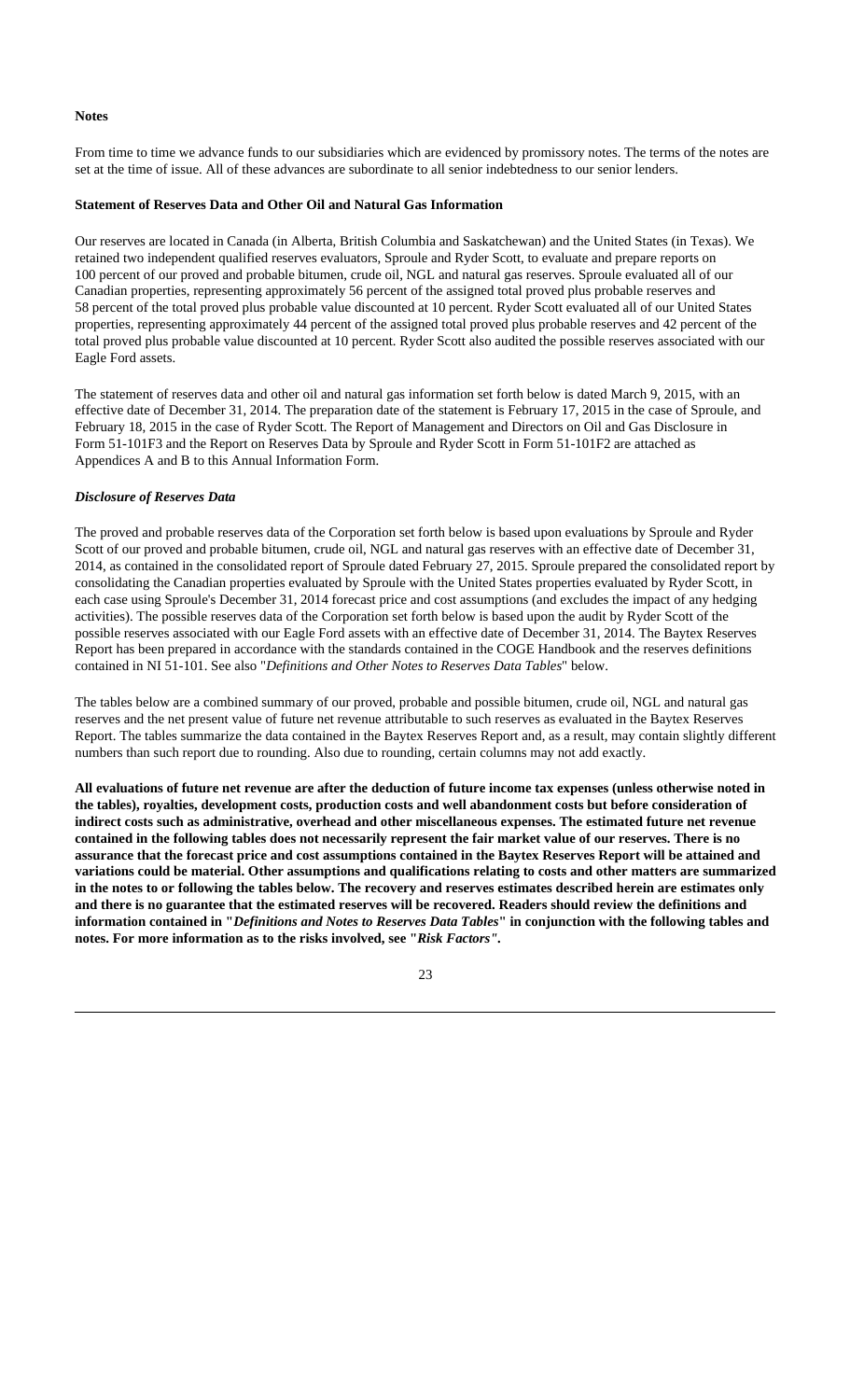**Notes**

From time to time we advance funds to our subsidiaries which are evidenced by promissory notes. The terms of the notes are set at the time of issue. All of these advances are subordinate to all senior indebtedness to our senior lenders.

**Statement of Reserves Data and Other Oil and Natural Gas Information**

Our reserves are located in Canada (in Alberta, British Columbia and Saskatchewan) and the United States (in Texas). We retained two independent qualified reserves evaluators, Sproule and Ryder Scott, to evaluate and prepare reports on 100 percent of our proved and probable bitumen, crude oil, NGL and natural gas reserves. Sproule evaluated all of our Canadian properties, representing approximately 56 percent of the assigned total proved plus probable reserves and 58 percent of the total proved plus probable value discounted at 10 percent. Ryder Scott evaluated all of our United States properties, representing approximately 44 percent of the assigned total proved plus probable reserves and 42 percent of the total proved plus probable value discounted at 10 percent. Ryder Scott also audited the possible reserves associated with our Eagle Ford assets.

The statement of reserves data and other oil and natural gas information set forth below is dated March 9, 2015, with an effective date of December 31, 2014. The preparation date of the statement is February 17, 2015 in the case of Sproule, and February 18, 2015 in the case of Ryder Scott. The Report of Management and Directors on Oil and Gas Disclosure in Form 51-101F3 and the Report on Reserves Data by Sproule and Ryder Scott in Form 51-101F2 are attached as Appendices A and B to this Annual Information Form.

***Disclosure of Reserves Data***

The proved and probable reserves data of the Corporation set forth below is based upon evaluations by Sproule and Ryder Scott of our proved and probable bitumen, crude oil, NGL and natural gas reserves with an effective date of December 31, 2014, as contained in the consolidated report of Sproule dated February 27, 2015. Sproule prepared the consolidated report by consolidating the Canadian properties evaluated by Sproule with the United States properties evaluated by Ryder Scott, in each case using Sproule's December 31, 2014 forecast price and cost assumptions (and excludes the impact of any hedging activities). The possible reserves data of the Corporation set forth below is based upon the audit by Ryder Scott of the possible reserves associated with our Eagle Ford assets with an effective date of December 31, 2014. The Baytex Reserves Report has been prepared in accordance with the standards contained in the COGE Handbook and the reserves definitions contained in NI 51-101. See also "*Definitions and Other Notes to Reserves Data Tables*" below.

The tables below are a combined summary of our proved, probable and possible bitumen, crude oil, NGL and natural gas reserves and the net present value of future net revenue attributable to such reserves as evaluated in the Baytex Reserves Report. The tables summarize the data contained in the Baytex Reserves Report and, as a result, may contain slightly different numbers than such report due to rounding. Also due to rounding, certain columns may not add exactly.

**All evaluations of future net revenue are after the deduction of future income tax expenses (unless otherwise noted in the tables), royalties, development costs, production costs and well abandonment costs but before consideration of indirect costs such as administrative, overhead and other miscellaneous expenses. The estimated future net revenue contained in the following tables does not necessarily represent the fair market value of our reserves. There is no assurance that the forecast price and cost assumptions contained in the Baytex Reserves Report will be attained and variations could be material. Other assumptions and qualifications relating to costs and other matters are summarized in the notes to or following the tables below. The recovery and reserves estimates described herein are estimates only and there is no guarantee that the estimated reserves will be recovered. Readers should review the definitions and information contained in "*Definitions and Notes to Reserves Data Tables*" in conjunction with the following tables and notes. For more information as to the risks involved, see "*Risk Factors*".**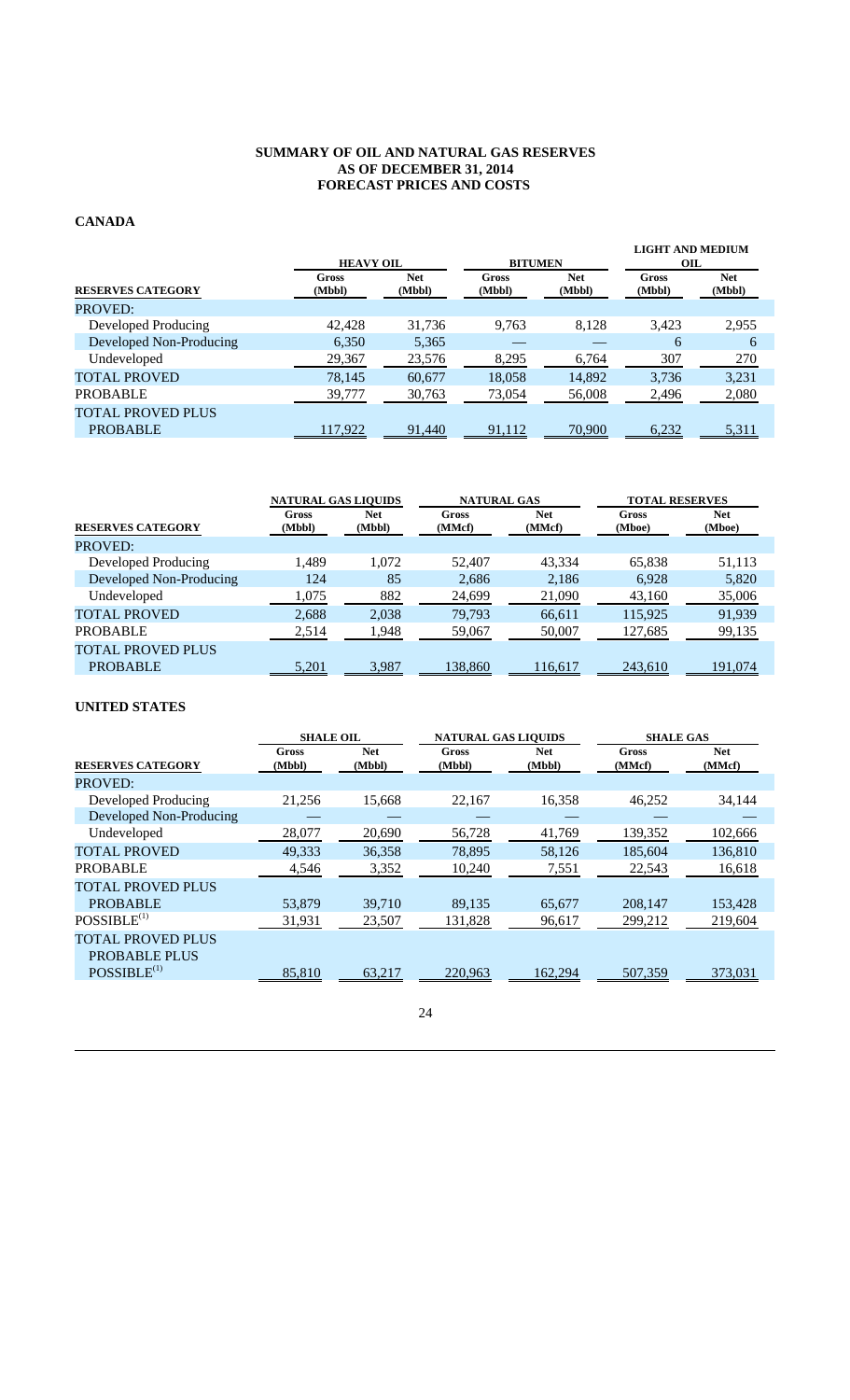# SUMMARY OF OIL AND NATURAL GAS RESERVES
# AS OF DECEMBER 31, 2014
# FORECAST PRICES AND COSTS

## CANADA

| | HEAVY OIL | | BITUMEN | | LIGHT AND MEDIUM OIL | |
|---|---|---|---|---|---|---|
| RESERVES CATEGORY | Gross (Mbbl) | Net (Mbbl) | Gross (Mbbl) | Net (Mbbl) | Gross (Mbbl) | Net (Mbbl) |
| PROVED: | | | | | | |
| Developed Producing | 42,428 | 31,736 | 9,763 | 8,128 | 3,423 | 2,955 |
| Developed Non-Producing | 6,350 | 5,365 | — | — | 6 | 6 |
| Undeveloped | 29,367 | 23,576 | 8,295 | 6,764 | 307 | 270 |
| TOTAL PROVED | 78,145 | 60,677 | 18,058 | 14,892 | 3,736 | 3,231 |
| PROBABLE | 39,777 | 30,763 | 73,054 | 56,008 | 2,496 | 2,080 |
| TOTAL PROVED PLUS PROBABLE | 117,922 | 91,440 | 91,112 | 70,900 | 6,232 | 5,311 |

| | NATURAL GAS LIQUIDS | | NATURAL GAS | | TOTAL RESERVES | |
|---|---|---|---|---|---|---|
| RESERVES CATEGORY | Gross (Mbbl) | Net (Mbbl) | Gross (MMcf) | Net (MMcf) | Gross (Mboe) | Net (Mboe) |
| PROVED: | | | | | | |
| Developed Producing | 1,489 | 1,072 | 52,407 | 43,334 | 65,838 | 51,113 |
| Developed Non-Producing | 124 | 85 | 2,686 | 2,186 | 6,928 | 5,820 |
| Undeveloped | 1,075 | 882 | 24,699 | 21,090 | 43,160 | 35,006 |
| TOTAL PROVED | 2,688 | 2,038 | 79,793 | 66,611 | 115,925 | 91,939 |
| PROBABLE | 2,514 | 1,948 | 59,067 | 50,007 | 127,685 | 99,135 |
| TOTAL PROVED PLUS PROBABLE | 5,201 | 3,987 | 138,860 | 116,617 | 243,610 | 191,074 |

## UNITED STATES

| | SHALE OIL | | NATURAL GAS LIQUIDS | | SHALE GAS | |
|---|---|---|---|---|---|---|
| RESERVES CATEGORY | Gross (Mbbl) | Net (Mbbl) | Gross (Mbbl) | Net (Mbbl) | Gross (MMcf) | Net (MMcf) |
| PROVED: | | | | | | |
| Developed Producing | 21,256 | 15,668 | 22,167 | 16,358 | 46,252 | 34,144 |
| Developed Non-Producing | — | — | — | — | — | — |
| Undeveloped | 28,077 | 20,690 | 56,728 | 41,769 | 139,352 | 102,666 |
| TOTAL PROVED | 49,333 | 36,358 | 78,895 | 58,126 | 185,604 | 136,810 |
| PROBABLE | 4,546 | 3,352 | 10,240 | 7,551 | 22,543 | 16,618 |
| TOTAL PROVED PLUS PROBABLE | 53,879 | 39,710 | 89,135 | 65,677 | 208,147 | 153,428 |
| POSSIBLE[(1)] | 31,931 | 23,507 | 131,828 | 96,617 | 299,212 | 219,604 |
| TOTAL PROVED PLUS PROBABLE PLUS POSSIBLE[(1)] | 85,810 | 63,217 | 220,963 | 162,294 | 507,359 | 373,031 |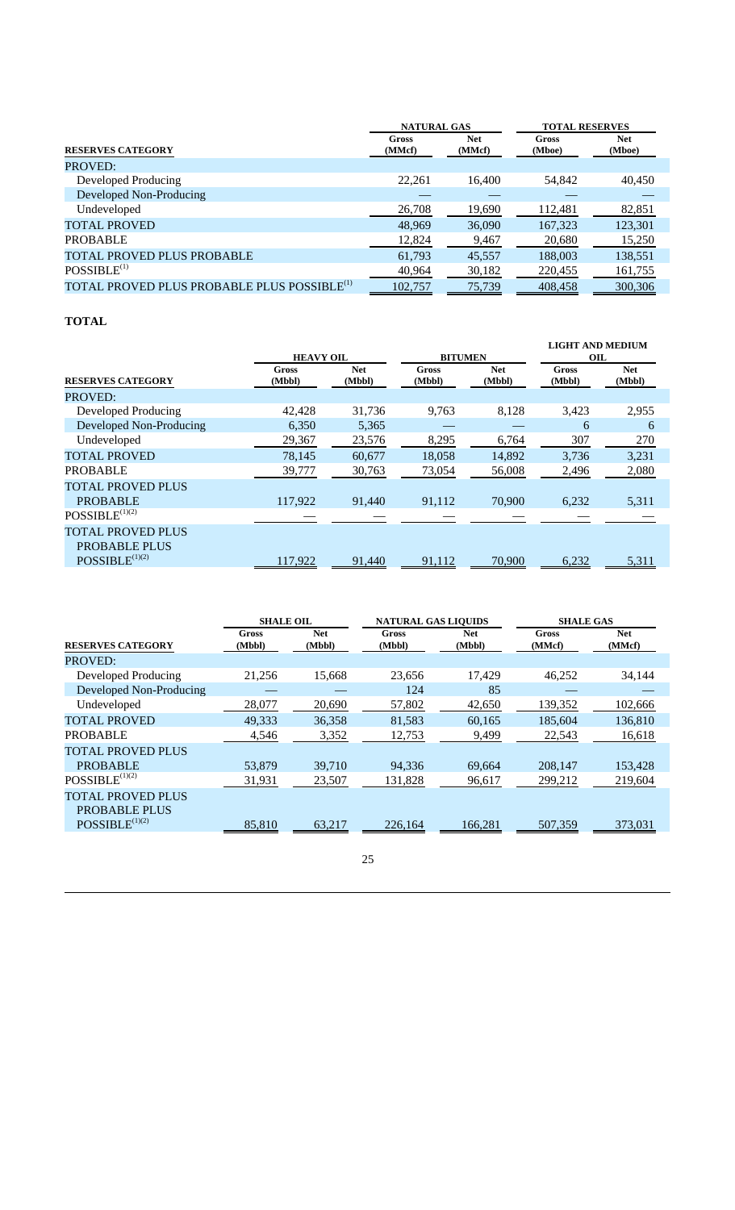| RESERVES CATEGORY | NATURAL GAS | | TOTAL RESERVES | |
|---|---|---|---|---|
| | Gross (MMcf) | Net (MMcf) | Gross (Mboe) | Net (Mboe) |
| PROVED: | | | | |
| Developed Producing | 22,261 | 16,400 | 54,842 | 40,450 |
| Developed Non-Producing | — | — | — | — |
| Undeveloped | 26,708 | 19,690 | 112,481 | 82,851 |
| TOTAL PROVED | 48,969 | 36,090 | 167,323 | 123,301 |
| PROBABLE | 12,824 | 9,467 | 20,680 | 15,250 |
| TOTAL PROVED PLUS PROBABLE | 61,793 | 45,557 | 188,003 | 138,551 |
| POSSIBLE[(1)] | 40,964 | 30,182 | 220,455 | 161,755 |
| TOTAL PROVED PLUS PROBABLE PLUS POSSIBLE[(1)] | 102,757 | 75,739 | 408,458 | 300,306 |

**TOTAL**

| RESERVES CATEGORY | HEAVY OIL | | BITUMEN | | LIGHT AND MEDIUM OIL | |
|---|---|---|---|---|---|---|
| | Gross (Mbbl) | Net (Mbbl) | Gross (Mbbl) | Net (Mbbl) | Gross (Mbbl) | Net (Mbbl) |
| PROVED: | | | | | | |
| Developed Producing | 42,428 | 31,736 | 9,763 | 8,128 | 3,423 | 2,955 |
| Developed Non-Producing | 6,350 | 5,365 | — | — | 6 | 6 |
| Undeveloped | 29,367 | 23,576 | 8,295 | 6,764 | 307 | 270 |
| TOTAL PROVED | 78,145 | 60,677 | 18,058 | 14,892 | 3,736 | 3,231 |
| PROBABLE | 39,777 | 30,763 | 73,054 | 56,008 | 2,496 | 2,080 |
| TOTAL PROVED PLUS PROBABLE | 117,922 | 91,440 | 91,112 | 70,900 | 6,232 | 5,311 |
| POSSIBLE[(1)(2)] | — | — | — | — | — | — |
| TOTAL PROVED PLUS PROBABLE PLUS POSSIBLE[(1)(2)] | 117,922 | 91,440 | 91,112 | 70,900 | 6,232 | 5,311 |

| RESERVES CATEGORY | SHALE OIL | | NATURAL GAS LIQUIDS | | SHALE GAS | |
|---|---|---|---|---|---|---|
| | Gross (Mbbl) | Net (Mbbl) | Gross (Mbbl) | Net (Mbbl) | Gross (MMcf) | Net (MMcf) |
| PROVED: | | | | | | |
| Developed Producing | 21,256 | 15,668 | 23,656 | 17,429 | 46,252 | 34,144 |
| Developed Non-Producing | — | — | 124 | 85 | — | — |
| Undeveloped | 28,077 | 20,690 | 57,802 | 42,650 | 139,352 | 102,666 |
| TOTAL PROVED | 49,333 | 36,358 | 81,583 | 60,165 | 185,604 | 136,810 |
| PROBABLE | 4,546 | 3,352 | 12,753 | 9,499 | 22,543 | 16,618 |
| TOTAL PROVED PLUS PROBABLE | 53,879 | 39,710 | 94,336 | 69,664 | 208,147 | 153,428 |
| POSSIBLE[(1)(2)] | 31,931 | 23,507 | 131,828 | 96,617 | 299,212 | 219,604 |
| TOTAL PROVED PLUS PROBABLE PLUS POSSIBLE[(1)(2)] | 85,810 | 63,217 | 226,164 | 166,281 | 507,359 | 373,031 |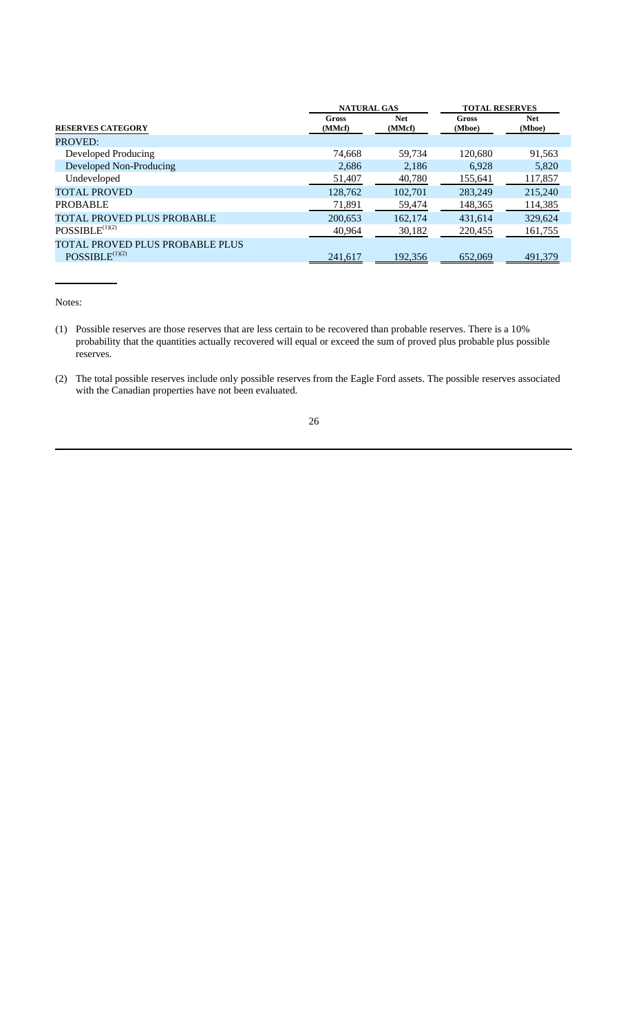| RESERVES CATEGORY | NATURAL GAS | | TOTAL RESERVES | |
|---|---|---|---|---|
| | Gross (MMcf) | Net (MMcf) | Gross (Mboe) | Net (Mboe) |
| PROVED: | | | | |
| Developed Producing | 74,668 | 59,734 | 120,680 | 91,563 |
| Developed Non-Producing | 2,686 | 2,186 | 6,928 | 5,820 |
| Undeveloped | 51,407 | 40,780 | 155,641 | 117,857 |
| TOTAL PROVED | 128,762 | 102,701 | 283,249 | 215,240 |
| PROBABLE | 71,891 | 59,474 | 148,365 | 114,385 |
| TOTAL PROVED PLUS PROBABLE | 200,653 | 162,174 | 431,614 | 329,624 |
| POSSIBLE[(1)(2)] | 40,964 | 30,182 | 220,455 | 161,755 |
| TOTAL PROVED PROBABLE PLUS POSSIBLE[(1)(2)] | 241,617 | 192,356 | 652,069 | 491,379 |

Notes:

(1) Possible reserves are those reserves that are less certain to be recovered than probable reserves. There is a 10% probability that the quantities actually recovered will equal or exceed the sum of proved plus probable plus possible reserves.

(2) The total possible reserves include only possible reserves from the Eagle Ford assets. The possible reserves associated with the Canadian properties have not been evaluated.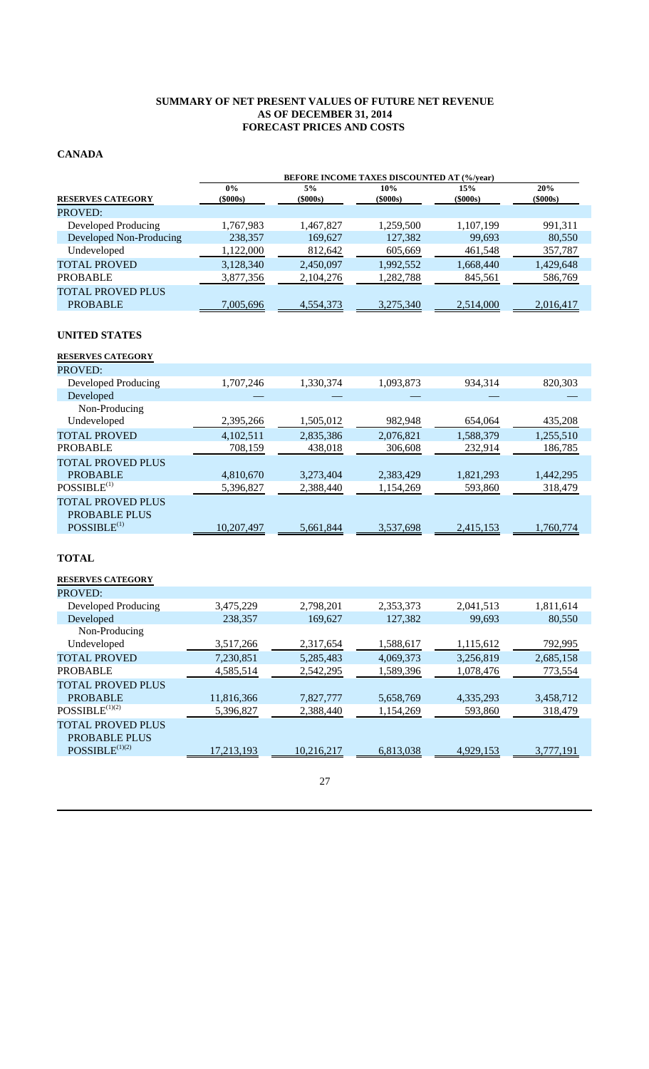**SUMMARY OF NET PRESENT VALUES OF FUTURE NET REVENUE**
**AS OF DECEMBER 31, 2014**
**FORECAST PRICES AND COSTS**

**CANADA**

| | BEFORE INCOME TAXES DISCOUNTED AT (%/year) | | | | |
|---|---|---|---|---|---|
| **RESERVES CATEGORY** | **0% ($000s)** | **5% ($000s)** | **10% ($000s)** | **15% ($000s)** | **20% ($000s)** |
| PROVED: | | | | | |
| Developed Producing | 1,767,983 | 1,467,827 | 1,259,500 | 1,107,199 | 991,311 |
| Developed Non-Producing | 238,357 | 169,627 | 127,382 | 99,693 | 80,550 |
| Undeveloped | 1,122,000 | 812,642 | 605,669 | 461,548 | 357,787 |
| TOTAL PROVED | 3,128,340 | 2,450,097 | 1,992,552 | 1,668,440 | 1,429,648 |
| PROBABLE | 3,877,356 | 2,104,276 | 1,282,788 | 845,561 | 586,769 |
| TOTAL PROVED PLUS PROBABLE | 7,005,696 | 4,554,373 | 3,275,340 | 2,514,000 | 2,016,417 |

**UNITED STATES**

| **RESERVES CATEGORY** | | | | | |
|---|---|---|---|---|---|
| PROVED: | | | | | |
| Developed Producing | 1,707,246 | 1,330,374 | 1,093,873 | 934,314 | 820,303 |
| Developed Non-Producing | — | — | — | — | — |
| Undeveloped | 2,395,266 | 1,505,012 | 982,948 | 654,064 | 435,208 |
| TOTAL PROVED | 4,102,511 | 2,835,386 | 2,076,821 | 1,588,379 | 1,255,510 |
| PROBABLE | 708,159 | 438,018 | 306,608 | 232,914 | 186,785 |
| TOTAL PROVED PLUS PROBABLE | 4,810,670 | 3,273,404 | 2,383,429 | 1,821,293 | 1,442,295 |
| POSSIBLE[(1)] | 5,396,827 | 2,388,440 | 1,154,269 | 593,860 | 318,479 |
| TOTAL PROVED PLUS PROBABLE PLUS POSSIBLE[(1)] | 10,207,497 | 5,661,844 | 3,537,698 | 2,415,153 | 1,760,774 |

**TOTAL**

| **RESERVES CATEGORY** | | | | | |
|---|---|---|---|---|---|
| PROVED: | | | | | |
| Developed Producing | 3,475,229 | 2,798,201 | 2,353,373 | 2,041,513 | 1,811,614 |
| Developed Non-Producing | 238,357 | 169,627 | 127,382 | 99,693 | 80,550 |
| Undeveloped | 3,517,266 | 2,317,654 | 1,588,617 | 1,115,612 | 792,995 |
| TOTAL PROVED | 7,230,851 | 5,285,483 | 4,069,373 | 3,256,819 | 2,685,158 |
| PROBABLE | 4,585,514 | 2,542,295 | 1,589,396 | 1,078,476 | 773,554 |
| TOTAL PROVED PLUS PROBABLE | 11,816,366 | 7,827,777 | 5,658,769 | 4,335,293 | 3,458,712 |
| POSSIBLE[(1)(2)] | 5,396,827 | 2,388,440 | 1,154,269 | 593,860 | 318,479 |
| TOTAL PROVED PLUS PROBABLE PLUS POSSIBLE[(1)(2)] | 17,213,193 | 10,216,217 | 6,813,038 | 4,929,153 | 3,777,191 |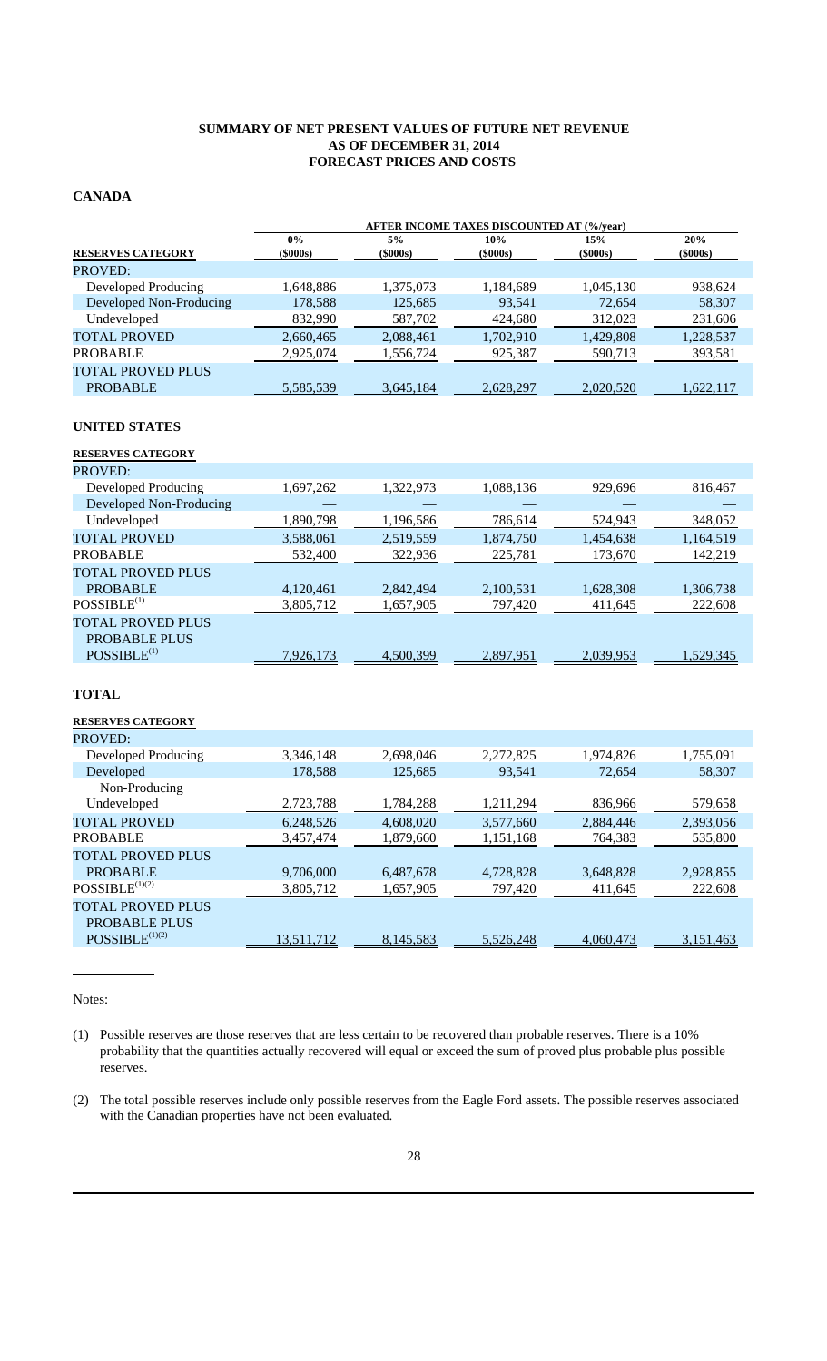**SUMMARY OF NET PRESENT VALUES OF FUTURE NET REVENUE**
**AS OF DECEMBER 31, 2014**
**FORECAST PRICES AND COSTS**

**CANADA**

| | AFTER INCOME TAXES DISCOUNTED AT (%/year) | | | | |
|---|---|---|---|---|---|
| **RESERVES CATEGORY** | **0% ($000s)** | **5% ($000s)** | **10% ($000s)** | **15% ($000s)** | **20% ($000s)** |
| PROVED: | | | | | |
| Developed Producing | 1,648,886 | 1,375,073 | 1,184,689 | 1,045,130 | 938,624 |
| Developed Non-Producing | 178,588 | 125,685 | 93,541 | 72,654 | 58,307 |
| Undeveloped | 832,990 | 587,702 | 424,680 | 312,023 | 231,606 |
| TOTAL PROVED | 2,660,465 | 2,088,461 | 1,702,910 | 1,429,808 | 1,228,537 |
| PROBABLE | 2,925,074 | 1,556,724 | 925,387 | 590,713 | 393,581 |
| TOTAL PROVED PLUS PROBABLE | 5,585,539 | 3,645,184 | 2,628,297 | 2,020,520 | 1,622,117 |

**UNITED STATES**

| **RESERVES CATEGORY** | **0% ($000s)** | **5% ($000s)** | **10% ($000s)** | **15% ($000s)** | **20% ($000s)** |
|---|---|---|---|---|---|
| PROVED: | | | | | |
| Developed Producing | 1,697,262 | 1,322,973 | 1,088,136 | 929,696 | 816,467 |
| Developed Non-Producing | — | — | — | — | — |
| Undeveloped | 1,890,798 | 1,196,586 | 786,614 | 524,943 | 348,052 |
| TOTAL PROVED | 3,588,061 | 2,519,559 | 1,874,750 | 1,454,638 | 1,164,519 |
| PROBABLE | 532,400 | 322,936 | 225,781 | 173,670 | 142,219 |
| TOTAL PROVED PLUS PROBABLE | 4,120,461 | 2,842,494 | 2,100,531 | 1,628,308 | 1,306,738 |
| POSSIBLE[(1)] | 3,805,712 | 1,657,905 | 797,420 | 411,645 | 222,608 |
| TOTAL PROVED PLUS PROBABLE PLUS POSSIBLE[(1)] | 7,926,173 | 4,500,399 | 2,897,951 | 2,039,953 | 1,529,345 |

**TOTAL**

| **RESERVES CATEGORY** | **0% ($000s)** | **5% ($000s)** | **10% ($000s)** | **15% ($000s)** | **20% ($000s)** |
|---|---|---|---|---|---|
| PROVED: | | | | | |
| Developed Producing | 3,346,148 | 2,698,046 | 2,272,825 | 1,974,826 | 1,755,091 |
| Developed Non-Producing | 178,588 | 125,685 | 93,541 | 72,654 | 58,307 |
| Undeveloped | 2,723,788 | 1,784,288 | 1,211,294 | 836,966 | 579,658 |
| TOTAL PROVED | 6,248,526 | 4,608,020 | 3,577,660 | 2,884,446 | 2,393,056 |
| PROBABLE | 3,457,474 | 1,879,660 | 1,151,168 | 764,383 | 535,800 |
| TOTAL PROVED PLUS PROBABLE | 9,706,000 | 6,487,678 | 4,728,828 | 3,648,828 | 2,928,855 |
| POSSIBLE[(1)(2)] | 3,805,712 | 1,657,905 | 797,420 | 411,645 | 222,608 |
| TOTAL PROVED PLUS PROBABLE PLUS POSSIBLE[(1)(2)] | 13,511,712 | 8,145,583 | 5,526,248 | 4,060,473 | 3,151,463 |

Notes:

(1) Possible reserves are those reserves that are less certain to be recovered than probable reserves. There is a 10% probability that the quantities actually recovered will equal or exceed the sum of proved plus probable plus possible reserves.

(2) The total possible reserves include only possible reserves from the Eagle Ford assets. The possible reserves associated with the Canadian properties have not been evaluated.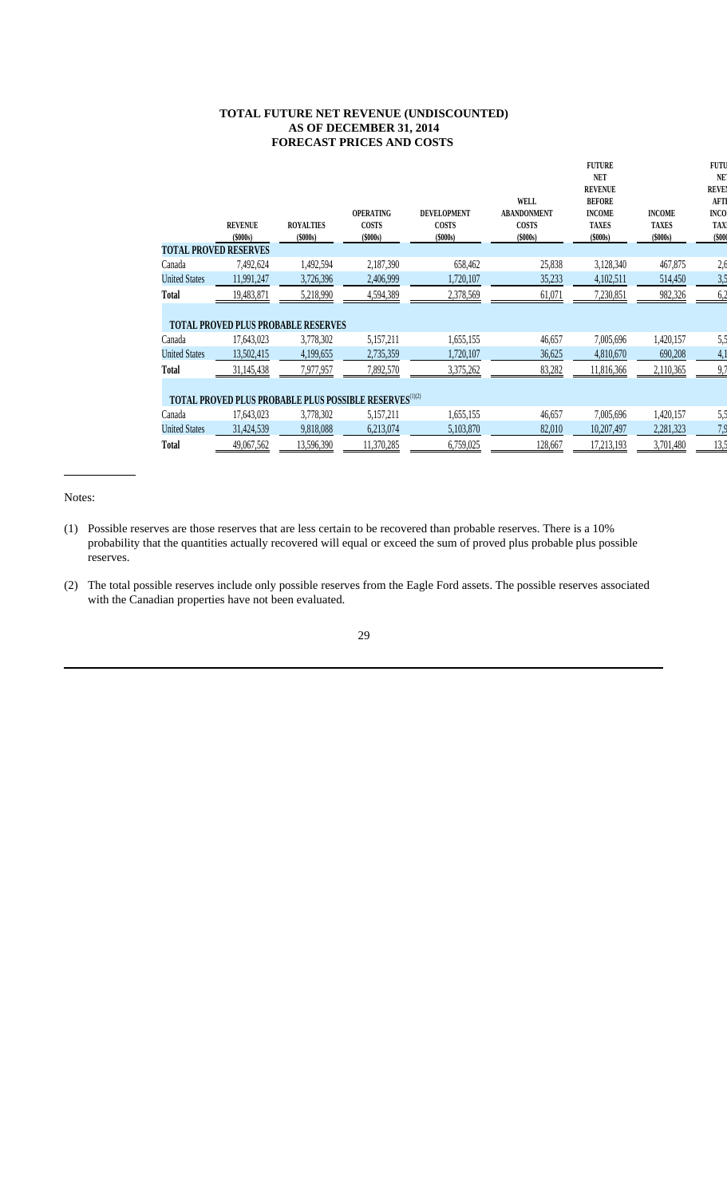### TOTAL FUTURE NET REVENUE (UNDISCOUNTED)
### AS OF DECEMBER 31, 2014
### FORECAST PRICES AND COSTS

| | REVENUE ($000s) | ROYALTIES ($000s) | OPERATING COSTS ($000s) | DEVELOPMENT COSTS ($000s) | WELL ABANDONMENT COSTS ($000s) | FUTURE NET REVENUE BEFORE INCOME TAXES ($000s) | INCOME TAXES ($000s) | FUTU NET REVE AFT INCO TAX ($00 |
|---|---|---|---|---|---|---|---|---|
| **TOTAL PROVED RESERVES** | | | | | | | | |
| Canada | 7,492,624 | 1,492,594 | 2,187,390 | 658,462 | 25,838 | 3,128,340 | 467,875 | 2,6 |
| United States | 11,991,247 | 3,726,396 | 2,406,999 | 1,720,107 | 35,233 | 4,102,511 | 514,450 | 3,5 |
| **Total** | 19,483,871 | 5,218,990 | 4,594,389 | 2,378,569 | 61,071 | 7,230,851 | 982,326 | 6,2 |
| **TOTAL PROVED PLUS PROBABLE RESERVES** | | | | | | | | |
| Canada | 17,643,023 | 3,778,302 | 5,157,211 | 1,655,155 | 46,657 | 7,005,696 | 1,420,157 | 5,5 |
| United States | 13,502,415 | 4,199,655 | 2,735,359 | 1,720,107 | 36,625 | 4,810,670 | 690,208 | 4,1 |
| **Total** | 31,145,438 | 7,977,957 | 7,892,570 | 3,375,262 | 83,282 | 11,816,366 | 2,110,365 | 9,7 |
| **TOTAL PROVED PLUS PROBABLE PLUS POSSIBLE RESERVES[(1)(2)]** | | | | | | | | |
| Canada | 17,643,023 | 3,778,302 | 5,157,211 | 1,655,155 | 46,657 | 7,005,696 | 1,420,157 | 5,5 |
| United States | 31,424,539 | 9,818,088 | 6,213,074 | 5,103,870 | 82,010 | 10,207,497 | 2,281,323 | 7,9 |
| **Total** | 49,067,562 | 13,596,390 | 11,370,285 | 6,759,025 | 128,667 | 17,213,193 | 3,701,480 | 13,5 |

Notes:

(1) Possible reserves are those reserves that are less certain to be recovered than probable reserves. There is a 10% probability that the quantities actually recovered will equal or exceed the sum of proved plus probable plus possible reserves.

(2) The total possible reserves include only possible reserves from the Eagle Ford assets. The possible reserves associated with the Canadian properties have not been evaluated.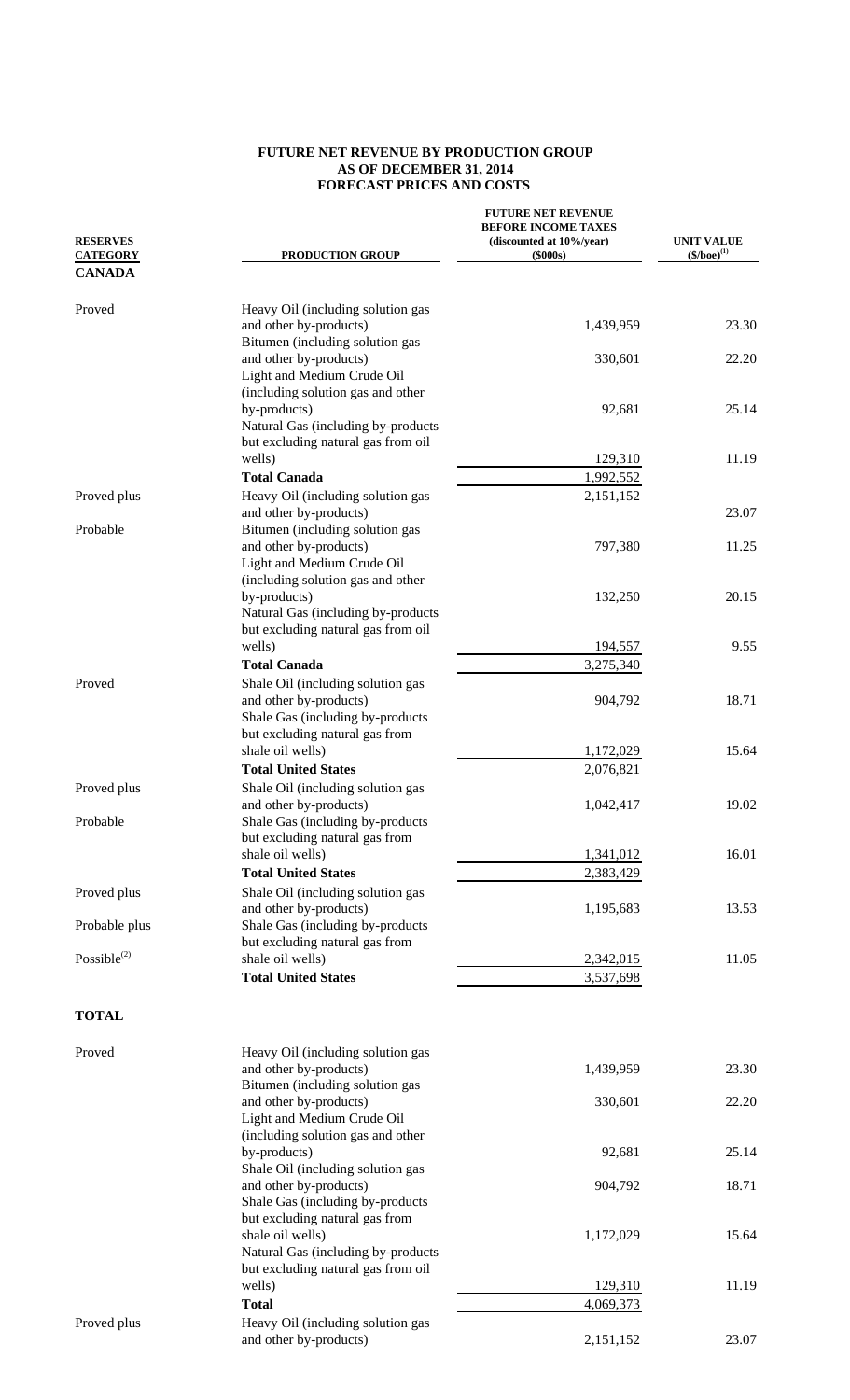**FUTURE NET REVENUE BY PRODUCTION GROUP**
**AS OF DECEMBER 31, 2014**
**FORECAST PRICES AND COSTS**

| RESERVES CATEGORY | PRODUCTION GROUP | FUTURE NET REVENUE BEFORE INCOME TAXES (discounted at 10%/year) ($000s) | UNIT VALUE ($/boe)[1] |
|---|---|---|---|
| **CANADA** | | | |
| Proved | Heavy Oil (including solution gas and other by-products) | 1,439,959 | 23.30 |
| | Bitumen (including solution gas and other by-products) | 330,601 | 22.20 |
| | Light and Medium Crude Oil (including solution gas and other by-products) | 92,681 | 25.14 |
| | Natural Gas (including by-products but excluding natural gas from oil wells) | 129,310 | 11.19 |
| | **Total Canada** | 1,992,552 | |
| Proved plus Probable | Heavy Oil (including solution gas and other by-products) | 2,151,152 | 23.07 |
| | Bitumen (including solution gas and other by-products) | 797,380 | 11.25 |
| | Light and Medium Crude Oil (including solution gas and other by-products) | 132,250 | 20.15 |
| | Natural Gas (including by-products but excluding natural gas from oil wells) | 194,557 | 9.55 |
| | **Total Canada** | 3,275,340 | |
| Proved | Shale Oil (including solution gas and other by-products) | 904,792 | 18.71 |
| | Shale Gas (including by-products but excluding natural gas from shale oil wells) | 1,172,029 | 15.64 |
| | **Total United States** | 2,076,821 | |
| Proved plus Probable | Shale Oil (including solution gas and other by-products) | 1,042,417 | 19.02 |
| | Shale Gas (including by-products but excluding natural gas from shale oil wells) | 1,341,012 | 16.01 |
| | **Total United States** | 2,383,429 | |
| Proved plus Probable plus Possible[2] | Shale Oil (including solution gas and other by-products) | 1,195,683 | 13.53 |
| | Shale Gas (including by-products but excluding natural gas from shale oil wells) | 2,342,015 | 11.05 |
| | **Total United States** | 3,537,698 | |
| **TOTAL** | | | |
| Proved | Heavy Oil (including solution gas and other by-products) | 1,439,959 | 23.30 |
| | Bitumen (including solution gas and other by-products) | 330,601 | 22.20 |
| | Light and Medium Crude Oil (including solution gas and other by-products) | 92,681 | 25.14 |
| | Shale Oil (including solution gas and other by-products) | 904,792 | 18.71 |
| | Shale Gas (including by-products but excluding natural gas from shale oil wells) | 1,172,029 | 15.64 |
| | Natural Gas (including by-products but excluding natural gas from oil wells) | 129,310 | 11.19 |
| | **Total** | 4,069,373 | |
| Proved plus | Heavy Oil (including solution gas and other by-products) | 2,151,152 | 23.07 |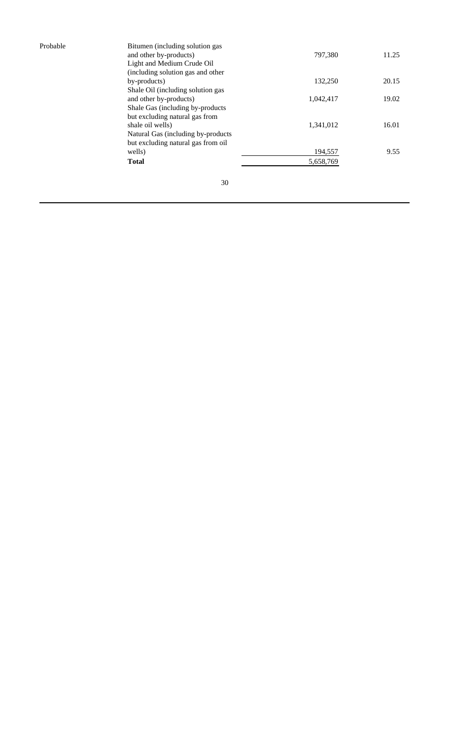| | | | |
|---|---|---|---|
| Probable | Bitumen (including solution gas and other by-products) | 797,380 | 11.25 |
| | Light and Medium Crude Oil (including solution gas and other by-products) | 132,250 | 20.15 |
| | Shale Oil (including solution gas and other by-products) | 1,042,417 | 19.02 |
| | Shale Gas (including by-products but excluding natural gas from shale oil wells) | 1,341,012 | 16.01 |
| | Natural Gas (including by-products but excluding natural gas from oil wells) | 194,557 | 9.55 |
| | **Total** | 5,658,769 | |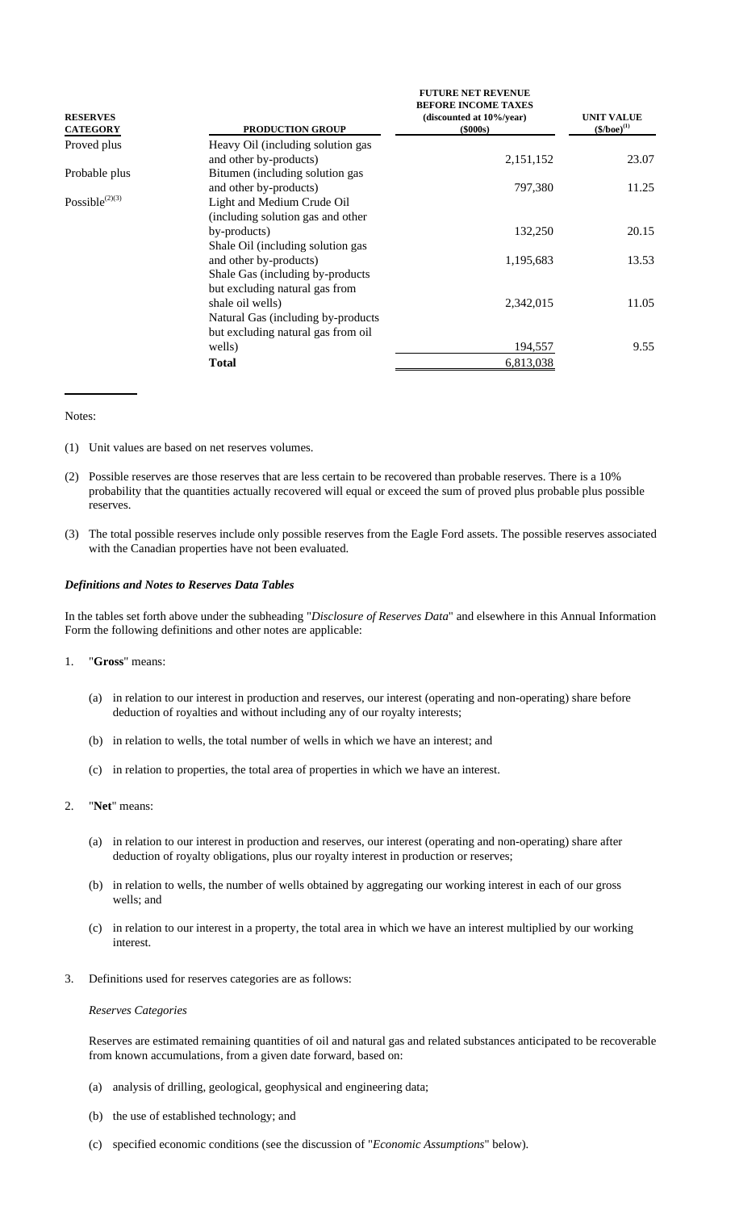| RESERVES CATEGORY | PRODUCTION GROUP | FUTURE NET REVENUE BEFORE INCOME TAXES (discounted at 10%/year) ($000s) | UNIT VALUE ($/boe)[1] |
|---|---|---|---|
| Proved plus | Heavy Oil (including solution gas and other by-products) | 2,151,152 | 23.07 |
| Probable plus | Bitumen (including solution gas and other by-products) | 797,380 | 11.25 |
| Possible[2][3] | Light and Medium Crude Oil (including solution gas and other by-products) | 132,250 | 20.15 |
| | Shale Oil (including solution gas and other by-products) | 1,195,683 | 13.53 |
| | Shale Gas (including by-products but excluding natural gas from shale oil wells) | 2,342,015 | 11.05 |
| | Natural Gas (including by-products but excluding natural gas from oil wells) | 194,557 | 9.55 |
| | **Total** | 6,813,038 | |

Notes:

(1) Unit values are based on net reserves volumes.

(2) Possible reserves are those reserves that are less certain to be recovered than probable reserves. There is a 10% probability that the quantities actually recovered will equal or exceed the sum of proved plus probable plus possible reserves.

(3) The total possible reserves include only possible reserves from the Eagle Ford assets. The possible reserves associated with the Canadian properties have not been evaluated.

### *Definitions and Notes to Reserves Data Tables*

In the tables set forth above under the subheading "*Disclosure of Reserves Data*" and elsewhere in this Annual Information Form the following definitions and other notes are applicable:

1. "**Gross**" means:

   (a) in relation to our interest in production and reserves, our interest (operating and non-operating) share before deduction of royalties and without including any of our royalty interests;

   (b) in relation to wells, the total number of wells in which we have an interest; and

   (c) in relation to properties, the total area of properties in which we have an interest.

2. "**Net**" means:

   (a) in relation to our interest in production and reserves, our interest (operating and non-operating) share after deduction of royalty obligations, plus our royalty interest in production or reserves;

   (b) in relation to wells, the number of wells obtained by aggregating our working interest in each of our gross wells; and

   (c) in relation to our interest in a property, the total area in which we have an interest multiplied by our working interest.

3. Definitions used for reserves categories are as follows:

   *Reserves Categories*

   Reserves are estimated remaining quantities of oil and natural gas and related substances anticipated to be recoverable from known accumulations, from a given date forward, based on:

   (a) analysis of drilling, geological, geophysical and engineering data;

   (b) the use of established technology; and

   (c) specified economic conditions (see the discussion of "*Economic Assumptions*" below).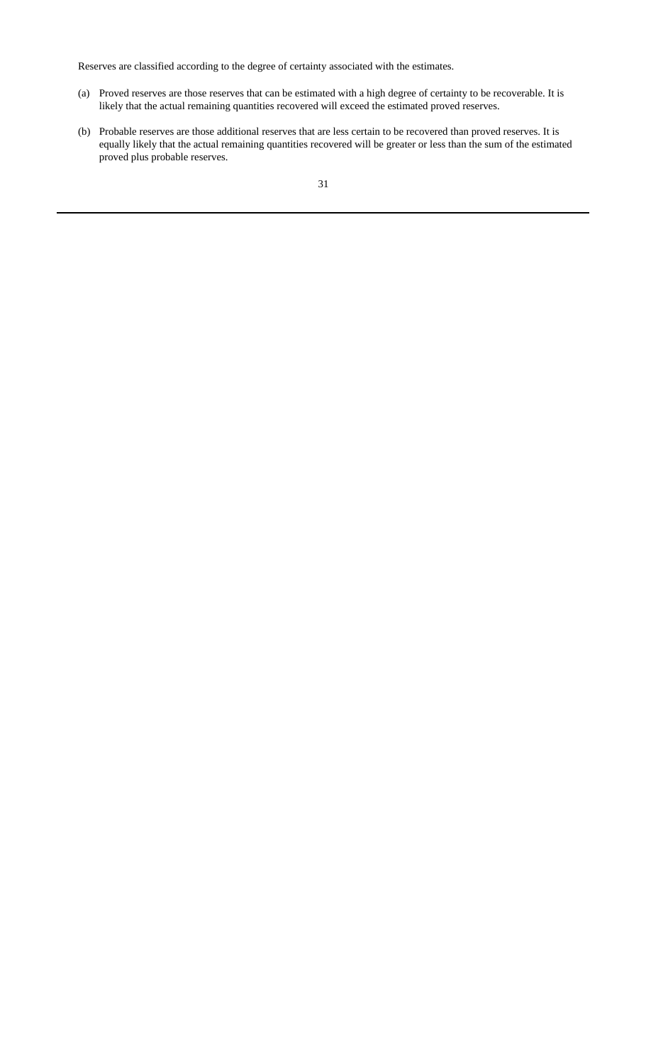Reserves are classified according to the degree of certainty associated with the estimates.

(a) Proved reserves are those reserves that can be estimated with a high degree of certainty to be recoverable. It is likely that the actual remaining quantities recovered will exceed the estimated proved reserves.

(b) Probable reserves are those additional reserves that are less certain to be recovered than proved reserves. It is equally likely that the actual remaining quantities recovered will be greater or less than the sum of the estimated proved plus probable reserves.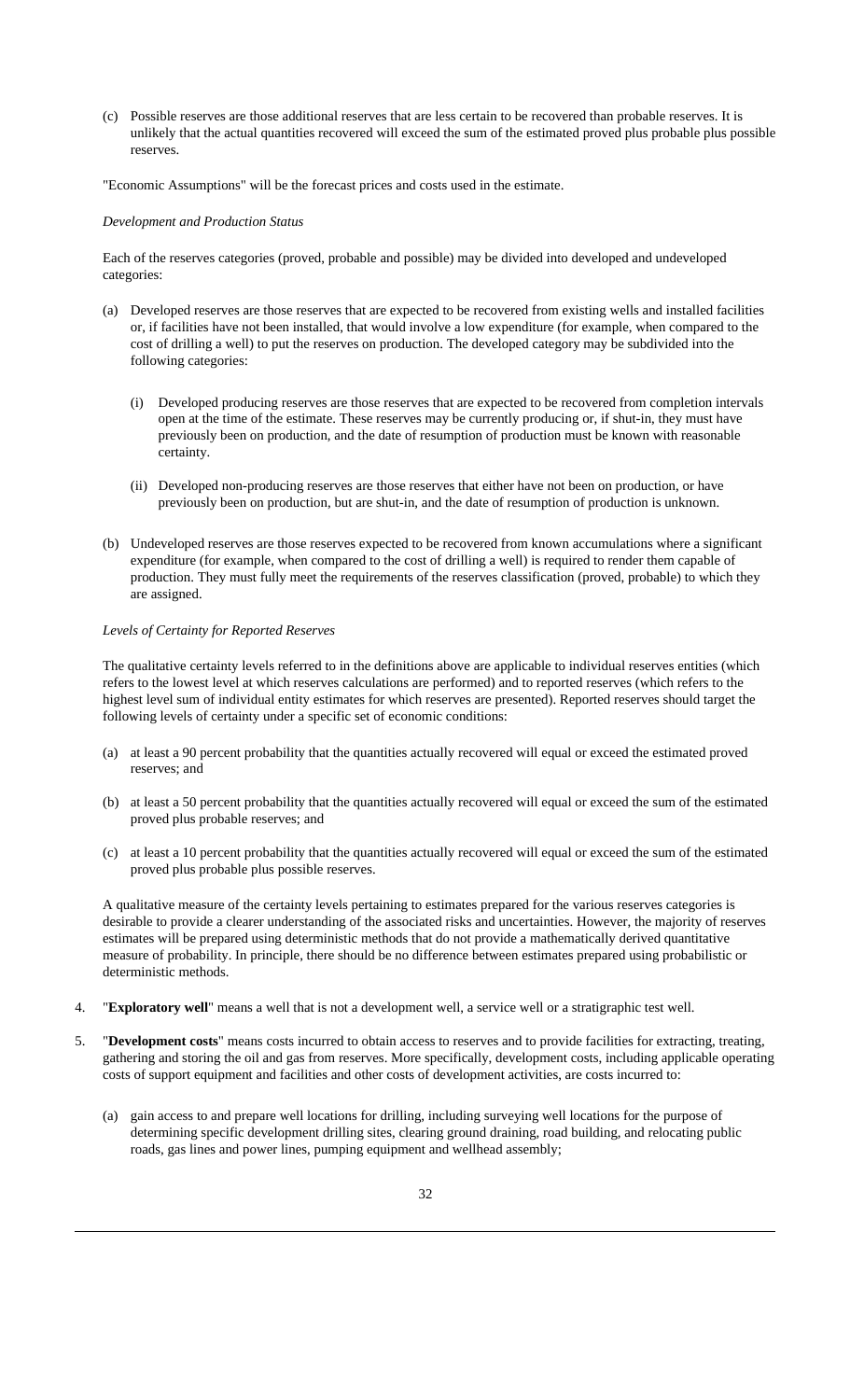(c) Possible reserves are those additional reserves that are less certain to be recovered than probable reserves. It is unlikely that the actual quantities recovered will exceed the sum of the estimated proved plus probable plus possible reserves.

"Economic Assumptions" will be the forecast prices and costs used in the estimate.

*Development and Production Status*

Each of the reserves categories (proved, probable and possible) may be divided into developed and undeveloped categories:

(a) Developed reserves are those reserves that are expected to be recovered from existing wells and installed facilities or, if facilities have not been installed, that would involve a low expenditure (for example, when compared to the cost of drilling a well) to put the reserves on production. The developed category may be subdivided into the following categories:

  (i) Developed producing reserves are those reserves that are expected to be recovered from completion intervals open at the time of the estimate. These reserves may be currently producing or, if shut-in, they must have previously been on production, and the date of resumption of production must be known with reasonable certainty.

  (ii) Developed non-producing reserves are those reserves that either have not been on production, or have previously been on production, but are shut-in, and the date of resumption of production is unknown.

(b) Undeveloped reserves are those reserves expected to be recovered from known accumulations where a significant expenditure (for example, when compared to the cost of drilling a well) is required to render them capable of production. They must fully meet the requirements of the reserves classification (proved, probable) to which they are assigned.

*Levels of Certainty for Reported Reserves*

The qualitative certainty levels referred to in the definitions above are applicable to individual reserves entities (which refers to the lowest level at which reserves calculations are performed) and to reported reserves (which refers to the highest level sum of individual entity estimates for which reserves are presented). Reported reserves should target the following levels of certainty under a specific set of economic conditions:

(a) at least a 90 percent probability that the quantities actually recovered will equal or exceed the estimated proved reserves; and

(b) at least a 50 percent probability that the quantities actually recovered will equal or exceed the sum of the estimated proved plus probable reserves; and

(c) at least a 10 percent probability that the quantities actually recovered will equal or exceed the sum of the estimated proved plus probable plus possible reserves.

A qualitative measure of the certainty levels pertaining to estimates prepared for the various reserves categories is desirable to provide a clearer understanding of the associated risks and uncertainties. However, the majority of reserves estimates will be prepared using deterministic methods that do not provide a mathematically derived quantitative measure of probability. In principle, there should be no difference between estimates prepared using probabilistic or deterministic methods.

4. "**Exploratory well**" means a well that is not a development well, a service well or a stratigraphic test well.

5. "**Development costs**" means costs incurred to obtain access to reserves and to provide facilities for extracting, treating, gathering and storing the oil and gas from reserves. More specifically, development costs, including applicable operating costs of support equipment and facilities and other costs of development activities, are costs incurred to:

  (a) gain access to and prepare well locations for drilling, including surveying well locations for the purpose of determining specific development drilling sites, clearing ground draining, road building, and relocating public roads, gas lines and power lines, pumping equipment and wellhead assembly;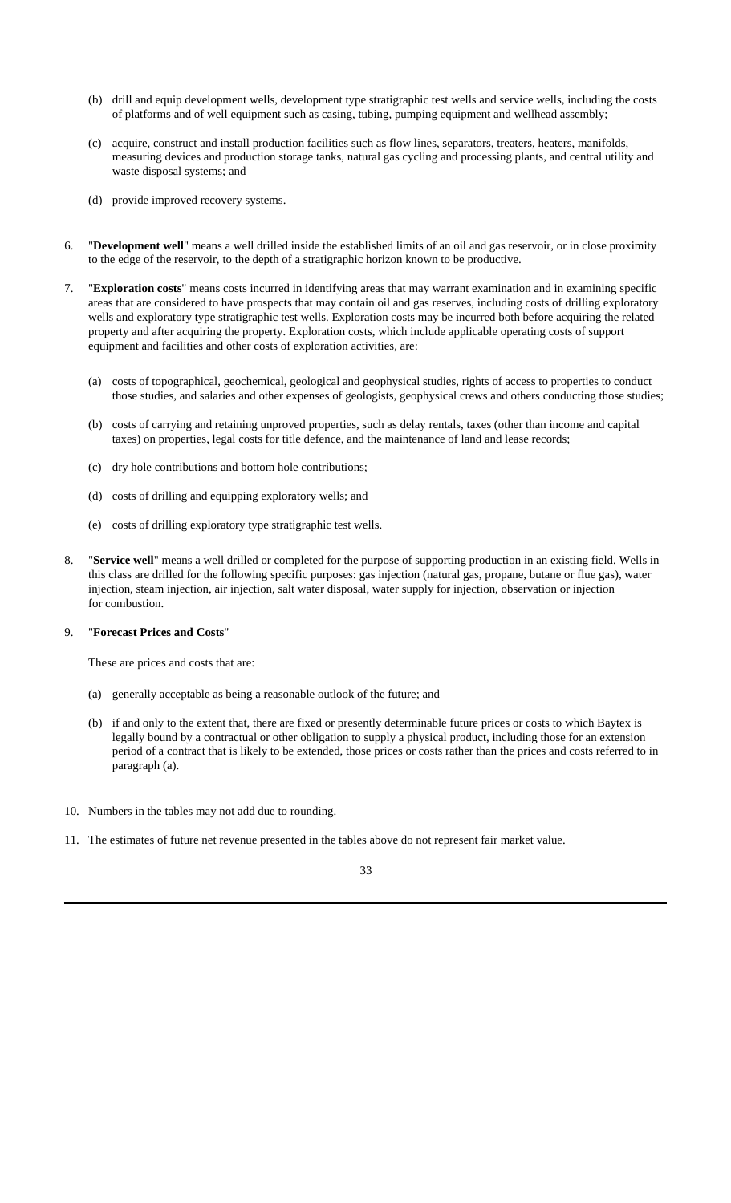(b) drill and equip development wells, development type stratigraphic test wells and service wells, including the costs of platforms and of well equipment such as casing, tubing, pumping equipment and wellhead assembly;

(c) acquire, construct and install production facilities such as flow lines, separators, treaters, heaters, manifolds, measuring devices and production storage tanks, natural gas cycling and processing plants, and central utility and waste disposal systems; and

(d) provide improved recovery systems.

6. "**Development well**" means a well drilled inside the established limits of an oil and gas reservoir, or in close proximity to the edge of the reservoir, to the depth of a stratigraphic horizon known to be productive.

7. "**Exploration costs**" means costs incurred in identifying areas that may warrant examination and in examining specific areas that are considered to have prospects that may contain oil and gas reserves, including costs of drilling exploratory wells and exploratory type stratigraphic test wells. Exploration costs may be incurred both before acquiring the related property and after acquiring the property. Exploration costs, which include applicable operating costs of support equipment and facilities and other costs of exploration activities, are:

   (a) costs of topographical, geochemical, geological and geophysical studies, rights of access to properties to conduct those studies, and salaries and other expenses of geologists, geophysical crews and others conducting those studies;

   (b) costs of carrying and retaining unproved properties, such as delay rentals, taxes (other than income and capital taxes) on properties, legal costs for title defence, and the maintenance of land and lease records;

   (c) dry hole contributions and bottom hole contributions;

   (d) costs of drilling and equipping exploratory wells; and

   (e) costs of drilling exploratory type stratigraphic test wells.

8. "**Service well**" means a well drilled or completed for the purpose of supporting production in an existing field. Wells in this class are drilled for the following specific purposes: gas injection (natural gas, propane, butane or flue gas), water injection, steam injection, air injection, salt water disposal, water supply for injection, observation or injection for combustion.

9. "**Forecast Prices and Costs**"

   These are prices and costs that are:

   (a) generally acceptable as being a reasonable outlook of the future; and

   (b) if and only to the extent that, there are fixed or presently determinable future prices or costs to which Baytex is legally bound by a contractual or other obligation to supply a physical product, including those for an extension period of a contract that is likely to be extended, those prices or costs rather than the prices and costs referred to in paragraph (a).

10. Numbers in the tables may not add due to rounding.

11. The estimates of future net revenue presented in the tables above do not represent fair market value.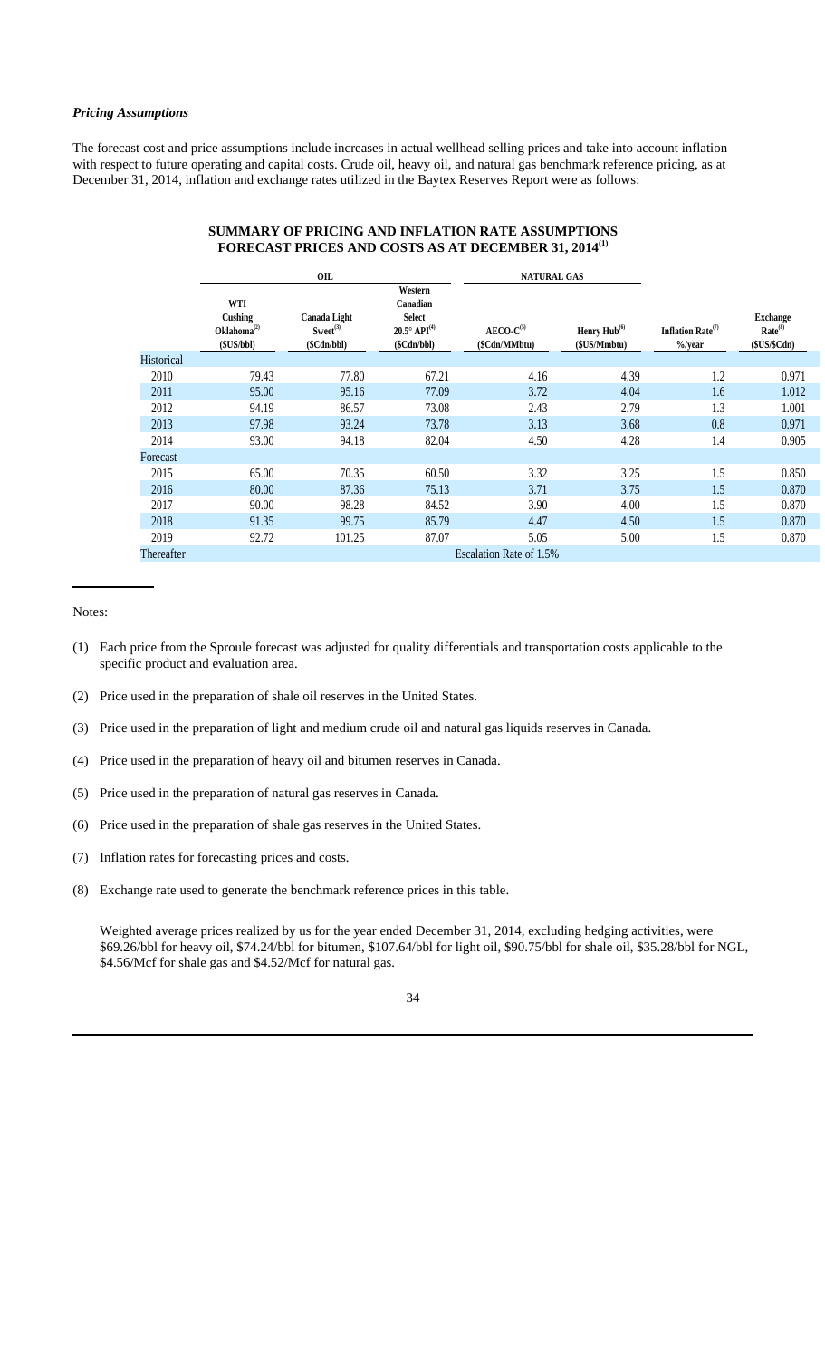***Pricing Assumptions***

The forecast cost and price assumptions include increases in actual wellhead selling prices and take into account inflation with respect to future operating and capital costs. Crude oil, heavy oil, and natural gas benchmark reference pricing, as at December 31, 2014, inflation and exchange rates utilized in the Baytex Reserves Report were as follows:

**SUMMARY OF PRICING AND INFLATION RATE ASSUMPTIONS FORECAST PRICES AND COSTS AS AT DECEMBER 31, 2014[(1)]**

| | OIL | | | NATURAL GAS | | | |
|---|---|---|---|---|---|---|---|
| | WTI Cushing Oklahoma[(2)] ($US/bbl) | Canada Light Sweet[(3)] ($Cdn/bbl) | Western Canadian Select 20.5° API[(4)] ($Cdn/bbl) | AECO-C[(5)] ($Cdn/MMbtu) | Henry Hub[(6)] ($US/Mmbtu) | Inflation Rate[(7)] %/year | Exchange Rate[(8)] ($US/$Cdn) |
| Historical | | | | | | | |
| 2010 | 79.43 | 77.80 | 67.21 | 4.16 | 4.39 | 1.2 | 0.971 |
| 2011 | 95.00 | 95.16 | 77.09 | 3.72 | 4.04 | 1.6 | 1.012 |
| 2012 | 94.19 | 86.57 | 73.08 | 2.43 | 2.79 | 1.3 | 1.001 |
| 2013 | 97.98 | 93.24 | 73.78 | 3.13 | 3.68 | 0.8 | 0.971 |
| 2014 | 93.00 | 94.18 | 82.04 | 4.50 | 4.28 | 1.4 | 0.905 |
| Forecast | | | | | | | |
| 2015 | 65.00 | 70.35 | 60.50 | 3.32 | 3.25 | 1.5 | 0.850 |
| 2016 | 80.00 | 87.36 | 75.13 | 3.71 | 3.75 | 1.5 | 0.870 |
| 2017 | 90.00 | 98.28 | 84.52 | 3.90 | 4.00 | 1.5 | 0.870 |
| 2018 | 91.35 | 99.75 | 85.79 | 4.47 | 4.50 | 1.5 | 0.870 |
| 2019 | 92.72 | 101.25 | 87.07 | 5.05 | 5.00 | 1.5 | 0.870 |
| Thereafter | Escalation Rate of 1.5% | | | | | | |

Notes:

(1) Each price from the Sproule forecast was adjusted for quality differentials and transportation costs applicable to the specific product and evaluation area.

(2) Price used in the preparation of shale oil reserves in the United States.

(3) Price used in the preparation of light and medium crude oil and natural gas liquids reserves in Canada.

(4) Price used in the preparation of heavy oil and bitumen reserves in Canada.

(5) Price used in the preparation of natural gas reserves in Canada.

(6) Price used in the preparation of shale gas reserves in the United States.

(7) Inflation rates for forecasting prices and costs.

(8) Exchange rate used to generate the benchmark reference prices in this table.

Weighted average prices realized by us for the year ended December 31, 2014, excluding hedging activities, were $69.26/bbl for heavy oil, $74.24/bbl for bitumen, $107.64/bbl for light oil, $90.75/bbl for shale oil, $35.28/bbl for NGL, $4.56/Mcf for shale gas and $4.52/Mcf for natural gas.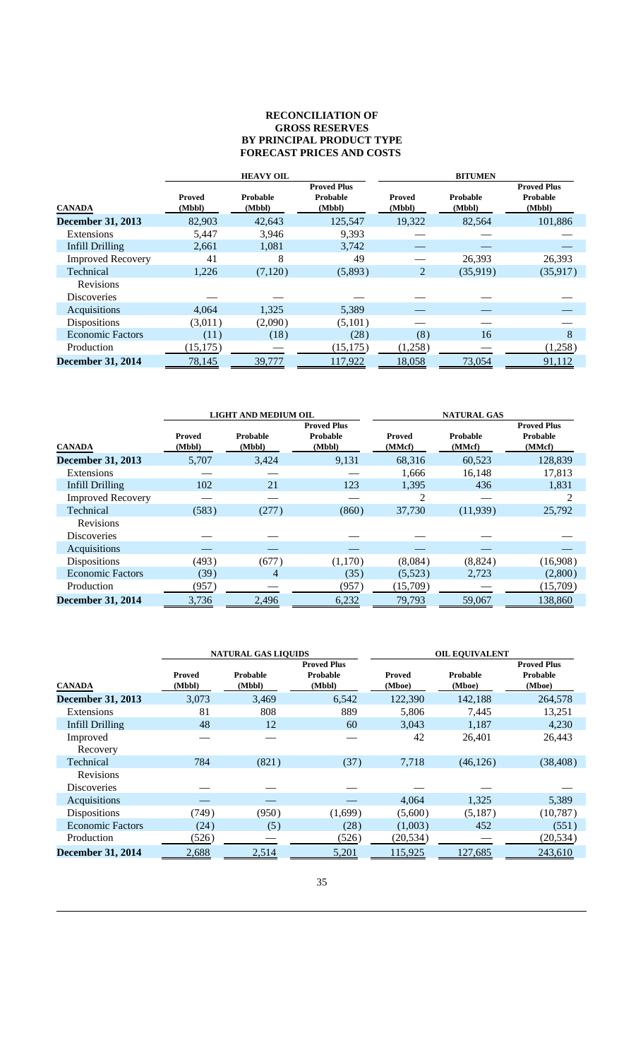# RECONCILIATION OF GROSS RESERVES BY PRINCIPAL PRODUCT TYPE FORECAST PRICES AND COSTS

| | HEAVY OIL | | | BITUMEN | | |
|---|---|---|---|---|---|---|
| CANADA | Proved (Mbbl) | Probable (Mbbl) | Proved Plus Probable (Mbbl) | Proved (Mbbl) | Probable (Mbbl) | Proved Plus Probable (Mbbl) |
| **December 31, 2013** | 82,903 | 42,643 | 125,547 | 19,322 | 82,564 | 101,886 |
| Extensions | 5,447 | 3,946 | 9,393 | — | — | — |
| Infill Drilling | 2,661 | 1,081 | 3,742 | — | — | — |
| Improved Recovery | 41 | 8 | 49 | — | 26,393 | 26,393 |
| Technical Revisions | 1,226 | (7,120) | (5,893) | 2 | (35,919) | (35,917) |
| Discoveries | — | — | — | — | — | — |
| Acquisitions | 4,064 | 1,325 | 5,389 | — | — | — |
| Dispositions | (3,011) | (2,090) | (5,101) | — | — | — |
| Economic Factors | (11) | (18) | (28) | (8) | 16 | 8 |
| Production | (15,175) | — | (15,175) | (1,258) | — | (1,258) |
| **December 31, 2014** | 78,145 | 39,777 | 117,922 | 18,058 | 73,054 | 91,112 |

| | LIGHT AND MEDIUM OIL | | | NATURAL GAS | | |
|---|---|---|---|---|---|---|
| CANADA | Proved (Mbbl) | Probable (Mbbl) | Proved Plus Probable (Mbbl) | Proved (MMcf) | Probable (MMcf) | Proved Plus Probable (MMcf) |
| **December 31, 2013** | 5,707 | 3,424 | 9,131 | 68,316 | 60,523 | 128,839 |
| Extensions | — | — | — | 1,666 | 16,148 | 17,813 |
| Infill Drilling | 102 | 21 | 123 | 1,395 | 436 | 1,831 |
| Improved Recovery | — | — | — | 2 | — | 2 |
| Technical Revisions | (583) | (277) | (860) | 37,730 | (11,939) | 25,792 |
| Discoveries | — | — | — | — | — | — |
| Acquisitions | — | — | — | — | — | — |
| Dispositions | (493) | (677) | (1,170) | (8,084) | (8,824) | (16,908) |
| Economic Factors | (39) | 4 | (35) | (5,523) | 2,723 | (2,800) |
| Production | (957) | — | (957) | (15,709) | — | (15,709) |
| **December 31, 2014** | 3,736 | 2,496 | 6,232 | 79,793 | 59,067 | 138,860 |

| | NATURAL GAS LIQUIDS | | | OIL EQUIVALENT | | |
|---|---|---|---|---|---|---|
| CANADA | Proved (Mbbl) | Probable (Mbbl) | Proved Plus Probable (Mbbl) | Proved (Mboe) | Probable (Mboe) | Proved Plus Probable (Mboe) |
| **December 31, 2013** | 3,073 | 3,469 | 6,542 | 122,390 | 142,188 | 264,578 |
| Extensions | 81 | 808 | 889 | 5,806 | 7,445 | 13,251 |
| Infill Drilling | 48 | 12 | 60 | 3,043 | 1,187 | 4,230 |
| Improved Recovery | — | — | — | 42 | 26,401 | 26,443 |
| Technical Revisions | 784 | (821) | (37) | 7,718 | (46,126) | (38,408) |
| Discoveries | — | — | — | — | — | — |
| Acquisitions | — | — | — | 4,064 | 1,325 | 5,389 |
| Dispositions | (749) | (950) | (1,699) | (5,600) | (5,187) | (10,787) |
| Economic Factors | (24) | (5) | (28) | (1,003) | 452 | (551) |
| Production | (526) | — | (526) | (20,534) | — | (20,534) |
| **December 31, 2014** | 2,688 | 2,514 | 5,201 | 115,925 | 127,685 | 243,610 |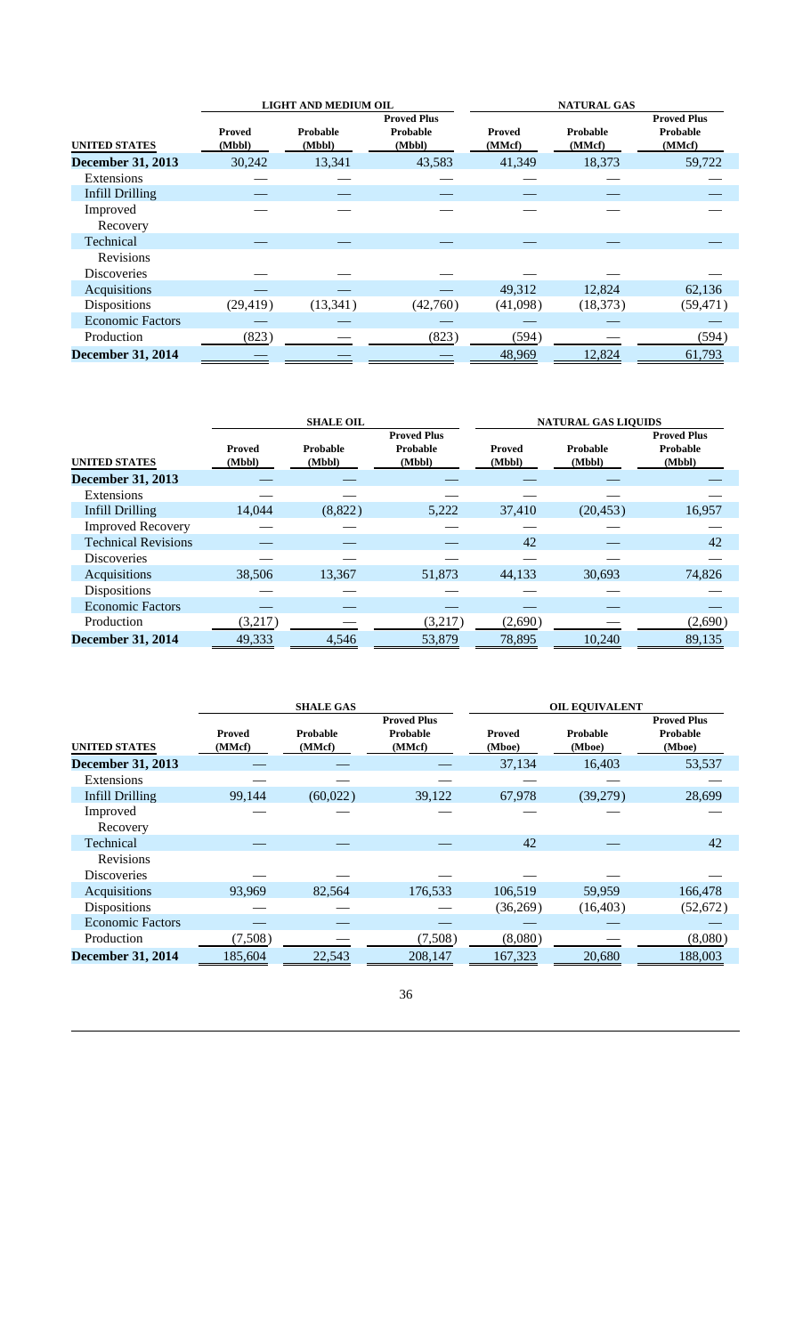| UNITED STATES | LIGHT AND MEDIUM OIL | | | NATURAL GAS | | |
|---|---|---|---|---|---|---|
| | Proved (Mbbl) | Probable (Mbbl) | Proved Plus Probable (Mbbl) | Proved (MMcf) | Probable (MMcf) | Proved Plus Probable (MMcf) |
| **December 31, 2013** | 30,242 | 13,341 | 43,583 | 41,349 | 18,373 | 59,722 |
| Extensions | — | — | — | — | — | — |
| Infill Drilling | — | — | — | — | — | — |
| Improved Recovery | — | — | — | — | — | — |
| Technical Revisions | — | — | — | — | — | — |
| Discoveries | — | — | — | — | — | — |
| Acquisitions | — | — | — | 49,312 | 12,824 | 62,136 |
| Dispositions | (29,419) | (13,341) | (42,760) | (41,098) | (18,373) | (59,471) |
| Economic Factors | — | — | — | — | — | — |
| Production | (823) | — | (823) | (594) | — | (594) |
| **December 31, 2014** | — | — | — | 48,969 | 12,824 | 61,793 |

| UNITED STATES | SHALE OIL | | | NATURAL GAS LIQUIDS | | |
|---|---|---|---|---|---|---|
| | Proved (Mbbl) | Probable (Mbbl) | Proved Plus Probable (Mbbl) | Proved (Mbbl) | Probable (Mbbl) | Proved Plus Probable (Mbbl) |
| **December 31, 2013** | — | — | — | — | — | — |
| Extensions | — | — | — | — | — | — |
| Infill Drilling | 14,044 | (8,822) | 5,222 | 37,410 | (20,453) | 16,957 |
| Improved Recovery | — | — | — | — | — | — |
| Technical Revisions | — | — | — | 42 | — | 42 |
| Discoveries | — | — | — | — | — | — |
| Acquisitions | 38,506 | 13,367 | 51,873 | 44,133 | 30,693 | 74,826 |
| Dispositions | — | — | — | — | — | — |
| Economic Factors | — | — | — | — | — | — |
| Production | (3,217) | — | (3,217) | (2,690) | — | (2,690) |
| **December 31, 2014** | 49,333 | 4,546 | 53,879 | 78,895 | 10,240 | 89,135 |

| UNITED STATES | SHALE GAS | | | OIL EQUIVALENT | | |
|---|---|---|---|---|---|---|
| | Proved (MMcf) | Probable (MMcf) | Proved Plus Probable (MMcf) | Proved (Mboe) | Probable (Mboe) | Proved Plus Probable (Mboe) |
| **December 31, 2013** | — | — | — | 37,134 | 16,403 | 53,537 |
| Extensions | — | — | — | — | — | — |
| Infill Drilling | 99,144 | (60,022) | 39,122 | 67,978 | (39,279) | 28,699 |
| Improved Recovery | — | — | — | — | — | — |
| Technical Revisions | — | — | — | 42 | — | 42 |
| Discoveries | — | — | — | — | — | — |
| Acquisitions | 93,969 | 82,564 | 176,533 | 106,519 | 59,959 | 166,478 |
| Dispositions | — | — | — | (36,269) | (16,403) | (52,672) |
| Economic Factors | — | — | — | — | — | — |
| Production | (7,508) | — | (7,508) | (8,080) | — | (8,080) |
| **December 31, 2014** | 185,604 | 22,543 | 208,147 | 167,323 | 20,680 | 188,003 |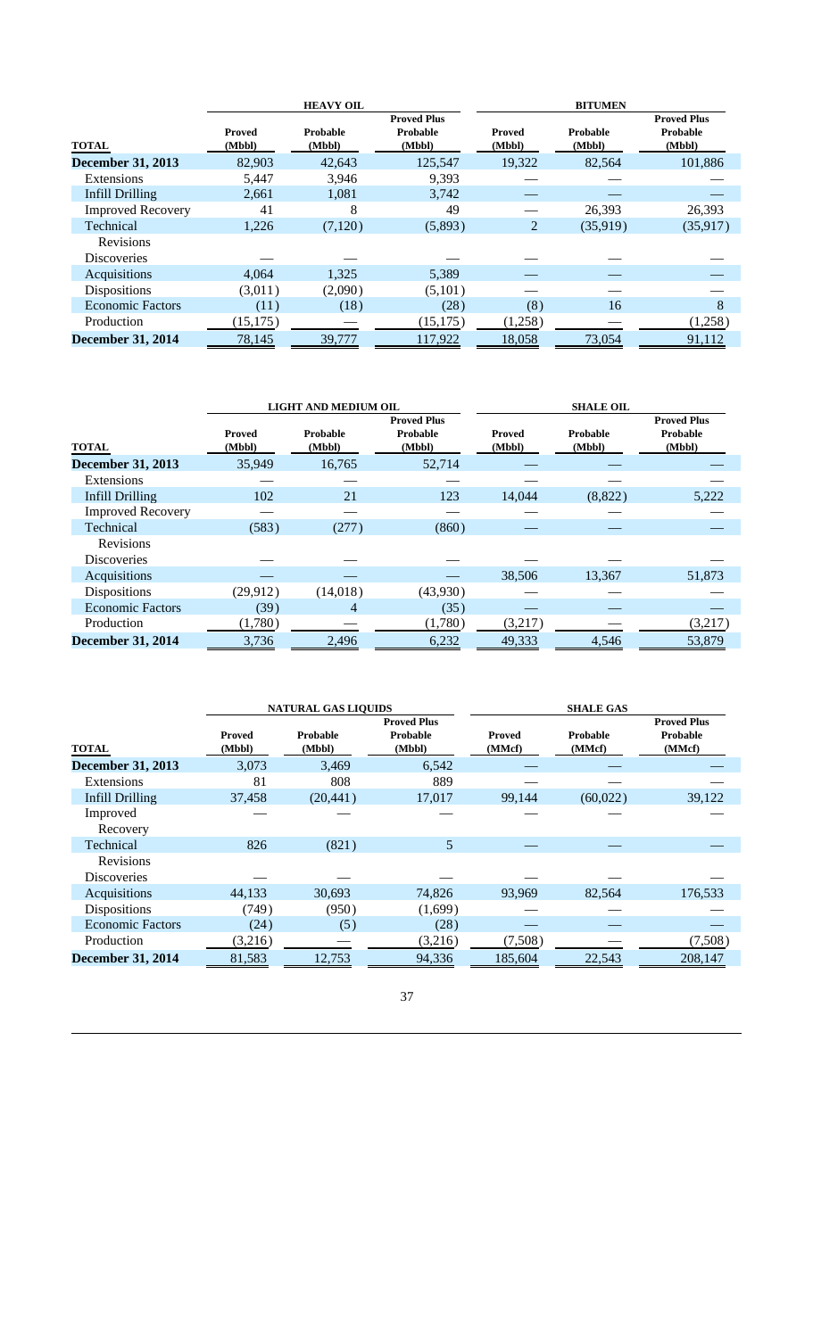| TOTAL | HEAVY OIL | | | BITUMEN | | |
|---|---|---|---|---|---|---|
| | Proved (Mbbl) | Probable (Mbbl) | Proved Plus Probable (Mbbl) | Proved (Mbbl) | Probable (Mbbl) | Proved Plus Probable (Mbbl) |
| **December 31, 2013** | 82,903 | 42,643 | 125,547 | 19,322 | 82,564 | 101,886 |
| Extensions | 5,447 | 3,946 | 9,393 | — | — | — |
| Infill Drilling | 2,661 | 1,081 | 3,742 | — | — | — |
| Improved Recovery | 41 | 8 | 49 | — | 26,393 | 26,393 |
| Technical Revisions | 1,226 | (7,120) | (5,893) | 2 | (35,919) | (35,917) |
| Discoveries | — | — | — | — | — | — |
| Acquisitions | 4,064 | 1,325 | 5,389 | — | — | — |
| Dispositions | (3,011) | (2,090) | (5,101) | — | — | — |
| Economic Factors | (11) | (18) | (28) | (8) | 16 | 8 |
| Production | (15,175) | — | (15,175) | (1,258) | — | (1,258) |
| **December 31, 2014** | 78,145 | 39,777 | 117,922 | 18,058 | 73,054 | 91,112 |

| TOTAL | LIGHT AND MEDIUM OIL | | | SHALE OIL | | |
|---|---|---|---|---|---|---|
| | Proved (Mbbl) | Probable (Mbbl) | Proved Plus Probable (Mbbl) | Proved (Mbbl) | Probable (Mbbl) | Proved Plus Probable (Mbbl) |
| **December 31, 2013** | 35,949 | 16,765 | 52,714 | — | — | — |
| Extensions | — | — | — | — | — | — |
| Infill Drilling | 102 | 21 | 123 | 14,044 | (8,822) | 5,222 |
| Improved Recovery | — | — | — | — | — | — |
| Technical Revisions | (583) | (277) | (860) | — | — | — |
| Discoveries | — | — | — | — | — | — |
| Acquisitions | — | — | — | 38,506 | 13,367 | 51,873 |
| Dispositions | (29,912) | (14,018) | (43,930) | — | — | — |
| Economic Factors | (39) | 4 | (35) | — | — | — |
| Production | (1,780) | — | (1,780) | (3,217) | — | (3,217) |
| **December 31, 2014** | 3,736 | 2,496 | 6,232 | 49,333 | 4,546 | 53,879 |

| TOTAL | NATURAL GAS LIQUIDS | | | SHALE GAS | | |
|---|---|---|---|---|---|---|
| | Proved (Mbbl) | Probable (Mbbl) | Proved Plus Probable (Mbbl) | Proved (MMcf) | Probable (MMcf) | Proved Plus Probable (MMcf) |
| **December 31, 2013** | 3,073 | 3,469 | 6,542 | — | — | — |
| Extensions | 81 | 808 | 889 | — | — | — |
| Infill Drilling | 37,458 | (20,441) | 17,017 | 99,144 | (60,022) | 39,122 |
| Improved Recovery | — | — | — | — | — | — |
| Technical Revisions | 826 | (821) | 5 | — | — | — |
| Discoveries | — | — | — | — | — | — |
| Acquisitions | 44,133 | 30,693 | 74,826 | 93,969 | 82,564 | 176,533 |
| Dispositions | (749) | (950) | (1,699) | — | — | — |
| Economic Factors | (24) | (5) | (28) | — | — | — |
| Production | (3,216) | — | (3,216) | (7,508) | — | (7,508) |
| **December 31, 2014** | 81,583 | 12,753 | 94,336 | 185,604 | 22,543 | 208,147 |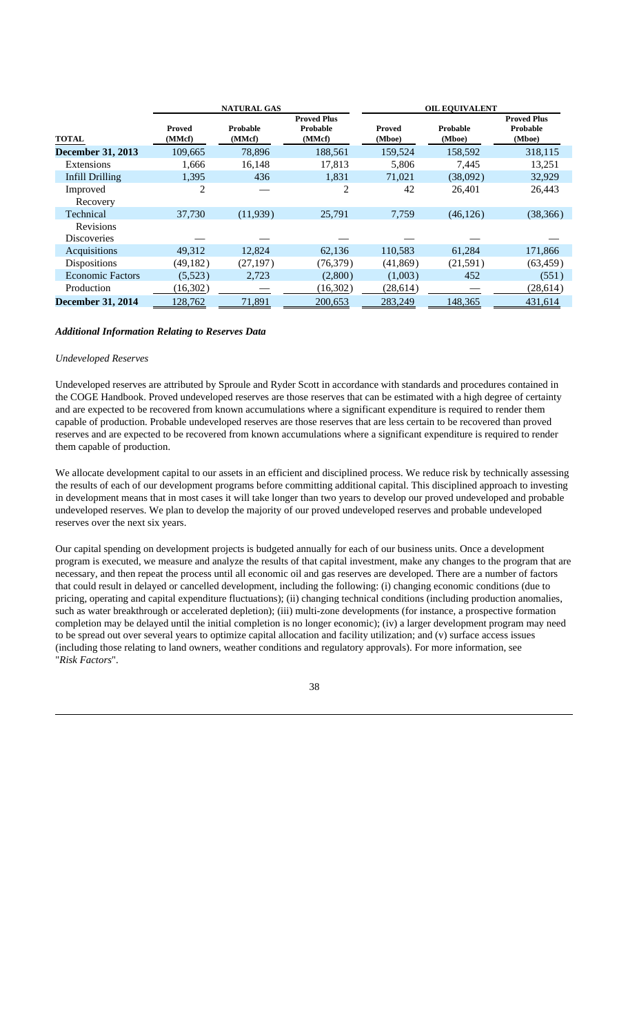| TOTAL | NATURAL GAS | | | OIL EQUIVALENT | | |
|---|---|---|---|---|---|---|
| | Proved (MMcf) | Probable (MMcf) | Proved Plus Probable (MMcf) | Proved (Mboe) | Probable (Mboe) | Proved Plus Probable (Mboe) |
| **December 31, 2013** | 109,665 | 78,896 | 188,561 | 159,524 | 158,592 | 318,115 |
| Extensions | 1,666 | 16,148 | 17,813 | 5,806 | 7,445 | 13,251 |
| Infill Drilling | 1,395 | 436 | 1,831 | 71,021 | (38,092) | 32,929 |
| Improved Recovery | 2 | — | 2 | 42 | 26,401 | 26,443 |
| Technical Revisions | 37,730 | (11,939) | 25,791 | 7,759 | (46,126) | (38,366) |
| Discoveries | — | — | — | — | — | — |
| Acquisitions | 49,312 | 12,824 | 62,136 | 110,583 | 61,284 | 171,866 |
| Dispositions | (49,182) | (27,197) | (76,379) | (41,869) | (21,591) | (63,459) |
| Economic Factors | (5,523) | 2,723 | (2,800) | (1,003) | 452 | (551) |
| Production | (16,302) | — | (16,302) | (28,614) | — | (28,614) |
| **December 31, 2014** | 128,762 | 71,891 | 200,653 | 283,249 | 148,365 | 431,614 |

***Additional Information Relating to Reserves Data***

*Undeveloped Reserves*

Undeveloped reserves are attributed by Sproule and Ryder Scott in accordance with standards and procedures contained in the COGE Handbook. Proved undeveloped reserves are those reserves that can be estimated with a high degree of certainty and are expected to be recovered from known accumulations where a significant expenditure is required to render them capable of production. Probable undeveloped reserves are those reserves that are less certain to be recovered than proved reserves and are expected to be recovered from known accumulations where a significant expenditure is required to render them capable of production.

We allocate development capital to our assets in an efficient and disciplined process. We reduce risk by technically assessing the results of each of our development programs before committing additional capital. This disciplined approach to investing in development means that in most cases it will take longer than two years to develop our proved undeveloped and probable undeveloped reserves. We plan to develop the majority of our proved undeveloped reserves and probable undeveloped reserves over the next six years.

Our capital spending on development projects is budgeted annually for each of our business units. Once a development program is executed, we measure and analyze the results of that capital investment, make any changes to the program that are necessary, and then repeat the process until all economic oil and gas reserves are developed. There are a number of factors that could result in delayed or cancelled development, including the following: (i) changing economic conditions (due to pricing, operating and capital expenditure fluctuations); (ii) changing technical conditions (including production anomalies, such as water breakthrough or accelerated depletion); (iii) multi-zone developments (for instance, a prospective formation completion may be delayed until the initial completion is no longer economic); (iv) a larger development program may need to be spread out over several years to optimize capital allocation and facility utilization; and (v) surface access issues (including those relating to land owners, weather conditions and regulatory approvals). For more information, see "*Risk Factors*".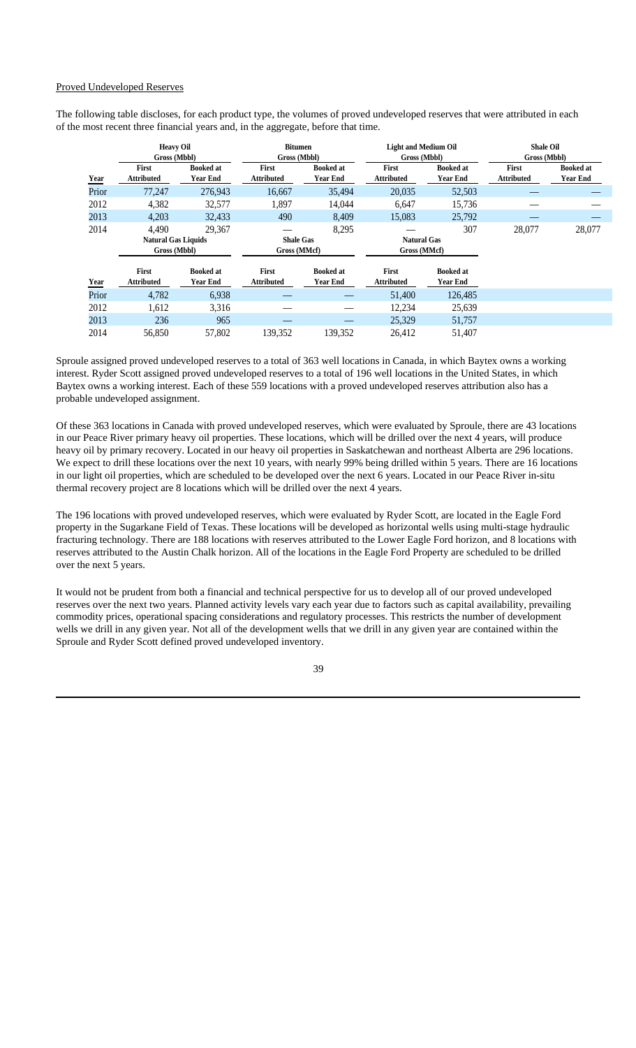Proved Undeveloped Reserves

The following table discloses, for each product type, the volumes of proved undeveloped reserves that were attributed in each of the most recent three financial years and, in the aggregate, before that time.

| | Heavy Oil Gross (Mbbl) | | Bitumen Gross (Mbbl) | | Light and Medium Oil Gross (Mbbl) | | Shale Oil Gross (Mbbl) | |
|---|---|---|---|---|---|---|---|---|
| Year | First Attributed | Booked at Year End | First Attributed | Booked at Year End | First Attributed | Booked at Year End | First Attributed | Booked at Year End |
| Prior | 77,247 | 276,943 | 16,667 | 35,494 | 20,035 | 52,503 | — | — |
| 2012 | 4,382 | 32,577 | 1,897 | 14,044 | 6,647 | 15,736 | — | — |
| 2013 | 4,203 | 32,433 | 490 | 8,409 | 15,083 | 25,792 | — | — |
| 2014 | 4,490 | 29,367 | — | 8,295 | — | 307 | 28,077 | 28,077 |

| | Natural Gas Liquids Gross (Mbbl) | | Shale Gas Gross (MMcf) | | Natural Gas Gross (MMcf) | |
|---|---|---|---|---|---|---|
| Year | First Attributed | Booked at Year End | First Attributed | Booked at Year End | First Attributed | Booked at Year End |
| Prior | 4,782 | 6,938 | — | — | 51,400 | 126,485 |
| 2012 | 1,612 | 3,316 | — | — | 12,234 | 25,639 |
| 2013 | 236 | 965 | — | — | 25,329 | 51,757 |
| 2014 | 56,850 | 57,802 | 139,352 | 139,352 | 26,412 | 51,407 |

Sproule assigned proved undeveloped reserves to a total of 363 well locations in Canada, in which Baytex owns a working interest. Ryder Scott assigned proved undeveloped reserves to a total of 196 well locations in the United States, in which Baytex owns a working interest. Each of these 559 locations with a proved undeveloped reserves attribution also has a probable undeveloped assignment.

Of these 363 locations in Canada with proved undeveloped reserves, which were evaluated by Sproule, there are 43 locations in our Peace River primary heavy oil properties. These locations, which will be drilled over the next 4 years, will produce heavy oil by primary recovery. Located in our heavy oil properties in Saskatchewan and northeast Alberta are 296 locations. We expect to drill these locations over the next 10 years, with nearly 99% being drilled within 5 years. There are 16 locations in our light oil properties, which are scheduled to be developed over the next 6 years. Located in our Peace River in-situ thermal recovery project are 8 locations which will be drilled over the next 4 years.

The 196 locations with proved undeveloped reserves, which were evaluated by Ryder Scott, are located in the Eagle Ford property in the Sugarkane Field of Texas. These locations will be developed as horizontal wells using multi-stage hydraulic fracturing technology. There are 188 locations with reserves attributed to the Lower Eagle Ford horizon, and 8 locations with reserves attributed to the Austin Chalk horizon. All of the locations in the Eagle Ford Property are scheduled to be drilled over the next 5 years.

It would not be prudent from both a financial and technical perspective for us to develop all of our proved undeveloped reserves over the next two years. Planned activity levels vary each year due to factors such as capital availability, prevailing commodity prices, operational spacing considerations and regulatory processes. This restricts the number of development wells we drill in any given year. Not all of the development wells that we drill in any given year are contained within the Sproule and Ryder Scott defined proved undeveloped inventory.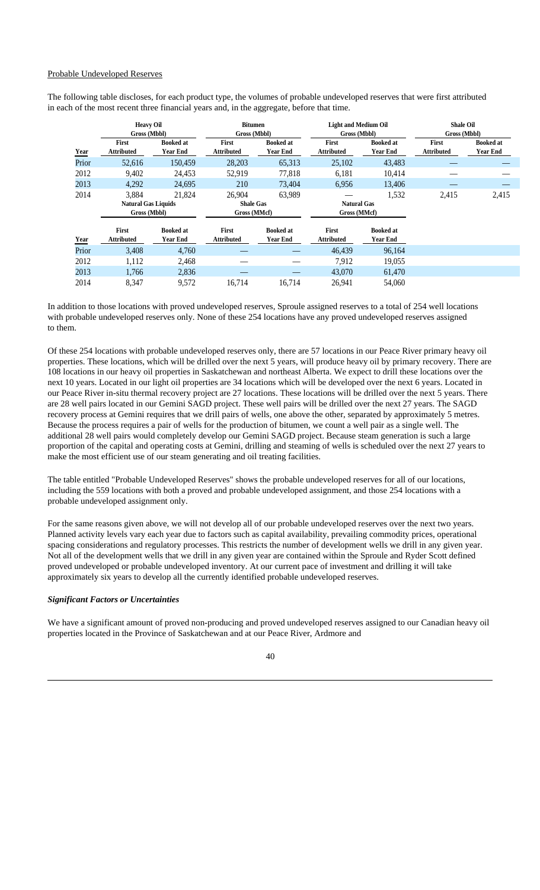Probable Undeveloped Reserves

The following table discloses, for each product type, the volumes of probable undeveloped reserves that were first attributed in each of the most recent three financial years and, in the aggregate, before that time.

| | Heavy Oil Gross (Mbbl) | | Bitumen Gross (Mbbl) | | Light and Medium Oil Gross (Mbbl) | | Shale Oil Gross (Mbbl) | |
|---|---|---|---|---|---|---|---|---|
| Year | First Attributed | Booked at Year End | First Attributed | Booked at Year End | First Attributed | Booked at Year End | First Attributed | Booked at Year End |
| Prior | 52,616 | 150,459 | 28,203 | 65,313 | 25,102 | 43,483 | — | — |
| 2012 | 9,402 | 24,453 | 52,919 | 77,818 | 6,181 | 10,414 | — | — |
| 2013 | 4,292 | 24,695 | 210 | 73,404 | 6,956 | 13,406 | — | — |
| 2014 | 3,884 | 21,824 | 26,904 | 63,989 | — | 1,532 | 2,415 | 2,415 |

| | Natural Gas Liquids Gross (Mbbl) | | Shale Gas Gross (MMcf) | | Natural Gas Gross (MMcf) | |
|---|---|---|---|---|---|---|
| Year | First Attributed | Booked at Year End | First Attributed | Booked at Year End | First Attributed | Booked at Year End |
| Prior | 3,408 | 4,760 | — | — | 46,439 | 96,164 |
| 2012 | 1,112 | 2,468 | — | — | 7,912 | 19,055 |
| 2013 | 1,766 | 2,836 | — | — | 43,070 | 61,470 |
| 2014 | 8,347 | 9,572 | 16,714 | 16,714 | 26,941 | 54,060 |

In addition to those locations with proved undeveloped reserves, Sproule assigned reserves to a total of 254 well locations with probable undeveloped reserves only. None of these 254 locations have any proved undeveloped reserves assigned to them.

Of these 254 locations with probable undeveloped reserves only, there are 57 locations in our Peace River primary heavy oil properties. These locations, which will be drilled over the next 5 years, will produce heavy oil by primary recovery. There are 108 locations in our heavy oil properties in Saskatchewan and northeast Alberta. We expect to drill these locations over the next 10 years. Located in our light oil properties are 34 locations which will be developed over the next 6 years. Located in our Peace River in-situ thermal recovery project are 27 locations. These locations will be drilled over the next 5 years. There are 28 well pairs located in our Gemini SAGD project. These well pairs will be drilled over the next 27 years. The SAGD recovery process at Gemini requires that we drill pairs of wells, one above the other, separated by approximately 5 metres. Because the process requires a pair of wells for the production of bitumen, we count a well pair as a single well. The additional 28 well pairs would completely develop our Gemini SAGD project. Because steam generation is such a large proportion of the capital and operating costs at Gemini, drilling and steaming of wells is scheduled over the next 27 years to make the most efficient use of our steam generating and oil treating facilities.

The table entitled "Probable Undeveloped Reserves" shows the probable undeveloped reserves for all of our locations, including the 559 locations with both a proved and probable undeveloped assignment, and those 254 locations with a probable undeveloped assignment only.

For the same reasons given above, we will not develop all of our probable undeveloped reserves over the next two years. Planned activity levels vary each year due to factors such as capital availability, prevailing commodity prices, operational spacing considerations and regulatory processes. This restricts the number of development wells we drill in any given year. Not all of the development wells that we drill in any given year are contained within the Sproule and Ryder Scott defined proved undeveloped or probable undeveloped inventory. At our current pace of investment and drilling it will take approximately six years to develop all the currently identified probable undeveloped reserves.

***Significant Factors or Uncertainties***

We have a significant amount of proved non-producing and proved undeveloped reserves assigned to our Canadian heavy oil properties located in the Province of Saskatchewan and at our Peace River, Ardmore and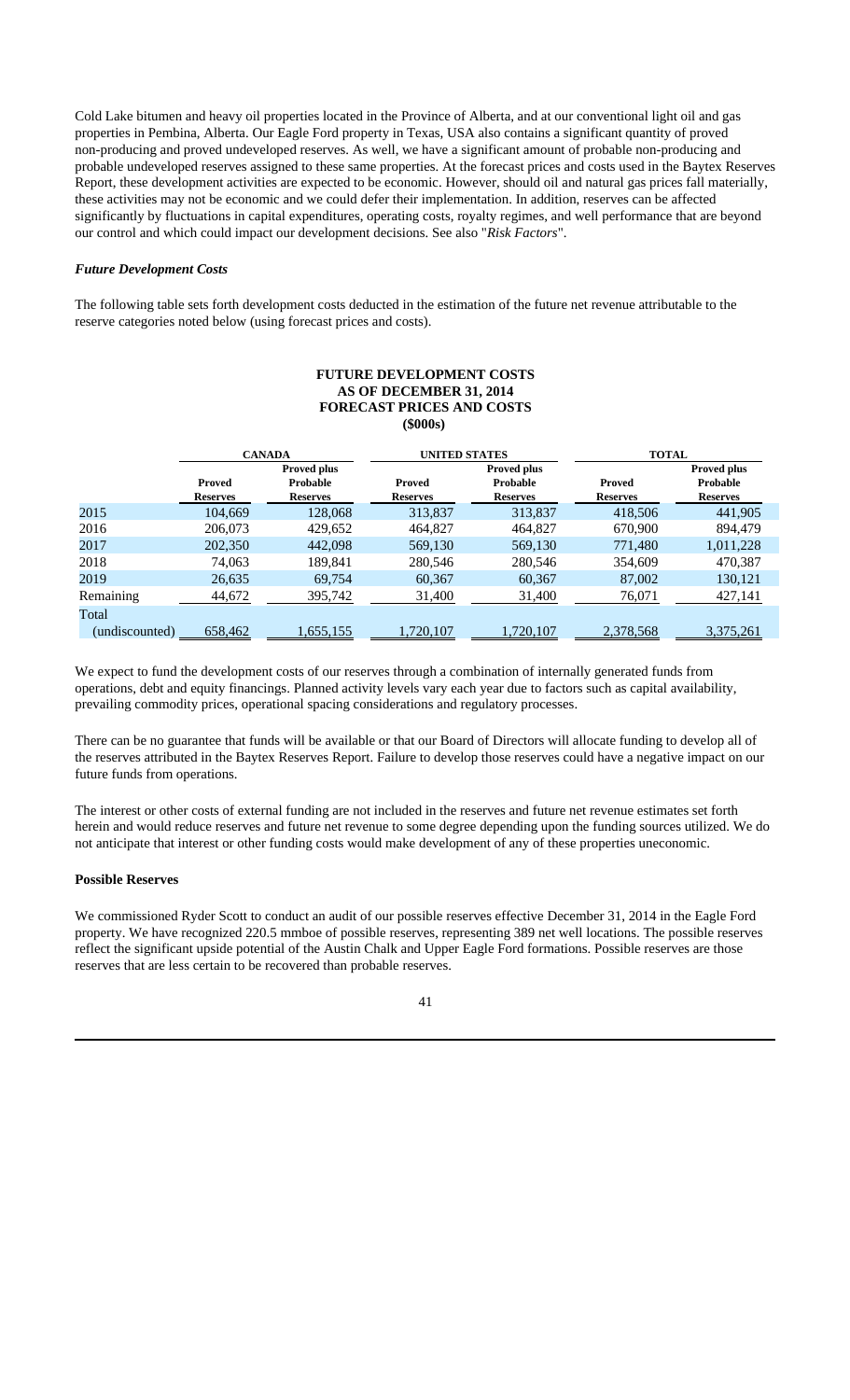Cold Lake bitumen and heavy oil properties located in the Province of Alberta, and at our conventional light oil and gas properties in Pembina, Alberta. Our Eagle Ford property in Texas, USA also contains a significant quantity of proved non-producing and proved undeveloped reserves. As well, we have a significant amount of probable non-producing and probable undeveloped reserves assigned to these same properties. At the forecast prices and costs used in the Baytex Reserves Report, these development activities are expected to be economic. However, should oil and natural gas prices fall materially, these activities may not be economic and we could defer their implementation. In addition, reserves can be affected significantly by fluctuations in capital expenditures, operating costs, royalty regimes, and well performance that are beyond our control and which could impact our development decisions. See also "*Risk Factors*".

### *Future Development Costs*

The following table sets forth development costs deducted in the estimation of the future net revenue attributable to the reserve categories noted below (using forecast prices and costs).

**FUTURE DEVELOPMENT COSTS**
**AS OF DECEMBER 31, 2014**
**FORECAST PRICES AND COSTS**
**($000s)**

| | CANADA | | UNITED STATES | | TOTAL | |
|---|---|---|---|---|---|---|
| | Proved Reserves | Proved plus Probable Reserves | Proved Reserves | Proved plus Probable Reserves | Proved Reserves | Proved plus Probable Reserves |
| 2015 | 104,669 | 128,068 | 313,837 | 313,837 | 418,506 | 441,905 |
| 2016 | 206,073 | 429,652 | 464,827 | 464,827 | 670,900 | 894,479 |
| 2017 | 202,350 | 442,098 | 569,130 | 569,130 | 771,480 | 1,011,228 |
| 2018 | 74,063 | 189,841 | 280,546 | 280,546 | 354,609 | 470,387 |
| 2019 | 26,635 | 69,754 | 60,367 | 60,367 | 87,002 | 130,121 |
| Remaining | 44,672 | 395,742 | 31,400 | 31,400 | 76,071 | 427,141 |
| Total (undiscounted) | 658,462 | 1,655,155 | 1,720,107 | 1,720,107 | 2,378,568 | 3,375,261 |

We expect to fund the development costs of our reserves through a combination of internally generated funds from operations, debt and equity financings. Planned activity levels vary each year due to factors such as capital availability, prevailing commodity prices, operational spacing considerations and regulatory processes.

There can be no guarantee that funds will be available or that our Board of Directors will allocate funding to develop all of the reserves attributed in the Baytex Reserves Report. Failure to develop those reserves could have a negative impact on our future funds from operations.

The interest or other costs of external funding are not included in the reserves and future net revenue estimates set forth herein and would reduce reserves and future net revenue to some degree depending upon the funding sources utilized. We do not anticipate that interest or other funding costs would make development of any of these properties uneconomic.

### Possible Reserves

We commissioned Ryder Scott to conduct an audit of our possible reserves effective December 31, 2014 in the Eagle Ford property. We have recognized 220.5 mmboe of possible reserves, representing 389 net well locations. The possible reserves reflect the significant upside potential of the Austin Chalk and Upper Eagle Ford formations. Possible reserves are those reserves that are less certain to be recovered than probable reserves.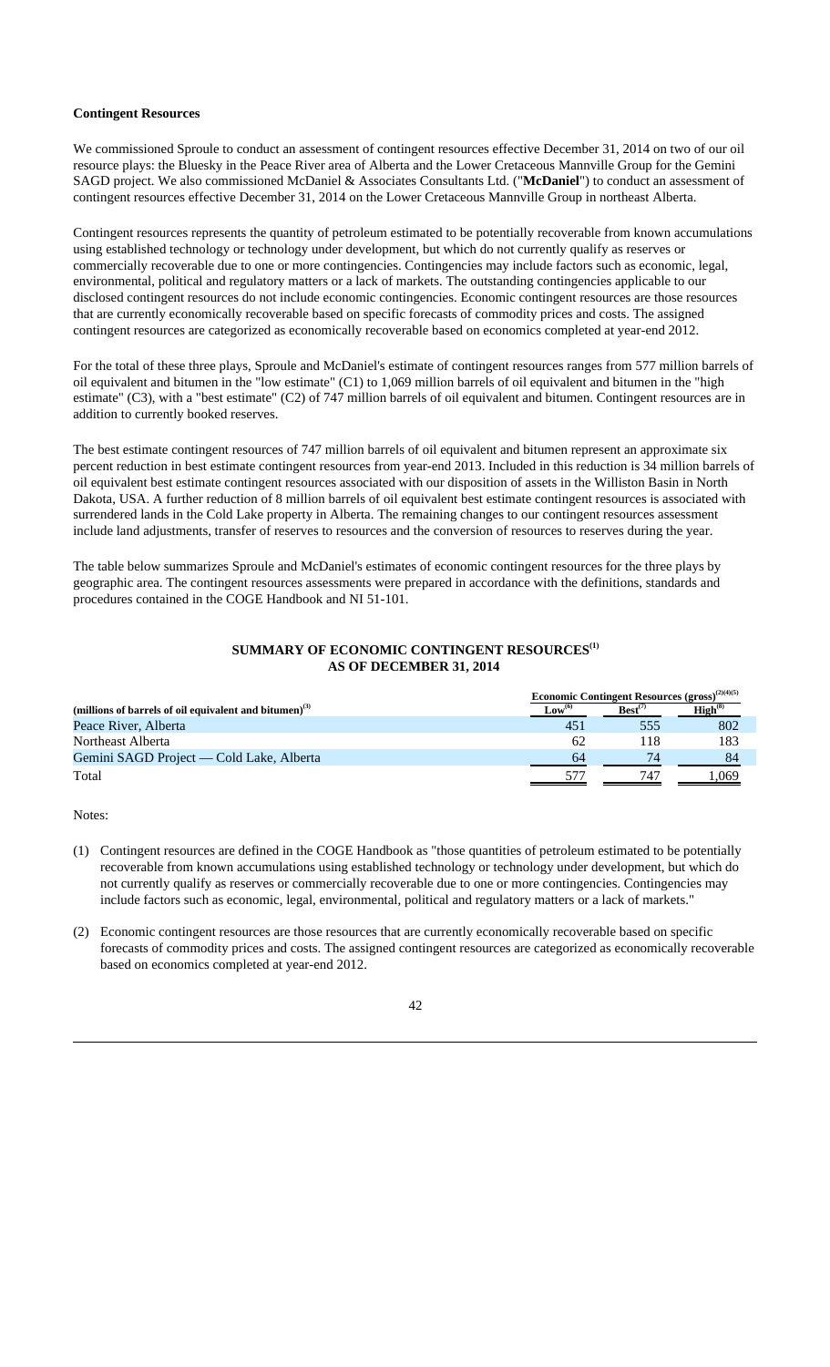**Contingent Resources**

We commissioned Sproule to conduct an assessment of contingent resources effective December 31, 2014 on two of our oil resource plays: the Bluesky in the Peace River area of Alberta and the Lower Cretaceous Mannville Group for the Gemini SAGD project. We also commissioned McDaniel & Associates Consultants Ltd. ("**McDaniel**") to conduct an assessment of contingent resources effective December 31, 2014 on the Lower Cretaceous Mannville Group in northeast Alberta.

Contingent resources represents the quantity of petroleum estimated to be potentially recoverable from known accumulations using established technology or technology under development, but which do not currently qualify as reserves or commercially recoverable due to one or more contingencies. Contingencies may include factors such as economic, legal, environmental, political and regulatory matters or a lack of markets. The outstanding contingencies applicable to our disclosed contingent resources do not include economic contingencies. Economic contingent resources are those resources that are currently economically recoverable based on specific forecasts of commodity prices and costs. The assigned contingent resources are categorized as economically recoverable based on economics completed at year-end 2012.

For the total of these three plays, Sproule and McDaniel's estimate of contingent resources ranges from 577 million barrels of oil equivalent and bitumen in the "low estimate" (C1) to 1,069 million barrels of oil equivalent and bitumen in the "high estimate" (C3), with a "best estimate" (C2) of 747 million barrels of oil equivalent and bitumen. Contingent resources are in addition to currently booked reserves.

The best estimate contingent resources of 747 million barrels of oil equivalent and bitumen represent an approximate six percent reduction in best estimate contingent resources from year-end 2013. Included in this reduction is 34 million barrels of oil equivalent best estimate contingent resources associated with our disposition of assets in the Williston Basin in North Dakota, USA. A further reduction of 8 million barrels of oil equivalent best estimate contingent resources is associated with surrendered lands in the Cold Lake property in Alberta. The remaining changes to our contingent resources assessment include land adjustments, transfer of reserves to resources and the conversion of resources to reserves during the year.

The table below summarizes Sproule and McDaniel's estimates of economic contingent resources for the three plays by geographic area. The contingent resources assessments were prepared in accordance with the definitions, standards and procedures contained in the COGE Handbook and NI 51-101.

**SUMMARY OF ECONOMIC CONTINGENT RESOURCES(1)**
**AS OF DECEMBER 31, 2014**

| | Economic Contingent Resources (gross)(2)(4)(5) | | |
|---|---|---|---|
| (millions of barrels of oil equivalent and bitumen)(3) | Low(6) | Best(7) | High(8) |
| Peace River, Alberta | 451 | 555 | 802 |
| Northeast Alberta | 62 | 118 | 183 |
| Gemini SAGD Project — Cold Lake, Alberta | 64 | 74 | 84 |
| Total | 577 | 747 | 1,069 |

Notes:

(1) Contingent resources are defined in the COGE Handbook as "those quantities of petroleum estimated to be potentially recoverable from known accumulations using established technology or technology under development, but which do not currently qualify as reserves or commercially recoverable due to one or more contingencies. Contingencies may include factors such as economic, legal, environmental, political and regulatory matters or a lack of markets."

(2) Economic contingent resources are those resources that are currently economically recoverable based on specific forecasts of commodity prices and costs. The assigned contingent resources are categorized as economically recoverable based on economics completed at year-end 2012.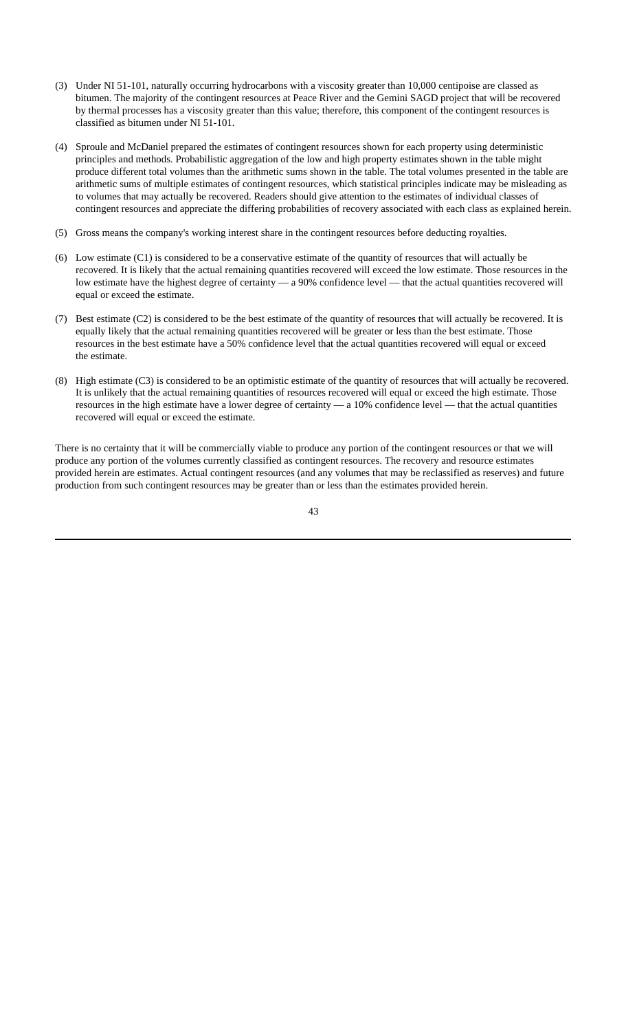(3) Under NI 51-101, naturally occurring hydrocarbons with a viscosity greater than 10,000 centipoise are classed as bitumen. The majority of the contingent resources at Peace River and the Gemini SAGD project that will be recovered by thermal processes has a viscosity greater than this value; therefore, this component of the contingent resources is classified as bitumen under NI 51-101.

(4) Sproule and McDaniel prepared the estimates of contingent resources shown for each property using deterministic principles and methods. Probabilistic aggregation of the low and high property estimates shown in the table might produce different total volumes than the arithmetic sums shown in the table. The total volumes presented in the table are arithmetic sums of multiple estimates of contingent resources, which statistical principles indicate may be misleading as to volumes that may actually be recovered. Readers should give attention to the estimates of individual classes of contingent resources and appreciate the differing probabilities of recovery associated with each class as explained herein.

(5) Gross means the company's working interest share in the contingent resources before deducting royalties.

(6) Low estimate (C1) is considered to be a conservative estimate of the quantity of resources that will actually be recovered. It is likely that the actual remaining quantities recovered will exceed the low estimate. Those resources in the low estimate have the highest degree of certainty — a 90% confidence level — that the actual quantities recovered will equal or exceed the estimate.

(7) Best estimate (C2) is considered to be the best estimate of the quantity of resources that will actually be recovered. It is equally likely that the actual remaining quantities recovered will be greater or less than the best estimate. Those resources in the best estimate have a 50% confidence level that the actual quantities recovered will equal or exceed the estimate.

(8) High estimate (C3) is considered to be an optimistic estimate of the quantity of resources that will actually be recovered. It is unlikely that the actual remaining quantities of resources recovered will equal or exceed the high estimate. Those resources in the high estimate have a lower degree of certainty — a 10% confidence level — that the actual quantities recovered will equal or exceed the estimate.

There is no certainty that it will be commercially viable to produce any portion of the contingent resources or that we will produce any portion of the volumes currently classified as contingent resources. The recovery and resource estimates provided herein are estimates. Actual contingent resources (and any volumes that may be reclassified as reserves) and future production from such contingent resources may be greater than or less than the estimates provided herein.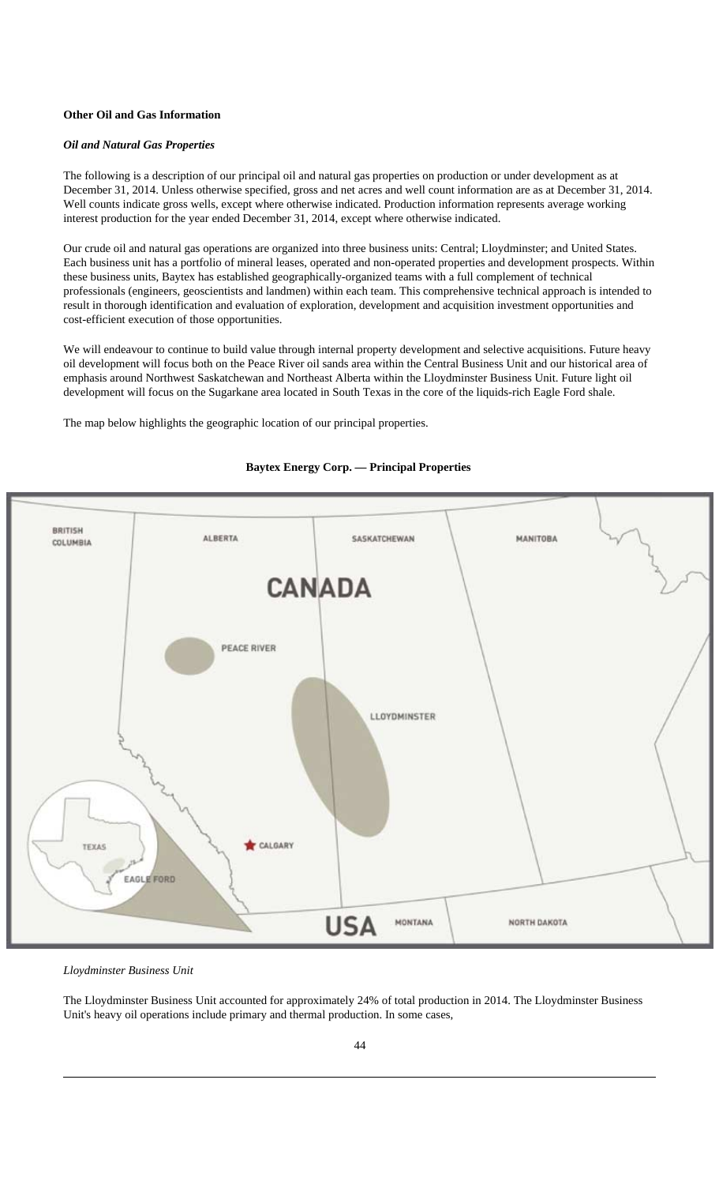**Other Oil and Gas Information**

***Oil and Natural Gas Properties***

The following is a description of our principal oil and natural gas properties on production or under development as at December 31, 2014. Unless otherwise specified, gross and net acres and well count information are as at December 31, 2014. Well counts indicate gross wells, except where otherwise indicated. Production information represents average working interest production for the year ended December 31, 2014, except where otherwise indicated.

Our crude oil and natural gas operations are organized into three business units: Central; Lloydminster; and United States. Each business unit has a portfolio of mineral leases, operated and non-operated properties and development prospects. Within these business units, Baytex has established geographically-organized teams with a full complement of technical professionals (engineers, geoscientists and landmen) within each team. This comprehensive technical approach is intended to result in thorough identification and evaluation of exploration, development and acquisition investment opportunities and cost-efficient execution of those opportunities.

We will endeavour to continue to build value through internal property development and selective acquisitions. Future heavy oil development will focus both on the Peace River oil sands area within the Central Business Unit and our historical area of emphasis around Northwest Saskatchewan and Northeast Alberta within the Lloydminster Business Unit. Future light oil development will focus on the Sugarkane area located in South Texas in the core of the liquids-rich Eagle Ford shale.

The map below highlights the geographic location of our principal properties.

**Baytex Energy Corp. — Principal Properties**

BRITISH COLUMBIA ALBERTA SASKATCHEWAN MANITOBA CANADA PEACE RIVER LLOYDMINSTER CALGARY TEXAS EAGLE FORD USA MONTANA NORTH DAKOTA

*Lloydminster Business Unit*

The Lloydminster Business Unit accounted for approximately 24% of total production in 2014. The Lloydminster Business Unit's heavy oil operations include primary and thermal production. In some cases,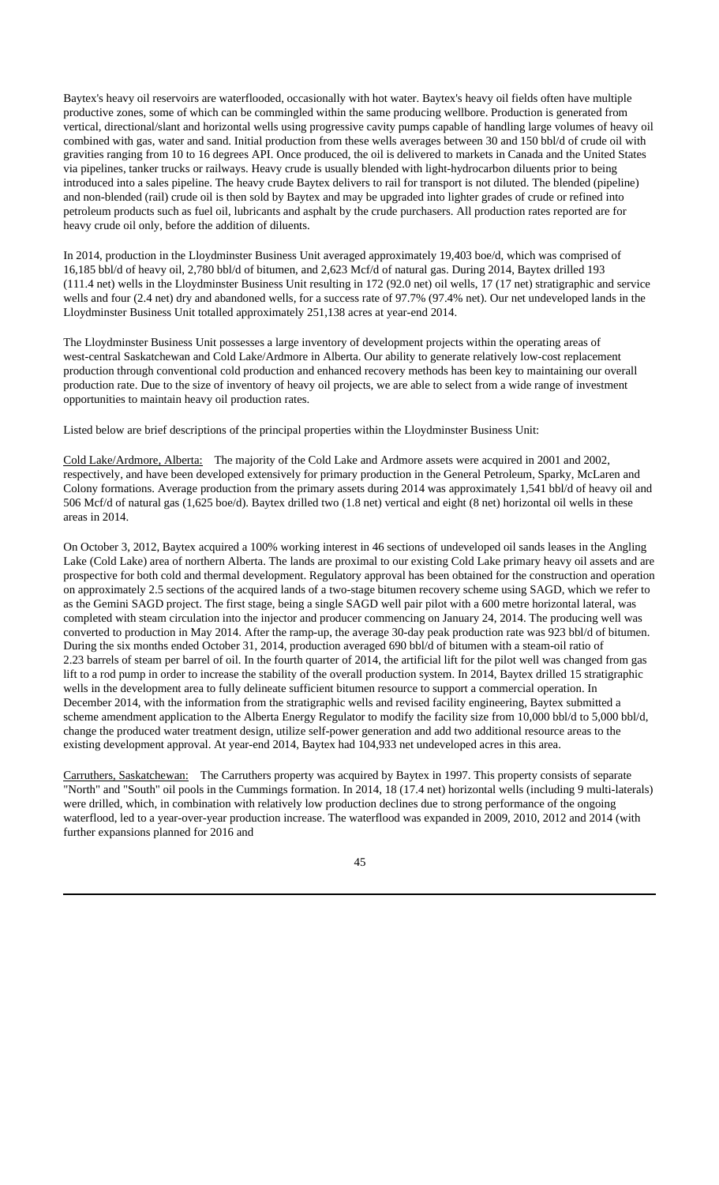Baytex's heavy oil reservoirs are waterflooded, occasionally with hot water. Baytex's heavy oil fields often have multiple productive zones, some of which can be commingled within the same producing wellbore. Production is generated from vertical, directional/slant and horizontal wells using progressive cavity pumps capable of handling large volumes of heavy oil combined with gas, water and sand. Initial production from these wells averages between 30 and 150 bbl/d of crude oil with gravities ranging from 10 to 16 degrees API. Once produced, the oil is delivered to markets in Canada and the United States via pipelines, tanker trucks or railways. Heavy crude is usually blended with light-hydrocarbon diluents prior to being introduced into a sales pipeline. The heavy crude Baytex delivers to rail for transport is not diluted. The blended (pipeline) and non-blended (rail) crude oil is then sold by Baytex and may be upgraded into lighter grades of crude or refined into petroleum products such as fuel oil, lubricants and asphalt by the crude purchasers. All production rates reported are for heavy crude oil only, before the addition of diluents.

In 2014, production in the Lloydminster Business Unit averaged approximately 19,403 boe/d, which was comprised of 16,185 bbl/d of heavy oil, 2,780 bbl/d of bitumen, and 2,623 Mcf/d of natural gas. During 2014, Baytex drilled 193 (111.4 net) wells in the Lloydminster Business Unit resulting in 172 (92.0 net) oil wells, 17 (17 net) stratigraphic and service wells and four (2.4 net) dry and abandoned wells, for a success rate of 97.7% (97.4% net). Our net undeveloped lands in the Lloydminster Business Unit totalled approximately 251,138 acres at year-end 2014.

The Lloydminster Business Unit possesses a large inventory of development projects within the operating areas of west-central Saskatchewan and Cold Lake/Ardmore in Alberta. Our ability to generate relatively low-cost replacement production through conventional cold production and enhanced recovery methods has been key to maintaining our overall production rate. Due to the size of inventory of heavy oil projects, we are able to select from a wide range of investment opportunities to maintain heavy oil production rates.

Listed below are brief descriptions of the principal properties within the Lloydminster Business Unit:

Cold Lake/Ardmore, Alberta: The majority of the Cold Lake and Ardmore assets were acquired in 2001 and 2002, respectively, and have been developed extensively for primary production in the General Petroleum, Sparky, McLaren and Colony formations. Average production from the primary assets during 2014 was approximately 1,541 bbl/d of heavy oil and 506 Mcf/d of natural gas (1,625 boe/d). Baytex drilled two (1.8 net) vertical and eight (8 net) horizontal oil wells in these areas in 2014.

On October 3, 2012, Baytex acquired a 100% working interest in 46 sections of undeveloped oil sands leases in the Angling Lake (Cold Lake) area of northern Alberta. The lands are proximal to our existing Cold Lake primary heavy oil assets and are prospective for both cold and thermal development. Regulatory approval has been obtained for the construction and operation on approximately 2.5 sections of the acquired lands of a two-stage bitumen recovery scheme using SAGD, which we refer to as the Gemini SAGD project. The first stage, being a single SAGD well pair pilot with a 600 metre horizontal lateral, was completed with steam circulation into the injector and producer commencing on January 24, 2014. The producing well was converted to production in May 2014. After the ramp-up, the average 30-day peak production rate was 923 bbl/d of bitumen. During the six months ended October 31, 2014, production averaged 690 bbl/d of bitumen with a steam-oil ratio of 2.23 barrels of steam per barrel of oil. In the fourth quarter of 2014, the artificial lift for the pilot well was changed from gas lift to a rod pump in order to increase the stability of the overall production system. In 2014, Baytex drilled 15 stratigraphic wells in the development area to fully delineate sufficient bitumen resource to support a commercial operation. In December 2014, with the information from the stratigraphic wells and revised facility engineering, Baytex submitted a scheme amendment application to the Alberta Energy Regulator to modify the facility size from 10,000 bbl/d to 5,000 bbl/d, change the produced water treatment design, utilize self-power generation and add two additional resource areas to the existing development approval. At year-end 2014, Baytex had 104,933 net undeveloped acres in this area.

Carruthers, Saskatchewan: The Carruthers property was acquired by Baytex in 1997. This property consists of separate "North" and "South" oil pools in the Cummings formation. In 2014, 18 (17.4 net) horizontal wells (including 9 multi-laterals) were drilled, which, in combination with relatively low production declines due to strong performance of the ongoing waterflood, led to a year-over-year production increase. The waterflood was expanded in 2009, 2010, 2012 and 2014 (with further expansions planned for 2016 and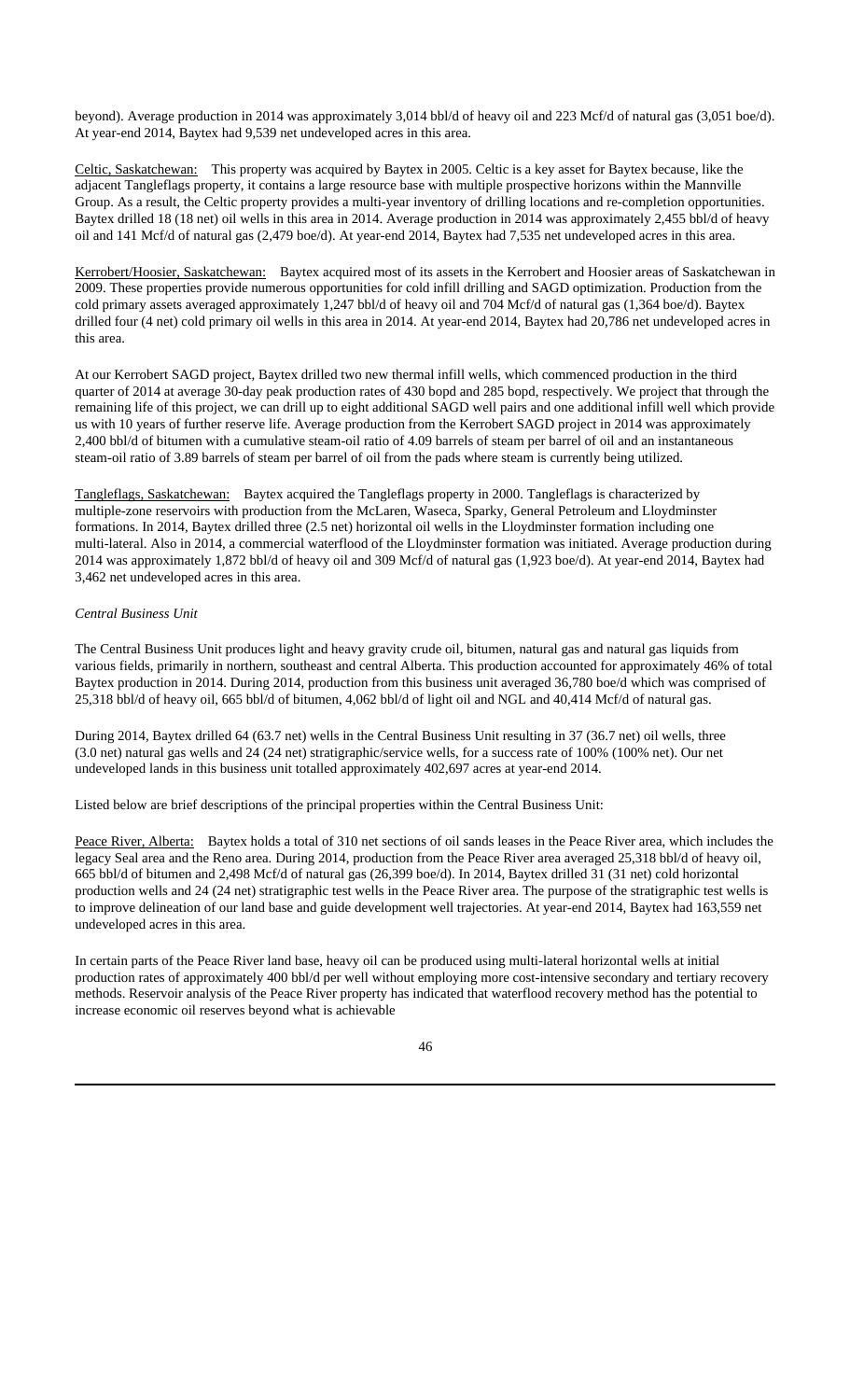beyond). Average production in 2014 was approximately 3,014 bbl/d of heavy oil and 223 Mcf/d of natural gas (3,051 boe/d). At year-end 2014, Baytex had 9,539 net undeveloped acres in this area.

Celtic, Saskatchewan: This property was acquired by Baytex in 2005. Celtic is a key asset for Baytex because, like the adjacent Tangleflags property, it contains a large resource base with multiple prospective horizons within the Mannville Group. As a result, the Celtic property provides a multi-year inventory of drilling locations and re-completion opportunities. Baytex drilled 18 (18 net) oil wells in this area in 2014. Average production in 2014 was approximately 2,455 bbl/d of heavy oil and 141 Mcf/d of natural gas (2,479 boe/d). At year-end 2014, Baytex had 7,535 net undeveloped acres in this area.

Kerrobert/Hoosier, Saskatchewan: Baytex acquired most of its assets in the Kerrobert and Hoosier areas of Saskatchewan in 2009. These properties provide numerous opportunities for cold infill drilling and SAGD optimization. Production from the cold primary assets averaged approximately 1,247 bbl/d of heavy oil and 704 Mcf/d of natural gas (1,364 boe/d). Baytex drilled four (4 net) cold primary oil wells in this area in 2014. At year-end 2014, Baytex had 20,786 net undeveloped acres in this area.

At our Kerrobert SAGD project, Baytex drilled two new thermal infill wells, which commenced production in the third quarter of 2014 at average 30-day peak production rates of 430 bopd and 285 bopd, respectively. We project that through the remaining life of this project, we can drill up to eight additional SAGD well pairs and one additional infill well which provide us with 10 years of further reserve life. Average production from the Kerrobert SAGD project in 2014 was approximately 2,400 bbl/d of bitumen with a cumulative steam-oil ratio of 4.09 barrels of steam per barrel of oil and an instantaneous steam-oil ratio of 3.89 barrels of steam per barrel of oil from the pads where steam is currently being utilized.

Tangleflags, Saskatchewan: Baytex acquired the Tangleflags property in 2000. Tangleflags is characterized by multiple-zone reservoirs with production from the McLaren, Waseca, Sparky, General Petroleum and Lloydminster formations. In 2014, Baytex drilled three (2.5 net) horizontal oil wells in the Lloydminster formation including one multi-lateral. Also in 2014, a commercial waterflood of the Lloydminster formation was initiated. Average production during 2014 was approximately 1,872 bbl/d of heavy oil and 309 Mcf/d of natural gas (1,923 boe/d). At year-end 2014, Baytex had 3,462 net undeveloped acres in this area.

*Central Business Unit*

The Central Business Unit produces light and heavy gravity crude oil, bitumen, natural gas and natural gas liquids from various fields, primarily in northern, southeast and central Alberta. This production accounted for approximately 46% of total Baytex production in 2014. During 2014, production from this business unit averaged 36,780 boe/d which was comprised of 25,318 bbl/d of heavy oil, 665 bbl/d of bitumen, 4,062 bbl/d of light oil and NGL and 40,414 Mcf/d of natural gas.

During 2014, Baytex drilled 64 (63.7 net) wells in the Central Business Unit resulting in 37 (36.7 net) oil wells, three (3.0 net) natural gas wells and 24 (24 net) stratigraphic/service wells, for a success rate of 100% (100% net). Our net undeveloped lands in this business unit totalled approximately 402,697 acres at year-end 2014.

Listed below are brief descriptions of the principal properties within the Central Business Unit:

Peace River, Alberta: Baytex holds a total of 310 net sections of oil sands leases in the Peace River area, which includes the legacy Seal area and the Reno area. During 2014, production from the Peace River area averaged 25,318 bbl/d of heavy oil, 665 bbl/d of bitumen and 2,498 Mcf/d of natural gas (26,399 boe/d). In 2014, Baytex drilled 31 (31 net) cold horizontal production wells and 24 (24 net) stratigraphic test wells in the Peace River area. The purpose of the stratigraphic test wells is to improve delineation of our land base and guide development well trajectories. At year-end 2014, Baytex had 163,559 net undeveloped acres in this area.

In certain parts of the Peace River land base, heavy oil can be produced using multi-lateral horizontal wells at initial production rates of approximately 400 bbl/d per well without employing more cost-intensive secondary and tertiary recovery methods. Reservoir analysis of the Peace River property has indicated that waterflood recovery method has the potential to increase economic oil reserves beyond what is achievable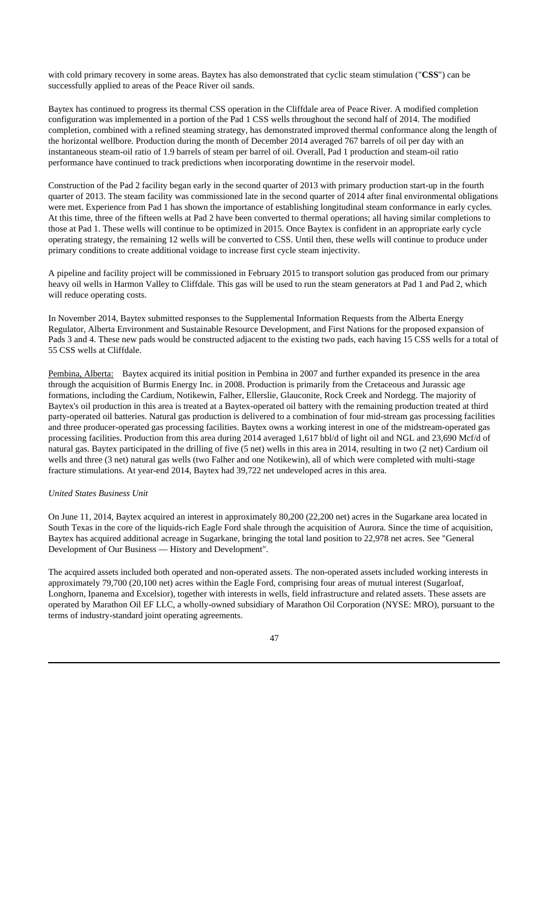with cold primary recovery in some areas. Baytex has also demonstrated that cyclic steam stimulation ("**CSS**") can be successfully applied to areas of the Peace River oil sands.

Baytex has continued to progress its thermal CSS operation in the Cliffdale area of Peace River. A modified completion configuration was implemented in a portion of the Pad 1 CSS wells throughout the second half of 2014. The modified completion, combined with a refined steaming strategy, has demonstrated improved thermal conformance along the length of the horizontal wellbore. Production during the month of December 2014 averaged 767 barrels of oil per day with an instantaneous steam-oil ratio of 1.9 barrels of steam per barrel of oil. Overall, Pad 1 production and steam-oil ratio performance have continued to track predictions when incorporating downtime in the reservoir model.

Construction of the Pad 2 facility began early in the second quarter of 2013 with primary production start-up in the fourth quarter of 2013. The steam facility was commissioned late in the second quarter of 2014 after final environmental obligations were met. Experience from Pad 1 has shown the importance of establishing longitudinal steam conformance in early cycles. At this time, three of the fifteen wells at Pad 2 have been converted to thermal operations; all having similar completions to those at Pad 1. These wells will continue to be optimized in 2015. Once Baytex is confident in an appropriate early cycle operating strategy, the remaining 12 wells will be converted to CSS. Until then, these wells will continue to produce under primary conditions to create additional voidage to increase first cycle steam injectivity.

A pipeline and facility project will be commissioned in February 2015 to transport solution gas produced from our primary heavy oil wells in Harmon Valley to Cliffdale. This gas will be used to run the steam generators at Pad 1 and Pad 2, which will reduce operating costs.

In November 2014, Baytex submitted responses to the Supplemental Information Requests from the Alberta Energy Regulator, Alberta Environment and Sustainable Resource Development, and First Nations for the proposed expansion of Pads 3 and 4. These new pads would be constructed adjacent to the existing two pads, each having 15 CSS wells for a total of 55 CSS wells at Cliffdale.

<u>Pembina, Alberta:</u> Baytex acquired its initial position in Pembina in 2007 and further expanded its presence in the area through the acquisition of Burmis Energy Inc. in 2008. Production is primarily from the Cretaceous and Jurassic age formations, including the Cardium, Notikewin, Falher, Ellerslie, Glauconite, Rock Creek and Nordegg. The majority of Baytex's oil production in this area is treated at a Baytex-operated oil battery with the remaining production treated at third party-operated oil batteries. Natural gas production is delivered to a combination of four mid-stream gas processing facilities and three producer-operated gas processing facilities. Baytex owns a working interest in one of the midstream-operated gas processing facilities. Production from this area during 2014 averaged 1,617 bbl/d of light oil and NGL and 23,690 Mcf/d of natural gas. Baytex participated in the drilling of five (5 net) wells in this area in 2014, resulting in two (2 net) Cardium oil wells and three (3 net) natural gas wells (two Falher and one Notikewin), all of which were completed with multi-stage fracture stimulations. At year-end 2014, Baytex had 39,722 net undeveloped acres in this area.

*United States Business Unit*

On June 11, 2014, Baytex acquired an interest in approximately 80,200 (22,200 net) acres in the Sugarkane area located in South Texas in the core of the liquids-rich Eagle Ford shale through the acquisition of Aurora. Since the time of acquisition, Baytex has acquired additional acreage in Sugarkane, bringing the total land position to 22,978 net acres. See "General Development of Our Business — History and Development".

The acquired assets included both operated and non-operated assets. The non-operated assets included working interests in approximately 79,700 (20,100 net) acres within the Eagle Ford, comprising four areas of mutual interest (Sugarloaf, Longhorn, Ipanema and Excelsior), together with interests in wells, field infrastructure and related assets. These assets are operated by Marathon Oil EF LLC, a wholly-owned subsidiary of Marathon Oil Corporation (NYSE: MRO), pursuant to the terms of industry-standard joint operating agreements.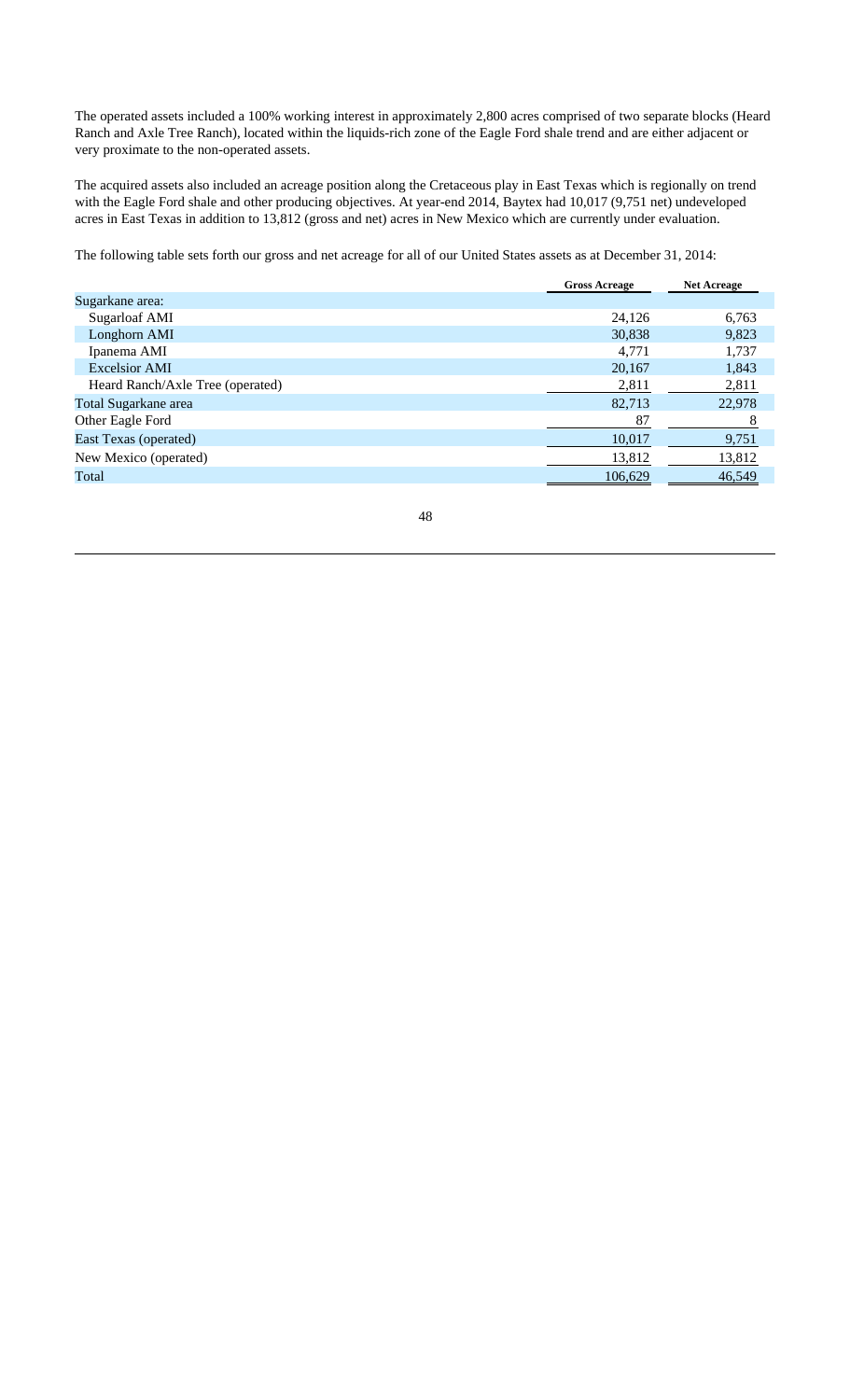The operated assets included a 100% working interest in approximately 2,800 acres comprised of two separate blocks (Heard Ranch and Axle Tree Ranch), located within the liquids-rich zone of the Eagle Ford shale trend and are either adjacent or very proximate to the non-operated assets.

The acquired assets also included an acreage position along the Cretaceous play in East Texas which is regionally on trend with the Eagle Ford shale and other producing objectives. At year-end 2014, Baytex had 10,017 (9,751 net) undeveloped acres in East Texas in addition to 13,812 (gross and net) acres in New Mexico which are currently under evaluation.

The following table sets forth our gross and net acreage for all of our United States assets as at December 31, 2014:

| | Gross Acreage | Net Acreage |
|---|---|---|
| Sugarkane area: | | |
| Sugarloaf AMI | 24,126 | 6,763 |
| Longhorn AMI | 30,838 | 9,823 |
| Ipanema AMI | 4,771 | 1,737 |
| Excelsior AMI | 20,167 | 1,843 |
| Heard Ranch/Axle Tree (operated) | 2,811 | 2,811 |
| Total Sugarkane area | 82,713 | 22,978 |
| Other Eagle Ford | 87 | 8 |
| East Texas (operated) | 10,017 | 9,751 |
| New Mexico (operated) | 13,812 | 13,812 |
| Total | 106,629 | 46,549 |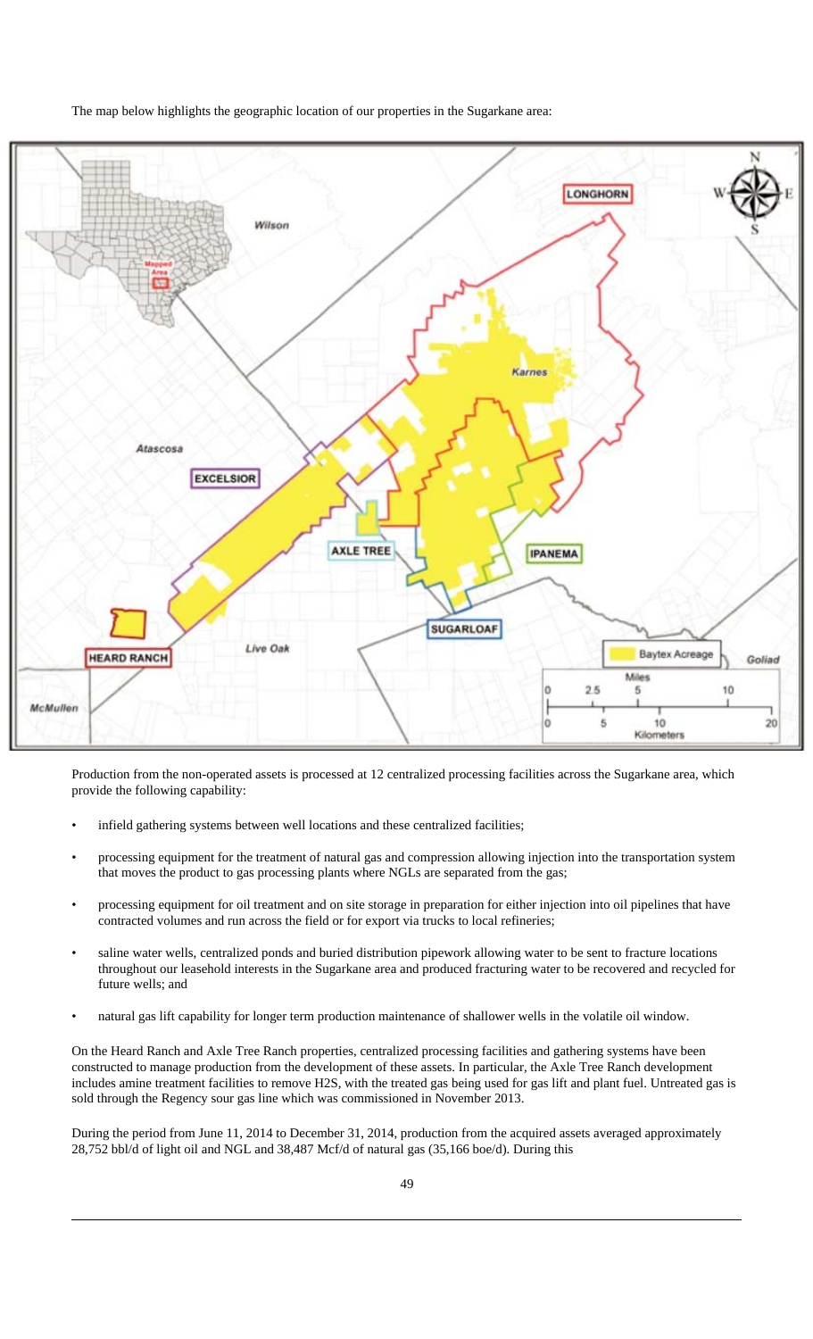The map below highlights the geographic location of our properties in the Sugarkane area:

Production from the non-operated assets is processed at 12 centralized processing facilities across the Sugarkane area, which provide the following capability:

- infield gathering systems between well locations and these centralized facilities;
- processing equipment for the treatment of natural gas and compression allowing injection into the transportation system that moves the product to gas processing plants where NGLs are separated from the gas;
- processing equipment for oil treatment and on site storage in preparation for either injection into oil pipelines that have contracted volumes and run across the field or for export via trucks to local refineries;
- saline water wells, centralized ponds and buried distribution pipework allowing water to be sent to fracture locations throughout our leasehold interests in the Sugarkane area and produced fracturing water to be recovered and recycled for future wells; and
- natural gas lift capability for longer term production maintenance of shallower wells in the volatile oil window.

On the Heard Ranch and Axle Tree Ranch properties, centralized processing facilities and gathering systems have been constructed to manage production from the development of these assets. In particular, the Axle Tree Ranch development includes amine treatment facilities to remove $H_2S$, with the treated gas being used for gas lift and plant fuel. Untreated gas is sold through the Regency sour gas line which was commissioned in November 2013.

During the period from June 11, 2014 to December 31, 2014, production from the acquired assets averaged approximately 28,752 bbl/d of light oil and NGL and 38,487 Mcf/d of natural gas (35,166 boe/d). During this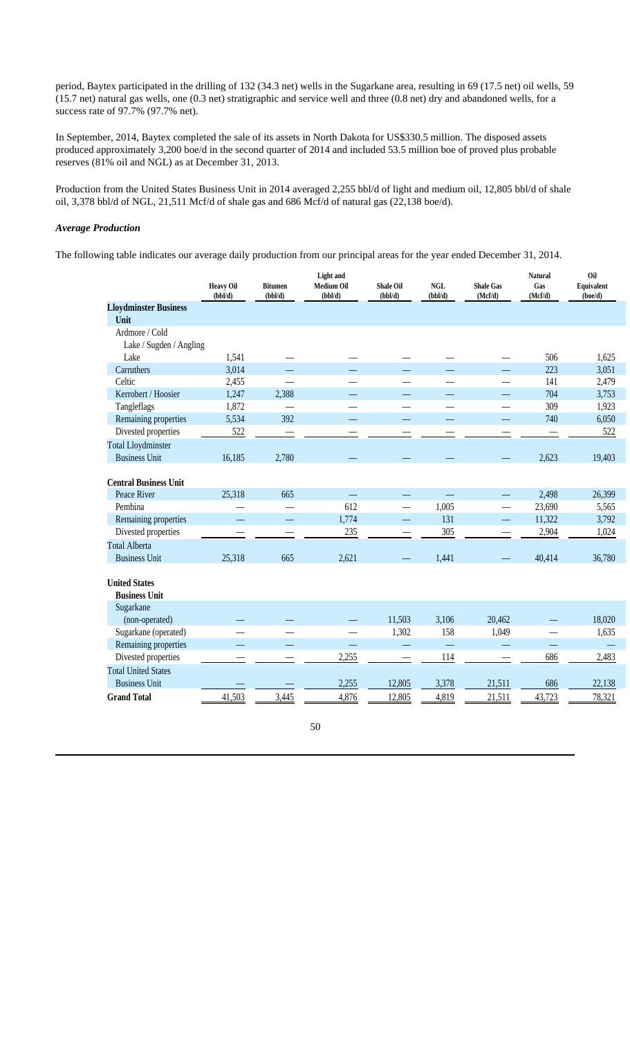period, Baytex participated in the drilling of 132 (34.3 net) wells in the Sugarkane area, resulting in 69 (17.5 net) oil wells, 59 (15.7 net) natural gas wells, one (0.3 net) stratigraphic and service well and three (0.8 net) dry and abandoned wells, for a success rate of 97.7% (97.7% net).

In September, 2014, Baytex completed the sale of its assets in North Dakota for US$330.5 million. The disposed assets produced approximately 3,200 boe/d in the second quarter of 2014 and included 53.5 million boe of proved plus probable reserves (81% oil and NGL) as at December 31, 2013.

Production from the United States Business Unit in 2014 averaged 2,255 bbl/d of light and medium oil, 12,805 bbl/d of shale oil, 3,378 bbl/d of NGL, 21,511 Mcf/d of shale gas and 686 Mcf/d of natural gas (22,138 boe/d).

### *Average Production*

The following table indicates our average daily production from our principal areas for the year ended December 31, 2014.

| | Heavy Oil (bbl/d) | Bitumen (bbl/d) | Light and Medium Oil (bbl/d) | Shale Oil (bbl/d) | NGL (bbl/d) | Shale Gas (Mcf/d) | Natural Gas (Mcf/d) | Oil Equivalent (boe/d) |
|---|---|---|---|---|---|---|---|---|
| **Lloydminster Business Unit** | | | | | | | | |
| Ardmore / Cold Lake / Sugden / Angling Lake | 1,541 | — | — | — | — | — | 506 | 1,625 |
| Carruthers | 3,014 | — | — | — | — | — | 223 | 3,051 |
| Celtic | 2,455 | — | — | — | — | — | 141 | 2,479 |
| Kerrobert / Hoosier | 1,247 | 2,388 | — | — | — | — | 704 | 3,753 |
| Tangleflags | 1,872 | — | — | — | — | — | 309 | 1,923 |
| Remaining properties | 5,534 | 392 | — | — | — | — | 740 | 6,050 |
| Divested properties | 522 | — | — | — | — | — | — | 522 |
| Total Lloydminster Business Unit | 16,185 | 2,780 | — | — | — | — | 2,623 | 19,403 |
| **Central Business Unit** | | | | | | | | |
| Peace River | 25,318 | 665 | — | — | — | — | 2,498 | 26,399 |
| Pembina | — | — | 612 | — | 1,005 | — | 23,690 | 5,565 |
| Remaining properties | — | — | 1,774 | — | 131 | — | 11,322 | 3,792 |
| Divested properties | — | — | 235 | — | 305 | — | 2,904 | 1,024 |
| Total Alberta Business Unit | 25,318 | 665 | 2,621 | — | 1,441 | — | 40,414 | 36,780 |
| **United States Business Unit** | | | | | | | | |
| Sugarkane (non-operated) | — | — | — | 11,503 | 3,106 | 20,462 | — | 18,020 |
| Sugarkane (operated) | — | — | — | 1,302 | 158 | 1,049 | — | 1,635 |
| Remaining properties | — | — | — | — | — | — | — | — |
| Divested properties | — | — | 2,255 | — | 114 | — | 686 | 2,483 |
| Total United States Business Unit | — | — | 2,255 | 12,805 | 3,378 | 21,511 | 686 | 22,138 |
| **Grand Total** | 41,503 | 3,445 | 4,876 | 12,805 | 4,819 | 21,511 | 43,723 | 78,321 |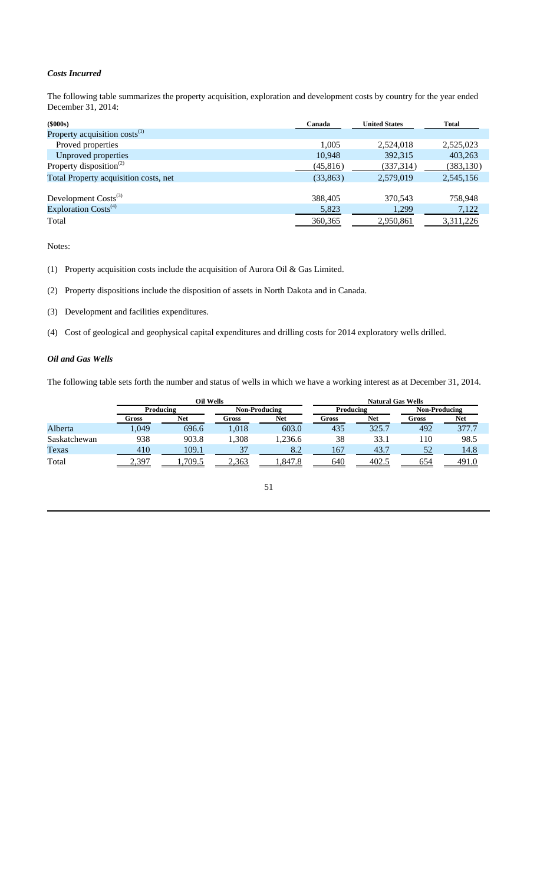### *Costs Incurred*

The following table summarizes the property acquisition, exploration and development costs by country for the year ended December 31, 2014:

| ($000s) | Canada | United States | Total |
|---|---|---|---|
| Property acquisition costs[(1)] | | | |
| Proved properties | 1,005 | 2,524,018 | 2,525,023 |
| Unproved properties | 10,948 | 392,315 | 403,263 |
| Property disposition[(2)] | (45,816) | (337,314) | (383,130) |
| Total Property acquisition costs, net | (33,863) | 2,579,019 | 2,545,156 |
| Development Costs[(3)] | 388,405 | 370,543 | 758,948 |
| Exploration Costs[(4)] | 5,823 | 1,299 | 7,122 |
| Total | 360,365 | 2,950,861 | 3,311,226 |

Notes:

(1) Property acquisition costs include the acquisition of Aurora Oil & Gas Limited.

(2) Property dispositions include the disposition of assets in North Dakota and in Canada.

(3) Development and facilities expenditures.

(4) Cost of geological and geophysical capital expenditures and drilling costs for 2014 exploratory wells drilled.

### *Oil and Gas Wells*

The following table sets forth the number and status of wells in which we have a working interest as at December 31, 2014.

| | Oil Wells | | | | Natural Gas Wells | | | |
|---|---|---|---|---|---|---|---|---|
| | Producing | | Non-Producing | | Producing | | Non-Producing | |
| | Gross | Net | Gross | Net | Gross | Net | Gross | Net |
| Alberta | 1,049 | 696.6 | 1,018 | 603.0 | 435 | 325.7 | 492 | 377.7 |
| Saskatchewan | 938 | 903.8 | 1,308 | 1,236.6 | 38 | 33.1 | 110 | 98.5 |
| Texas | 410 | 109.1 | 37 | 8.2 | 167 | 43.7 | 52 | 14.8 |
| Total | 2,397 | 1,709.5 | 2,363 | 1,847.8 | 640 | 402.5 | 654 | 491.0 |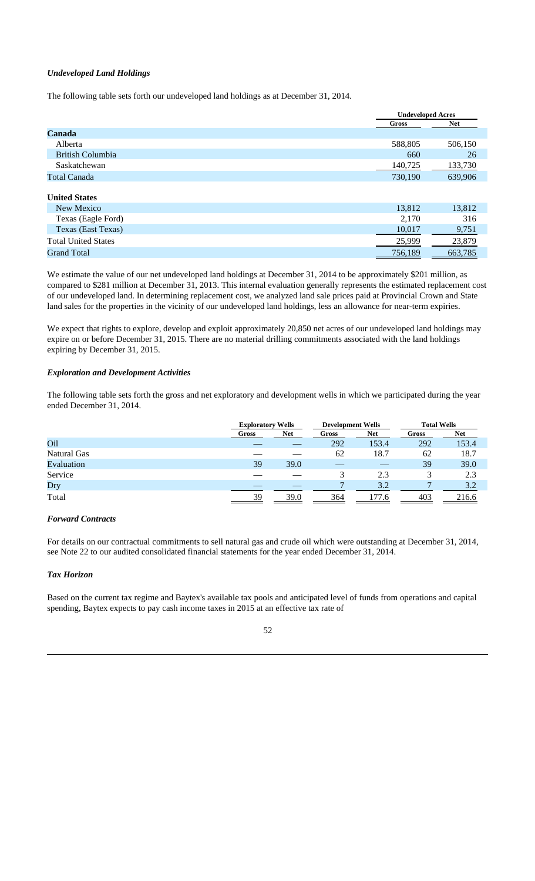### *Undeveloped Land Holdings*

The following table sets forth our undeveloped land holdings as at December 31, 2014.

| | Undeveloped Acres | |
|---|---|---|
| | Gross | Net |
| **Canada** | | |
| Alberta | 588,805 | 506,150 |
| British Columbia | 660 | 26 |
| Saskatchewan | 140,725 | 133,730 |
| Total Canada | 730,190 | 639,906 |
| | | |
| **United States** | | |
| New Mexico | 13,812 | 13,812 |
| Texas (Eagle Ford) | 2,170 | 316 |
| Texas (East Texas) | 10,017 | 9,751 |
| Total United States | 25,999 | 23,879 |
| Grand Total | 756,189 | 663,785 |

We estimate the value of our net undeveloped land holdings at December 31, 2014 to be approximately $201 million, as compared to $281 million at December 31, 2013. This internal evaluation generally represents the estimated replacement cost of our undeveloped land. In determining replacement cost, we analyzed land sale prices paid at Provincial Crown and State land sales for the properties in the vicinity of our undeveloped land holdings, less an allowance for near-term expiries.

We expect that rights to explore, develop and exploit approximately 20,850 net acres of our undeveloped land holdings may expire on or before December 31, 2015. There are no material drilling commitments associated with the land holdings expiring by December 31, 2015.

### *Exploration and Development Activities*

The following table sets forth the gross and net exploratory and development wells in which we participated during the year ended December 31, 2014.

| | Exploratory Wells | | Development Wells | | Total Wells | |
|---|---|---|---|---|---|---|
| | Gross | Net | Gross | Net | Gross | Net |
| Oil | — | — | 292 | 153.4 | 292 | 153.4 |
| Natural Gas | — | — | 62 | 18.7 | 62 | 18.7 |
| Evaluation | 39 | 39.0 | — | — | 39 | 39.0 |
| Service | — | — | 3 | 2.3 | 3 | 2.3 |
| Dry | — | — | 7 | 3.2 | 7 | 3.2 |
| Total | 39 | 39.0 | 364 | 177.6 | 403 | 216.6 |

### *Forward Contracts*

For details on our contractual commitments to sell natural gas and crude oil which were outstanding at December 31, 2014, see Note 22 to our audited consolidated financial statements for the year ended December 31, 2014.

### *Tax Horizon*

Based on the current tax regime and Baytex's available tax pools and anticipated level of funds from operations and capital spending, Baytex expects to pay cash income taxes in 2015 at an effective tax rate of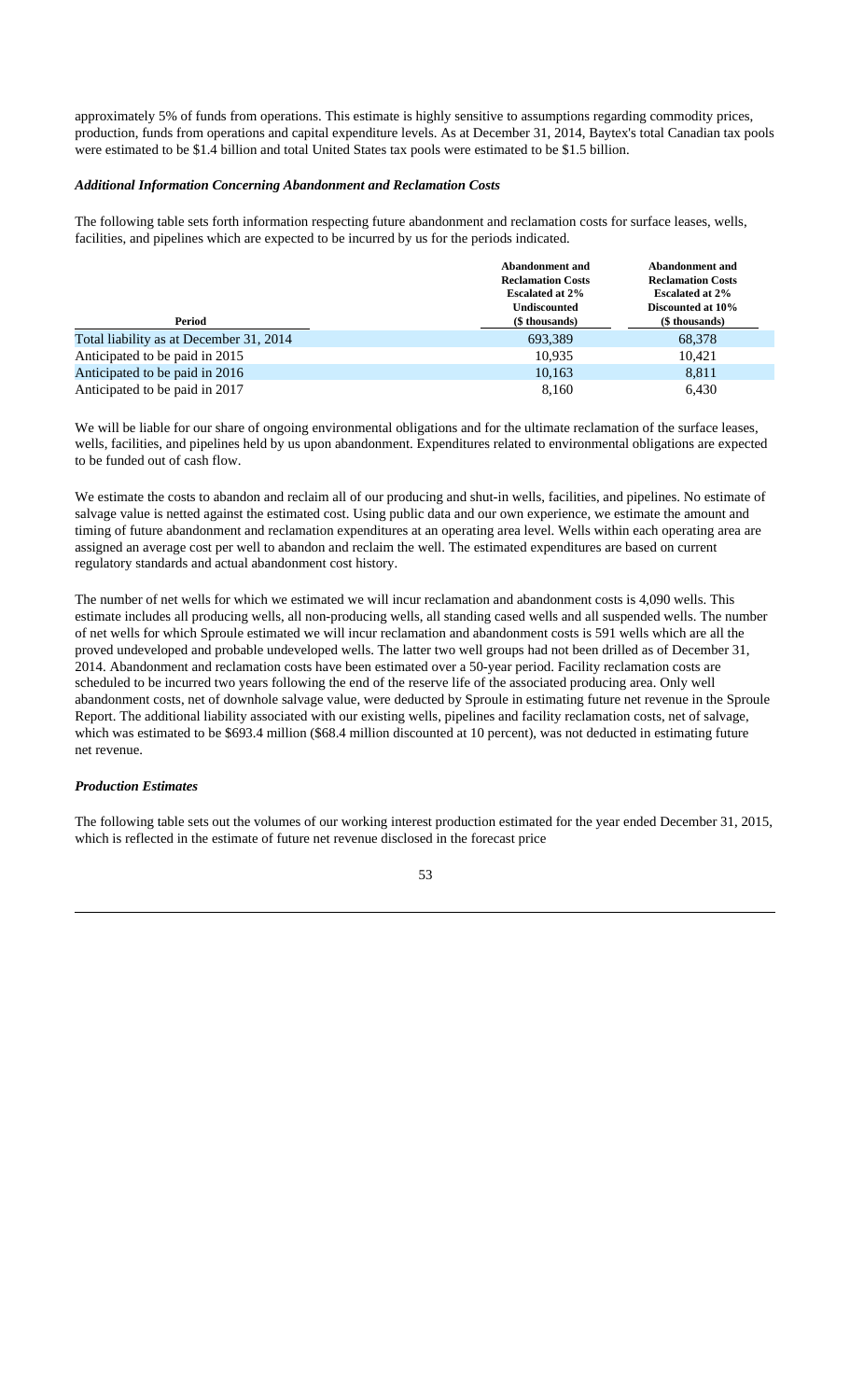approximately 5% of funds from operations. This estimate is highly sensitive to assumptions regarding commodity prices, production, funds from operations and capital expenditure levels. As at December 31, 2014, Baytex's total Canadian tax pools were estimated to be $1.4 billion and total United States tax pools were estimated to be $1.5 billion.

### *Additional Information Concerning Abandonment and Reclamation Costs*

The following table sets forth information respecting future abandonment and reclamation costs for surface leases, wells, facilities, and pipelines which are expected to be incurred by us for the periods indicated.

| Period | Abandonment and Reclamation Costs Escalated at 2% Undiscounted ($ thousands) | Abandonment and Reclamation Costs Escalated at 2% Discounted at 10% ($ thousands) |
|---|---|---|
| Total liability as at December 31, 2014 | 693,389 | 68,378 |
| Anticipated to be paid in 2015 | 10,935 | 10,421 |
| Anticipated to be paid in 2016 | 10,163 | 8,811 |
| Anticipated to be paid in 2017 | 8,160 | 6,430 |

We will be liable for our share of ongoing environmental obligations and for the ultimate reclamation of the surface leases, wells, facilities, and pipelines held by us upon abandonment. Expenditures related to environmental obligations are expected to be funded out of cash flow.

We estimate the costs to abandon and reclaim all of our producing and shut-in wells, facilities, and pipelines. No estimate of salvage value is netted against the estimated cost. Using public data and our own experience, we estimate the amount and timing of future abandonment and reclamation expenditures at an operating area level. Wells within each operating area are assigned an average cost per well to abandon and reclaim the well. The estimated expenditures are based on current regulatory standards and actual abandonment cost history.

The number of net wells for which we estimated we will incur reclamation and abandonment costs is 4,090 wells. This estimate includes all producing wells, all non-producing wells, all standing cased wells and all suspended wells. The number of net wells for which Sproule estimated we will incur reclamation and abandonment costs is 591 wells which are all the proved undeveloped and probable undeveloped wells. The latter two well groups had not been drilled as of December 31, 2014. Abandonment and reclamation costs have been estimated over a 50-year period. Facility reclamation costs are scheduled to be incurred two years following the end of the reserve life of the associated producing area. Only well abandonment costs, net of downhole salvage value, were deducted by Sproule in estimating future net revenue in the Sproule Report. The additional liability associated with our existing wells, pipelines and facility reclamation costs, net of salvage, which was estimated to be $693.4 million ($68.4 million discounted at 10 percent), was not deducted in estimating future net revenue.

### *Production Estimates*

The following table sets out the volumes of our working interest production estimated for the year ended December 31, 2015, which is reflected in the estimate of future net revenue disclosed in the forecast price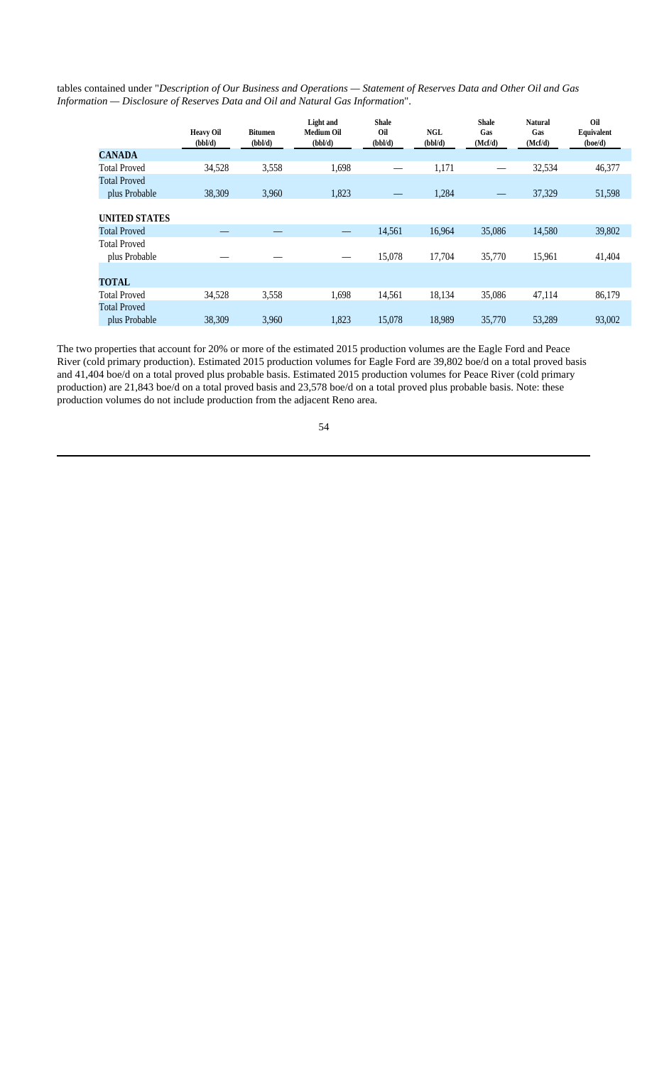tables contained under "*Description of Our Business and Operations — Statement of Reserves Data and Other Oil and Gas Information — Disclosure of Reserves Data and Oil and Natural Gas Information*".

| | Heavy Oil (bbl/d) | Bitumen (bbl/d) | Light and Medium Oil (bbl/d) | Shale Oil (bbl/d) | NGL (bbl/d) | Shale Gas (Mcf/d) | Natural Gas (Mcf/d) | Oil Equivalent (boe/d) |
|---|---|---|---|---|---|---|---|---|
| **CANADA** | | | | | | | | |
| Total Proved | 34,528 | 3,558 | 1,698 | — | 1,171 | — | 32,534 | 46,377 |
| Total Proved plus Probable | 38,309 | 3,960 | 1,823 | — | 1,284 | — | 37,329 | 51,598 |
| **UNITED STATES** | | | | | | | | |
| Total Proved | — | — | — | 14,561 | 16,964 | 35,086 | 14,580 | 39,802 |
| Total Proved plus Probable | — | — | — | 15,078 | 17,704 | 35,770 | 15,961 | 41,404 |
| **TOTAL** | | | | | | | | |
| Total Proved | 34,528 | 3,558 | 1,698 | 14,561 | 18,134 | 35,086 | 47,114 | 86,179 |
| Total Proved plus Probable | 38,309 | 3,960 | 1,823 | 15,078 | 18,989 | 35,770 | 53,289 | 93,002 |

The two properties that account for 20% or more of the estimated 2015 production volumes are the Eagle Ford and Peace River (cold primary production). Estimated 2015 production volumes for Eagle Ford are 39,802 boe/d on a total proved basis and 41,404 boe/d on a total proved plus probable basis. Estimated 2015 production volumes for Peace River (cold primary production) are 21,843 boe/d on a total proved basis and 23,578 boe/d on a total proved plus probable basis. Note: these production volumes do not include production from the adjacent Reno area.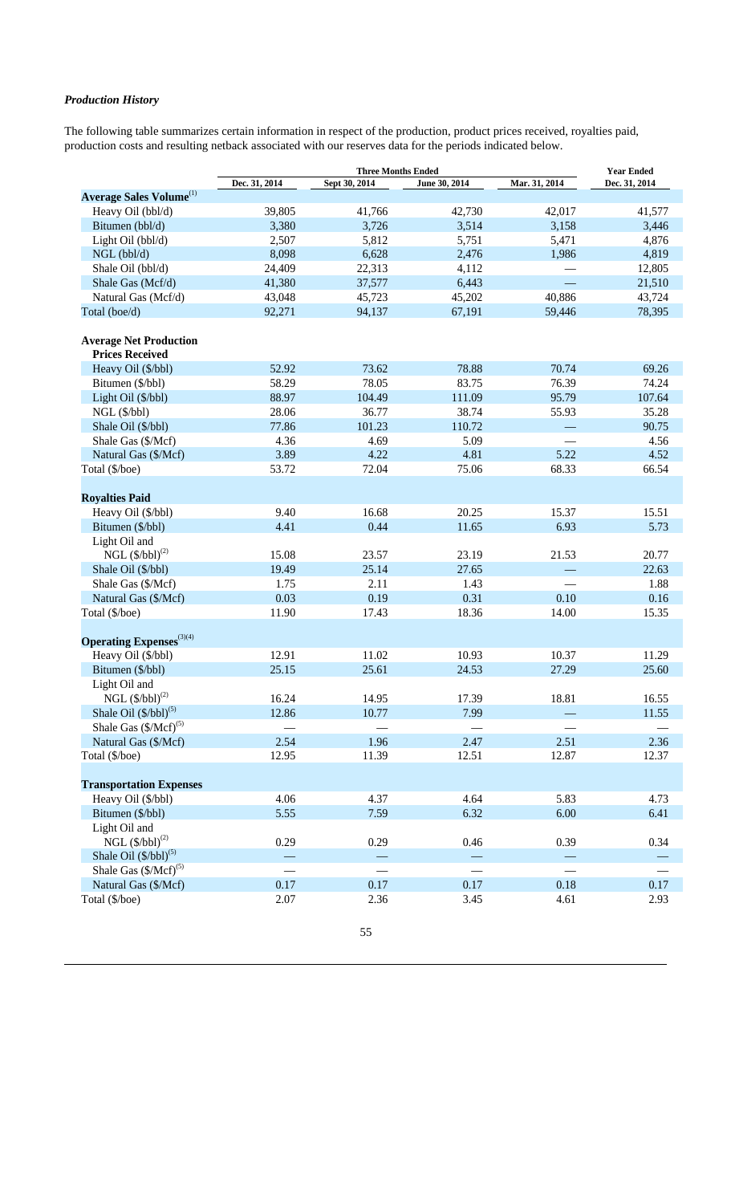### *Production History*

The following table summarizes certain information in respect of the production, product prices received, royalties paid, production costs and resulting netback associated with our reserves data for the periods indicated below.

| | Three Months Ended | | | | Year Ended |
|---|---|---|---|---|---|
| | Dec. 31, 2014 | Sept 30, 2014 | June 30, 2014 | Mar. 31, 2014 | Dec. 31, 2014 |
| **Average Sales Volume**[1] | | | | | |
| Heavy Oil (bbl/d) | 39,805 | 41,766 | 42,730 | 42,017 | 41,577 |
| Bitumen (bbl/d) | 3,380 | 3,726 | 3,514 | 3,158 | 3,446 |
| Light Oil (bbl/d) | 2,507 | 5,812 | 5,751 | 5,471 | 4,876 |
| NGL (bbl/d) | 8,098 | 6,628 | 2,476 | 1,986 | 4,819 |
| Shale Oil (bbl/d) | 24,409 | 22,313 | 4,112 | — | 12,805 |
| Shale Gas (Mcf/d) | 41,380 | 37,577 | 6,443 | — | 21,510 |
| Natural Gas (Mcf/d) | 43,048 | 45,723 | 45,202 | 40,886 | 43,724 |
| Total (boe/d) | 92,271 | 94,137 | 67,191 | 59,446 | 78,395 |
| **Average Net Production Prices Received** | | | | | |
| Heavy Oil ($/bbl) | 52.92 | 73.62 | 78.88 | 70.74 | 69.26 |
| Bitumen ($/bbl) | 58.29 | 78.05 | 83.75 | 76.39 | 74.24 |
| Light Oil ($/bbl) | 88.97 | 104.49 | 111.09 | 95.79 | 107.64 |
| NGL ($/bbl) | 28.06 | 36.77 | 38.74 | 55.93 | 35.28 |
| Shale Oil ($/bbl) | 77.86 | 101.23 | 110.72 | — | 90.75 |
| Shale Gas ($/Mcf) | 4.36 | 4.69 | 5.09 | — | 4.56 |
| Natural Gas ($/Mcf) | 3.89 | 4.22 | 4.81 | 5.22 | 4.52 |
| Total ($/boe) | 53.72 | 72.04 | 75.06 | 68.33 | 66.54 |
| **Royalties Paid** | | | | | |
| Heavy Oil ($/bbl) | 9.40 | 16.68 | 20.25 | 15.37 | 15.51 |
| Bitumen ($/bbl) | 4.41 | 0.44 | 11.65 | 6.93 | 5.73 |
| Light Oil and NGL ($/bbl)[2] | 15.08 | 23.57 | 23.19 | 21.53 | 20.77 |
| Shale Oil ($/bbl) | 19.49 | 25.14 | 27.65 | — | 22.63 |
| Shale Gas ($/Mcf) | 1.75 | 2.11 | 1.43 | — | 1.88 |
| Natural Gas ($/Mcf) | 0.03 | 0.19 | 0.31 | 0.10 | 0.16 |
| Total ($/boe) | 11.90 | 17.43 | 18.36 | 14.00 | 15.35 |
| **Operating Expenses**[3][4] | | | | | |
| Heavy Oil ($/bbl) | 12.91 | 11.02 | 10.93 | 10.37 | 11.29 |
| Bitumen ($/bbl) | 25.15 | 25.61 | 24.53 | 27.29 | 25.60 |
| Light Oil and NGL ($/bbl)[2] | 16.24 | 14.95 | 17.39 | 18.81 | 16.55 |
| Shale Oil ($/bbl)[5] | 12.86 | 10.77 | 7.99 | — | 11.55 |
| Shale Gas ($/Mcf)[5] | — | — | — | — | — |
| Natural Gas ($/Mcf) | 2.54 | 1.96 | 2.47 | 2.51 | 2.36 |
| Total ($/boe) | 12.95 | 11.39 | 12.51 | 12.87 | 12.37 |
| **Transportation Expenses** | | | | | |
| Heavy Oil ($/bbl) | 4.06 | 4.37 | 4.64 | 5.83 | 4.73 |
| Bitumen ($/bbl) | 5.55 | 7.59 | 6.32 | 6.00 | 6.41 |
| Light Oil and NGL ($/bbl)[2] | 0.29 | 0.29 | 0.46 | 0.39 | 0.34 |
| Shale Oil ($/bbl)[5] | — | — | — | — | — |
| Shale Gas ($/Mcf)[5] | — | — | — | — | — |
| Natural Gas ($/Mcf) | 0.17 | 0.17 | 0.17 | 0.18 | 0.17 |
| Total ($/boe) | 2.07 | 2.36 | 3.45 | 4.61 | 2.93 |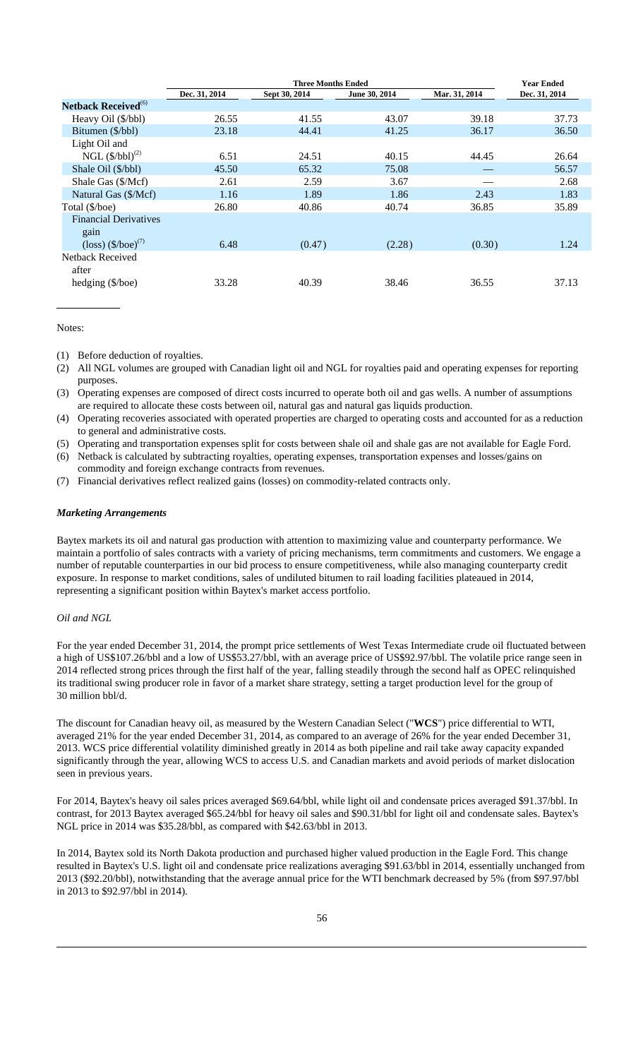| | Three Months Ended | | | | Year Ended |
|---|---|---|---|---|---|
| | Dec. 31, 2014 | Sept 30, 2014 | June 30, 2014 | Mar. 31, 2014 | Dec. 31, 2014 |
| **Netback Received**[6] | | | | | |
| Heavy Oil ($/bbl) | 26.55 | 41.55 | 43.07 | 39.18 | 37.73 |
| Bitumen ($/bbl) | 23.18 | 44.41 | 41.25 | 36.17 | 36.50 |
| Light Oil and NGL ($/bbl)[2] | 6.51 | 24.51 | 40.15 | 44.45 | 26.64 |
| Shale Oil ($/bbl) | 45.50 | 65.32 | 75.08 | — | 56.57 |
| Shale Gas ($/Mcf) | 2.61 | 2.59 | 3.67 | — | 2.68 |
| Natural Gas ($/Mcf) | 1.16 | 1.89 | 1.86 | 2.43 | 1.83 |
| Total ($/boe) | 26.80 | 40.86 | 40.74 | 36.85 | 35.89 |
| Financial Derivatives gain (loss) ($/boe)[7] | 6.48 | (0.47) | (2.28) | (0.30) | 1.24 |
| Netback Received after hedging ($/boe) | 33.28 | 40.39 | 38.46 | 36.55 | 37.13 |

Notes:

(1) Before deduction of royalties.
(2) All NGL volumes are grouped with Canadian light oil and NGL for royalties paid and operating expenses for reporting purposes.
(3) Operating expenses are composed of direct costs incurred to operate both oil and gas wells. A number of assumptions are required to allocate these costs between oil, natural gas and natural gas liquids production.
(4) Operating recoveries associated with operated properties are charged to operating costs and accounted for as a reduction to general and administrative costs.
(5) Operating and transportation expenses split for costs between shale oil and shale gas are not available for Eagle Ford.
(6) Netback is calculated by subtracting royalties, operating expenses, transportation expenses and losses/gains on commodity and foreign exchange contracts from revenues.
(7) Financial derivatives reflect realized gains (losses) on commodity-related contracts only.

***Marketing Arrangements***

Baytex markets its oil and natural gas production with attention to maximizing value and counterparty performance. We maintain a portfolio of sales contracts with a variety of pricing mechanisms, term commitments and customers. We engage a number of reputable counterparties in our bid process to ensure competitiveness, while also managing counterparty credit exposure. In response to market conditions, sales of undiluted bitumen to rail loading facilities plateaued in 2014, representing a significant position within Baytex's market access portfolio.

*Oil and NGL*

For the year ended December 31, 2014, the prompt price settlements of West Texas Intermediate crude oil fluctuated between a high of US$107.26/bbl and a low of US$53.27/bbl, with an average price of US$92.97/bbl. The volatile price range seen in 2014 reflected strong prices through the first half of the year, falling steadily through the second half as OPEC relinquished its traditional swing producer role in favor of a market share strategy, setting a target production level for the group of 30 million bbl/d.

The discount for Canadian heavy oil, as measured by the Western Canadian Select ("**WCS**") price differential to WTI, averaged 21% for the year ended December 31, 2014, as compared to an average of 26% for the year ended December 31, 2013. WCS price differential volatility diminished greatly in 2014 as both pipeline and rail take away capacity expanded significantly through the year, allowing WCS to access U.S. and Canadian markets and avoid periods of market dislocation seen in previous years.

For 2014, Baytex's heavy oil sales prices averaged $69.64/bbl, while light oil and condensate prices averaged $91.37/bbl. In contrast, for 2013 Baytex averaged $65.24/bbl for heavy oil sales and $90.31/bbl for light oil and condensate sales. Baytex's NGL price in 2014 was $35.28/bbl, as compared with $42.63/bbl in 2013.

In 2014, Baytex sold its North Dakota production and purchased higher valued production in the Eagle Ford. This change resulted in Baytex's U.S. light oil and condensate price realizations averaging $91.63/bbl in 2014, essentially unchanged from 2013 ($92.20/bbl), notwithstanding that the average annual price for the WTI benchmark decreased by 5% (from $97.97/bbl in 2013 to $92.97/bbl in 2014).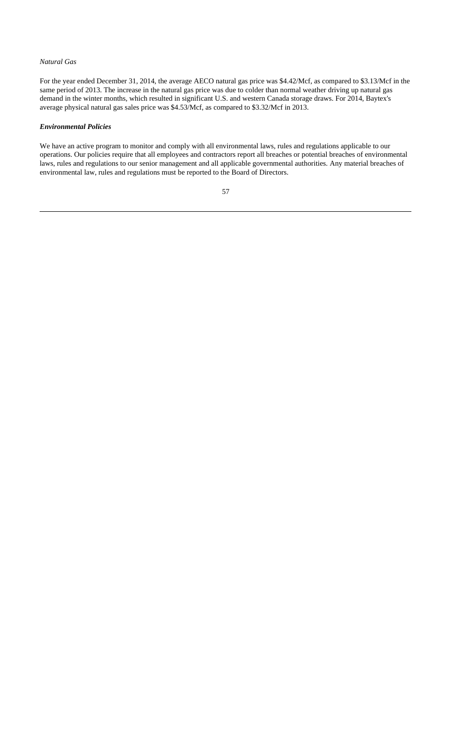*Natural Gas*

For the year ended December 31, 2014, the average AECO natural gas price was $4.42/Mcf, as compared to $3.13/Mcf in the same period of 2013. The increase in the natural gas price was due to colder than normal weather driving up natural gas demand in the winter months, which resulted in significant U.S. and western Canada storage draws. For 2014, Baytex's average physical natural gas sales price was $4.53/Mcf, as compared to $3.32/Mcf in 2013.

***Environmental Policies***

We have an active program to monitor and comply with all environmental laws, rules and regulations applicable to our operations. Our policies require that all employees and contractors report all breaches or potential breaches of environmental laws, rules and regulations to our senior management and all applicable governmental authorities. Any material breaches of environmental law, rules and regulations must be reported to the Board of Directors.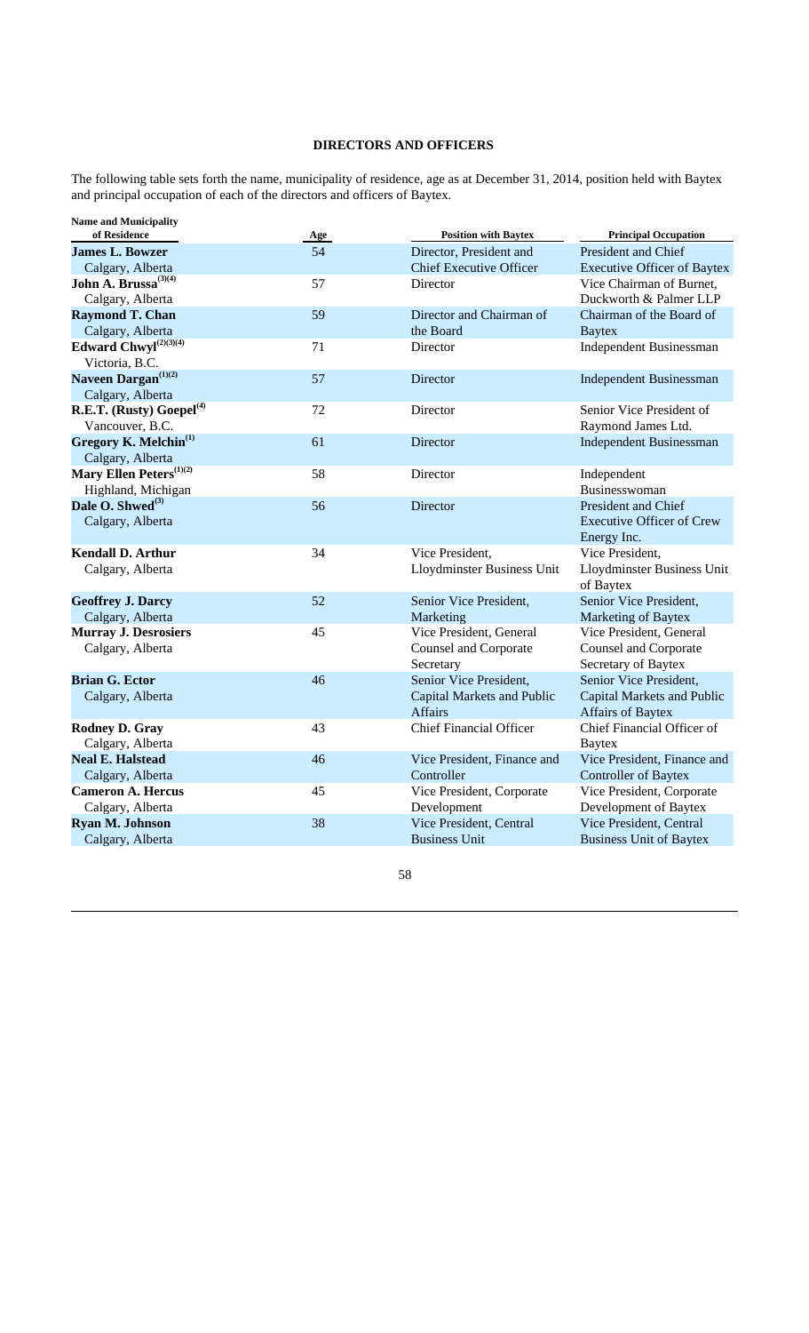## DIRECTORS AND OFFICERS

The following table sets forth the name, municipality of residence, age as at December 31, 2014, position held with Baytex and principal occupation of each of the directors and officers of Baytex.

| Name and Municipality of Residence | Age | Position with Baytex | Principal Occupation |
|---|---|---|---|
| **James L. Bowzer**<br>Calgary, Alberta | 54 | Director, President and Chief Executive Officer | President and Chief Executive Officer of Baytex |
| **John A. Brussa**[(3)(4)]<br>Calgary, Alberta | 57 | Director | Vice Chairman of Burnet, Duckworth & Palmer LLP |
| **Raymond T. Chan**<br>Calgary, Alberta | 59 | Director and Chairman of the Board | Chairman of the Board of Baytex |
| **Edward Chwyl**[(2)(3)(4)]<br>Victoria, B.C. | 71 | Director | Independent Businessman |
| **Naveen Dargan**[(1)(2)]<br>Calgary, Alberta | 57 | Director | Independent Businessman |
| **R.E.T. (Rusty) Goepel**[(4)]<br>Vancouver, B.C. | 72 | Director | Senior Vice President of Raymond James Ltd. |
| **Gregory K. Melchin**[(1)]<br>Calgary, Alberta | 61 | Director | Independent Businessman |
| **Mary Ellen Peters**[(1)(2)]<br>Highland, Michigan | 58 | Director | Independent Businesswoman |
| **Dale O. Shwed**[(3)]<br>Calgary, Alberta | 56 | Director | President and Chief Executive Officer of Crew Energy Inc. |
| **Kendall D. Arthur**<br>Calgary, Alberta | 34 | Vice President, Lloydminster Business Unit | Vice President, Lloydminster Business Unit of Baytex |
| **Geoffrey J. Darcy**<br>Calgary, Alberta | 52 | Senior Vice President, Marketing | Senior Vice President, Marketing of Baytex |
| **Murray J. Desrosiers**<br>Calgary, Alberta | 45 | Vice President, General Counsel and Corporate Secretary | Vice President, General Counsel and Corporate Secretary of Baytex |
| **Brian G. Ector**<br>Calgary, Alberta | 46 | Senior Vice President, Capital Markets and Public Affairs | Senior Vice President, Capital Markets and Public Affairs of Baytex |
| **Rodney D. Gray**<br>Calgary, Alberta | 43 | Chief Financial Officer | Chief Financial Officer of Baytex |
| **Neal E. Halstead**<br>Calgary, Alberta | 46 | Vice President, Finance and Controller | Vice President, Finance and Controller of Baytex |
| **Cameron A. Hercus**<br>Calgary, Alberta | 45 | Vice President, Corporate Development | Vice President, Corporate Development of Baytex |
| **Ryan M. Johnson**<br>Calgary, Alberta | 38 | Vice President, Central Business Unit | Vice President, Central Business Unit of Baytex |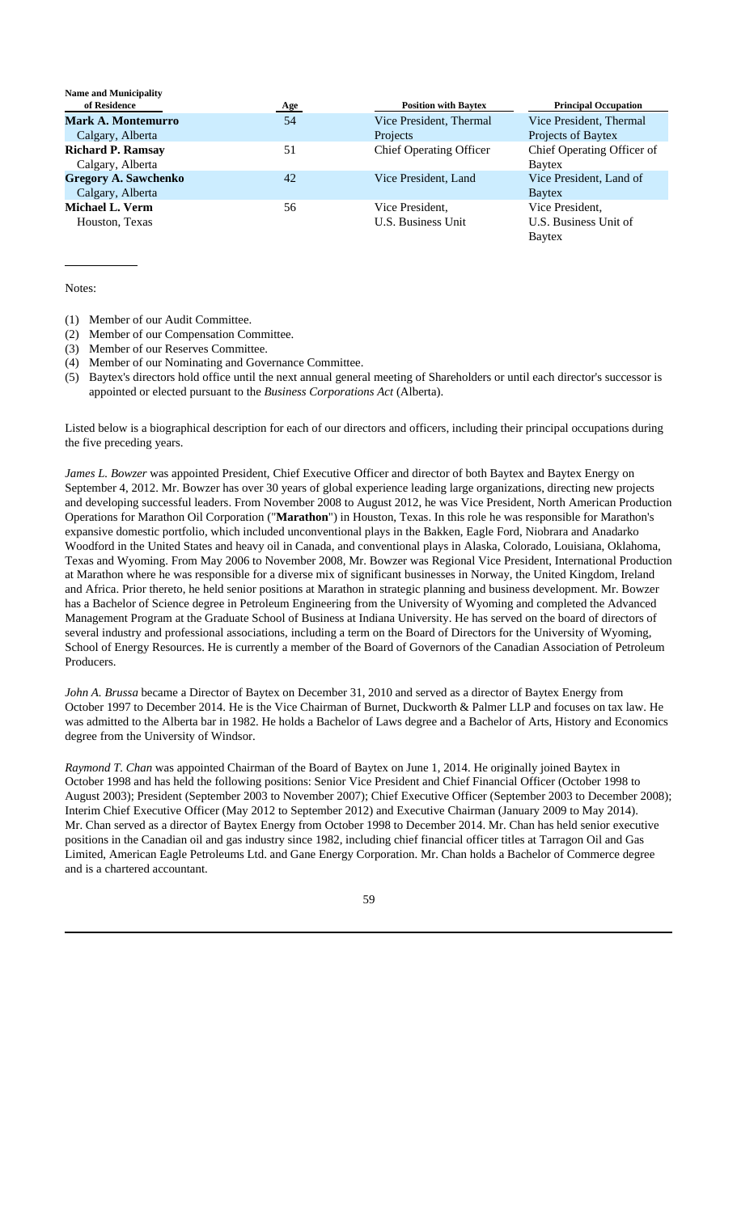| Name and Municipality of Residence | Age | Position with Baytex | Principal Occupation |
| --- | --- | --- | --- |
| **Mark A. Montemurro** Calgary, Alberta | 54 | Vice President, Thermal Projects | Vice President, Thermal Projects of Baytex |
| **Richard P. Ramsay** Calgary, Alberta | 51 | Chief Operating Officer | Chief Operating Officer of Baytex |
| **Gregory A. Sawchenko** Calgary, Alberta | 42 | Vice President, Land | Vice President, Land of Baytex |
| **Michael L. Verm** Houston, Texas | 56 | Vice President, U.S. Business Unit | Vice President, U.S. Business Unit of Baytex |

Notes:

(1) Member of our Audit Committee.
(2) Member of our Compensation Committee.
(3) Member of our Reserves Committee.
(4) Member of our Nominating and Governance Committee.
(5) Baytex's directors hold office until the next annual general meeting of Shareholders or until each director's successor is appointed or elected pursuant to the *Business Corporations Act* (Alberta).

Listed below is a biographical description for each of our directors and officers, including their principal occupations during the five preceding years.

*James L. Bowzer* was appointed President, Chief Executive Officer and director of both Baytex and Baytex Energy on September 4, 2012. Mr. Bowzer has over 30 years of global experience leading large organizations, directing new projects and developing successful leaders. From November 2008 to August 2012, he was Vice President, North American Production Operations for Marathon Oil Corporation ("**Marathon**") in Houston, Texas. In this role he was responsible for Marathon's expansive domestic portfolio, which included unconventional plays in the Bakken, Eagle Ford, Niobrara and Anadarko Woodford in the United States and heavy oil in Canada, and conventional plays in Alaska, Colorado, Louisiana, Oklahoma, Texas and Wyoming. From May 2006 to November 2008, Mr. Bowzer was Regional Vice President, International Production at Marathon where he was responsible for a diverse mix of significant businesses in Norway, the United Kingdom, Ireland and Africa. Prior thereto, he held senior positions at Marathon in strategic planning and business development. Mr. Bowzer has a Bachelor of Science degree in Petroleum Engineering from the University of Wyoming and completed the Advanced Management Program at the Graduate School of Business at Indiana University. He has served on the board of directors of several industry and professional associations, including a term on the Board of Directors for the University of Wyoming, School of Energy Resources. He is currently a member of the Board of Governors of the Canadian Association of Petroleum Producers.

*John A. Brussa* became a Director of Baytex on December 31, 2010 and served as a director of Baytex Energy from October 1997 to December 2014. He is the Vice Chairman of Burnet, Duckworth & Palmer LLP and focuses on tax law. He was admitted to the Alberta bar in 1982. He holds a Bachelor of Laws degree and a Bachelor of Arts, History and Economics degree from the University of Windsor.

*Raymond T. Chan* was appointed Chairman of the Board of Baytex on June 1, 2014. He originally joined Baytex in October 1998 and has held the following positions: Senior Vice President and Chief Financial Officer (October 1998 to August 2003); President (September 2003 to November 2007); Chief Executive Officer (September 2003 to December 2008); Interim Chief Executive Officer (May 2012 to September 2012) and Executive Chairman (January 2009 to May 2014). Mr. Chan served as a director of Baytex Energy from October 1998 to December 2014. Mr. Chan has held senior executive positions in the Canadian oil and gas industry since 1982, including chief financial officer titles at Tarragon Oil and Gas Limited, American Eagle Petroleums Ltd. and Gane Energy Corporation. Mr. Chan holds a Bachelor of Commerce degree and is a chartered accountant.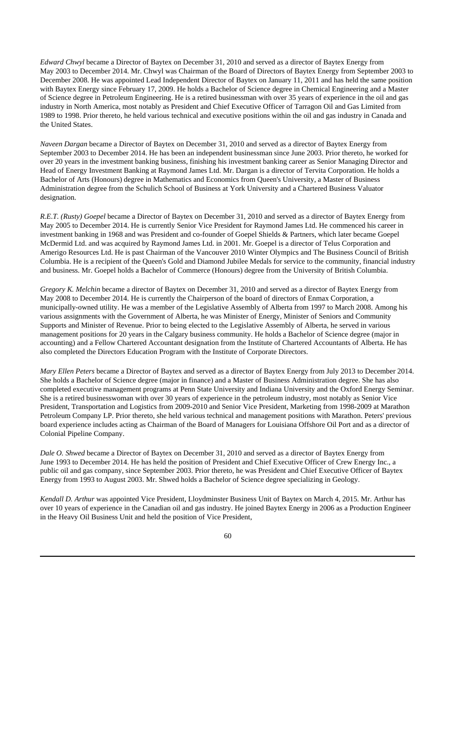*Edward Chwyl* became a Director of Baytex on December 31, 2010 and served as a director of Baytex Energy from May 2003 to December 2014. Mr. Chwyl was Chairman of the Board of Directors of Baytex Energy from September 2003 to December 2008. He was appointed Lead Independent Director of Baytex on January 11, 2011 and has held the same position with Baytex Energy since February 17, 2009. He holds a Bachelor of Science degree in Chemical Engineering and a Master of Science degree in Petroleum Engineering. He is a retired businessman with over 35 years of experience in the oil and gas industry in North America, most notably as President and Chief Executive Officer of Tarragon Oil and Gas Limited from 1989 to 1998. Prior thereto, he held various technical and executive positions within the oil and gas industry in Canada and the United States.

*Naveen Dargan* became a Director of Baytex on December 31, 2010 and served as a director of Baytex Energy from September 2003 to December 2014. He has been an independent businessman since June 2003. Prior thereto, he worked for over 20 years in the investment banking business, finishing his investment banking career as Senior Managing Director and Head of Energy Investment Banking at Raymond James Ltd. Mr. Dargan is a director of Tervita Corporation. He holds a Bachelor of Arts (Honours) degree in Mathematics and Economics from Queen's University, a Master of Business Administration degree from the Schulich School of Business at York University and a Chartered Business Valuator designation.

*R.E.T. (Rusty) Goepel* became a Director of Baytex on December 31, 2010 and served as a director of Baytex Energy from May 2005 to December 2014. He is currently Senior Vice President for Raymond James Ltd. He commenced his career in investment banking in 1968 and was President and co-founder of Goepel Shields & Partners, which later became Goepel McDermid Ltd. and was acquired by Raymond James Ltd. in 2001. Mr. Goepel is a director of Telus Corporation and Amerigo Resources Ltd. He is past Chairman of the Vancouver 2010 Winter Olympics and The Business Council of British Columbia. He is a recipient of the Queen's Gold and Diamond Jubilee Medals for service to the community, financial industry and business. Mr. Goepel holds a Bachelor of Commerce (Honours) degree from the University of British Columbia.

*Gregory K. Melchin* became a director of Baytex on December 31, 2010 and served as a director of Baytex Energy from May 2008 to December 2014. He is currently the Chairperson of the board of directors of Enmax Corporation, a municipally-owned utility. He was a member of the Legislative Assembly of Alberta from 1997 to March 2008. Among his various assignments with the Government of Alberta, he was Minister of Energy, Minister of Seniors and Community Supports and Minister of Revenue. Prior to being elected to the Legislative Assembly of Alberta, he served in various management positions for 20 years in the Calgary business community. He holds a Bachelor of Science degree (major in accounting) and a Fellow Chartered Accountant designation from the Institute of Chartered Accountants of Alberta. He has also completed the Directors Education Program with the Institute of Corporate Directors.

*Mary Ellen Peters* became a Director of Baytex and served as a director of Baytex Energy from July 2013 to December 2014. She holds a Bachelor of Science degree (major in finance) and a Master of Business Administration degree. She has also completed executive management programs at Penn State University and Indiana University and the Oxford Energy Seminar. She is a retired businesswoman with over 30 years of experience in the petroleum industry, most notably as Senior Vice President, Transportation and Logistics from 2009-2010 and Senior Vice President, Marketing from 1998-2009 at Marathon Petroleum Company LP. Prior thereto, she held various technical and management positions with Marathon. Peters' previous board experience includes acting as Chairman of the Board of Managers for Louisiana Offshore Oil Port and as a director of Colonial Pipeline Company.

*Dale O. Shwed* became a Director of Baytex on December 31, 2010 and served as a director of Baytex Energy from June 1993 to December 2014. He has held the position of President and Chief Executive Officer of Crew Energy Inc., a public oil and gas company, since September 2003. Prior thereto, he was President and Chief Executive Officer of Baytex Energy from 1993 to August 2003. Mr. Shwed holds a Bachelor of Science degree specializing in Geology.

*Kendall D. Arthur* was appointed Vice President, Lloydminster Business Unit of Baytex on March 4, 2015. Mr. Arthur has over 10 years of experience in the Canadian oil and gas industry. He joined Baytex Energy in 2006 as a Production Engineer in the Heavy Oil Business Unit and held the position of Vice President,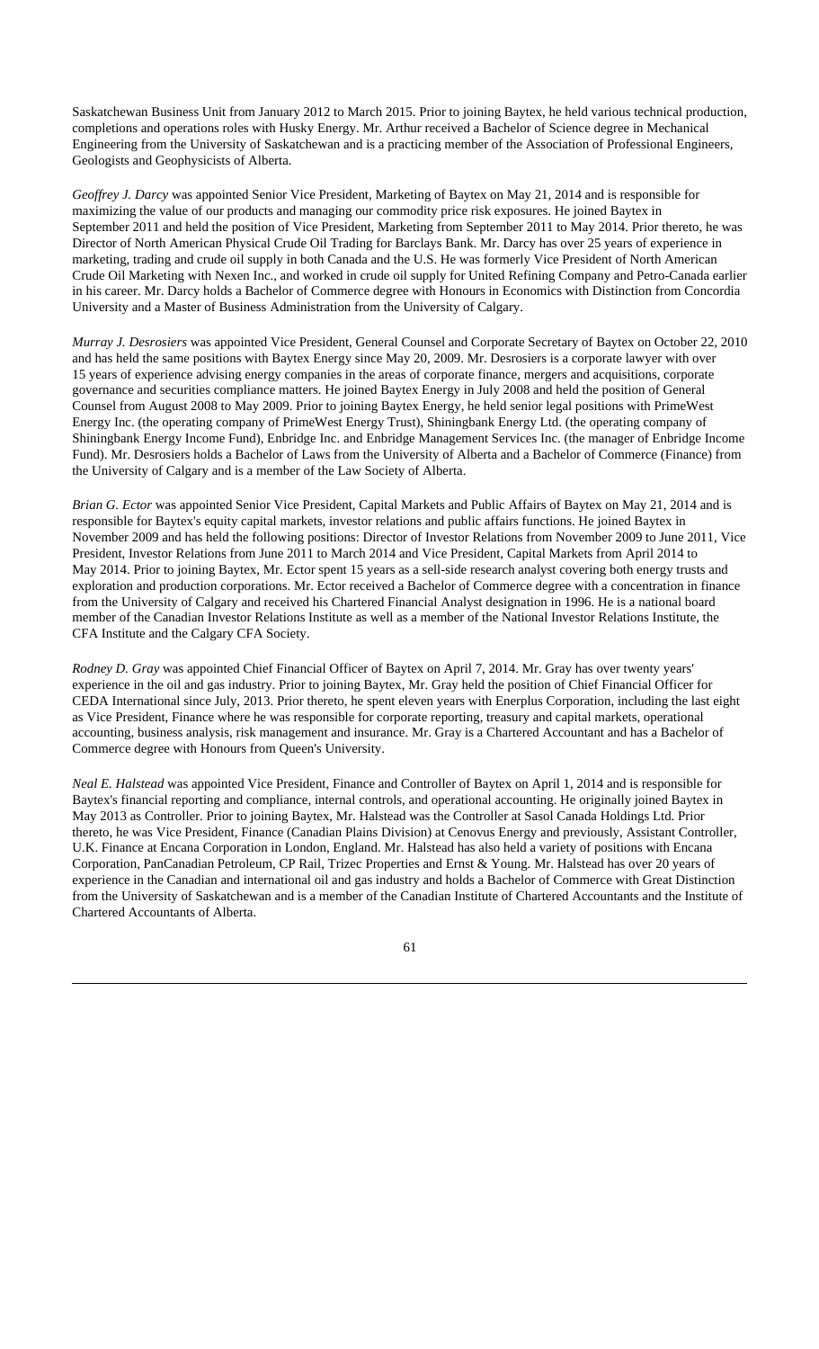Saskatchewan Business Unit from January 2012 to March 2015. Prior to joining Baytex, he held various technical production, completions and operations roles with Husky Energy. Mr. Arthur received a Bachelor of Science degree in Mechanical Engineering from the University of Saskatchewan and is a practicing member of the Association of Professional Engineers, Geologists and Geophysicists of Alberta.

*Geoffrey J. Darcy* was appointed Senior Vice President, Marketing of Baytex on May 21, 2014 and is responsible for maximizing the value of our products and managing our commodity price risk exposures. He joined Baytex in September 2011 and held the position of Vice President, Marketing from September 2011 to May 2014. Prior thereto, he was Director of North American Physical Crude Oil Trading for Barclays Bank. Mr. Darcy has over 25 years of experience in marketing, trading and crude oil supply in both Canada and the U.S. He was formerly Vice President of North American Crude Oil Marketing with Nexen Inc., and worked in crude oil supply for United Refining Company and Petro-Canada earlier in his career. Mr. Darcy holds a Bachelor of Commerce degree with Honours in Economics with Distinction from Concordia University and a Master of Business Administration from the University of Calgary.

*Murray J. Desrosiers* was appointed Vice President, General Counsel and Corporate Secretary of Baytex on October 22, 2010 and has held the same positions with Baytex Energy since May 20, 2009. Mr. Desrosiers is a corporate lawyer with over 15 years of experience advising energy companies in the areas of corporate finance, mergers and acquisitions, corporate governance and securities compliance matters. He joined Baytex Energy in July 2008 and held the position of General Counsel from August 2008 to May 2009. Prior to joining Baytex Energy, he held senior legal positions with PrimeWest Energy Inc. (the operating company of PrimeWest Energy Trust), Shiningbank Energy Ltd. (the operating company of Shiningbank Energy Income Fund), Enbridge Inc. and Enbridge Management Services Inc. (the manager of Enbridge Income Fund). Mr. Desrosiers holds a Bachelor of Laws from the University of Alberta and a Bachelor of Commerce (Finance) from the University of Calgary and is a member of the Law Society of Alberta.

*Brian G. Ector* was appointed Senior Vice President, Capital Markets and Public Affairs of Baytex on May 21, 2014 and is responsible for Baytex's equity capital markets, investor relations and public affairs functions. He joined Baytex in November 2009 and has held the following positions: Director of Investor Relations from November 2009 to June 2011, Vice President, Investor Relations from June 2011 to March 2014 and Vice President, Capital Markets from April 2014 to May 2014. Prior to joining Baytex, Mr. Ector spent 15 years as a sell-side research analyst covering both energy trusts and exploration and production corporations. Mr. Ector received a Bachelor of Commerce degree with a concentration in finance from the University of Calgary and received his Chartered Financial Analyst designation in 1996. He is a national board member of the Canadian Investor Relations Institute as well as a member of the National Investor Relations Institute, the CFA Institute and the Calgary CFA Society.

*Rodney D. Gray* was appointed Chief Financial Officer of Baytex on April 7, 2014. Mr. Gray has over twenty years' experience in the oil and gas industry. Prior to joining Baytex, Mr. Gray held the position of Chief Financial Officer for CEDA International since July, 2013. Prior thereto, he spent eleven years with Enerplus Corporation, including the last eight as Vice President, Finance where he was responsible for corporate reporting, treasury and capital markets, operational accounting, business analysis, risk management and insurance. Mr. Gray is a Chartered Accountant and has a Bachelor of Commerce degree with Honours from Queen's University.

*Neal E. Halstead* was appointed Vice President, Finance and Controller of Baytex on April 1, 2014 and is responsible for Baytex's financial reporting and compliance, internal controls, and operational accounting. He originally joined Baytex in May 2013 as Controller. Prior to joining Baytex, Mr. Halstead was the Controller at Sasol Canada Holdings Ltd. Prior thereto, he was Vice President, Finance (Canadian Plains Division) at Cenovus Energy and previously, Assistant Controller, U.K. Finance at Encana Corporation in London, England. Mr. Halstead has also held a variety of positions with Encana Corporation, PanCanadian Petroleum, CP Rail, Trizec Properties and Ernst & Young. Mr. Halstead has over 20 years of experience in the Canadian and international oil and gas industry and holds a Bachelor of Commerce with Great Distinction from the University of Saskatchewan and is a member of the Canadian Institute of Chartered Accountants and the Institute of Chartered Accountants of Alberta.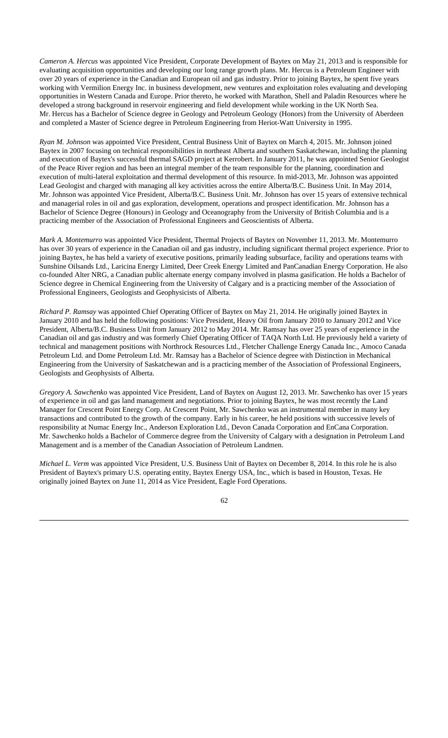*Cameron A. Hercus* was appointed Vice President, Corporate Development of Baytex on May 21, 2013 and is responsible for evaluating acquisition opportunities and developing our long range growth plans. Mr. Hercus is a Petroleum Engineer with over 20 years of experience in the Canadian and European oil and gas industry. Prior to joining Baytex, he spent five years working with Vermilion Energy Inc. in business development, new ventures and exploitation roles evaluating and developing opportunities in Western Canada and Europe. Prior thereto, he worked with Marathon, Shell and Paladin Resources where he developed a strong background in reservoir engineering and field development while working in the UK North Sea. Mr. Hercus has a Bachelor of Science degree in Geology and Petroleum Geology (Honors) from the University of Aberdeen and completed a Master of Science degree in Petroleum Engineering from Heriot-Watt University in 1995.

*Ryan M. Johnson* was appointed Vice President, Central Business Unit of Baytex on March 4, 2015. Mr. Johnson joined Baytex in 2007 focusing on technical responsibilities in northeast Alberta and southern Saskatchewan, including the planning and execution of Baytex's successful thermal SAGD project at Kerrobert. In January 2011, he was appointed Senior Geologist of the Peace River region and has been an integral member of the team responsible for the planning, coordination and execution of multi-lateral exploitation and thermal development of this resource. In mid-2013, Mr. Johnson was appointed Lead Geologist and charged with managing all key activities across the entire Alberta/B.C. Business Unit. In May 2014, Mr. Johnson was appointed Vice President, Alberta/B.C. Business Unit. Mr. Johnson has over 15 years of extensive technical and managerial roles in oil and gas exploration, development, operations and prospect identification. Mr. Johnson has a Bachelor of Science Degree (Honours) in Geology and Oceanography from the University of British Columbia and is a practicing member of the Association of Professional Engineers and Geoscientists of Alberta.

*Mark A. Montemurro* was appointed Vice President, Thermal Projects of Baytex on November 11, 2013. Mr. Montemurro has over 30 years of experience in the Canadian oil and gas industry, including significant thermal project experience. Prior to joining Baytex, he has held a variety of executive positions, primarily leading subsurface, facility and operations teams with Sunshine Oilsands Ltd., Laricina Energy Limited, Deer Creek Energy Limited and PanCanadian Energy Corporation. He also co-founded Alter NRG, a Canadian public alternate energy company involved in plasma gasification. He holds a Bachelor of Science degree in Chemical Engineering from the University of Calgary and is a practicing member of the Association of Professional Engineers, Geologists and Geophysicists of Alberta.

*Richard P. Ramsay* was appointed Chief Operating Officer of Baytex on May 21, 2014. He originally joined Baytex in January 2010 and has held the following positions: Vice President, Heavy Oil from January 2010 to January 2012 and Vice President, Alberta/B.C. Business Unit from January 2012 to May 2014. Mr. Ramsay has over 25 years of experience in the Canadian oil and gas industry and was formerly Chief Operating Officer of TAQA North Ltd. He previously held a variety of technical and management positions with Northrock Resources Ltd., Fletcher Challenge Energy Canada Inc., Amoco Canada Petroleum Ltd. and Dome Petroleum Ltd. Mr. Ramsay has a Bachelor of Science degree with Distinction in Mechanical Engineering from the University of Saskatchewan and is a practicing member of the Association of Professional Engineers, Geologists and Geophysists of Alberta.

*Gregory A. Sawchenko* was appointed Vice President, Land of Baytex on August 12, 2013. Mr. Sawchenko has over 15 years of experience in oil and gas land management and negotiations. Prior to joining Baytex, he was most recently the Land Manager for Crescent Point Energy Corp. At Crescent Point, Mr. Sawchenko was an instrumental member in many key transactions and contributed to the growth of the company. Early in his career, he held positions with successive levels of responsibility at Numac Energy Inc., Anderson Exploration Ltd., Devon Canada Corporation and EnCana Corporation. Mr. Sawchenko holds a Bachelor of Commerce degree from the University of Calgary with a designation in Petroleum Land Management and is a member of the Canadian Association of Petroleum Landmen.

*Michael L. Verm* was appointed Vice President, U.S. Business Unit of Baytex on December 8, 2014. In this role he is also President of Baytex's primary U.S. operating entity, Baytex Energy USA, Inc., which is based in Houston, Texas. He originally joined Baytex on June 11, 2014 as Vice President, Eagle Ford Operations.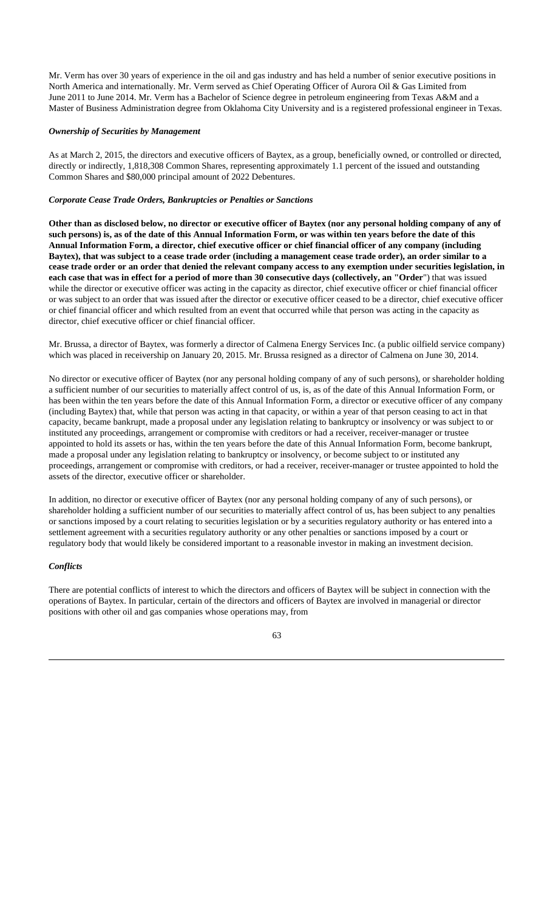Mr. Verm has over 30 years of experience in the oil and gas industry and has held a number of senior executive positions in North America and internationally. Mr. Verm served as Chief Operating Officer of Aurora Oil & Gas Limited from June 2011 to June 2014. Mr. Verm has a Bachelor of Science degree in petroleum engineering from Texas A&M and a Master of Business Administration degree from Oklahoma City University and is a registered professional engineer in Texas.

***Ownership of Securities by Management***

As at March 2, 2015, the directors and executive officers of Baytex, as a group, beneficially owned, or controlled or directed, directly or indirectly, 1,818,308 Common Shares, representing approximately 1.1 percent of the issued and outstanding Common Shares and $80,000 principal amount of 2022 Debentures.

***Corporate Cease Trade Orders, Bankruptcies or Penalties or Sanctions***

**Other than as disclosed below, no director or executive officer of Baytex (nor any personal holding company of any of such persons) is, as of the date of this Annual Information Form, or was within ten years before the date of this Annual Information Form, a director, chief executive officer or chief financial officer of any company (including Baytex), that was subject to a cease trade order (including a management cease trade order), an order similar to a cease trade order or an order that denied the relevant company access to any exemption under securities legislation, in each case that was in effect for a period of more than 30 consecutive days (collectively, an "Order**") that was issued while the director or executive officer was acting in the capacity as director, chief executive officer or chief financial officer or was subject to an order that was issued after the director or executive officer ceased to be a director, chief executive officer or chief financial officer and which resulted from an event that occurred while that person was acting in the capacity as director, chief executive officer or chief financial officer.

Mr. Brussa, a director of Baytex, was formerly a director of Calmena Energy Services Inc. (a public oilfield service company) which was placed in receivership on January 20, 2015. Mr. Brussa resigned as a director of Calmena on June 30, 2014.

No director or executive officer of Baytex (nor any personal holding company of any of such persons), or shareholder holding a sufficient number of our securities to materially affect control of us, is, as of the date of this Annual Information Form, or has been within the ten years before the date of this Annual Information Form, a director or executive officer of any company (including Baytex) that, while that person was acting in that capacity, or within a year of that person ceasing to act in that capacity, became bankrupt, made a proposal under any legislation relating to bankruptcy or insolvency or was subject to or instituted any proceedings, arrangement or compromise with creditors or had a receiver, receiver-manager or trustee appointed to hold its assets or has, within the ten years before the date of this Annual Information Form, become bankrupt, made a proposal under any legislation relating to bankruptcy or insolvency, or become subject to or instituted any proceedings, arrangement or compromise with creditors, or had a receiver, receiver-manager or trustee appointed to hold the assets of the director, executive officer or shareholder.

In addition, no director or executive officer of Baytex (nor any personal holding company of any of such persons), or shareholder holding a sufficient number of our securities to materially affect control of us, has been subject to any penalties or sanctions imposed by a court relating to securities legislation or by a securities regulatory authority or has entered into a settlement agreement with a securities regulatory authority or any other penalties or sanctions imposed by a court or regulatory body that would likely be considered important to a reasonable investor in making an investment decision.

***Conflicts***

There are potential conflicts of interest to which the directors and officers of Baytex will be subject in connection with the operations of Baytex. In particular, certain of the directors and officers of Baytex are involved in managerial or director positions with other oil and gas companies whose operations may, from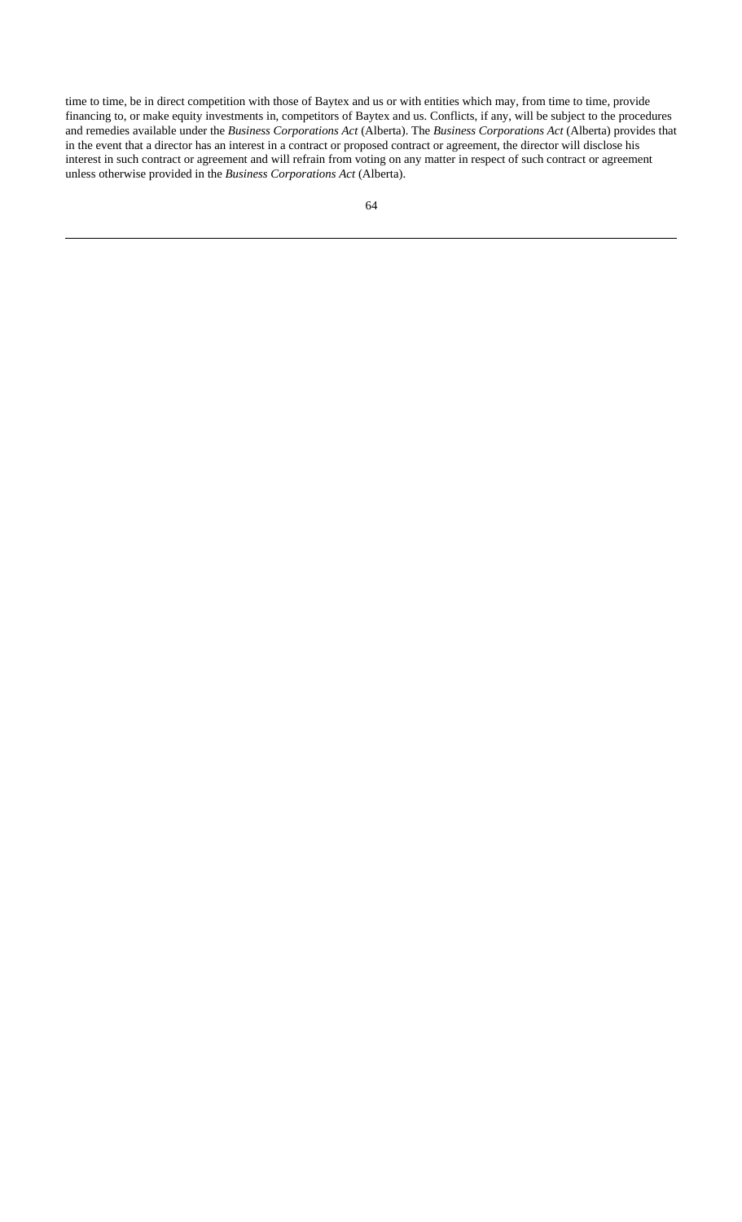time to time, be in direct competition with those of Baytex and us or with entities which may, from time to time, provide financing to, or make equity investments in, competitors of Baytex and us. Conflicts, if any, will be subject to the procedures and remedies available under the *Business Corporations Act* (Alberta). The *Business Corporations Act* (Alberta) provides that in the event that a director has an interest in a contract or proposed contract or agreement, the director will disclose his interest in such contract or agreement and will refrain from voting on any matter in respect of such contract or agreement unless otherwise provided in the *Business Corporations Act* (Alberta).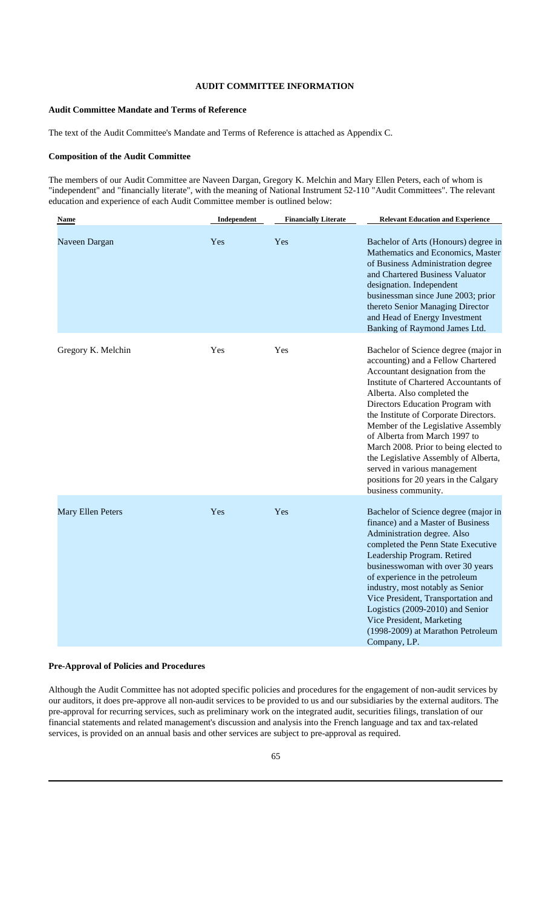## AUDIT COMMITTEE INFORMATION

### Audit Committee Mandate and Terms of Reference

The text of the Audit Committee's Mandate and Terms of Reference is attached as Appendix C.

### Composition of the Audit Committee

The members of our Audit Committee are Naveen Dargan, Gregory K. Melchin and Mary Ellen Peters, each of whom is "independent" and "financially literate", with the meaning of National Instrument 52-110 "Audit Committees". The relevant education and experience of each Audit Committee member is outlined below:

| Name | Independent | Financially Literate | Relevant Education and Experience |
| --- | --- | --- | --- |
| Naveen Dargan | Yes | Yes | Bachelor of Arts (Honours) degree in Mathematics and Economics, Master of Business Administration degree and Chartered Business Valuator designation. Independent businessman since June 2003; prior thereto Senior Managing Director and Head of Energy Investment Banking of Raymond James Ltd. |
| Gregory K. Melchin | Yes | Yes | Bachelor of Science degree (major in accounting) and a Fellow Chartered Accountant designation from the Institute of Chartered Accountants of Alberta. Also completed the Directors Education Program with the Institute of Corporate Directors. Member of the Legislative Assembly of Alberta from March 1997 to March 2008. Prior to being elected to the Legislative Assembly of Alberta, served in various management positions for 20 years in the Calgary business community. |
| Mary Ellen Peters | Yes | Yes | Bachelor of Science degree (major in finance) and a Master of Business Administration degree. Also completed the Penn State Executive Leadership Program. Retired businesswoman with over 30 years of experience in the petroleum industry, most notably as Senior Vice President, Transportation and Logistics (2009-2010) and Senior Vice President, Marketing (1998-2009) at Marathon Petroleum Company, LP. |

### Pre-Approval of Policies and Procedures

Although the Audit Committee has not adopted specific policies and procedures for the engagement of non-audit services by our auditors, it does pre-approve all non-audit services to be provided to us and our subsidiaries by the external auditors. The pre-approval for recurring services, such as preliminary work on the integrated audit, securities filings, translation of our financial statements and related management's discussion and analysis into the French language and tax and tax-related services, is provided on an annual basis and other services are subject to pre-approval as required.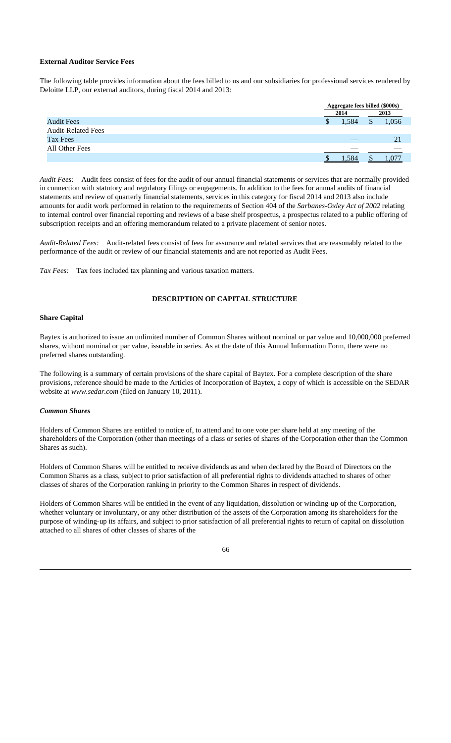**External Auditor Service Fees**

The following table provides information about the fees billed to us and our subsidiaries for professional services rendered by Deloitte LLP, our external auditors, during fiscal 2014 and 2013:

| | Aggregate fees billed ($000s) | |
|---|---|---|
| | 2014 | 2013 |
| Audit Fees | $ 1,584 | $ 1,056 |
| Audit-Related Fees | — | — |
| Tax Fees | — | 21 |
| All Other Fees | — | — |
| | $ 1,584 | $ 1,077 |

*Audit Fees:* Audit fees consist of fees for the audit of our annual financial statements or services that are normally provided in connection with statutory and regulatory filings or engagements. In addition to the fees for annual audits of financial statements and review of quarterly financial statements, services in this category for fiscal 2014 and 2013 also include amounts for audit work performed in relation to the requirements of Section 404 of the *Sarbanes-Oxley Act of 2002* relating to internal control over financial reporting and reviews of a base shelf prospectus, a prospectus related to a public offering of subscription receipts and an offering memorandum related to a private placement of senior notes.

*Audit-Related Fees:* Audit-related fees consist of fees for assurance and related services that are reasonably related to the performance of the audit or review of our financial statements and are not reported as Audit Fees.

*Tax Fees:* Tax fees included tax planning and various taxation matters.

## DESCRIPTION OF CAPITAL STRUCTURE

**Share Capital**

Baytex is authorized to issue an unlimited number of Common Shares without nominal or par value and 10,000,000 preferred shares, without nominal or par value, issuable in series. As at the date of this Annual Information Form, there were no preferred shares outstanding.

The following is a summary of certain provisions of the share capital of Baytex. For a complete description of the share provisions, reference should be made to the Articles of Incorporation of Baytex, a copy of which is accessible on the SEDAR website at *www.sedar.com* (filed on January 10, 2011).

***Common Shares***

Holders of Common Shares are entitled to notice of, to attend and to one vote per share held at any meeting of the shareholders of the Corporation (other than meetings of a class or series of shares of the Corporation other than the Common Shares as such).

Holders of Common Shares will be entitled to receive dividends as and when declared by the Board of Directors on the Common Shares as a class, subject to prior satisfaction of all preferential rights to dividends attached to shares of other classes of shares of the Corporation ranking in priority to the Common Shares in respect of dividends.

Holders of Common Shares will be entitled in the event of any liquidation, dissolution or winding-up of the Corporation, whether voluntary or involuntary, or any other distribution of the assets of the Corporation among its shareholders for the purpose of winding-up its affairs, and subject to prior satisfaction of all preferential rights to return of capital on dissolution attached to all shares of other classes of shares of the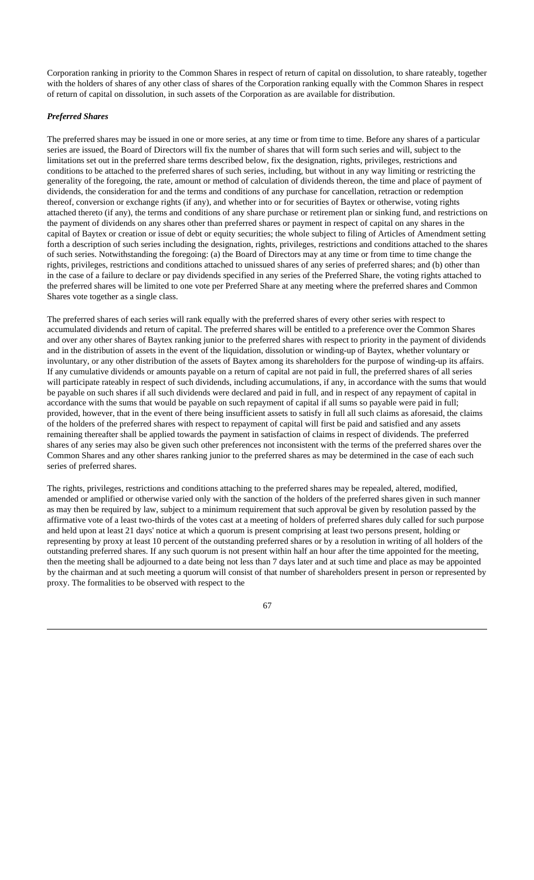Corporation ranking in priority to the Common Shares in respect of return of capital on dissolution, to share rateably, together with the holders of shares of any other class of shares of the Corporation ranking equally with the Common Shares in respect of return of capital on dissolution, in such assets of the Corporation as are available for distribution.

***Preferred Shares***

The preferred shares may be issued in one or more series, at any time or from time to time. Before any shares of a particular series are issued, the Board of Directors will fix the number of shares that will form such series and will, subject to the limitations set out in the preferred share terms described below, fix the designation, rights, privileges, restrictions and conditions to be attached to the preferred shares of such series, including, but without in any way limiting or restricting the generality of the foregoing, the rate, amount or method of calculation of dividends thereon, the time and place of payment of dividends, the consideration for and the terms and conditions of any purchase for cancellation, retraction or redemption thereof, conversion or exchange rights (if any), and whether into or for securities of Baytex or otherwise, voting rights attached thereto (if any), the terms and conditions of any share purchase or retirement plan or sinking fund, and restrictions on the payment of dividends on any shares other than preferred shares or payment in respect of capital on any shares in the capital of Baytex or creation or issue of debt or equity securities; the whole subject to filing of Articles of Amendment setting forth a description of such series including the designation, rights, privileges, restrictions and conditions attached to the shares of such series. Notwithstanding the foregoing: (a) the Board of Directors may at any time or from time to time change the rights, privileges, restrictions and conditions attached to unissued shares of any series of preferred shares; and (b) other than in the case of a failure to declare or pay dividends specified in any series of the Preferred Share, the voting rights attached to the preferred shares will be limited to one vote per Preferred Share at any meeting where the preferred shares and Common Shares vote together as a single class.

The preferred shares of each series will rank equally with the preferred shares of every other series with respect to accumulated dividends and return of capital. The preferred shares will be entitled to a preference over the Common Shares and over any other shares of Baytex ranking junior to the preferred shares with respect to priority in the payment of dividends and in the distribution of assets in the event of the liquidation, dissolution or winding-up of Baytex, whether voluntary or involuntary, or any other distribution of the assets of Baytex among its shareholders for the purpose of winding-up its affairs. If any cumulative dividends or amounts payable on a return of capital are not paid in full, the preferred shares of all series will participate rateably in respect of such dividends, including accumulations, if any, in accordance with the sums that would be payable on such shares if all such dividends were declared and paid in full, and in respect of any repayment of capital in accordance with the sums that would be payable on such repayment of capital if all sums so payable were paid in full; provided, however, that in the event of there being insufficient assets to satisfy in full all such claims as aforesaid, the claims of the holders of the preferred shares with respect to repayment of capital will first be paid and satisfied and any assets remaining thereafter shall be applied towards the payment in satisfaction of claims in respect of dividends. The preferred shares of any series may also be given such other preferences not inconsistent with the terms of the preferred shares over the Common Shares and any other shares ranking junior to the preferred shares as may be determined in the case of each such series of preferred shares.

The rights, privileges, restrictions and conditions attaching to the preferred shares may be repealed, altered, modified, amended or amplified or otherwise varied only with the sanction of the holders of the preferred shares given in such manner as may then be required by law, subject to a minimum requirement that such approval be given by resolution passed by the affirmative vote of a least two-thirds of the votes cast at a meeting of holders of preferred shares duly called for such purpose and held upon at least 21 days' notice at which a quorum is present comprising at least two persons present, holding or representing by proxy at least 10 percent of the outstanding preferred shares or by a resolution in writing of all holders of the outstanding preferred shares. If any such quorum is not present within half an hour after the time appointed for the meeting, then the meeting shall be adjourned to a date being not less than 7 days later and at such time and place as may be appointed by the chairman and at such meeting a quorum will consist of that number of shareholders present in person or represented by proxy. The formalities to be observed with respect to the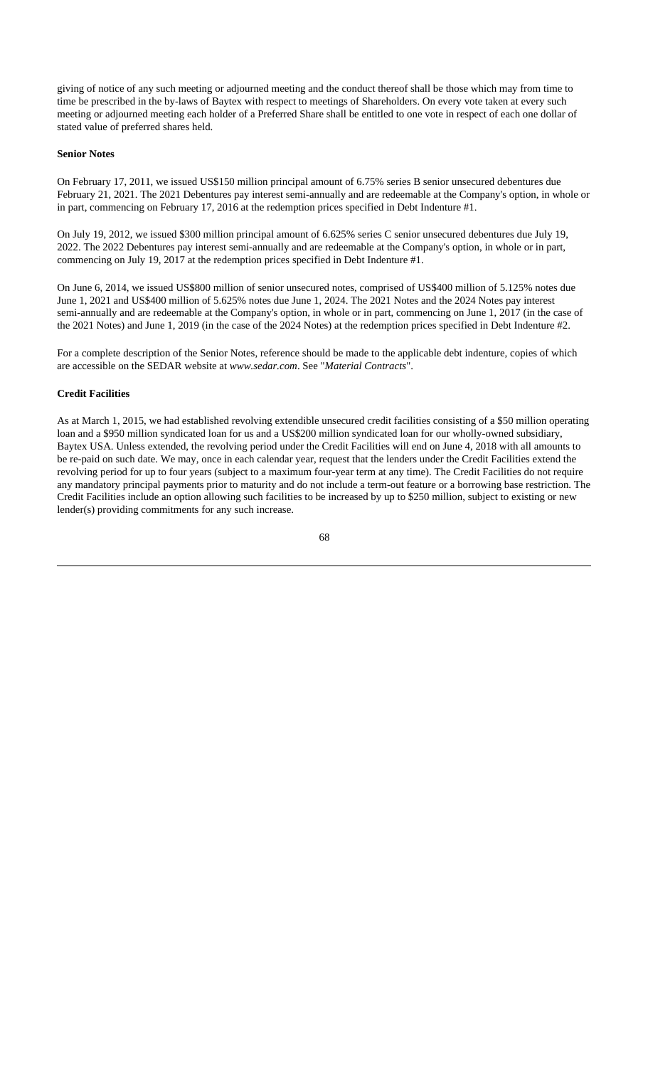giving of notice of any such meeting or adjourned meeting and the conduct thereof shall be those which may from time to time be prescribed in the by-laws of Baytex with respect to meetings of Shareholders. On every vote taken at every such meeting or adjourned meeting each holder of a Preferred Share shall be entitled to one vote in respect of each one dollar of stated value of preferred shares held.

**Senior Notes**

On February 17, 2011, we issued US$150 million principal amount of 6.75% series B senior unsecured debentures due February 21, 2021. The 2021 Debentures pay interest semi-annually and are redeemable at the Company's option, in whole or in part, commencing on February 17, 2016 at the redemption prices specified in Debt Indenture #1.

On July 19, 2012, we issued $300 million principal amount of 6.625% series C senior unsecured debentures due July 19, 2022. The 2022 Debentures pay interest semi-annually and are redeemable at the Company's option, in whole or in part, commencing on July 19, 2017 at the redemption prices specified in Debt Indenture #1.

On June 6, 2014, we issued US$800 million of senior unsecured notes, comprised of US$400 million of 5.125% notes due June 1, 2021 and US$400 million of 5.625% notes due June 1, 2024. The 2021 Notes and the 2024 Notes pay interest semi-annually and are redeemable at the Company's option, in whole or in part, commencing on June 1, 2017 (in the case of the 2021 Notes) and June 1, 2019 (in the case of the 2024 Notes) at the redemption prices specified in Debt Indenture #2.

For a complete description of the Senior Notes, reference should be made to the applicable debt indenture, copies of which are accessible on the SEDAR website at *www.sedar.com*. See "*Material Contracts*".

**Credit Facilities**

As at March 1, 2015, we had established revolving extendible unsecured credit facilities consisting of a $50 million operating loan and a $950 million syndicated loan for us and a US$200 million syndicated loan for our wholly-owned subsidiary, Baytex USA. Unless extended, the revolving period under the Credit Facilities will end on June 4, 2018 with all amounts to be re-paid on such date. We may, once in each calendar year, request that the lenders under the Credit Facilities extend the revolving period for up to four years (subject to a maximum four-year term at any time). The Credit Facilities do not require any mandatory principal payments prior to maturity and do not include a term-out feature or a borrowing base restriction. The Credit Facilities include an option allowing such facilities to be increased by up to $250 million, subject to existing or new lender(s) providing commitments for any such increase.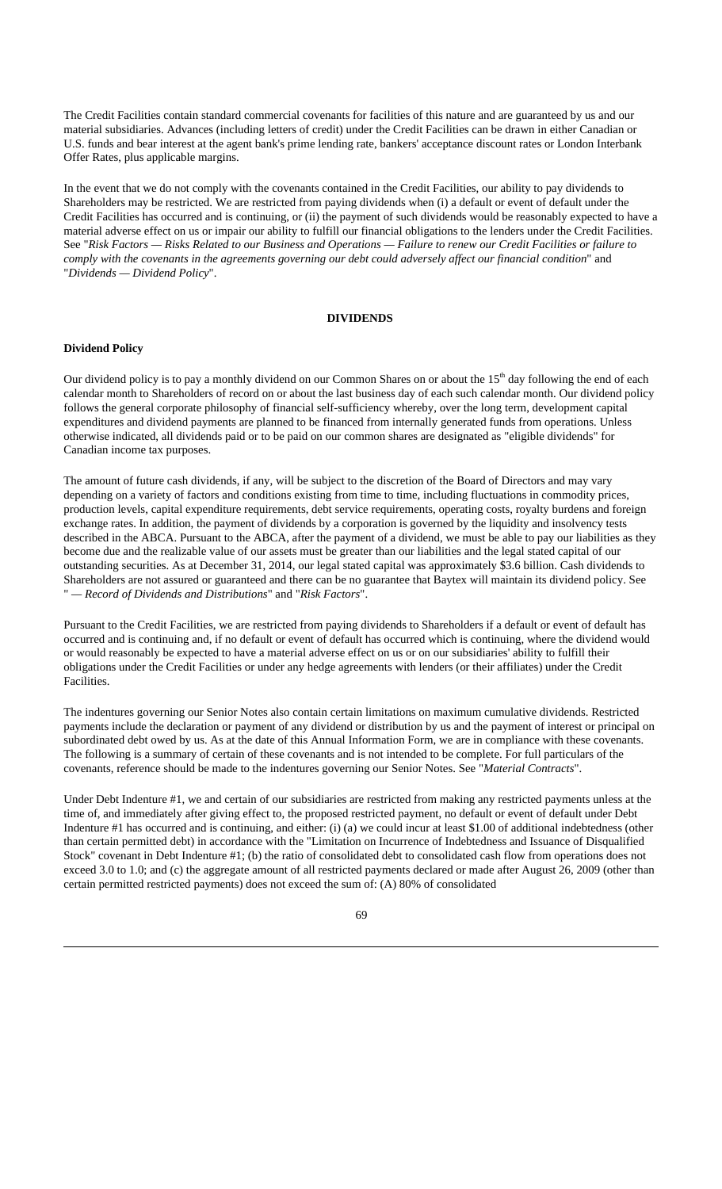The Credit Facilities contain standard commercial covenants for facilities of this nature and are guaranteed by us and our material subsidiaries. Advances (including letters of credit) under the Credit Facilities can be drawn in either Canadian or U.S. funds and bear interest at the agent bank's prime lending rate, bankers' acceptance discount rates or London Interbank Offer Rates, plus applicable margins.

In the event that we do not comply with the covenants contained in the Credit Facilities, our ability to pay dividends to Shareholders may be restricted. We are restricted from paying dividends when (i) a default or event of default under the Credit Facilities has occurred and is continuing, or (ii) the payment of such dividends would be reasonably expected to have a material adverse effect on us or impair our ability to fulfill our financial obligations to the lenders under the Credit Facilities. See "*Risk Factors — Risks Related to our Business and Operations — Failure to renew our Credit Facilities or failure to comply with the covenants in the agreements governing our debt could adversely affect our financial condition*" and "*Dividends — Dividend Policy*".

## DIVIDENDS

### Dividend Policy

Our dividend policy is to pay a monthly dividend on our Common Shares on or about the 15th day following the end of each calendar month to Shareholders of record on or about the last business day of each such calendar month. Our dividend policy follows the general corporate philosophy of financial self-sufficiency whereby, over the long term, development capital expenditures and dividend payments are planned to be financed from internally generated funds from operations. Unless otherwise indicated, all dividends paid or to be paid on our common shares are designated as "eligible dividends" for Canadian income tax purposes.

The amount of future cash dividends, if any, will be subject to the discretion of the Board of Directors and may vary depending on a variety of factors and conditions existing from time to time, including fluctuations in commodity prices, production levels, capital expenditure requirements, debt service requirements, operating costs, royalty burdens and foreign exchange rates. In addition, the payment of dividends by a corporation is governed by the liquidity and insolvency tests described in the ABCA. Pursuant to the ABCA, after the payment of a dividend, we must be able to pay our liabilities as they become due and the realizable value of our assets must be greater than our liabilities and the legal stated capital of our outstanding securities. As at December 31, 2014, our legal stated capital was approximately $3.6 billion. Cash dividends to Shareholders are not assured or guaranteed and there can be no guarantee that Baytex will maintain its dividend policy. See "*— Record of Dividends and Distributions*" and "*Risk Factors*".

Pursuant to the Credit Facilities, we are restricted from paying dividends to Shareholders if a default or event of default has occurred and is continuing and, if no default or event of default has occurred which is continuing, where the dividend would or would reasonably be expected to have a material adverse effect on us or on our subsidiaries' ability to fulfill their obligations under the Credit Facilities or under any hedge agreements with lenders (or their affiliates) under the Credit Facilities.

The indentures governing our Senior Notes also contain certain limitations on maximum cumulative dividends. Restricted payments include the declaration or payment of any dividend or distribution by us and the payment of interest or principal on subordinated debt owed by us. As at the date of this Annual Information Form, we are in compliance with these covenants. The following is a summary of certain of these covenants and is not intended to be complete. For full particulars of the covenants, reference should be made to the indentures governing our Senior Notes. See "*Material Contracts*".

Under Debt Indenture #1, we and certain of our subsidiaries are restricted from making any restricted payments unless at the time of, and immediately after giving effect to, the proposed restricted payment, no default or event of default under Debt Indenture #1 has occurred and is continuing, and either: (i) (a) we could incur at least $1.00 of additional indebtedness (other than certain permitted debt) in accordance with the "Limitation on Incurrence of Indebtedness and Issuance of Disqualified Stock" covenant in Debt Indenture #1; (b) the ratio of consolidated debt to consolidated cash flow from operations does not exceed 3.0 to 1.0; and (c) the aggregate amount of all restricted payments declared or made after August 26, 2009 (other than certain permitted restricted payments) does not exceed the sum of: (A) 80% of consolidated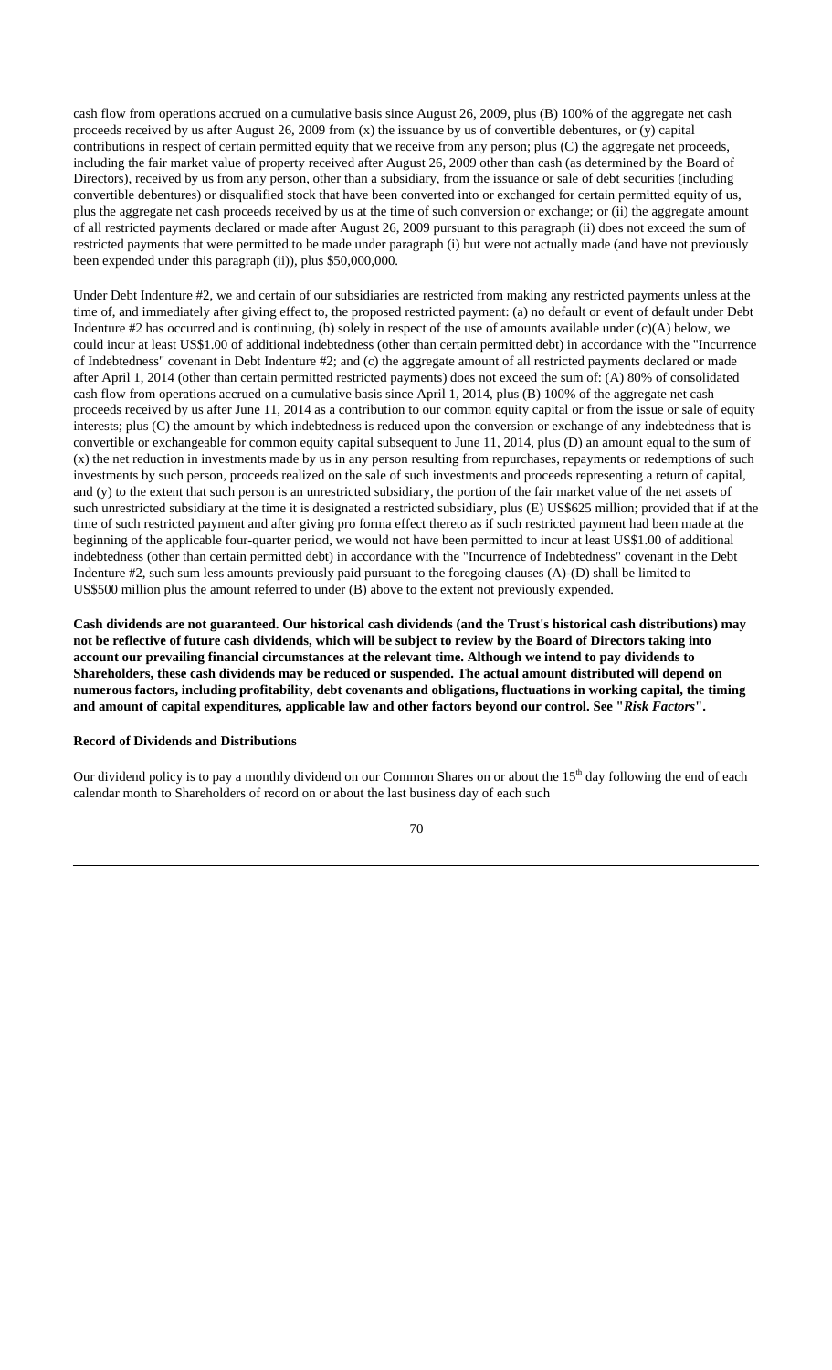cash flow from operations accrued on a cumulative basis since August 26, 2009, plus (B) 100% of the aggregate net cash proceeds received by us after August 26, 2009 from (x) the issuance by us of convertible debentures, or (y) capital contributions in respect of certain permitted equity that we receive from any person; plus (C) the aggregate net proceeds, including the fair market value of property received after August 26, 2009 other than cash (as determined by the Board of Directors), received by us from any person, other than a subsidiary, from the issuance or sale of debt securities (including convertible debentures) or disqualified stock that have been converted into or exchanged for certain permitted equity of us, plus the aggregate net cash proceeds received by us at the time of such conversion or exchange; or (ii) the aggregate amount of all restricted payments declared or made after August 26, 2009 pursuant to this paragraph (ii) does not exceed the sum of restricted payments that were permitted to be made under paragraph (i) but were not actually made (and have not previously been expended under this paragraph (ii)), plus $50,000,000.

Under Debt Indenture #2, we and certain of our subsidiaries are restricted from making any restricted payments unless at the time of, and immediately after giving effect to, the proposed restricted payment: (a) no default or event of default under Debt Indenture #2 has occurred and is continuing, (b) solely in respect of the use of amounts available under (c)(A) below, we could incur at least US$1.00 of additional indebtedness (other than certain permitted debt) in accordance with the "Incurrence of Indebtedness" covenant in Debt Indenture #2; and (c) the aggregate amount of all restricted payments declared or made after April 1, 2014 (other than certain permitted restricted payments) does not exceed the sum of: (A) 80% of consolidated cash flow from operations accrued on a cumulative basis since April 1, 2014, plus (B) 100% of the aggregate net cash proceeds received by us after June 11, 2014 as a contribution to our common equity capital or from the issue or sale of equity interests; plus (C) the amount by which indebtedness is reduced upon the conversion or exchange of any indebtedness that is convertible or exchangeable for common equity capital subsequent to June 11, 2014, plus (D) an amount equal to the sum of (x) the net reduction in investments made by us in any person resulting from repurchases, repayments or redemptions of such investments by such person, proceeds realized on the sale of such investments and proceeds representing a return of capital, and (y) to the extent that such person is an unrestricted subsidiary, the portion of the fair market value of the net assets of such unrestricted subsidiary at the time it is designated a restricted subsidiary, plus (E) US$625 million; provided that if at the time of such restricted payment and after giving pro forma effect thereto as if such restricted payment had been made at the beginning of the applicable four-quarter period, we would not have been permitted to incur at least US$1.00 of additional indebtedness (other than certain permitted debt) in accordance with the "Incurrence of Indebtedness" covenant in the Debt Indenture #2, such sum less amounts previously paid pursuant to the foregoing clauses (A)-(D) shall be limited to US$500 million plus the amount referred to under (B) above to the extent not previously expended.

**Cash dividends are not guaranteed. Our historical cash dividends (and the Trust's historical cash distributions) may not be reflective of future cash dividends, which will be subject to review by the Board of Directors taking into account our prevailing financial circumstances at the relevant time. Although we intend to pay dividends to Shareholders, these cash dividends may be reduced or suspended. The actual amount distributed will depend on numerous factors, including profitability, debt covenants and obligations, fluctuations in working capital, the timing and amount of capital expenditures, applicable law and other factors beyond our control. See "*Risk Factors*".**

**Record of Dividends and Distributions**

Our dividend policy is to pay a monthly dividend on our Common Shares on or about the 15th day following the end of each calendar month to Shareholders of record on or about the last business day of each such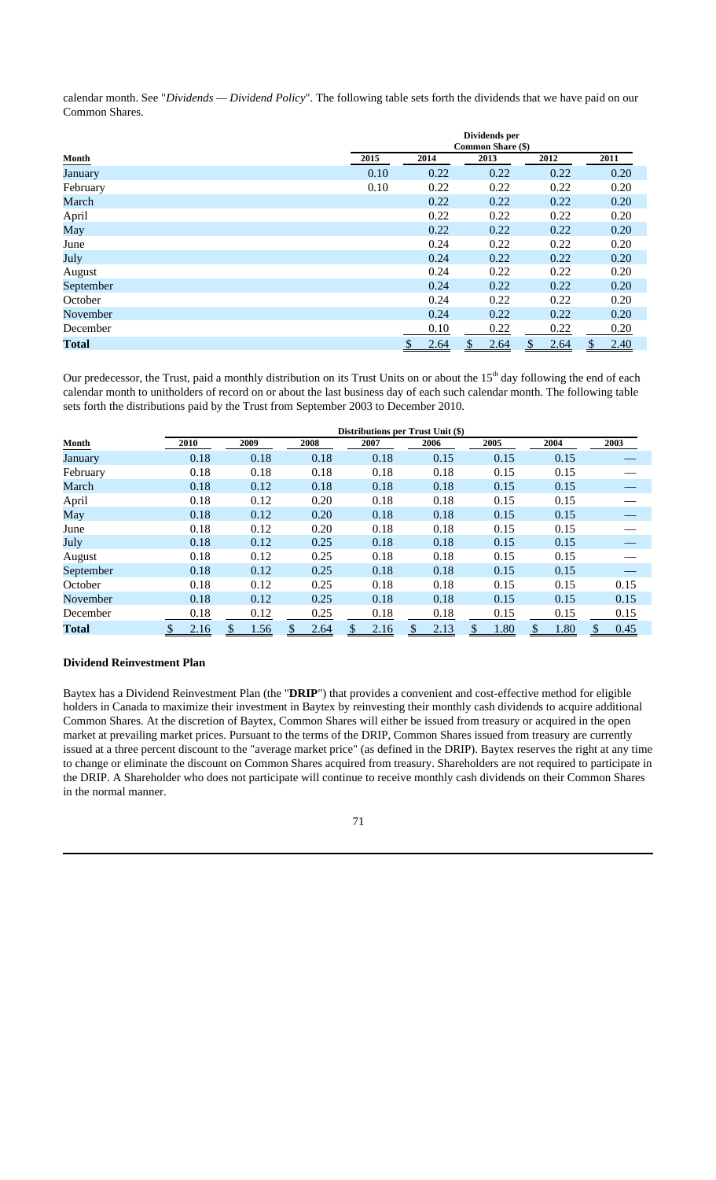calendar month. See "*Dividends — Dividend Policy*". The following table sets forth the dividends that we have paid on our Common Shares.

| | Dividends per Common Share ($) | | | | |
|---|---|---|---|---|---|
| **Month** | **2015** | **2014** | **2013** | **2012** | **2011** |
| January | 0.10 | 0.22 | 0.22 | 0.22 | 0.20 |
| February | 0.10 | 0.22 | 0.22 | 0.22 | 0.20 |
| March | | 0.22 | 0.22 | 0.22 | 0.20 |
| April | | 0.22 | 0.22 | 0.22 | 0.20 |
| May | | 0.22 | 0.22 | 0.22 | 0.20 |
| June | | 0.24 | 0.22 | 0.22 | 0.20 |
| July | | 0.24 | 0.22 | 0.22 | 0.20 |
| August | | 0.24 | 0.22 | 0.22 | 0.20 |
| September | | 0.24 | 0.22 | 0.22 | 0.20 |
| October | | 0.24 | 0.22 | 0.22 | 0.20 |
| November | | 0.24 | 0.22 | 0.22 | 0.20 |
| December | | 0.10 | 0.22 | 0.22 | 0.20 |
| **Total** | | $ 2.64 | $ 2.64 | $ 2.64 | $ 2.40 |

Our predecessor, the Trust, paid a monthly distribution on its Trust Units on or about the 15th day following the end of each calendar month to unitholders of record on or about the last business day of each such calendar month. The following table sets forth the distributions paid by the Trust from September 2003 to December 2010.

| | Distributions per Trust Unit ($) | | | | | | | |
|---|---|---|---|---|---|---|---|---|
| **Month** | **2010** | **2009** | **2008** | **2007** | **2006** | **2005** | **2004** | **2003** |
| January | 0.18 | 0.18 | 0.18 | 0.18 | 0.15 | 0.15 | 0.15 | — |
| February | 0.18 | 0.18 | 0.18 | 0.18 | 0.18 | 0.15 | 0.15 | — |
| March | 0.18 | 0.12 | 0.18 | 0.18 | 0.18 | 0.15 | 0.15 | — |
| April | 0.18 | 0.12 | 0.20 | 0.18 | 0.18 | 0.15 | 0.15 | — |
| May | 0.18 | 0.12 | 0.20 | 0.18 | 0.18 | 0.15 | 0.15 | — |
| June | 0.18 | 0.12 | 0.20 | 0.18 | 0.18 | 0.15 | 0.15 | — |
| July | 0.18 | 0.12 | 0.25 | 0.18 | 0.18 | 0.15 | 0.15 | — |
| August | 0.18 | 0.12 | 0.25 | 0.18 | 0.18 | 0.15 | 0.15 | — |
| September | 0.18 | 0.12 | 0.25 | 0.18 | 0.18 | 0.15 | 0.15 | — |
| October | 0.18 | 0.12 | 0.25 | 0.18 | 0.18 | 0.15 | 0.15 | 0.15 |
| November | 0.18 | 0.12 | 0.25 | 0.18 | 0.18 | 0.15 | 0.15 | 0.15 |
| December | 0.18 | 0.12 | 0.25 | 0.18 | 0.18 | 0.15 | 0.15 | 0.15 |
| **Total** | $ 2.16 | $ 1.56 | $ 2.64 | $ 2.16 | $ 2.13 | $ 1.80 | $ 1.80 | $ 0.45 |

**Dividend Reinvestment Plan**

Baytex has a Dividend Reinvestment Plan (the "**DRIP**") that provides a convenient and cost-effective method for eligible holders in Canada to maximize their investment in Baytex by reinvesting their monthly cash dividends to acquire additional Common Shares. At the discretion of Baytex, Common Shares will either be issued from treasury or acquired in the open market at prevailing market prices. Pursuant to the terms of the DRIP, Common Shares issued from treasury are currently issued at a three percent discount to the "average market price" (as defined in the DRIP). Baytex reserves the right at any time to change or eliminate the discount on Common Shares acquired from treasury. Shareholders are not required to participate in the DRIP. A Shareholder who does not participate will continue to receive monthly cash dividends on their Common Shares in the normal manner.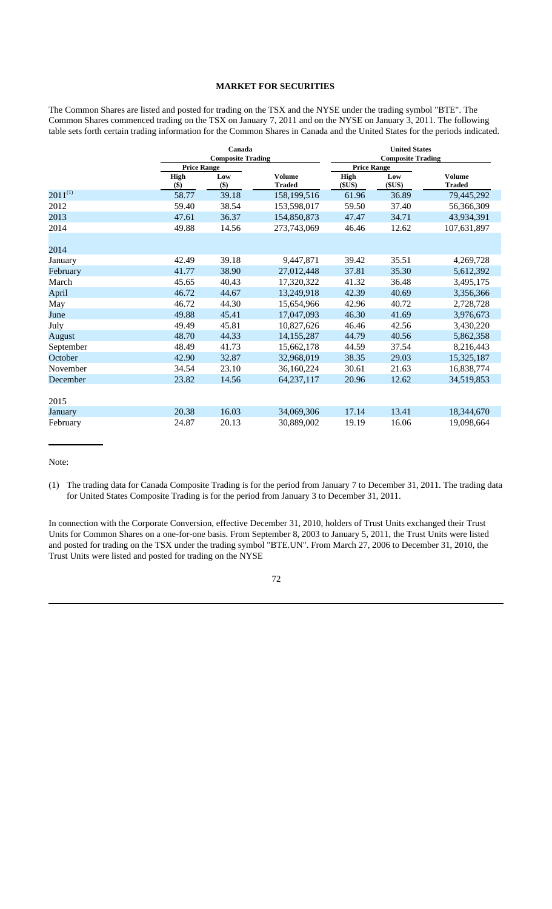## MARKET FOR SECURITIES

The Common Shares are listed and posted for trading on the TSX and the NYSE under the trading symbol "BTE". The Common Shares commenced trading on the TSX on January 7, 2011 and on the NYSE on January 3, 2011. The following table sets forth certain trading information for the Common Shares in Canada and the United States for the periods indicated.

| | Canada Composite Trading | | | United States Composite Trading | | |
|---|---|---|---|---|---|---|
| | Price Range | | | Price Range | | |
| | High ($) | Low ($) | Volume Traded | High ($US) | Low ($US) | Volume Traded |
| 2011[(1)] | 58.77 | 39.18 | 158,199,516 | 61.96 | 36.89 | 79,445,292 |
| 2012 | 59.40 | 38.54 | 153,598,017 | 59.50 | 37.40 | 56,366,309 |
| 2013 | 47.61 | 36.37 | 154,850,873 | 47.47 | 34.71 | 43,934,391 |
| 2014 | 49.88 | 14.56 | 273,743,069 | 46.46 | 12.62 | 107,631,897 |
| | | | | | | |
| 2014 | | | | | | |
| January | 42.49 | 39.18 | 9,447,871 | 39.42 | 35.51 | 4,269,728 |
| February | 41.77 | 38.90 | 27,012,448 | 37.81 | 35.30 | 5,612,392 |
| March | 45.65 | 40.43 | 17,320,322 | 41.32 | 36.48 | 3,495,175 |
| April | 46.72 | 44.67 | 13,249,918 | 42.39 | 40.69 | 3,356,366 |
| May | 46.72 | 44.30 | 15,654,966 | 42.96 | 40.72 | 2,728,728 |
| June | 49.88 | 45.41 | 17,047,093 | 46.30 | 41.69 | 3,976,673 |
| July | 49.49 | 45.81 | 10,827,626 | 46.46 | 42.56 | 3,430,220 |
| August | 48.70 | 44.33 | 14,155,287 | 44.79 | 40.56 | 5,862,358 |
| September | 48.49 | 41.73 | 15,662,178 | 44.59 | 37.54 | 8,216,443 |
| October | 42.90 | 32.87 | 32,968,019 | 38.35 | 29.03 | 15,325,187 |
| November | 34.54 | 23.10 | 36,160,224 | 30.61 | 21.63 | 16,838,774 |
| December | 23.82 | 14.56 | 64,237,117 | 20.96 | 12.62 | 34,519,853 |
| | | | | | | |
| 2015 | | | | | | |
| January | 20.38 | 16.03 | 34,069,306 | 17.14 | 13.41 | 18,344,670 |
| February | 24.87 | 20.13 | 30,889,002 | 19.19 | 16.06 | 19,098,664 |

Note:

(1) The trading data for Canada Composite Trading is for the period from January 7 to December 31, 2011. The trading data for United States Composite Trading is for the period from January 3 to December 31, 2011.

In connection with the Corporate Conversion, effective December 31, 2010, holders of Trust Units exchanged their Trust Units for Common Shares on a one-for-one basis. From September 8, 2003 to January 5, 2011, the Trust Units were listed and posted for trading on the TSX under the trading symbol "BTE.UN". From March 27, 2006 to December 31, 2010, the Trust Units were listed and posted for trading on the NYSE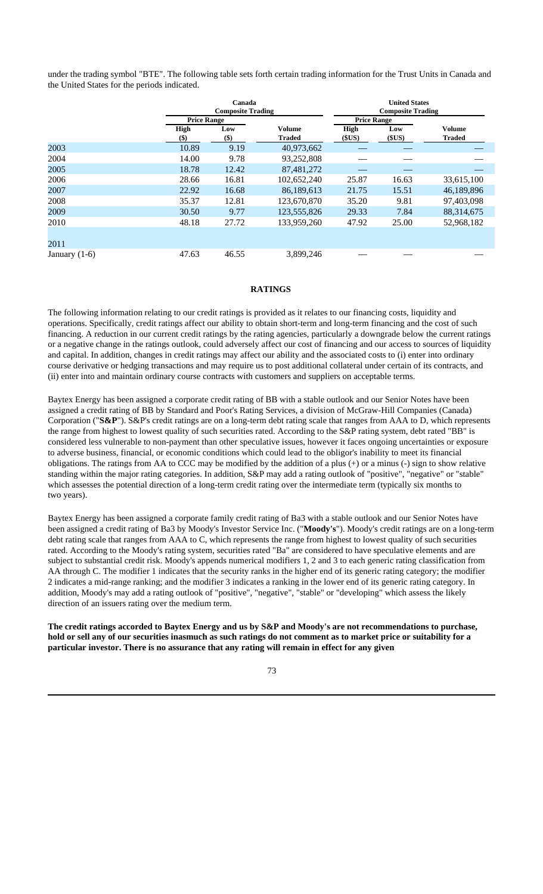under the trading symbol "BTE". The following table sets forth certain trading information for the Trust Units in Canada and the United States for the periods indicated.

| | Canada Composite Trading | | | United States Composite Trading | | |
|---|---|---|---|---|---|---|
| | Price Range | | | Price Range | | |
| | High ($) | Low ($) | Volume Traded | High ($US) | Low ($US) | Volume Traded |
| 2003 | 10.89 | 9.19 | 40,973,662 | — | — | — |
| 2004 | 14.00 | 9.78 | 93,252,808 | — | — | — |
| 2005 | 18.78 | 12.42 | 87,481,272 | — | — | — |
| 2006 | 28.66 | 16.81 | 102,652,240 | 25.87 | 16.63 | 33,615,100 |
| 2007 | 22.92 | 16.68 | 86,189,613 | 21.75 | 15.51 | 46,189,896 |
| 2008 | 35.37 | 12.81 | 123,670,870 | 35.20 | 9.81 | 97,403,098 |
| 2009 | 30.50 | 9.77 | 123,555,826 | 29.33 | 7.84 | 88,314,675 |
| 2010 | 48.18 | 27.72 | 133,959,260 | 47.92 | 25.00 | 52,968,182 |
| 2011 | | | | | | |
| January (1-6) | 47.63 | 46.55 | 3,899,246 | — | — | — |

## RATINGS

The following information relating to our credit ratings is provided as it relates to our financing costs, liquidity and operations. Specifically, credit ratings affect our ability to obtain short-term and long-term financing and the cost of such financing. A reduction in our current credit ratings by the rating agencies, particularly a downgrade below the current ratings or a negative change in the ratings outlook, could adversely affect our cost of financing and our access to sources of liquidity and capital. In addition, changes in credit ratings may affect our ability and the associated costs to (i) enter into ordinary course derivative or hedging transactions and may require us to post additional collateral under certain of its contracts, and (ii) enter into and maintain ordinary course contracts with customers and suppliers on acceptable terms.

Baytex Energy has been assigned a corporate credit rating of BB with a stable outlook and our Senior Notes have been assigned a credit rating of BB by Standard and Poor's Rating Services, a division of McGraw-Hill Companies (Canada) Corporation ("**S&P**"). S&P's credit ratings are on a long-term debt rating scale that ranges from AAA to D, which represents the range from highest to lowest quality of such securities rated. According to the S&P rating system, debt rated "BB" is considered less vulnerable to non-payment than other speculative issues, however it faces ongoing uncertainties or exposure to adverse business, financial, or economic conditions which could lead to the obligor's inability to meet its financial obligations. The ratings from AA to CCC may be modified by the addition of a plus (+) or a minus (-) sign to show relative standing within the major rating categories. In addition, S&P may add a rating outlook of "positive", "negative" or "stable" which assesses the potential direction of a long-term credit rating over the intermediate term (typically six months to two years).

Baytex Energy has been assigned a corporate family credit rating of Ba3 with a stable outlook and our Senior Notes have been assigned a credit rating of Ba3 by Moody's Investor Service Inc. ("**Moody's**"). Moody's credit ratings are on a long-term debt rating scale that ranges from AAA to C, which represents the range from highest to lowest quality of such securities rated. According to the Moody's rating system, securities rated "Ba" are considered to have speculative elements and are subject to substantial credit risk. Moody's appends numerical modifiers 1, 2 and 3 to each generic rating classification from AA through C. The modifier 1 indicates that the security ranks in the higher end of its generic rating category; the modifier 2 indicates a mid-range ranking; and the modifier 3 indicates a ranking in the lower end of its generic rating category. In addition, Moody's may add a rating outlook of "positive", "negative", "stable" or "developing" which assess the likely direction of an issuers rating over the medium term.

**The credit ratings accorded to Baytex Energy and us by S&P and Moody's are not recommendations to purchase, hold or sell any of our securities inasmuch as such ratings do not comment as to market price or suitability for a particular investor. There is no assurance that any rating will remain in effect for any given**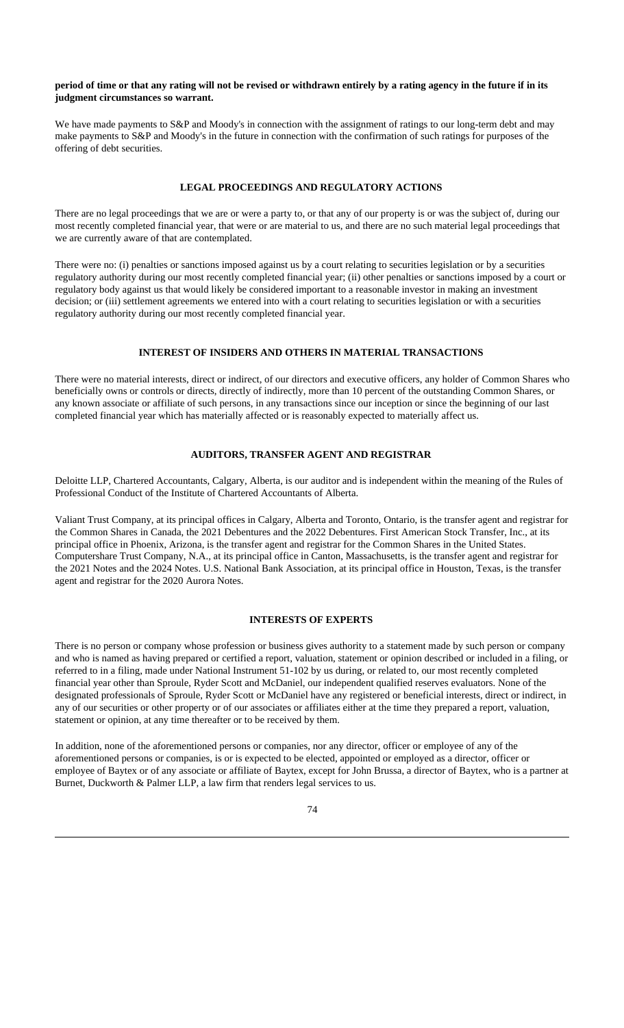**period of time or that any rating will not be revised or withdrawn entirely by a rating agency in the future if in its judgment circumstances so warrant.**

We have made payments to S&P and Moody's in connection with the assignment of ratings to our long-term debt and may make payments to S&P and Moody's in the future in connection with the confirmation of such ratings for purposes of the offering of debt securities.

## LEGAL PROCEEDINGS AND REGULATORY ACTIONS

There are no legal proceedings that we are or were a party to, or that any of our property is or was the subject of, during our most recently completed financial year, that were or are material to us, and there are no such material legal proceedings that we are currently aware of that are contemplated.

There were no: (i) penalties or sanctions imposed against us by a court relating to securities legislation or by a securities regulatory authority during our most recently completed financial year; (ii) other penalties or sanctions imposed by a court or regulatory body against us that would likely be considered important to a reasonable investor in making an investment decision; or (iii) settlement agreements we entered into with a court relating to securities legislation or with a securities regulatory authority during our most recently completed financial year.

## INTEREST OF INSIDERS AND OTHERS IN MATERIAL TRANSACTIONS

There were no material interests, direct or indirect, of our directors and executive officers, any holder of Common Shares who beneficially owns or controls or directs, directly of indirectly, more than 10 percent of the outstanding Common Shares, or any known associate or affiliate of such persons, in any transactions since our inception or since the beginning of our last completed financial year which has materially affected or is reasonably expected to materially affect us.

## AUDITORS, TRANSFER AGENT AND REGISTRAR

Deloitte LLP, Chartered Accountants, Calgary, Alberta, is our auditor and is independent within the meaning of the Rules of Professional Conduct of the Institute of Chartered Accountants of Alberta.

Valiant Trust Company, at its principal offices in Calgary, Alberta and Toronto, Ontario, is the transfer agent and registrar for the Common Shares in Canada, the 2021 Debentures and the 2022 Debentures. First American Stock Transfer, Inc., at its principal office in Phoenix, Arizona, is the transfer agent and registrar for the Common Shares in the United States. Computershare Trust Company, N.A., at its principal office in Canton, Massachusetts, is the transfer agent and registrar for the 2021 Notes and the 2024 Notes. U.S. National Bank Association, at its principal office in Houston, Texas, is the transfer agent and registrar for the 2020 Aurora Notes.

## INTERESTS OF EXPERTS

There is no person or company whose profession or business gives authority to a statement made by such person or company and who is named as having prepared or certified a report, valuation, statement or opinion described or included in a filing, or referred to in a filing, made under National Instrument 51-102 by us during, or related to, our most recently completed financial year other than Sproule, Ryder Scott and McDaniel, our independent qualified reserves evaluators. None of the designated professionals of Sproule, Ryder Scott or McDaniel have any registered or beneficial interests, direct or indirect, in any of our securities or other property or of our associates or affiliates either at the time they prepared a report, valuation, statement or opinion, at any time thereafter or to be received by them.

In addition, none of the aforementioned persons or companies, nor any director, officer or employee of any of the aforementioned persons or companies, is or is expected to be elected, appointed or employed as a director, officer or employee of Baytex or of any associate or affiliate of Baytex, except for John Brussa, a director of Baytex, who is a partner at Burnet, Duckworth & Palmer LLP, a law firm that renders legal services to us.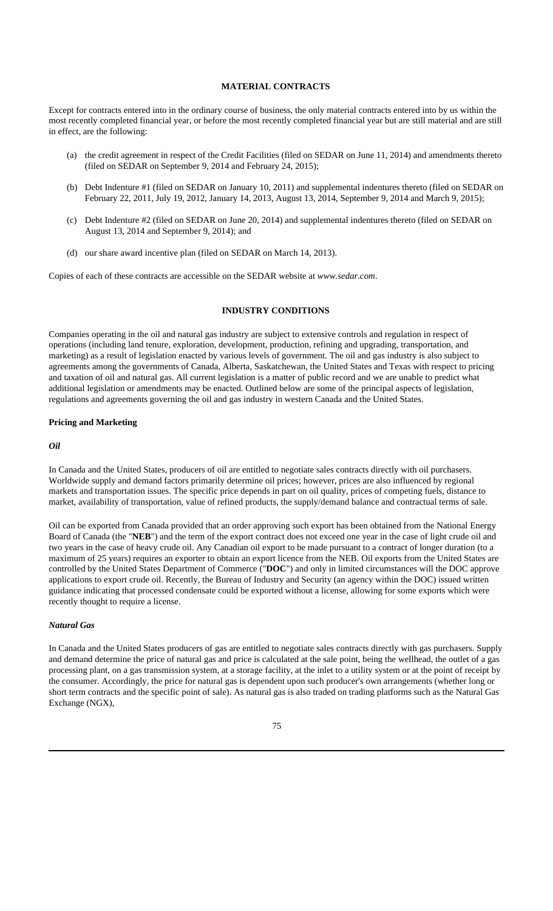## MATERIAL CONTRACTS

Except for contracts entered into in the ordinary course of business, the only material contracts entered into by us within the most recently completed financial year, or before the most recently completed financial year but are still material and are still in effect, are the following:

(a) the credit agreement in respect of the Credit Facilities (filed on SEDAR on June 11, 2014) and amendments thereto (filed on SEDAR on September 9, 2014 and February 24, 2015);

(b) Debt Indenture #1 (filed on SEDAR on January 10, 2011) and supplemental indentures thereto (filed on SEDAR on February 22, 2011, July 19, 2012, January 14, 2013, August 13, 2014, September 9, 2014 and March 9, 2015);

(c) Debt Indenture #2 (filed on SEDAR on June 20, 2014) and supplemental indentures thereto (filed on SEDAR on August 13, 2014 and September 9, 2014); and

(d) our share award incentive plan (filed on SEDAR on March 14, 2013).

Copies of each of these contracts are accessible on the SEDAR website at *www.sedar.com*.

## INDUSTRY CONDITIONS

Companies operating in the oil and natural gas industry are subject to extensive controls and regulation in respect of operations (including land tenure, exploration, development, production, refining and upgrading, transportation, and marketing) as a result of legislation enacted by various levels of government. The oil and gas industry is also subject to agreements among the governments of Canada, Alberta, Saskatchewan, the United States and Texas with respect to pricing and taxation of oil and natural gas. All current legislation is a matter of public record and we are unable to predict what additional legislation or amendments may be enacted. Outlined below are some of the principal aspects of legislation, regulations and agreements governing the oil and gas industry in western Canada and the United States.

### Pricing and Marketing

#### *Oil*

In Canada and the United States, producers of oil are entitled to negotiate sales contracts directly with oil purchasers. Worldwide supply and demand factors primarily determine oil prices; however, prices are also influenced by regional markets and transportation issues. The specific price depends in part on oil quality, prices of competing fuels, distance to market, availability of transportation, value of refined products, the supply/demand balance and contractual terms of sale.

Oil can be exported from Canada provided that an order approving such export has been obtained from the National Energy Board of Canada (the "**NEB**") and the term of the export contract does not exceed one year in the case of light crude oil and two years in the case of heavy crude oil. Any Canadian oil export to be made pursuant to a contract of longer duration (to a maximum of 25 years) requires an exporter to obtain an export licence from the NEB. Oil exports from the United States are controlled by the United States Department of Commerce ("**DOC**") and only in limited circumstances will the DOC approve applications to export crude oil. Recently, the Bureau of Industry and Security (an agency within the DOC) issued written guidance indicating that processed condensate could be exported without a license, allowing for some exports which were recently thought to require a license.

#### *Natural Gas*

In Canada and the United States producers of gas are entitled to negotiate sales contracts directly with gas purchasers. Supply and demand determine the price of natural gas and price is calculated at the sale point, being the wellhead, the outlet of a gas processing plant, on a gas transmission system, at a storage facility, at the inlet to a utility system or at the point of receipt by the consumer. Accordingly, the price for natural gas is dependent upon such producer's own arrangements (whether long or short term contracts and the specific point of sale). As natural gas is also traded on trading platforms such as the Natural Gas Exchange (NGX),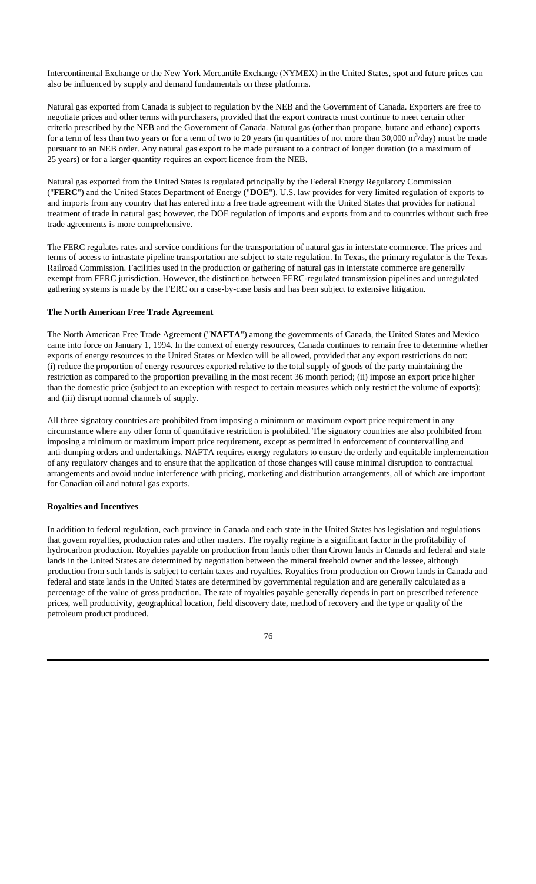Intercontinental Exchange or the New York Mercantile Exchange (NYMEX) in the United States, spot and future prices can also be influenced by supply and demand fundamentals on these platforms.

Natural gas exported from Canada is subject to regulation by the NEB and the Government of Canada. Exporters are free to negotiate prices and other terms with purchasers, provided that the export contracts must continue to meet certain other criteria prescribed by the NEB and the Government of Canada. Natural gas (other than propane, butane and ethane) exports for a term of less than two years or for a term of two to 20 years (in quantities of not more than 30,000 $m^3$/day) must be made pursuant to an NEB order. Any natural gas export to be made pursuant to a contract of longer duration (to a maximum of 25 years) or for a larger quantity requires an export licence from the NEB.

Natural gas exported from the United States is regulated principally by the Federal Energy Regulatory Commission ("**FERC**") and the United States Department of Energy ("**DOE**"). U.S. law provides for very limited regulation of exports to and imports from any country that has entered into a free trade agreement with the United States that provides for national treatment of trade in natural gas; however, the DOE regulation of imports and exports from and to countries without such free trade agreements is more comprehensive.

The FERC regulates rates and service conditions for the transportation of natural gas in interstate commerce. The prices and terms of access to intrastate pipeline transportation are subject to state regulation. In Texas, the primary regulator is the Texas Railroad Commission. Facilities used in the production or gathering of natural gas in interstate commerce are generally exempt from FERC jurisdiction. However, the distinction between FERC-regulated transmission pipelines and unregulated gathering systems is made by the FERC on a case-by-case basis and has been subject to extensive litigation.

**The North American Free Trade Agreement**

The North American Free Trade Agreement ("**NAFTA**") among the governments of Canada, the United States and Mexico came into force on January 1, 1994. In the context of energy resources, Canada continues to remain free to determine whether exports of energy resources to the United States or Mexico will be allowed, provided that any export restrictions do not: (i) reduce the proportion of energy resources exported relative to the total supply of goods of the party maintaining the restriction as compared to the proportion prevailing in the most recent 36 month period; (ii) impose an export price higher than the domestic price (subject to an exception with respect to certain measures which only restrict the volume of exports); and (iii) disrupt normal channels of supply.

All three signatory countries are prohibited from imposing a minimum or maximum export price requirement in any circumstance where any other form of quantitative restriction is prohibited. The signatory countries are also prohibited from imposing a minimum or maximum import price requirement, except as permitted in enforcement of countervailing and anti-dumping orders and undertakings. NAFTA requires energy regulators to ensure the orderly and equitable implementation of any regulatory changes and to ensure that the application of those changes will cause minimal disruption to contractual arrangements and avoid undue interference with pricing, marketing and distribution arrangements, all of which are important for Canadian oil and natural gas exports.

**Royalties and Incentives**

In addition to federal regulation, each province in Canada and each state in the United States has legislation and regulations that govern royalties, production rates and other matters. The royalty regime is a significant factor in the profitability of hydrocarbon production. Royalties payable on production from lands other than Crown lands in Canada and federal and state lands in the United States are determined by negotiation between the mineral freehold owner and the lessee, although production from such lands is subject to certain taxes and royalties. Royalties from production on Crown lands in Canada and federal and state lands in the United States are determined by governmental regulation and are generally calculated as a percentage of the value of gross production. The rate of royalties payable generally depends in part on prescribed reference prices, well productivity, geographical location, field discovery date, method of recovery and the type or quality of the petroleum product produced.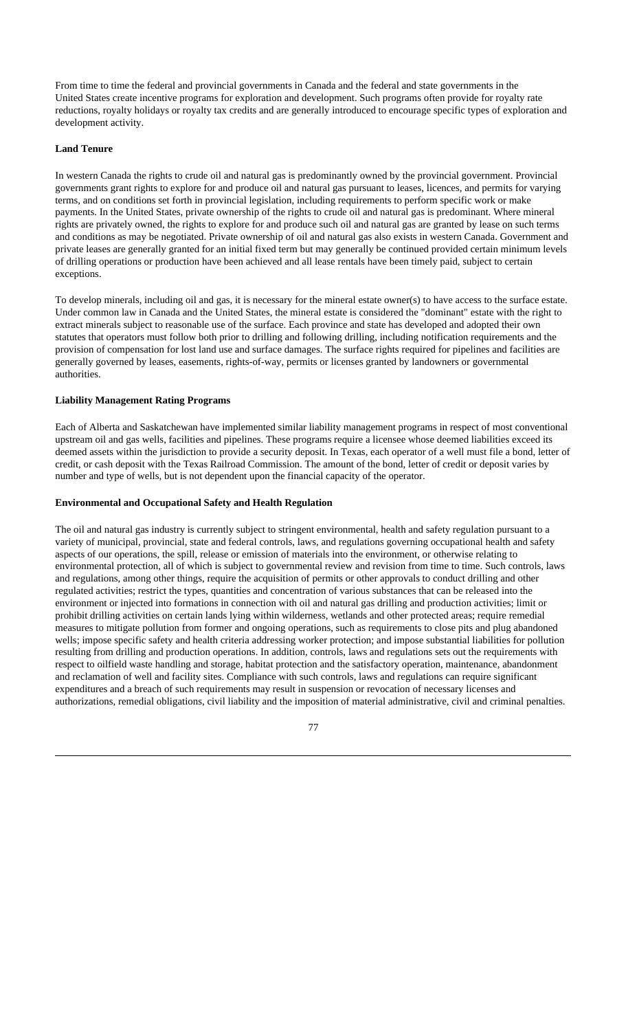From time to time the federal and provincial governments in Canada and the federal and state governments in the United States create incentive programs for exploration and development. Such programs often provide for royalty rate reductions, royalty holidays or royalty tax credits and are generally introduced to encourage specific types of exploration and development activity.

**Land Tenure**

In western Canada the rights to crude oil and natural gas is predominantly owned by the provincial government. Provincial governments grant rights to explore for and produce oil and natural gas pursuant to leases, licences, and permits for varying terms, and on conditions set forth in provincial legislation, including requirements to perform specific work or make payments. In the United States, private ownership of the rights to crude oil and natural gas is predominant. Where mineral rights are privately owned, the rights to explore for and produce such oil and natural gas are granted by lease on such terms and conditions as may be negotiated. Private ownership of oil and natural gas also exists in western Canada. Government and private leases are generally granted for an initial fixed term but may generally be continued provided certain minimum levels of drilling operations or production have been achieved and all lease rentals have been timely paid, subject to certain exceptions.

To develop minerals, including oil and gas, it is necessary for the mineral estate owner(s) to have access to the surface estate. Under common law in Canada and the United States, the mineral estate is considered the "dominant" estate with the right to extract minerals subject to reasonable use of the surface. Each province and state has developed and adopted their own statutes that operators must follow both prior to drilling and following drilling, including notification requirements and the provision of compensation for lost land use and surface damages. The surface rights required for pipelines and facilities are generally governed by leases, easements, rights-of-way, permits or licenses granted by landowners or governmental authorities.

**Liability Management Rating Programs**

Each of Alberta and Saskatchewan have implemented similar liability management programs in respect of most conventional upstream oil and gas wells, facilities and pipelines. These programs require a licensee whose deemed liabilities exceed its deemed assets within the jurisdiction to provide a security deposit. In Texas, each operator of a well must file a bond, letter of credit, or cash deposit with the Texas Railroad Commission. The amount of the bond, letter of credit or deposit varies by number and type of wells, but is not dependent upon the financial capacity of the operator.

**Environmental and Occupational Safety and Health Regulation**

The oil and natural gas industry is currently subject to stringent environmental, health and safety regulation pursuant to a variety of municipal, provincial, state and federal controls, laws, and regulations governing occupational health and safety aspects of our operations, the spill, release or emission of materials into the environment, or otherwise relating to environmental protection, all of which is subject to governmental review and revision from time to time. Such controls, laws and regulations, among other things, require the acquisition of permits or other approvals to conduct drilling and other regulated activities; restrict the types, quantities and concentration of various substances that can be released into the environment or injected into formations in connection with oil and natural gas drilling and production activities; limit or prohibit drilling activities on certain lands lying within wilderness, wetlands and other protected areas; require remedial measures to mitigate pollution from former and ongoing operations, such as requirements to close pits and plug abandoned wells; impose specific safety and health criteria addressing worker protection; and impose substantial liabilities for pollution resulting from drilling and production operations. In addition, controls, laws and regulations sets out the requirements with respect to oilfield waste handling and storage, habitat protection and the satisfactory operation, maintenance, abandonment and reclamation of well and facility sites. Compliance with such controls, laws and regulations can require significant expenditures and a breach of such requirements may result in suspension or revocation of necessary licenses and authorizations, remedial obligations, civil liability and the imposition of material administrative, civil and criminal penalties.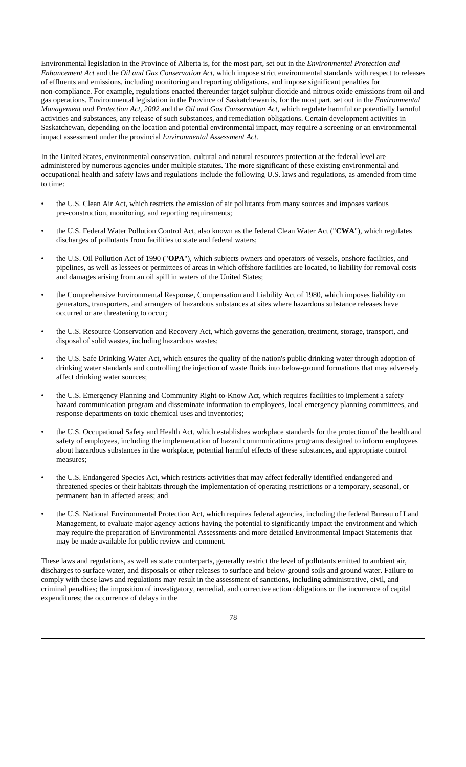Environmental legislation in the Province of Alberta is, for the most part, set out in the *Environmental Protection and Enhancement Act* and the *Oil and Gas Conservation Act*, which impose strict environmental standards with respect to releases of effluents and emissions, including monitoring and reporting obligations, and impose significant penalties for non-compliance. For example, regulations enacted thereunder target sulphur dioxide and nitrous oxide emissions from oil and gas operations. Environmental legislation in the Province of Saskatchewan is, for the most part, set out in the *Environmental Management and Protection Act, 2002* and the *Oil and Gas Conservation Act*, which regulate harmful or potentially harmful activities and substances, any release of such substances, and remediation obligations. Certain development activities in Saskatchewan, depending on the location and potential environmental impact, may require a screening or an environmental impact assessment under the provincial *Environmental Assessment Act*.

In the United States, environmental conservation, cultural and natural resources protection at the federal level are administered by numerous agencies under multiple statutes. The more significant of these existing environmental and occupational health and safety laws and regulations include the following U.S. laws and regulations, as amended from time to time:

- the U.S. Clean Air Act, which restricts the emission of air pollutants from many sources and imposes various pre-construction, monitoring, and reporting requirements;
- the U.S. Federal Water Pollution Control Act, also known as the federal Clean Water Act ("**CWA**"), which regulates discharges of pollutants from facilities to state and federal waters;
- the U.S. Oil Pollution Act of 1990 ("**OPA**"), which subjects owners and operators of vessels, onshore facilities, and pipelines, as well as lessees or permittees of areas in which offshore facilities are located, to liability for removal costs and damages arising from an oil spill in waters of the United States;
- the Comprehensive Environmental Response, Compensation and Liability Act of 1980, which imposes liability on generators, transporters, and arrangers of hazardous substances at sites where hazardous substance releases have occurred or are threatening to occur;
- the U.S. Resource Conservation and Recovery Act, which governs the generation, treatment, storage, transport, and disposal of solid wastes, including hazardous wastes;
- the U.S. Safe Drinking Water Act, which ensures the quality of the nation's public drinking water through adoption of drinking water standards and controlling the injection of waste fluids into below-ground formations that may adversely affect drinking water sources;
- the U.S. Emergency Planning and Community Right-to-Know Act, which requires facilities to implement a safety hazard communication program and disseminate information to employees, local emergency planning committees, and response departments on toxic chemical uses and inventories;
- the U.S. Occupational Safety and Health Act, which establishes workplace standards for the protection of the health and safety of employees, including the implementation of hazard communications programs designed to inform employees about hazardous substances in the workplace, potential harmful effects of these substances, and appropriate control measures;
- the U.S. Endangered Species Act, which restricts activities that may affect federally identified endangered and threatened species or their habitats through the implementation of operating restrictions or a temporary, seasonal, or permanent ban in affected areas; and
- the U.S. National Environmental Protection Act, which requires federal agencies, including the federal Bureau of Land Management, to evaluate major agency actions having the potential to significantly impact the environment and which may require the preparation of Environmental Assessments and more detailed Environmental Impact Statements that may be made available for public review and comment.

These laws and regulations, as well as state counterparts, generally restrict the level of pollutants emitted to ambient air, discharges to surface water, and disposals or other releases to surface and below-ground soils and ground water. Failure to comply with these laws and regulations may result in the assessment of sanctions, including administrative, civil, and criminal penalties; the imposition of investigatory, remedial, and corrective action obligations or the incurrence of capital expenditures; the occurrence of delays in the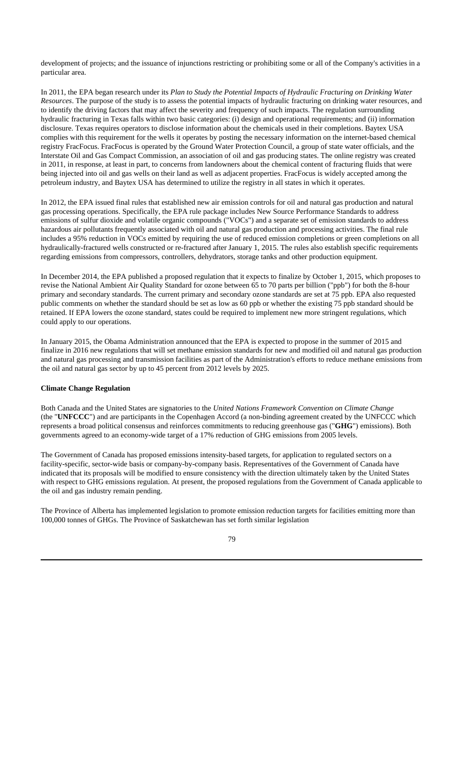development of projects; and the issuance of injunctions restricting or prohibiting some or all of the Company's activities in a particular area.

In 2011, the EPA began research under its *Plan to Study the Potential Impacts of Hydraulic Fracturing on Drinking Water Resources*. The purpose of the study is to assess the potential impacts of hydraulic fracturing on drinking water resources, and to identify the driving factors that may affect the severity and frequency of such impacts. The regulation surrounding hydraulic fracturing in Texas falls within two basic categories: (i) design and operational requirements; and (ii) information disclosure. Texas requires operators to disclose information about the chemicals used in their completions. Baytex USA complies with this requirement for the wells it operates by posting the necessary information on the internet-based chemical registry FracFocus. FracFocus is operated by the Ground Water Protection Council, a group of state water officials, and the Interstate Oil and Gas Compact Commission, an association of oil and gas producing states. The online registry was created in 2011, in response, at least in part, to concerns from landowners about the chemical content of fracturing fluids that were being injected into oil and gas wells on their land as well as adjacent properties. FracFocus is widely accepted among the petroleum industry, and Baytex USA has determined to utilize the registry in all states in which it operates.

In 2012, the EPA issued final rules that established new air emission controls for oil and natural gas production and natural gas processing operations. Specifically, the EPA rule package includes New Source Performance Standards to address emissions of sulfur dioxide and volatile organic compounds ("VOCs") and a separate set of emission standards to address hazardous air pollutants frequently associated with oil and natural gas production and processing activities. The final rule includes a 95% reduction in VOCs emitted by requiring the use of reduced emission completions or green completions on all hydraulically-fractured wells constructed or re-fractured after January 1, 2015. The rules also establish specific requirements regarding emissions from compressors, controllers, dehydrators, storage tanks and other production equipment.

In December 2014, the EPA published a proposed regulation that it expects to finalize by October 1, 2015, which proposes to revise the National Ambient Air Quality Standard for ozone between 65 to 70 parts per billion ("ppb") for both the 8-hour primary and secondary standards. The current primary and secondary ozone standards are set at 75 ppb. EPA also requested public comments on whether the standard should be set as low as 60 ppb or whether the existing 75 ppb standard should be retained. If EPA lowers the ozone standard, states could be required to implement new more stringent regulations, which could apply to our operations.

In January 2015, the Obama Administration announced that the EPA is expected to propose in the summer of 2015 and finalize in 2016 new regulations that will set methane emission standards for new and modified oil and natural gas production and natural gas processing and transmission facilities as part of the Administration's efforts to reduce methane emissions from the oil and natural gas sector by up to 45 percent from 2012 levels by 2025.

**Climate Change Regulation**

Both Canada and the United States are signatories to the *United Nations Framework Convention on Climate Change* (the "**UNFCCC**") and are participants in the Copenhagen Accord (a non-binding agreement created by the UNFCCC which represents a broad political consensus and reinforces commitments to reducing greenhouse gas ("**GHG**") emissions). Both governments agreed to an economy-wide target of a 17% reduction of GHG emissions from 2005 levels.

The Government of Canada has proposed emissions intensity-based targets, for application to regulated sectors on a facility-specific, sector-wide basis or company-by-company basis. Representatives of the Government of Canada have indicated that its proposals will be modified to ensure consistency with the direction ultimately taken by the United States with respect to GHG emissions regulation. At present, the proposed regulations from the Government of Canada applicable to the oil and gas industry remain pending.

The Province of Alberta has implemented legislation to promote emission reduction targets for facilities emitting more than 100,000 tonnes of GHGs. The Province of Saskatchewan has set forth similar legislation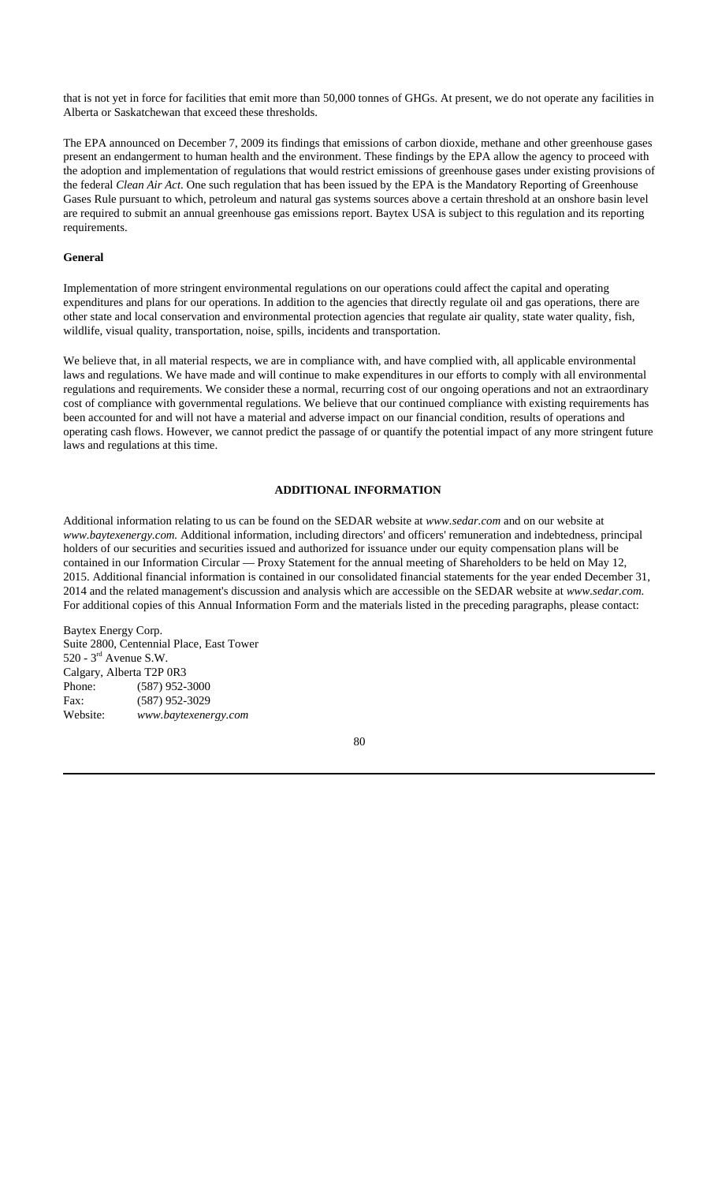that is not yet in force for facilities that emit more than 50,000 tonnes of GHGs. At present, we do not operate any facilities in Alberta or Saskatchewan that exceed these thresholds.

The EPA announced on December 7, 2009 its findings that emissions of carbon dioxide, methane and other greenhouse gases present an endangerment to human health and the environment. These findings by the EPA allow the agency to proceed with the adoption and implementation of regulations that would restrict emissions of greenhouse gases under existing provisions of the federal *Clean Air Act*. One such regulation that has been issued by the EPA is the Mandatory Reporting of Greenhouse Gases Rule pursuant to which, petroleum and natural gas systems sources above a certain threshold at an onshore basin level are required to submit an annual greenhouse gas emissions report. Baytex USA is subject to this regulation and its reporting requirements.

**General**

Implementation of more stringent environmental regulations on our operations could affect the capital and operating expenditures and plans for our operations. In addition to the agencies that directly regulate oil and gas operations, there are other state and local conservation and environmental protection agencies that regulate air quality, state water quality, fish, wildlife, visual quality, transportation, noise, spills, incidents and transportation.

We believe that, in all material respects, we are in compliance with, and have complied with, all applicable environmental laws and regulations. We have made and will continue to make expenditures in our efforts to comply with all environmental regulations and requirements. We consider these a normal, recurring cost of our ongoing operations and not an extraordinary cost of compliance with governmental regulations. We believe that our continued compliance with existing requirements has been accounted for and will not have a material and adverse impact on our financial condition, results of operations and operating cash flows. However, we cannot predict the passage of or quantify the potential impact of any more stringent future laws and regulations at this time.

## ADDITIONAL INFORMATION

Additional information relating to us can be found on the SEDAR website at *www.sedar.com* and on our website at *www.baytexenergy.com*. Additional information, including directors' and officers' remuneration and indebtedness, principal holders of our securities and securities issued and authorized for issuance under our equity compensation plans will be contained in our Information Circular — Proxy Statement for the annual meeting of Shareholders to be held on May 12, 2015. Additional financial information is contained in our consolidated financial statements for the year ended December 31, 2014 and the related management's discussion and analysis which are accessible on the SEDAR website at *www.sedar.com*. For additional copies of this Annual Information Form and the materials listed in the preceding paragraphs, please contact:

Baytex Energy Corp.
Suite 2800, Centennial Place, East Tower
520 - 3rd Avenue S.W.
Calgary, Alberta T2P 0R3
Phone: (587) 952-3000
Fax: (587) 952-3029
Website: *www.baytexenergy.com*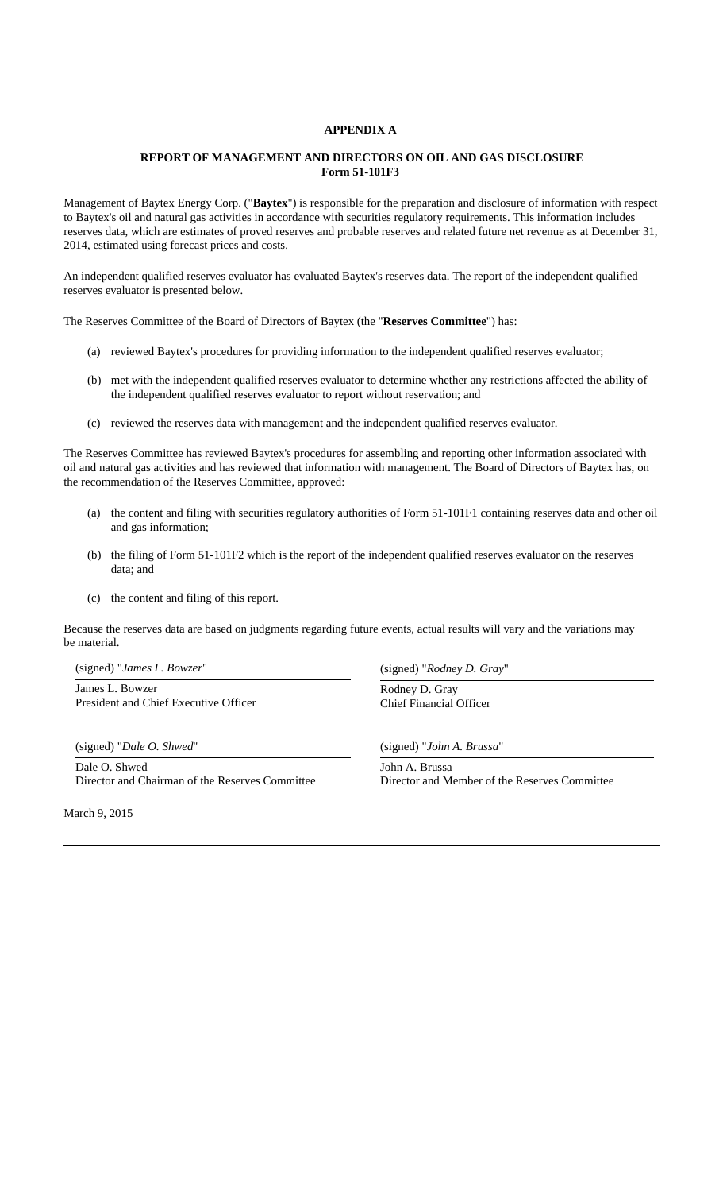# APPENDIX A

## REPORT OF MANAGEMENT AND DIRECTORS ON OIL AND GAS DISCLOSURE
## Form 51-101F3

Management of Baytex Energy Corp. ("**Baytex**") is responsible for the preparation and disclosure of information with respect to Baytex's oil and natural gas activities in accordance with securities regulatory requirements. This information includes reserves data, which are estimates of proved reserves and probable reserves and related future net revenue as at December 31, 2014, estimated using forecast prices and costs.

An independent qualified reserves evaluator has evaluated Baytex's reserves data. The report of the independent qualified reserves evaluator is presented below.

The Reserves Committee of the Board of Directors of Baytex (the "**Reserves Committee**") has:

(a) reviewed Baytex's procedures for providing information to the independent qualified reserves evaluator;

(b) met with the independent qualified reserves evaluator to determine whether any restrictions affected the ability of the independent qualified reserves evaluator to report without reservation; and

(c) reviewed the reserves data with management and the independent qualified reserves evaluator.

The Reserves Committee has reviewed Baytex's procedures for assembling and reporting other information associated with oil and natural gas activities and has reviewed that information with management. The Board of Directors of Baytex has, on the recommendation of the Reserves Committee, approved:

(a) the content and filing with securities regulatory authorities of Form 51-101F1 containing reserves data and other oil and gas information;

(b) the filing of Form 51-101F2 which is the report of the independent qualified reserves evaluator on the reserves data; and

(c) the content and filing of this report.

Because the reserves data are based on judgments regarding future events, actual results will vary and the variations may be material.

(signed) "*James L. Bowzer*"
James L. Bowzer
President and Chief Executive Officer

(signed) "*Rodney D. Gray*"
Rodney D. Gray
Chief Financial Officer

(signed) "*Dale O. Shwed*"
Dale O. Shwed
Director and Chairman of the Reserves Committee

(signed) "*John A. Brussa*"
John A. Brussa
Director and Member of the Reserves Committee

March 9, 2015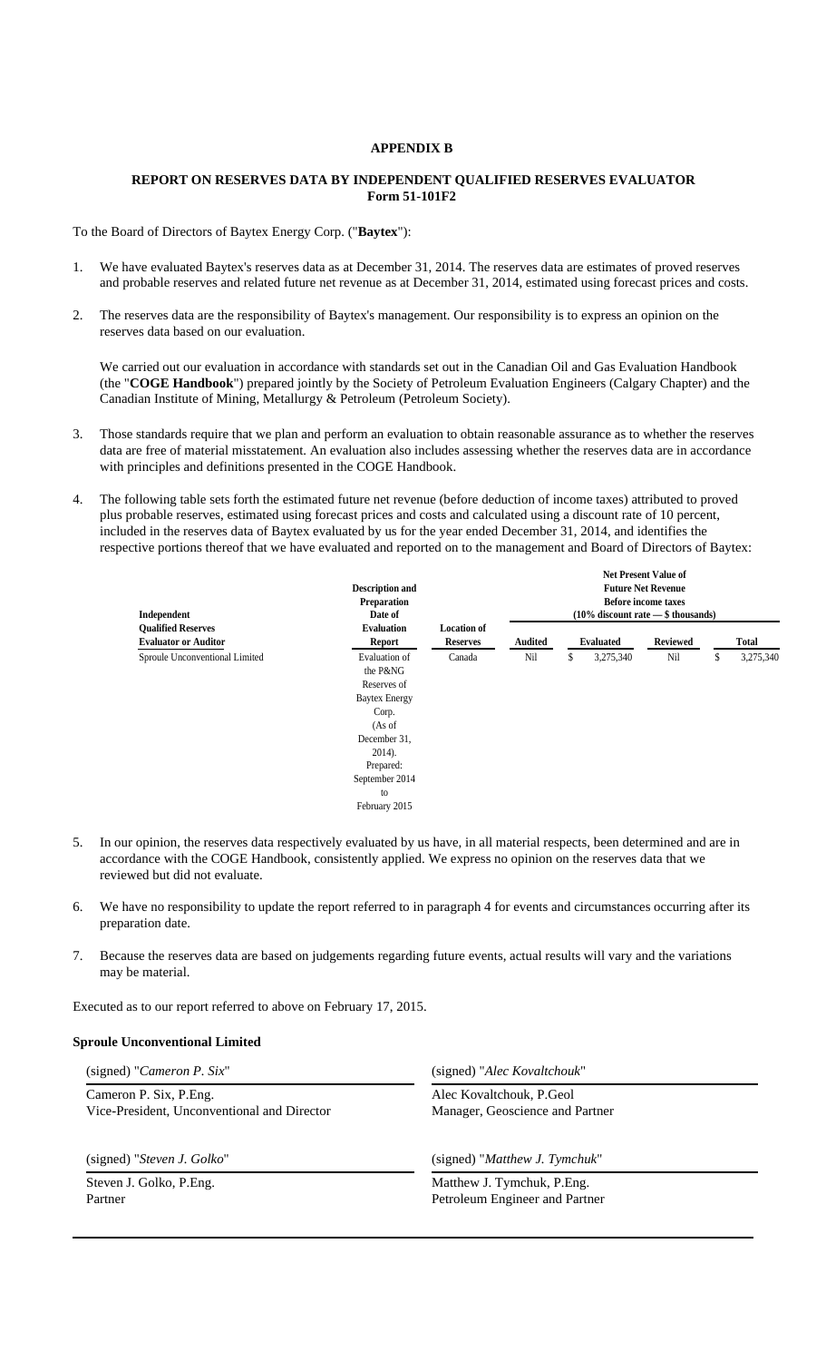## APPENDIX B

## REPORT ON RESERVES DATA BY INDEPENDENT QUALIFIED RESERVES EVALUATOR
**Form 51-101F2**

To the Board of Directors of Baytex Energy Corp. ("**Baytex**"):

1. We have evaluated Baytex's reserves data as at December 31, 2014. The reserves data are estimates of proved reserves and probable reserves and related future net revenue as at December 31, 2014, estimated using forecast prices and costs.

2. The reserves data are the responsibility of Baytex's management. Our responsibility is to express an opinion on the reserves data based on our evaluation.

   We carried out our evaluation in accordance with standards set out in the Canadian Oil and Gas Evaluation Handbook (the "**COGE Handbook**") prepared jointly by the Society of Petroleum Evaluation Engineers (Calgary Chapter) and the Canadian Institute of Mining, Metallurgy & Petroleum (Petroleum Society).

3. Those standards require that we plan and perform an evaluation to obtain reasonable assurance as to whether the reserves data are free of material misstatement. An evaluation also includes assessing whether the reserves data are in accordance with principles and definitions presented in the COGE Handbook.

4. The following table sets forth the estimated future net revenue (before deduction of income taxes) attributed to proved plus probable reserves, estimated using forecast prices and costs and calculated using a discount rate of 10 percent, included in the reserves data of Baytex evaluated by us for the year ended December 31, 2014, and identifies the respective portions thereof that we have evaluated and reported on to the management and Board of Directors of Baytex:

| Independent Qualified Reserves Evaluator or Auditor | Description and Preparation Date of Evaluation Report | Location of Reserves | Net Present Value of Future Net Revenue Before income taxes (10% discount rate — $ thousands) | | | |
|---|---|---|---|---|---|---|
| | | | **Audited** | **Evaluated** | **Reviewed** | **Total** |
| Sproule Unconventional Limited | Evaluation of the P&NG Reserves of Baytex Energy Corp. (As of December 31, 2014). Prepared: September 2014 to February 2015 | Canada | Nil | $ 3,275,340 | Nil | $ 3,275,340 |

5. In our opinion, the reserves data respectively evaluated by us have, in all material respects, been determined and are in accordance with the COGE Handbook, consistently applied. We express no opinion on the reserves data that we reviewed but did not evaluate.

6. We have no responsibility to update the report referred to in paragraph 4 for events and circumstances occurring after its preparation date.

7. Because the reserves data are based on judgements regarding future events, actual results will vary and the variations may be material.

Executed as to our report referred to above on February 17, 2015.

**Sproule Unconventional Limited**

(signed) "*Cameron P. Six*"

Cameron P. Six, P.Eng.
Vice-President, Unconventional and Director

(signed) "*Alec Kovaltchouk*"

Alec Kovaltchouk, P.Geol
Manager, Geoscience and Partner

(signed) "*Steven J. Golko*"

Steven J. Golko, P.Eng.
Partner

(signed) "*Matthew J. Tymchuk*"

Matthew J. Tymchuk, P.Eng.
Petroleum Engineer and Partner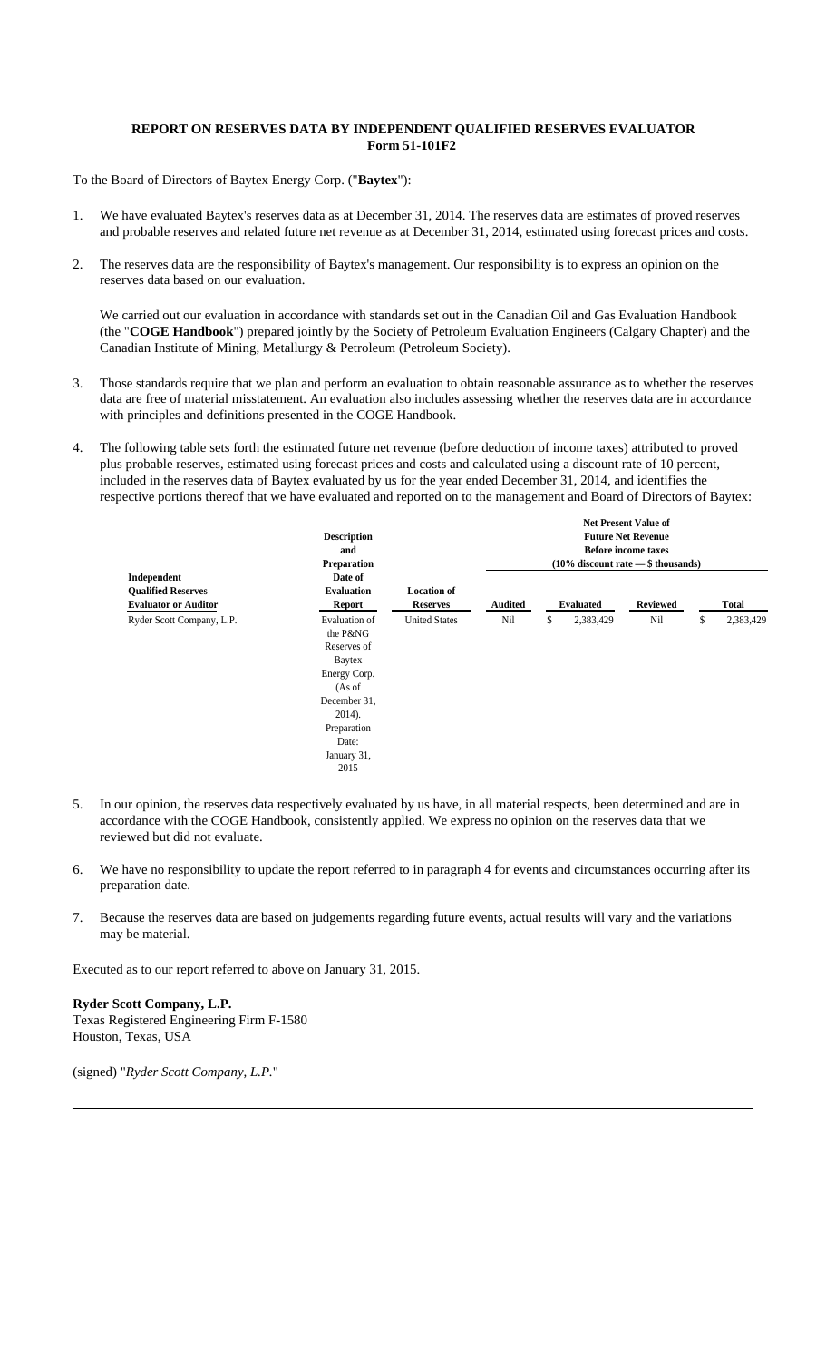**REPORT ON RESERVES DATA BY INDEPENDENT QUALIFIED RESERVES EVALUATOR**
**Form 51-101F2**

To the Board of Directors of Baytex Energy Corp. ("**Baytex**"):

1. We have evaluated Baytex's reserves data as at December 31, 2014. The reserves data are estimates of proved reserves and probable reserves and related future net revenue as at December 31, 2014, estimated using forecast prices and costs.

2. The reserves data are the responsibility of Baytex's management. Our responsibility is to express an opinion on the reserves data based on our evaluation.

   We carried out our evaluation in accordance with standards set out in the Canadian Oil and Gas Evaluation Handbook (the "**COGE Handbook**") prepared jointly by the Society of Petroleum Evaluation Engineers (Calgary Chapter) and the Canadian Institute of Mining, Metallurgy & Petroleum (Petroleum Society).

3. Those standards require that we plan and perform an evaluation to obtain reasonable assurance as to whether the reserves data are free of material misstatement. An evaluation also includes assessing whether the reserves data are in accordance with principles and definitions presented in the COGE Handbook.

4. The following table sets forth the estimated future net revenue (before deduction of income taxes) attributed to proved plus probable reserves, estimated using forecast prices and costs and calculated using a discount rate of 10 percent, included in the reserves data of Baytex evaluated by us for the year ended December 31, 2014, and identifies the respective portions thereof that we have evaluated and reported on to the management and Board of Directors of Baytex:

| Independent Qualified Reserves Evaluator or Auditor | Description and Preparation Date of Evaluation Report | Location of Reserves | Net Present Value of Future Net Revenue Before income taxes (10% discount rate — $ thousands) | | | |
|---|---|---|---|---|---|---|
| | | | Audited | Evaluated | Reviewed | Total |
| Ryder Scott Company, L.P. | Evaluation of the P&NG Reserves of Baytex Energy Corp. (As of December 31, 2014). Preparation Date: January 31, 2015 | United States | Nil | $ 2,383,429 | Nil | $ 2,383,429 |

5. In our opinion, the reserves data respectively evaluated by us have, in all material respects, been determined and are in accordance with the COGE Handbook, consistently applied. We express no opinion on the reserves data that we reviewed but did not evaluate.

6. We have no responsibility to update the report referred to in paragraph 4 for events and circumstances occurring after its preparation date.

7. Because the reserves data are based on judgements regarding future events, actual results will vary and the variations may be material.

Executed as to our report referred to above on January 31, 2015.

**Ryder Scott Company, L.P.**
Texas Registered Engineering Firm F-1580
Houston, Texas, USA

(signed) "*Ryder Scott Company, L.P.*"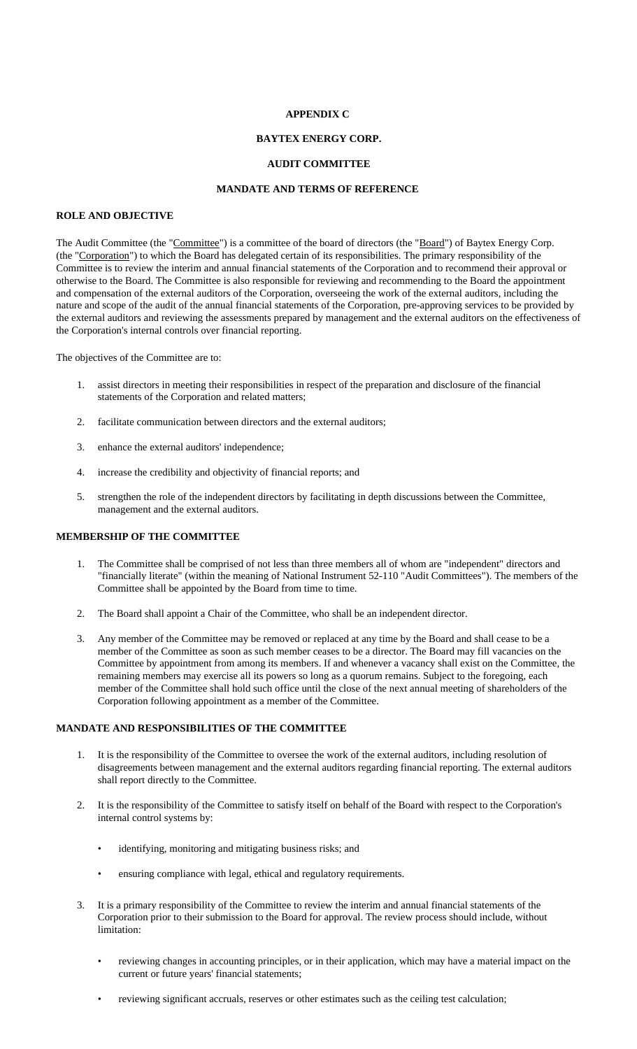**APPENDIX C**

**BAYTEX ENERGY CORP.**

**AUDIT COMMITTEE**

**MANDATE AND TERMS OF REFERENCE**

**ROLE AND OBJECTIVE**

The Audit Committee (the "Committee") is a committee of the board of directors (the "Board") of Baytex Energy Corp. (the "Corporation") to which the Board has delegated certain of its responsibilities. The primary responsibility of the Committee is to review the interim and annual financial statements of the Corporation and to recommend their approval or otherwise to the Board. The Committee is also responsible for reviewing and recommending to the Board the appointment and compensation of the external auditors of the Corporation, overseeing the work of the external auditors, including the nature and scope of the audit of the annual financial statements of the Corporation, pre-approving services to be provided by the external auditors and reviewing the assessments prepared by management and the external auditors on the effectiveness of the Corporation's internal controls over financial reporting.

The objectives of the Committee are to:

1. assist directors in meeting their responsibilities in respect of the preparation and disclosure of the financial statements of the Corporation and related matters;
2. facilitate communication between directors and the external auditors;
3. enhance the external auditors' independence;
4. increase the credibility and objectivity of financial reports; and
5. strengthen the role of the independent directors by facilitating in depth discussions between the Committee, management and the external auditors.

**MEMBERSHIP OF THE COMMITTEE**

1. The Committee shall be comprised of not less than three members all of whom are "independent" directors and "financially literate" (within the meaning of National Instrument 52-110 "Audit Committees"). The members of the Committee shall be appointed by the Board from time to time.
2. The Board shall appoint a Chair of the Committee, who shall be an independent director.
3. Any member of the Committee may be removed or replaced at any time by the Board and shall cease to be a member of the Committee as soon as such member ceases to be a director. The Board may fill vacancies on the Committee by appointment from among its members. If and whenever a vacancy shall exist on the Committee, the remaining members may exercise all its powers so long as a quorum remains. Subject to the foregoing, each member of the Committee shall hold such office until the close of the next annual meeting of shareholders of the Corporation following appointment as a member of the Committee.

**MANDATE AND RESPONSIBILITIES OF THE COMMITTEE**

1. It is the responsibility of the Committee to oversee the work of the external auditors, including resolution of disagreements between management and the external auditors regarding financial reporting. The external auditors shall report directly to the Committee.
2. It is the responsibility of the Committee to satisfy itself on behalf of the Board with respect to the Corporation's internal control systems by:
   - identifying, monitoring and mitigating business risks; and
   - ensuring compliance with legal, ethical and regulatory requirements.
3. It is a primary responsibility of the Committee to review the interim and annual financial statements of the Corporation prior to their submission to the Board for approval. The review process should include, without limitation:
   - reviewing changes in accounting principles, or in their application, which may have a material impact on the current or future years' financial statements;
   - reviewing significant accruals, reserves or other estimates such as the ceiling test calculation;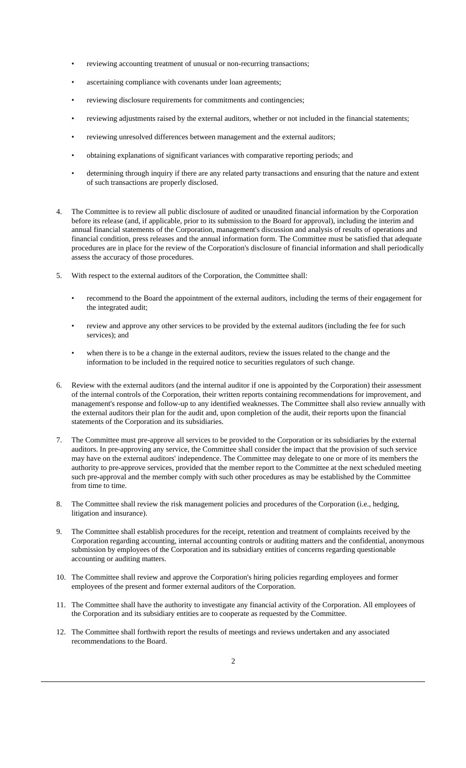- reviewing accounting treatment of unusual or non-recurring transactions;
- ascertaining compliance with covenants under loan agreements;
- reviewing disclosure requirements for commitments and contingencies;
- reviewing adjustments raised by the external auditors, whether or not included in the financial statements;
- reviewing unresolved differences between management and the external auditors;
- obtaining explanations of significant variances with comparative reporting periods; and
- determining through inquiry if there are any related party transactions and ensuring that the nature and extent of such transactions are properly disclosed.

4. The Committee is to review all public disclosure of audited or unaudited financial information by the Corporation before its release (and, if applicable, prior to its submission to the Board for approval), including the interim and annual financial statements of the Corporation, management's discussion and analysis of results of operations and financial condition, press releases and the annual information form. The Committee must be satisfied that adequate procedures are in place for the review of the Corporation's disclosure of financial information and shall periodically assess the accuracy of those procedures.

5. With respect to the external auditors of the Corporation, the Committee shall:

   - recommend to the Board the appointment of the external auditors, including the terms of their engagement for the integrated audit;
   - review and approve any other services to be provided by the external auditors (including the fee for such services); and
   - when there is to be a change in the external auditors, review the issues related to the change and the information to be included in the required notice to securities regulators of such change.

6. Review with the external auditors (and the internal auditor if one is appointed by the Corporation) their assessment of the internal controls of the Corporation, their written reports containing recommendations for improvement, and management's response and follow-up to any identified weaknesses. The Committee shall also review annually with the external auditors their plan for the audit and, upon completion of the audit, their reports upon the financial statements of the Corporation and its subsidiaries.

7. The Committee must pre-approve all services to be provided to the Corporation or its subsidiaries by the external auditors. In pre-approving any service, the Committee shall consider the impact that the provision of such service may have on the external auditors' independence. The Committee may delegate to one or more of its members the authority to pre-approve services, provided that the member report to the Committee at the next scheduled meeting such pre-approval and the member comply with such other procedures as may be established by the Committee from time to time.

8. The Committee shall review the risk management policies and procedures of the Corporation (i.e., hedging, litigation and insurance).

9. The Committee shall establish procedures for the receipt, retention and treatment of complaints received by the Corporation regarding accounting, internal accounting controls or auditing matters and the confidential, anonymous submission by employees of the Corporation and its subsidiary entities of concerns regarding questionable accounting or auditing matters.

10. The Committee shall review and approve the Corporation's hiring policies regarding employees and former employees of the present and former external auditors of the Corporation.

11. The Committee shall have the authority to investigate any financial activity of the Corporation. All employees of the Corporation and its subsidiary entities are to cooperate as requested by the Committee.

12. The Committee shall forthwith report the results of meetings and reviews undertaken and any associated recommendations to the Board.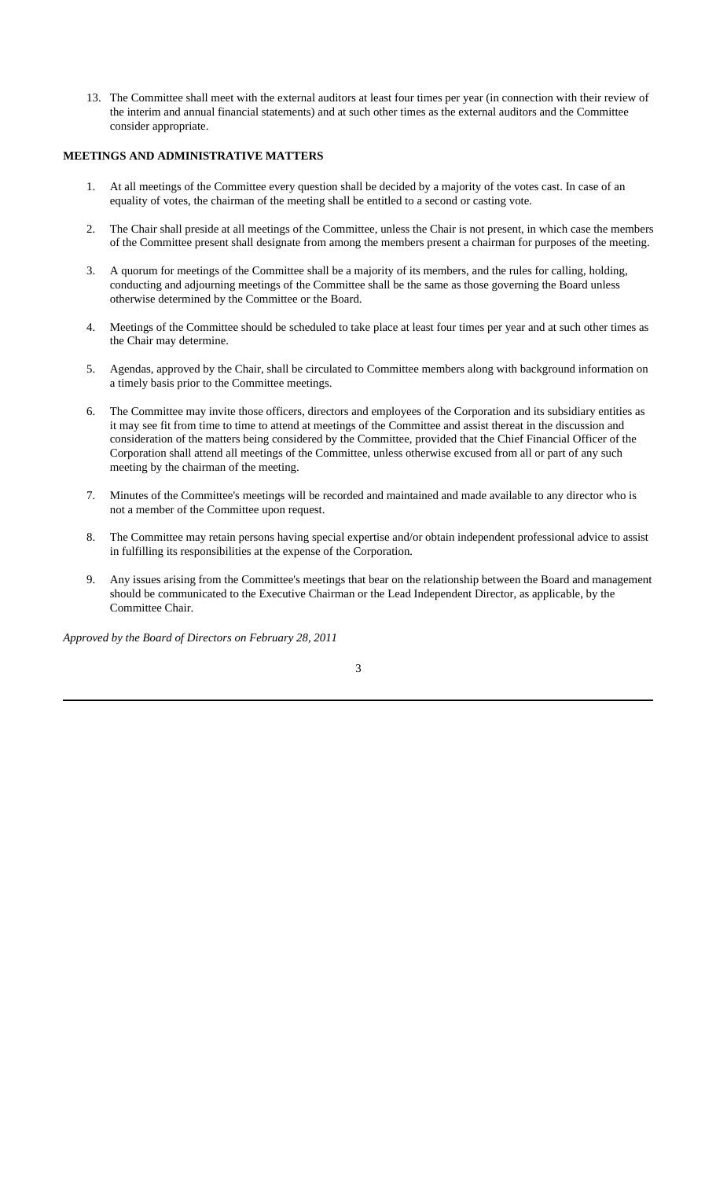13. The Committee shall meet with the external auditors at least four times per year (in connection with their review of the interim and annual financial statements) and at such other times as the external auditors and the Committee consider appropriate.

**MEETINGS AND ADMINISTRATIVE MATTERS**

1. At all meetings of the Committee every question shall be decided by a majority of the votes cast. In case of an equality of votes, the chairman of the meeting shall be entitled to a second or casting vote.

2. The Chair shall preside at all meetings of the Committee, unless the Chair is not present, in which case the members of the Committee present shall designate from among the members present a chairman for purposes of the meeting.

3. A quorum for meetings of the Committee shall be a majority of its members, and the rules for calling, holding, conducting and adjourning meetings of the Committee shall be the same as those governing the Board unless otherwise determined by the Committee or the Board.

4. Meetings of the Committee should be scheduled to take place at least four times per year and at such other times as the Chair may determine.

5. Agendas, approved by the Chair, shall be circulated to Committee members along with background information on a timely basis prior to the Committee meetings.

6. The Committee may invite those officers, directors and employees of the Corporation and its subsidiary entities as it may see fit from time to time to attend at meetings of the Committee and assist thereat in the discussion and consideration of the matters being considered by the Committee, provided that the Chief Financial Officer of the Corporation shall attend all meetings of the Committee, unless otherwise excused from all or part of any such meeting by the chairman of the meeting.

7. Minutes of the Committee's meetings will be recorded and maintained and made available to any director who is not a member of the Committee upon request.

8. The Committee may retain persons having special expertise and/or obtain independent professional advice to assist in fulfilling its responsibilities at the expense of the Corporation.

9. Any issues arising from the Committee's meetings that bear on the relationship between the Board and management should be communicated to the Executive Chairman or the Lead Independent Director, as applicable, by the Committee Chair.

*Approved by the Board of Directors on February 28, 2011*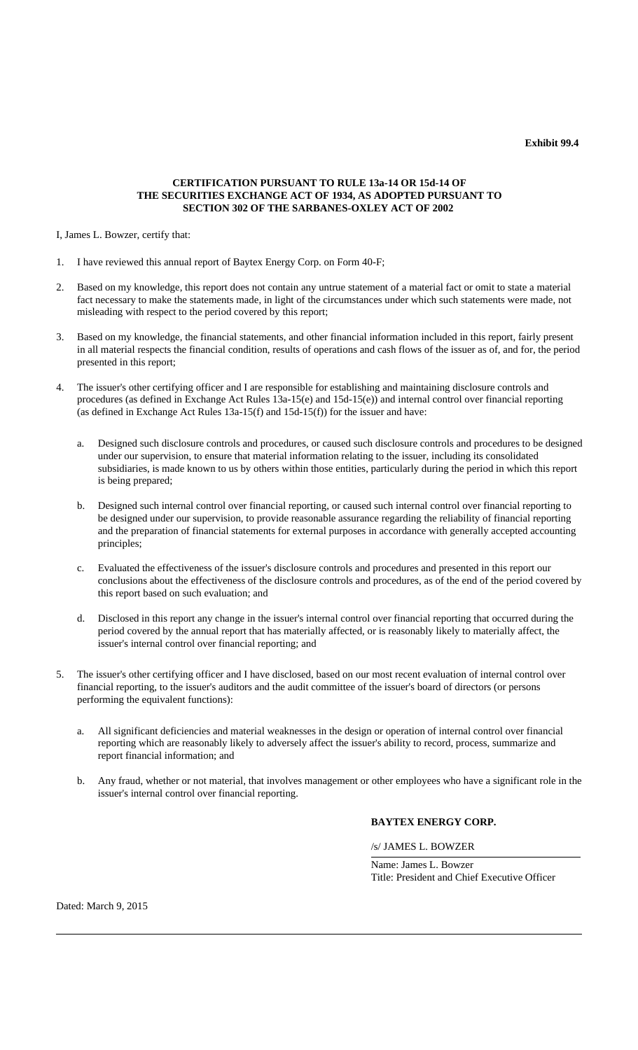**Exhibit 99.4**

**CERTIFICATION PURSUANT TO RULE 13a-14 OR 15d-14 OF THE SECURITIES EXCHANGE ACT OF 1934, AS ADOPTED PURSUANT TO SECTION 302 OF THE SARBANES-OXLEY ACT OF 2002**

I, James L. Bowzer, certify that:

1. I have reviewed this annual report of Baytex Energy Corp. on Form 40-F;
2. Based on my knowledge, this report does not contain any untrue statement of a material fact or omit to state a material fact necessary to make the statements made, in light of the circumstances under which such statements were made, not misleading with respect to the period covered by this report;
3. Based on my knowledge, the financial statements, and other financial information included in this report, fairly present in all material respects the financial condition, results of operations and cash flows of the issuer as of, and for, the period presented in this report;
4. The issuer's other certifying officer and I are responsible for establishing and maintaining disclosure controls and procedures (as defined in Exchange Act Rules 13a-15(e) and 15d-15(e)) and internal control over financial reporting (as defined in Exchange Act Rules 13a-15(f) and 15d-15(f)) for the issuer and have:
   a. Designed such disclosure controls and procedures, or caused such disclosure controls and procedures to be designed under our supervision, to ensure that material information relating to the issuer, including its consolidated subsidiaries, is made known to us by others within those entities, particularly during the period in which this report is being prepared;
   b. Designed such internal control over financial reporting, or caused such internal control over financial reporting to be designed under our supervision, to provide reasonable assurance regarding the reliability of financial reporting and the preparation of financial statements for external purposes in accordance with generally accepted accounting principles;
   c. Evaluated the effectiveness of the issuer's disclosure controls and procedures and presented in this report our conclusions about the effectiveness of the disclosure controls and procedures, as of the end of the period covered by this report based on such evaluation; and
   d. Disclosed in this report any change in the issuer's internal control over financial reporting that occurred during the period covered by the annual report that has materially affected, or is reasonably likely to materially affect, the issuer's internal control over financial reporting; and
5. The issuer's other certifying officer and I have disclosed, based on our most recent evaluation of internal control over financial reporting, to the issuer's auditors and the audit committee of the issuer's board of directors (or persons performing the equivalent functions):
   a. All significant deficiencies and material weaknesses in the design or operation of internal control over financial reporting which are reasonably likely to adversely affect the issuer's ability to record, process, summarize and report financial information; and
   b. Any fraud, whether or not material, that involves management or other employees who have a significant role in the issuer's internal control over financial reporting.

**BAYTEX ENERGY CORP.**

/s/ JAMES L. BOWZER

Name: James L. Bowzer
Title: President and Chief Executive Officer

Dated: March 9, 2015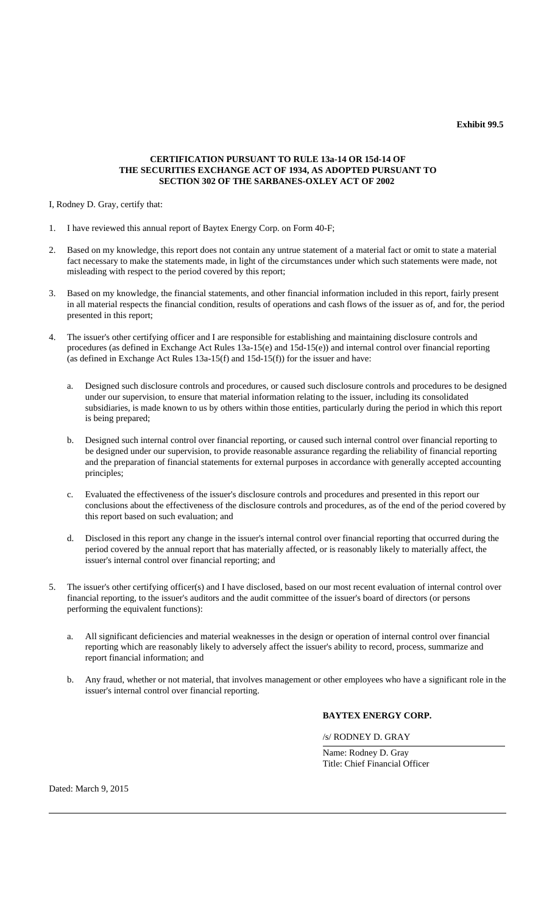**Exhibit 99.5**

**CERTIFICATION PURSUANT TO RULE 13a-14 OR 15d-14 OF THE SECURITIES EXCHANGE ACT OF 1934, AS ADOPTED PURSUANT TO SECTION 302 OF THE SARBANES-OXLEY ACT OF 2002**

I, Rodney D. Gray, certify that:

1. I have reviewed this annual report of Baytex Energy Corp. on Form 40-F;

2. Based on my knowledge, this report does not contain any untrue statement of a material fact or omit to state a material fact necessary to make the statements made, in light of the circumstances under which such statements were made, not misleading with respect to the period covered by this report;

3. Based on my knowledge, the financial statements, and other financial information included in this report, fairly present in all material respects the financial condition, results of operations and cash flows of the issuer as of, and for, the period presented in this report;

4. The issuer's other certifying officer and I are responsible for establishing and maintaining disclosure controls and procedures (as defined in Exchange Act Rules 13a-15(e) and 15d-15(e)) and internal control over financial reporting (as defined in Exchange Act Rules 13a-15(f) and 15d-15(f)) for the issuer and have:

   a. Designed such disclosure controls and procedures, or caused such disclosure controls and procedures to be designed under our supervision, to ensure that material information relating to the issuer, including its consolidated subsidiaries, is made known to us by others within those entities, particularly during the period in which this report is being prepared;

   b. Designed such internal control over financial reporting, or caused such internal control over financial reporting to be designed under our supervision, to provide reasonable assurance regarding the reliability of financial reporting and the preparation of financial statements for external purposes in accordance with generally accepted accounting principles;

   c. Evaluated the effectiveness of the issuer's disclosure controls and procedures and presented in this report our conclusions about the effectiveness of the disclosure controls and procedures, as of the end of the period covered by this report based on such evaluation; and

   d. Disclosed in this report any change in the issuer's internal control over financial reporting that occurred during the period covered by the annual report that has materially affected, or is reasonably likely to materially affect, the issuer's internal control over financial reporting; and

5. The issuer's other certifying officer(s) and I have disclosed, based on our most recent evaluation of internal control over financial reporting, to the issuer's auditors and the audit committee of the issuer's board of directors (or persons performing the equivalent functions):

   a. All significant deficiencies and material weaknesses in the design or operation of internal control over financial reporting which are reasonably likely to adversely affect the issuer's ability to record, process, summarize and report financial information; and

   b. Any fraud, whether or not material, that involves management or other employees who have a significant role in the issuer's internal control over financial reporting.

**BAYTEX ENERGY CORP.**

/s/ RODNEY D. GRAY

Name: Rodney D. Gray
Title: Chief Financial Officer

Dated: March 9, 2015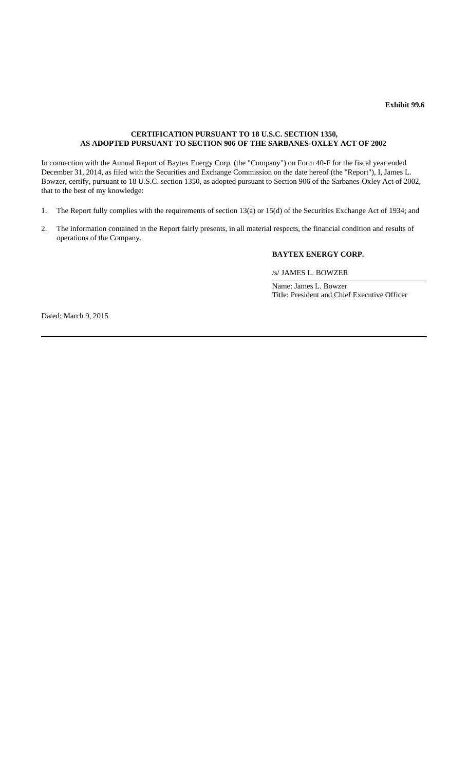**Exhibit 99.6**

**CERTIFICATION PURSUANT TO 18 U.S.C. SECTION 1350,**
**AS ADOPTED PURSUANT TO SECTION 906 OF THE SARBANES-OXLEY ACT OF 2002**

In connection with the Annual Report of Baytex Energy Corp. (the "Company") on Form 40-F for the fiscal year ended December 31, 2014, as filed with the Securities and Exchange Commission on the date hereof (the "Report"), I, James L. Bowzer, certify, pursuant to 18 U.S.C. section 1350, as adopted pursuant to Section 906 of the Sarbanes-Oxley Act of 2002, that to the best of my knowledge:

1. The Report fully complies with the requirements of section 13(a) or 15(d) of the Securities Exchange Act of 1934; and
2. The information contained in the Report fairly presents, in all material respects, the financial condition and results of operations of the Company.

**BAYTEX ENERGY CORP.**

/s/ JAMES L. BOWZER

Name: James L. Bowzer
Title: President and Chief Executive Officer

Dated: March 9, 2015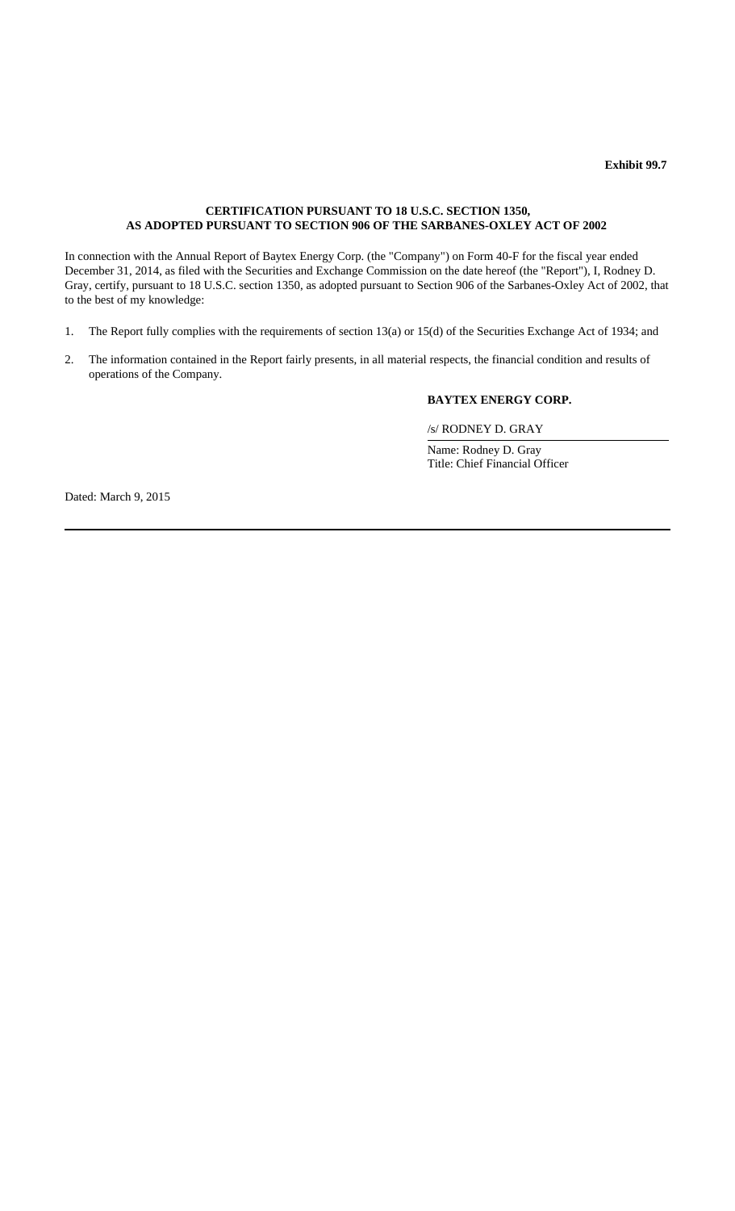**Exhibit 99.7**

**CERTIFICATION PURSUANT TO 18 U.S.C. SECTION 1350,**
**AS ADOPTED PURSUANT TO SECTION 906 OF THE SARBANES-OXLEY ACT OF 2002**

In connection with the Annual Report of Baytex Energy Corp. (the "Company") on Form 40-F for the fiscal year ended December 31, 2014, as filed with the Securities and Exchange Commission on the date hereof (the "Report"), I, Rodney D. Gray, certify, pursuant to 18 U.S.C. section 1350, as adopted pursuant to Section 906 of the Sarbanes-Oxley Act of 2002, that to the best of my knowledge:

1. The Report fully complies with the requirements of section 13(a) or 15(d) of the Securities Exchange Act of 1934; and
2. The information contained in the Report fairly presents, in all material respects, the financial condition and results of operations of the Company.

**BAYTEX ENERGY CORP.**

/s/ RODNEY D. GRAY

Name: Rodney D. Gray
Title: Chief Financial Officer

Dated: March 9, 2015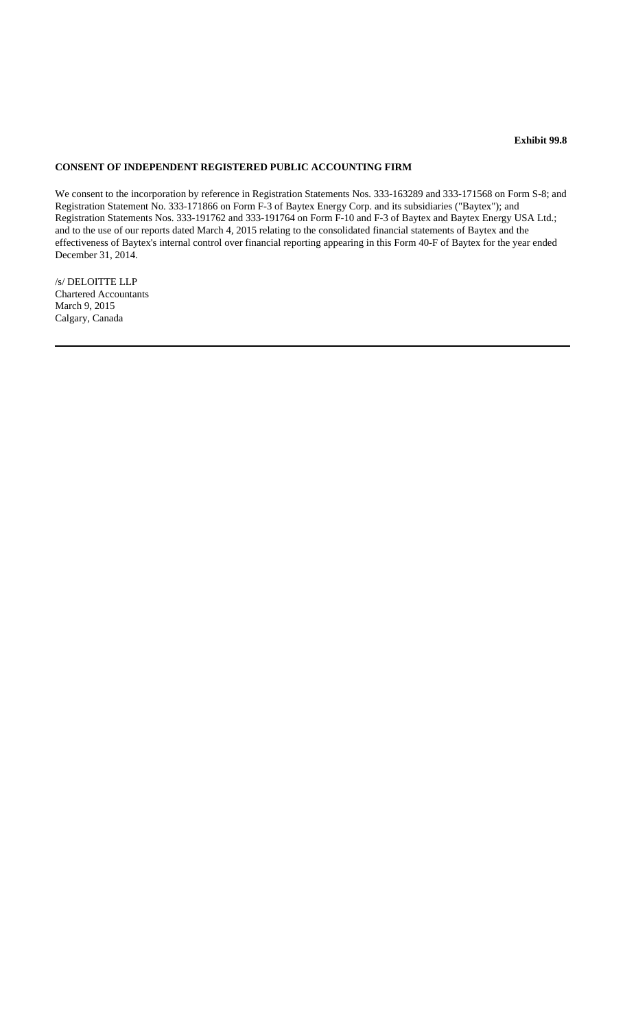**Exhibit 99.8**

**CONSENT OF INDEPENDENT REGISTERED PUBLIC ACCOUNTING FIRM**

We consent to the incorporation by reference in Registration Statements Nos. 333-163289 and 333-171568 on Form S-8; and Registration Statement No. 333-171866 on Form F-3 of Baytex Energy Corp. and its subsidiaries ("Baytex"); and Registration Statements Nos. 333-191762 and 333-191764 on Form F-10 and F-3 of Baytex and Baytex Energy USA Ltd.; and to the use of our reports dated March 4, 2015 relating to the consolidated financial statements of Baytex and the effectiveness of Baytex's internal control over financial reporting appearing in this Form 40-F of Baytex for the year ended December 31, 2014.

/s/ DELOITTE LLP
Chartered Accountants
March 9, 2015
Calgary, Canada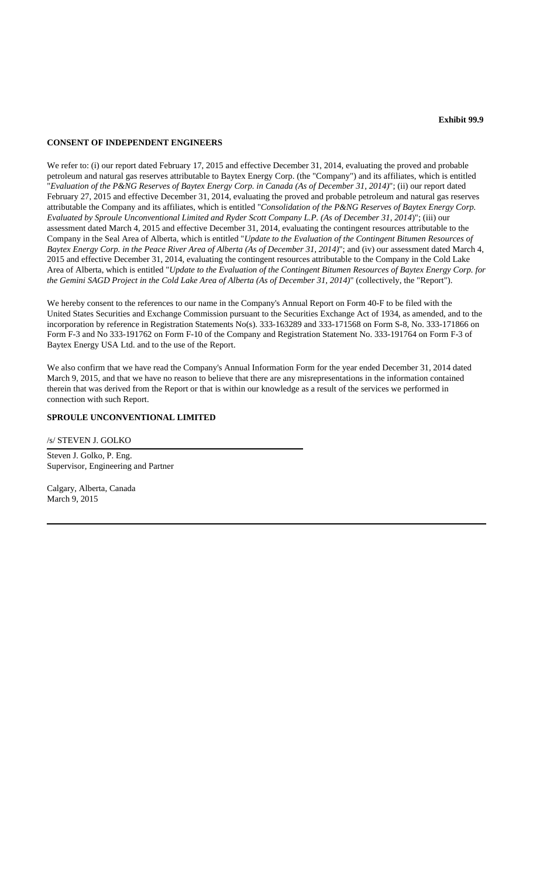**Exhibit 99.9**

**CONSENT OF INDEPENDENT ENGINEERS**

We refer to: (i) our report dated February 17, 2015 and effective December 31, 2014, evaluating the proved and probable petroleum and natural gas reserves attributable to Baytex Energy Corp. (the "Company") and its affiliates, which is entitled "*Evaluation of the P&NG Reserves of Baytex Energy Corp. in Canada (As of December 31, 2014)*"; (ii) our report dated February 27, 2015 and effective December 31, 2014, evaluating the proved and probable petroleum and natural gas reserves attributable the Company and its affiliates, which is entitled "*Consolidation of the P&NG Reserves of Baytex Energy Corp. Evaluated by Sproule Unconventional Limited and Ryder Scott Company L.P. (As of December 31, 2014)*"; (iii) our assessment dated March 4, 2015 and effective December 31, 2014, evaluating the contingent resources attributable to the Company in the Seal Area of Alberta, which is entitled "*Update to the Evaluation of the Contingent Bitumen Resources of Baytex Energy Corp. in the Peace River Area of Alberta (As of December 31, 2014)*"; and (iv) our assessment dated March 4, 2015 and effective December 31, 2014, evaluating the contingent resources attributable to the Company in the Cold Lake Area of Alberta, which is entitled "*Update to the Evaluation of the Contingent Bitumen Resources of Baytex Energy Corp. for the Gemini SAGD Project in the Cold Lake Area of Alberta (As of December 31, 2014)*" (collectively, the "Report").

We hereby consent to the references to our name in the Company's Annual Report on Form 40-F to be filed with the United States Securities and Exchange Commission pursuant to the Securities Exchange Act of 1934, as amended, and to the incorporation by reference in Registration Statements No(s). 333-163289 and 333-171568 on Form S-8, No. 333-171866 on Form F-3 and No 333-191762 on Form F-10 of the Company and Registration Statement No. 333-191764 on Form F-3 of Baytex Energy USA Ltd. and to the use of the Report.

We also confirm that we have read the Company's Annual Information Form for the year ended December 31, 2014 dated March 9, 2015, and that we have no reason to believe that there are any misrepresentations in the information contained therein that was derived from the Report or that is within our knowledge as a result of the services we performed in connection with such Report.

**SPROULE UNCONVENTIONAL LIMITED**

/s/ STEVEN J. GOLKO

Steven J. Golko, P. Eng.
Supervisor, Engineering and Partner

Calgary, Alberta, Canada
March 9, 2015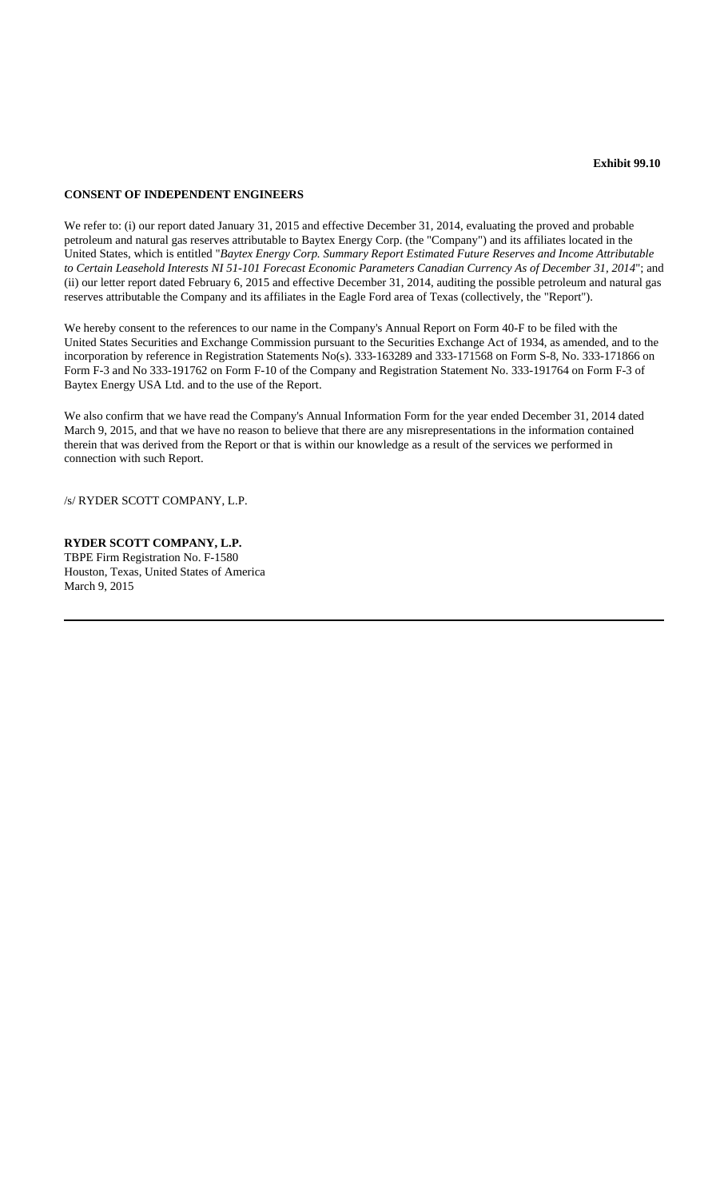**Exhibit 99.10**

**CONSENT OF INDEPENDENT ENGINEERS**

We refer to: (i) our report dated January 31, 2015 and effective December 31, 2014, evaluating the proved and probable petroleum and natural gas reserves attributable to Baytex Energy Corp. (the "Company") and its affiliates located in the United States, which is entitled "*Baytex Energy Corp. Summary Report Estimated Future Reserves and Income Attributable to Certain Leasehold Interests NI 51-101 Forecast Economic Parameters Canadian Currency As of December 31, 2014*"; and (ii) our letter report dated February 6, 2015 and effective December 31, 2014, auditing the possible petroleum and natural gas reserves attributable the Company and its affiliates in the Eagle Ford area of Texas (collectively, the "Report").

We hereby consent to the references to our name in the Company's Annual Report on Form 40-F to be filed with the United States Securities and Exchange Commission pursuant to the Securities Exchange Act of 1934, as amended, and to the incorporation by reference in Registration Statements No(s). 333-163289 and 333-171568 on Form S-8, No. 333-171866 on Form F-3 and No 333-191762 on Form F-10 of the Company and Registration Statement No. 333-191764 on Form F-3 of Baytex Energy USA Ltd. and to the use of the Report.

We also confirm that we have read the Company's Annual Information Form for the year ended December 31, 2014 dated March 9, 2015, and that we have no reason to believe that there are any misrepresentations in the information contained therein that was derived from the Report or that is within our knowledge as a result of the services we performed in connection with such Report.

/s/ RYDER SCOTT COMPANY, L.P.

**RYDER SCOTT COMPANY, L.P.**
TBPE Firm Registration No. F-1580
Houston, Texas, United States of America
March 9, 2015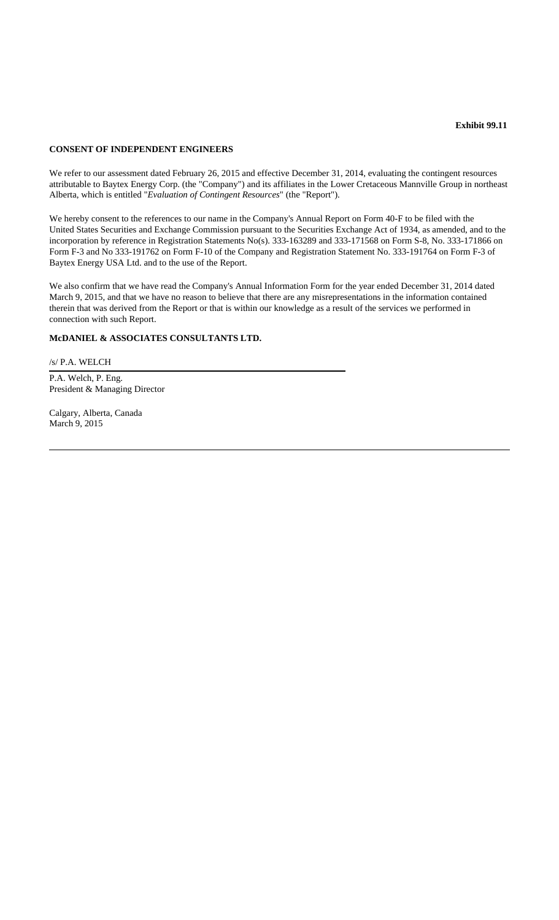**Exhibit 99.11**

**CONSENT OF INDEPENDENT ENGINEERS**

We refer to our assessment dated February 26, 2015 and effective December 31, 2014, evaluating the contingent resources attributable to Baytex Energy Corp. (the "Company") and its affiliates in the Lower Cretaceous Mannville Group in northeast Alberta, which is entitled "*Evaluation of Contingent Resources*" (the "Report").

We hereby consent to the references to our name in the Company's Annual Report on Form 40-F to be filed with the United States Securities and Exchange Commission pursuant to the Securities Exchange Act of 1934, as amended, and to the incorporation by reference in Registration Statements No(s). 333-163289 and 333-171568 on Form S-8, No. 333-171866 on Form F-3 and No 333-191762 on Form F-10 of the Company and Registration Statement No. 333-191764 on Form F-3 of Baytex Energy USA Ltd. and to the use of the Report.

We also confirm that we have read the Company's Annual Information Form for the year ended December 31, 2014 dated March 9, 2015, and that we have no reason to believe that there are any misrepresentations in the information contained therein that was derived from the Report or that is within our knowledge as a result of the services we performed in connection with such Report.

**McDANIEL & ASSOCIATES CONSULTANTS LTD.**

/s/ P.A. WELCH

P.A. Welch, P. Eng.
President & Managing Director

Calgary, Alberta, Canada
March 9, 2015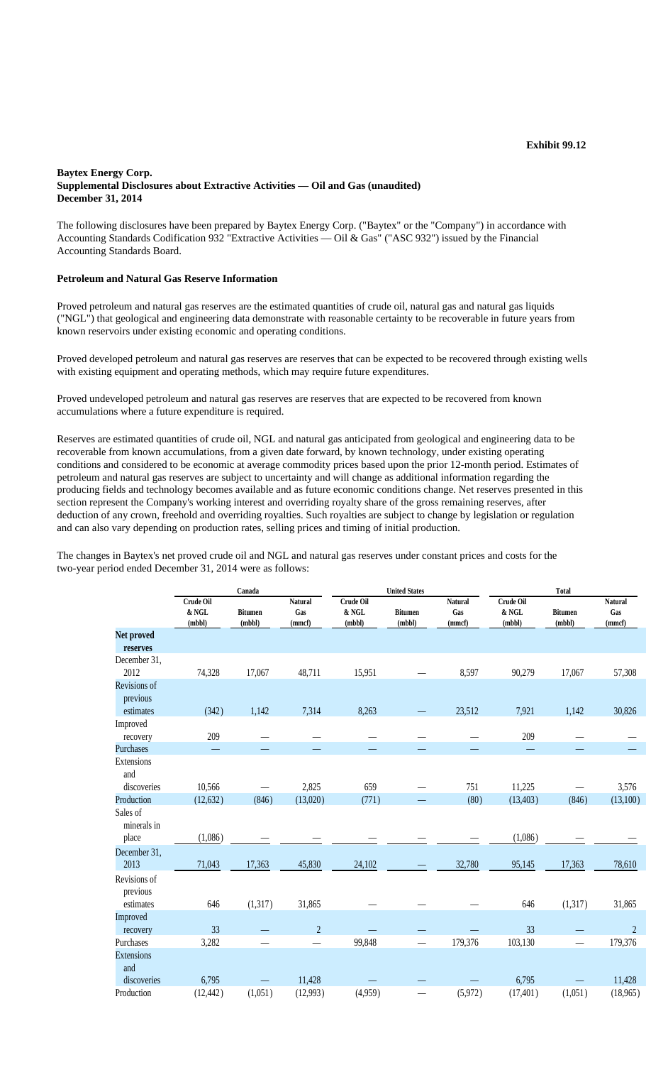**Exhibit 99.12**

**Baytex Energy Corp.**
**Supplemental Disclosures about Extractive Activities — Oil and Gas (unaudited)**
**December 31, 2014**

The following disclosures have been prepared by Baytex Energy Corp. ("Baytex" or the "Company") in accordance with Accounting Standards Codification 932 "Extractive Activities — Oil & Gas" ("ASC 932") issued by the Financial Accounting Standards Board.

**Petroleum and Natural Gas Reserve Information**

Proved petroleum and natural gas reserves are the estimated quantities of crude oil, natural gas and natural gas liquids ("NGL") that geological and engineering data demonstrate with reasonable certainty to be recoverable in future years from known reservoirs under existing economic and operating conditions.

Proved developed petroleum and natural gas reserves are reserves that can be expected to be recovered through existing wells with existing equipment and operating methods, which may require future expenditures.

Proved undeveloped petroleum and natural gas reserves are reserves that are expected to be recovered from known accumulations where a future expenditure is required.

Reserves are estimated quantities of crude oil, NGL and natural gas anticipated from geological and engineering data to be recoverable from known accumulations, from a given date forward, by known technology, under existing operating conditions and considered to be economic at average commodity prices based upon the prior 12-month period. Estimates of petroleum and natural gas reserves are subject to uncertainty and will change as additional information regarding the producing fields and technology becomes available and as future economic conditions change. Net reserves presented in this section represent the Company's working interest and overriding royalty share of the gross remaining reserves, after deduction of any crown, freehold and overriding royalties. Such royalties are subject to change by legislation or regulation and can also vary depending on production rates, selling prices and timing of initial production.

The changes in Baytex's net proved crude oil and NGL and natural gas reserves under constant prices and costs for the two-year period ended December 31, 2014 were as follows:

| | Canada | | | United States | | | Total | | |
|---|---|---|---|---|---|---|---|---|---|
| | Crude Oil & NGL (mbbl) | Bitumen (mbbl) | Natural Gas (mmcf) | Crude Oil & NGL (mbbl) | Bitumen (mbbl) | Natural Gas (mmcf) | Crude Oil & NGL (mbbl) | Bitumen (mbbl) | Natural Gas (mmcf) |
| **Net proved reserves** | | | | | | | | | |
| December 31, 2012 | 74,328 | 17,067 | 48,711 | 15,951 | — | 8,597 | 90,279 | 17,067 | 57,308 |
| Revisions of previous estimates | (342) | 1,142 | 7,314 | 8,263 | — | 23,512 | 7,921 | 1,142 | 30,826 |
| Improved recovery | 209 | — | — | — | — | — | 209 | — | — |
| Purchases | — | — | — | — | — | — | — | — | — |
| Extensions and discoveries | 10,566 | — | 2,825 | 659 | — | 751 | 11,225 | — | 3,576 |
| Production | (12,632) | (846) | (13,020) | (771) | — | (80) | (13,403) | (846) | (13,100) |
| Sales of minerals in place | (1,086) | — | — | — | — | — | (1,086) | — | — |
| December 31, 2013 | 71,043 | 17,363 | 45,830 | 24,102 | — | 32,780 | 95,145 | 17,363 | 78,610 |
| Revisions of previous estimates | 646 | (1,317) | 31,865 | — | — | — | 646 | (1,317) | 31,865 |
| Improved recovery | 33 | — | 2 | — | — | — | 33 | — | 2 |
| Purchases | 3,282 | — | — | 99,848 | — | 179,376 | 103,130 | — | 179,376 |
| Extensions and discoveries | 6,795 | — | 11,428 | — | — | — | 6,795 | — | 11,428 |
| Production | (12,442) | (1,051) | (12,993) | (4,959) | — | (5,972) | (17,401) | (1,051) | (18,965) |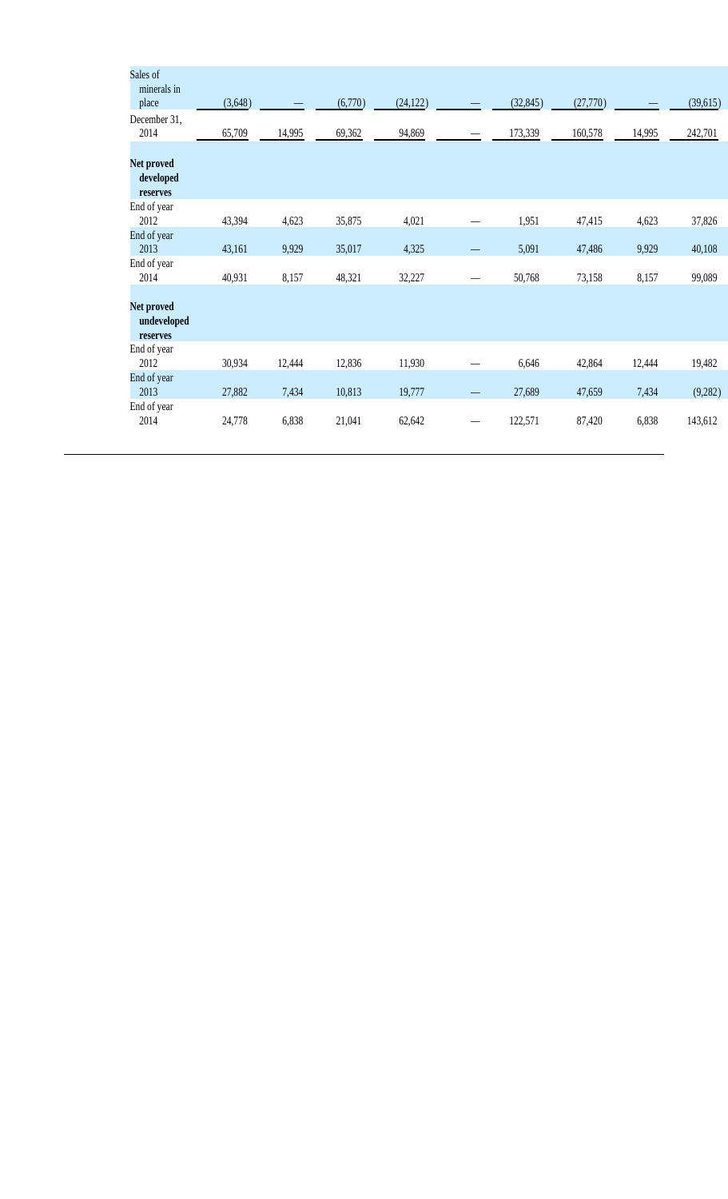| | | | | | | | | | |
|---|---|---|---|---|---|---|---|---|---|
| Sales of minerals in place | (3,648) | — | (6,770) | (24,122) | — | (32,845) | (27,770) | — | (39,615) |
| December 31, 2014 | 65,709 | 14,995 | 69,362 | 94,869 | — | 173,339 | 160,578 | 14,995 | 242,701 |
| **Net proved developed reserves** | | | | | | | | | |
| End of year 2012 | 43,394 | 4,623 | 35,875 | 4,021 | — | 1,951 | 47,415 | 4,623 | 37,826 |
| End of year 2013 | 43,161 | 9,929 | 35,017 | 4,325 | — | 5,091 | 47,486 | 9,929 | 40,108 |
| End of year 2014 | 40,931 | 8,157 | 48,321 | 32,227 | — | 50,768 | 73,158 | 8,157 | 99,089 |
| **Net proved undeveloped reserves** | | | | | | | | | |
| End of year 2012 | 30,934 | 12,444 | 12,836 | 11,930 | — | 6,646 | 42,864 | 12,444 | 19,482 |
| End of year 2013 | 27,882 | 7,434 | 10,813 | 19,777 | — | 27,689 | 47,659 | 7,434 | (9,282) |
| End of year 2014 | 24,778 | 6,838 | 21,041 | 62,642 | — | 122,571 | 87,420 | 6,838 | 143,612 |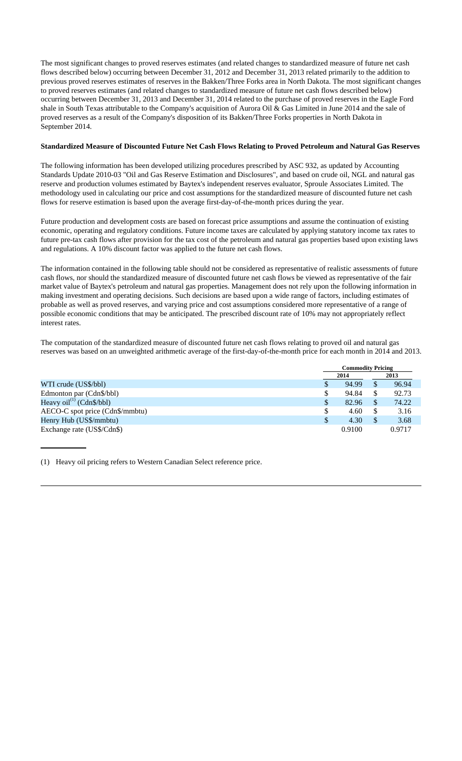The most significant changes to proved reserves estimates (and related changes to standardized measure of future net cash flows described below) occurring between December 31, 2012 and December 31, 2013 related primarily to the addition to previous proved reserves estimates of reserves in the Bakken/Three Forks area in North Dakota. The most significant changes to proved reserves estimates (and related changes to standardized measure of future net cash flows described below) occurring between December 31, 2013 and December 31, 2014 related to the purchase of proved reserves in the Eagle Ford shale in South Texas attributable to the Company's acquisition of Aurora Oil & Gas Limited in June 2014 and the sale of proved reserves as a result of the Company's disposition of its Bakken/Three Forks properties in North Dakota in September 2014.

**Standardized Measure of Discounted Future Net Cash Flows Relating to Proved Petroleum and Natural Gas Reserves**

The following information has been developed utilizing procedures prescribed by ASC 932, as updated by Accounting Standards Update 2010-03 "Oil and Gas Reserve Estimation and Disclosures", and based on crude oil, NGL and natural gas reserve and production volumes estimated by Baytex's independent reserves evaluator, Sproule Associates Limited. The methodology used in calculating our price and cost assumptions for the standardized measure of discounted future net cash flows for reserve estimation is based upon the average first-day-of-the-month prices during the year.

Future production and development costs are based on forecast price assumptions and assume the continuation of existing economic, operating and regulatory conditions. Future income taxes are calculated by applying statutory income tax rates to future pre-tax cash flows after provision for the tax cost of the petroleum and natural gas properties based upon existing laws and regulations. A 10% discount factor was applied to the future net cash flows.

The information contained in the following table should not be considered as representative of realistic assessments of future cash flows, nor should the standardized measure of discounted future net cash flows be viewed as representative of the fair market value of Baytex's petroleum and natural gas properties. Management does not rely upon the following information in making investment and operating decisions. Such decisions are based upon a wide range of factors, including estimates of probable as well as proved reserves, and varying price and cost assumptions considered more representative of a range of possible economic conditions that may be anticipated. The prescribed discount rate of 10% may not appropriately reflect interest rates.

The computation of the standardized measure of discounted future net cash flows relating to proved oil and natural gas reserves was based on an unweighted arithmetic average of the first-day-of-the-month price for each month in 2014 and 2013.

| | Commodity Pricing | |
|---|---|---|
| | 2014 | 2013 |
| WTI crude (US$/bbl) | $ 94.99 | $ 96.94 |
| Edmonton par (Cdn$/bbl) | $ 94.84 | $ 92.73 |
| Heavy oil[1] (Cdn$/bbl) | $ 82.96 | $ 74.22 |
| AECO-C spot price (Cdn$/mmbtu) | $ 4.60 | $ 3.16 |
| Henry Hub (US$/mmbtu) | $ 4.30 | $ 3.68 |
| Exchange rate (US$/Cdn$) | 0.9100 | 0.9717 |

(1) Heavy oil pricing refers to Western Canadian Select reference price.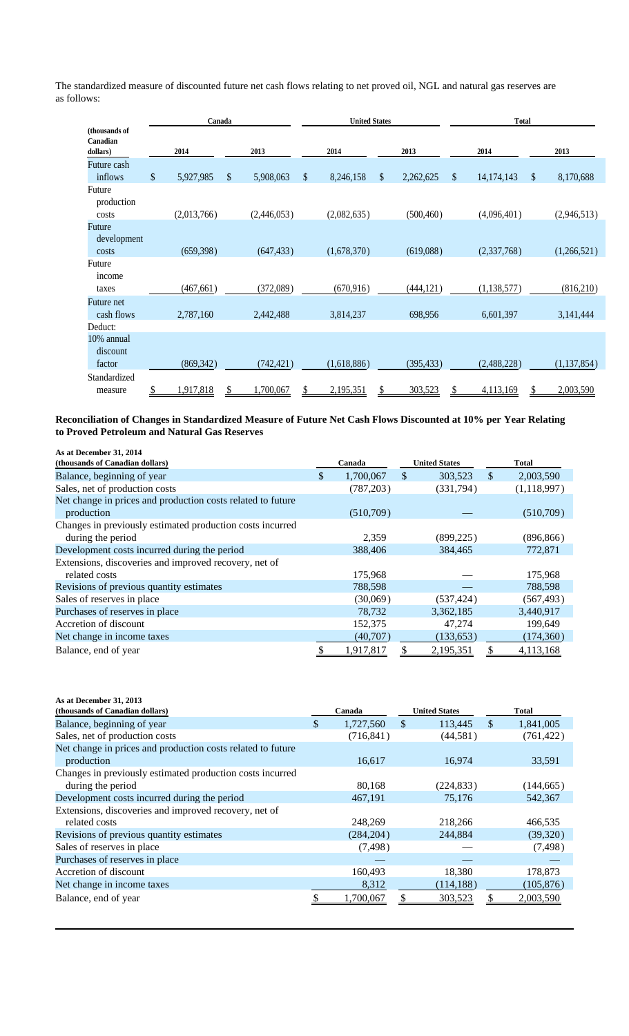The standardized measure of discounted future net cash flows relating to net proved oil, NGL and natural gas reserves are as follows:

| (thousands of Canadian dollars) | Canada | | United States | | Total | |
|---|---|---|---|---|---|---|
| | 2014 | 2013 | 2014 | 2013 | 2014 | 2013 |
| Future cash inflows | $ 5,927,985 | $ 5,908,063 | $ 8,246,158 | $ 2,262,625 | $ 14,174,143 | $ 8,170,688 |
| Future production costs | (2,013,766) | (2,446,053) | (2,082,635) | (500,460) | (4,096,401) | (2,946,513) |
| Future development costs | (659,398) | (647,433) | (1,678,370) | (619,088) | (2,337,768) | (1,266,521) |
| Future income taxes | (467,661) | (372,089) | (670,916) | (444,121) | (1,138,577) | (816,210) |
| Future net cash flows | 2,787,160 | 2,442,488 | 3,814,237 | 698,956 | 6,601,397 | 3,141,444 |
| Deduct: | | | | | | |
| 10% annual discount factor | (869,342) | (742,421) | (1,618,886) | (395,433) | (2,488,228) | (1,137,854) |
| Standardized measure | $ 1,917,818 | $ 1,700,067 | $ 2,195,351 | $ 303,523 | $ 4,113,169 | $ 2,003,590 |

**Reconciliation of Changes in Standardized Measure of Future Net Cash Flows Discounted at 10% per Year Relating to Proved Petroleum and Natural Gas Reserves**

| As at December 31, 2014 (thousands of Canadian dollars) | Canada | United States | Total |
|---|---|---|---|
| Balance, beginning of year | $ 1,700,067 | $ 303,523 | $ 2,003,590 |
| Sales, net of production costs | (787,203) | (331,794) | (1,118,997) |
| Net change in prices and production costs related to future production | (510,709) | — | (510,709) |
| Changes in previously estimated production costs incurred during the period | 2,359 | (899,225) | (896,866) |
| Development costs incurred during the period | 388,406 | 384,465 | 772,871 |
| Extensions, discoveries and improved recovery, net of related costs | 175,968 | — | 175,968 |
| Revisions of previous quantity estimates | 788,598 | — | 788,598 |
| Sales of reserves in place | (30,069) | (537,424) | (567,493) |
| Purchases of reserves in place | 78,732 | 3,362,185 | 3,440,917 |
| Accretion of discount | 152,375 | 47,274 | 199,649 |
| Net change in income taxes | (40,707) | (133,653) | (174,360) |
| Balance, end of year | $ 1,917,817 | $ 2,195,351 | $ 4,113,168 |

| As at December 31, 2013 (thousands of Canadian dollars) | Canada | United States | Total |
|---|---|---|---|
| Balance, beginning of year | $ 1,727,560 | $ 113,445 | $ 1,841,005 |
| Sales, net of production costs | (716,841) | (44,581) | (761,422) |
| Net change in prices and production costs related to future production | 16,617 | 16,974 | 33,591 |
| Changes in previously estimated production costs incurred during the period | 80,168 | (224,833) | (144,665) |
| Development costs incurred during the period | 467,191 | 75,176 | 542,367 |
| Extensions, discoveries and improved recovery, net of related costs | 248,269 | 218,266 | 466,535 |
| Revisions of previous quantity estimates | (284,204) | 244,884 | (39,320) |
| Sales of reserves in place | (7,498) | — | (7,498) |
| Purchases of reserves in place | — | — | — |
| Accretion of discount | 160,493 | 18,380 | 178,873 |
| Net change in income taxes | 8,312 | (114,188) | (105,876) |
| Balance, end of year | $ 1,700,067 | $ 303,523 | $ 2,003,590 |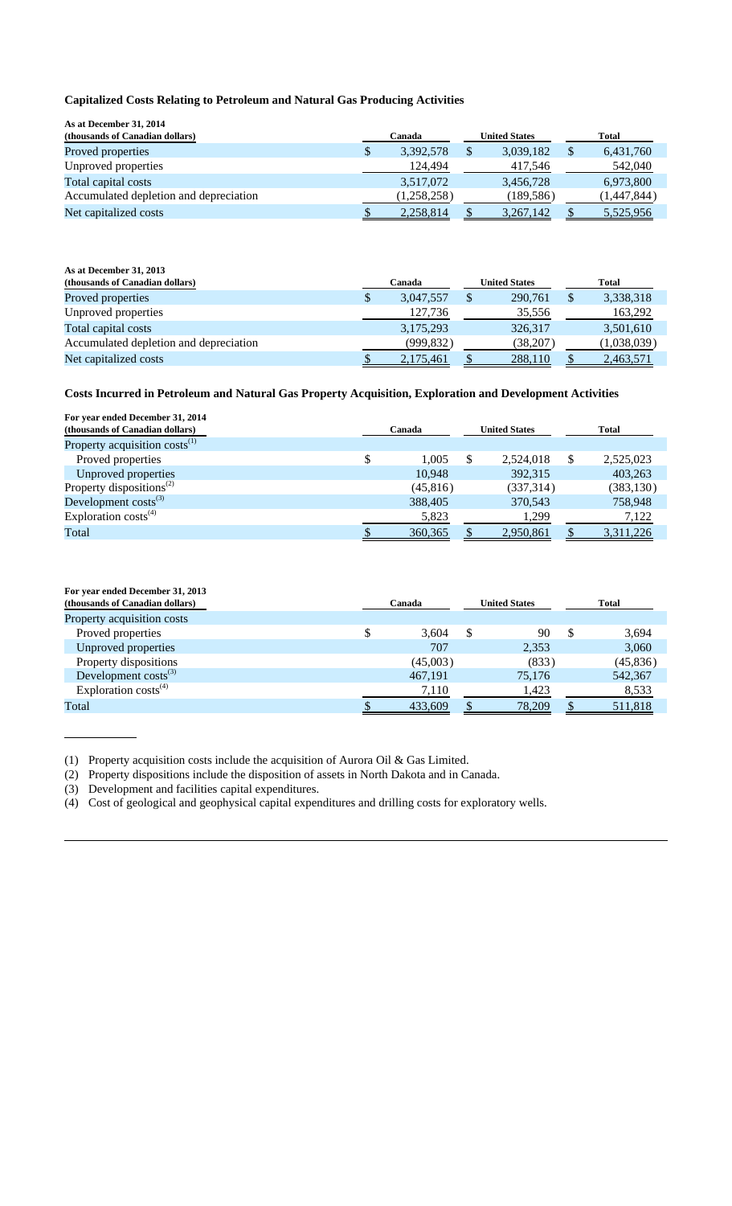### Capitalized Costs Relating to Petroleum and Natural Gas Producing Activities

| As at December 31, 2014<br>(thousands of Canadian dollars) | Canada | United States | Total |
|---|---|---|---|
| Proved properties | $ 3,392,578 | $ 3,039,182 | $ 6,431,760 |
| Unproved properties | 124,494 | 417,546 | 542,040 |
| Total capital costs | 3,517,072 | 3,456,728 | 6,973,800 |
| Accumulated depletion and depreciation | (1,258,258) | (189,586) | (1,447,844) |
| Net capitalized costs | $ 2,258,814 | $ 3,267,142 | $ 5,525,956 |

| As at December 31, 2013<br>(thousands of Canadian dollars) | Canada | United States | Total |
|---|---|---|---|
| Proved properties | $ 3,047,557 | $ 290,761 | $ 3,338,318 |
| Unproved properties | 127,736 | 35,556 | 163,292 |
| Total capital costs | 3,175,293 | 326,317 | 3,501,610 |
| Accumulated depletion and depreciation | (999,832) | (38,207) | (1,038,039) |
| Net capitalized costs | $ 2,175,461 | $ 288,110 | $ 2,463,571 |

### Costs Incurred in Petroleum and Natural Gas Property Acquisition, Exploration and Development Activities

| For year ended December 31, 2014<br>(thousands of Canadian dollars) | Canada | United States | Total |
|---|---|---|---|
| Property acquisition costs(1) | | | |
| Proved properties | $ 1,005 | $ 2,524,018 | $ 2,525,023 |
| Unproved properties | 10,948 | 392,315 | 403,263 |
| Property dispositions(2) | (45,816) | (337,314) | (383,130) |
| Development costs(3) | 388,405 | 370,543 | 758,948 |
| Exploration costs(4) | 5,823 | 1,299 | 7,122 |
| Total | $ 360,365 | $ 2,950,861 | $ 3,311,226 |

| For year ended December 31, 2013<br>(thousands of Canadian dollars) | Canada | United States | Total |
|---|---|---|---|
| Property acquisition costs | | | |
| Proved properties | $ 3,604 | $ 90 | $ 3,694 |
| Unproved properties | 707 | 2,353 | 3,060 |
| Property dispositions | (45,003) | (833) | (45,836) |
| Development costs(3) | 467,191 | 75,176 | 542,367 |
| Exploration costs(4) | 7,110 | 1,423 | 8,533 |
| Total | $ 433,609 | $ 78,209 | $ 511,818 |

(1) Property acquisition costs include the acquisition of Aurora Oil & Gas Limited.

(2) Property dispositions include the disposition of assets in North Dakota and in Canada.

(3) Development and facilities capital expenditures.

(4) Cost of geological and geophysical capital expenditures and drilling costs for exploratory wells.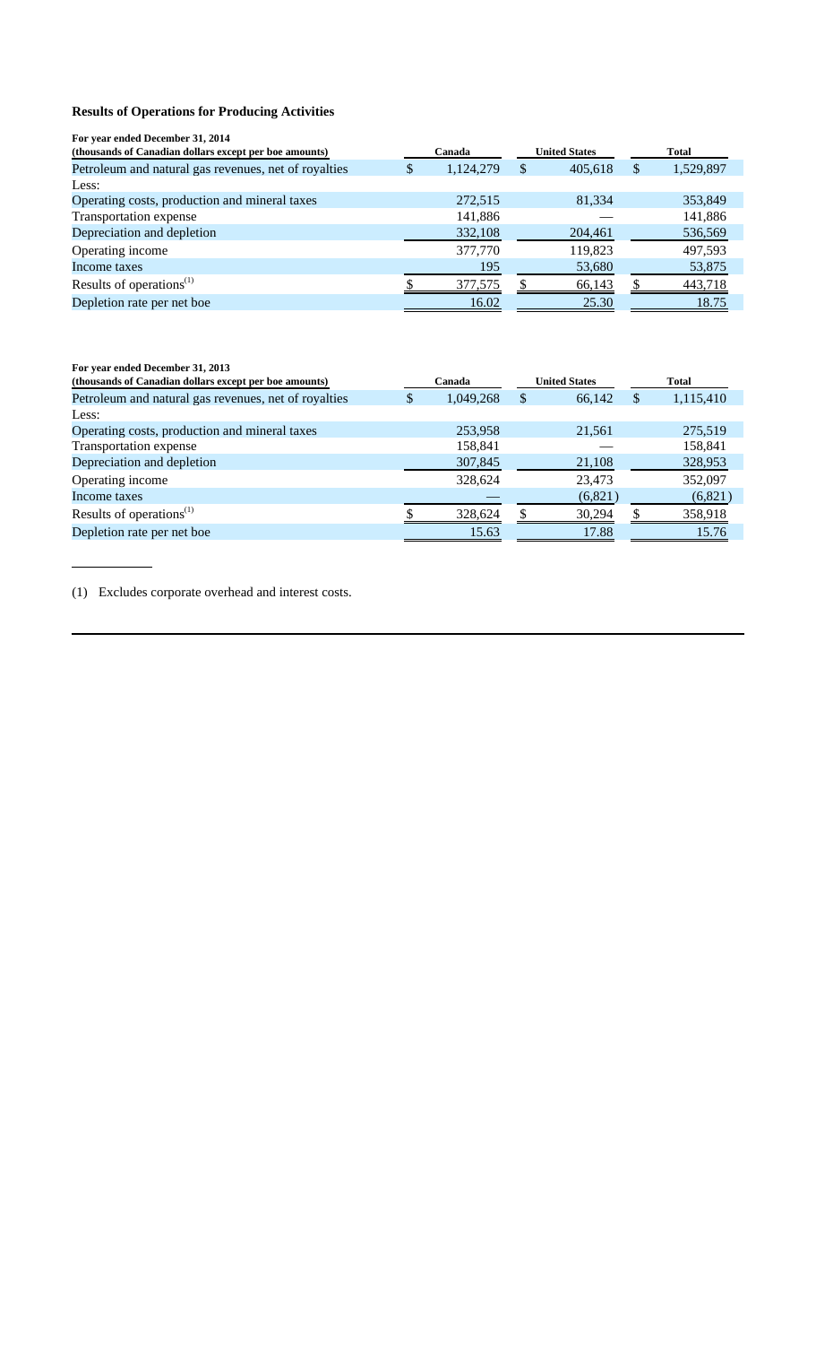### Results of Operations for Producing Activities

**For year ended December 31, 2014**

| (thousands of Canadian dollars except per boe amounts) | Canada | United States | Total |
|---|---|---|---|
| Petroleum and natural gas revenues, net of royalties | $ 1,124,279 | $ 405,618 | $ 1,529,897 |
| Less: | | | |
| Operating costs, production and mineral taxes | 272,515 | 81,334 | 353,849 |
| Transportation expense | 141,886 | — | 141,886 |
| Depreciation and depletion | 332,108 | 204,461 | 536,569 |
| Operating income | 377,770 | 119,823 | 497,593 |
| Income taxes | 195 | 53,680 | 53,875 |
| Results of operations[(1)] | $ 377,575 | $ 66,143 | $ 443,718 |
| Depletion rate per net boe | 16.02 | 25.30 | 18.75 |

**For year ended December 31, 2013**

| (thousands of Canadian dollars except per boe amounts) | Canada | United States | Total |
|---|---|---|---|
| Petroleum and natural gas revenues, net of royalties | $ 1,049,268 | $ 66,142 | $ 1,115,410 |
| Less: | | | |
| Operating costs, production and mineral taxes | 253,958 | 21,561 | 275,519 |
| Transportation expense | 158,841 | — | 158,841 |
| Depreciation and depletion | 307,845 | 21,108 | 328,953 |
| Operating income | 328,624 | 23,473 | 352,097 |
| Income taxes | — | (6,821) | (6,821) |
| Results of operations[(1)] | $ 328,624 | $ 30,294 | $ 358,918 |
| Depletion rate per net boe | 15.63 | 17.88 | 15.76 |

(1) Excludes corporate overhead and interest costs.